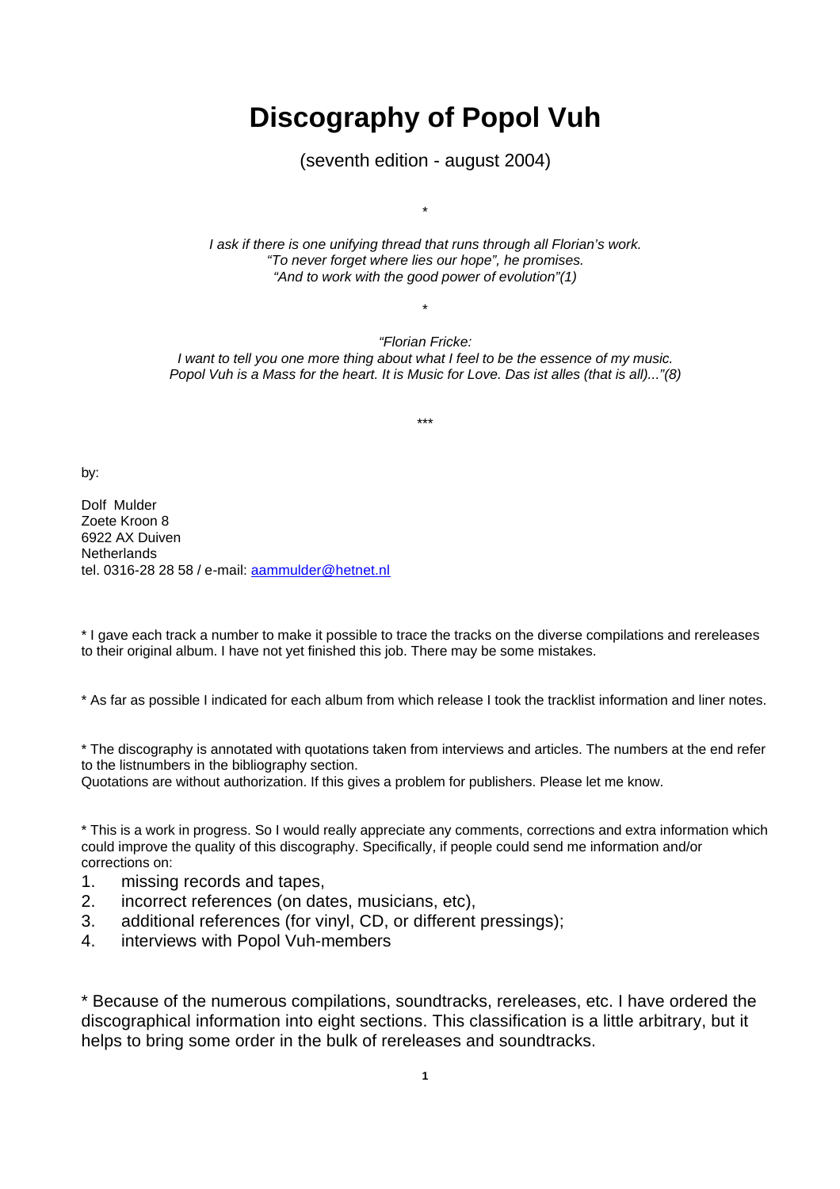# Discography of Popol Vuh

(seventh edition - august 2004)

*

*I ask if there is one unifying thread that runs through all Florian's work.*
*"To never forget where lies our hope", he promises.*
*"And to work with the good power of evolution"(1)*

*

*"Florian Fricke:*
*I want to tell you one more thing about what I feel to be the essence of my music.*
*Popol Vuh is a Mass for the heart. It is Music for Love. Das ist alles (that is all)..."(8)*

***

by:

Dolf Mulder
Zoete Kroon 8
6922 AX Duiven
Netherlands
tel. 0316-28 28 58 / e-mail: aammulder@hetnet.nl

* I gave each track a number to make it possible to trace the tracks on the diverse compilations and rereleases to their original album. I have not yet finished this job. There may be some mistakes.

* As far as possible I indicated for each album from which release I took the tracklist information and liner notes.

* The discography is annotated with quotations taken from interviews and articles. The numbers at the end refer to the listnumbers in the bibliography section.
Quotations are without authorization. If this gives a problem for publishers. Please let me know.

* This is a work in progress. So I would really appreciate any comments, corrections and extra information which could improve the quality of this discography. Specifically, if people could send me information and/or corrections on:

1. missing records and tapes,
2. incorrect references (on dates, musicians, etc),
3. additional references (for vinyl, CD, or different pressings);
4. interviews with Popol Vuh-members

* Because of the numerous compilations, soundtracks, rereleases, etc. I have ordered the discographical information into eight sections. This classification is a little arbitrary, but it helps to bring some order in the bulk of rereleases and soundtracks.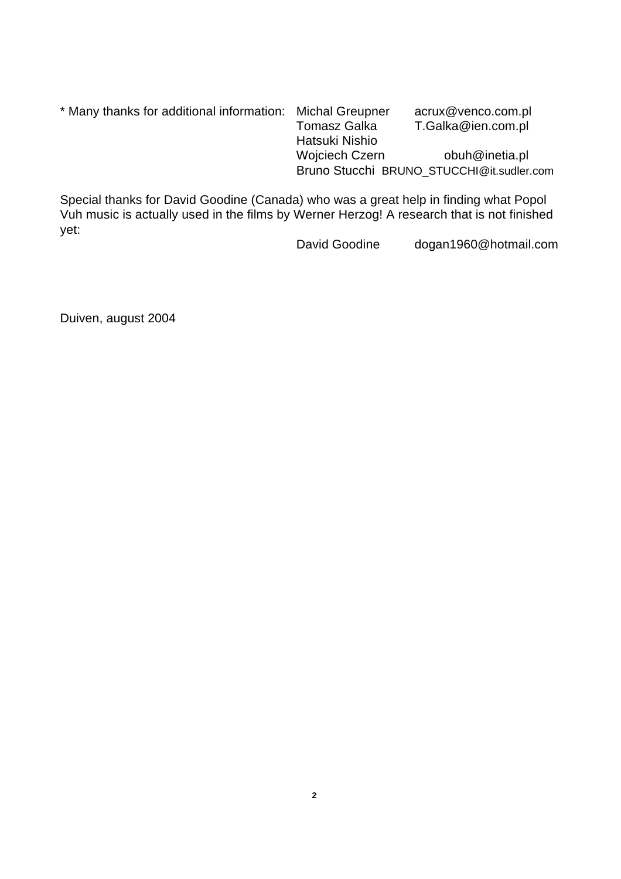* Many thanks for additional information:

| | |
|---|---|
| Michal Greupner | acrux@venco.com.pl |
| Tomasz Galka | T.Galka@ien.com.pl |
| Hatsuki Nishio | |
| Wojciech Czern | obuh@inetia.pl |
| Bruno Stucchi | BRUNO_STUCCHI@it.sudler.com |

Special thanks for David Goodine (Canada) who was a great help in finding what Popol Vuh music is actually used in the films by Werner Herzog! A research that is not finished yet:

David Goodine dogan1960@hotmail.com

Duiven, august 2004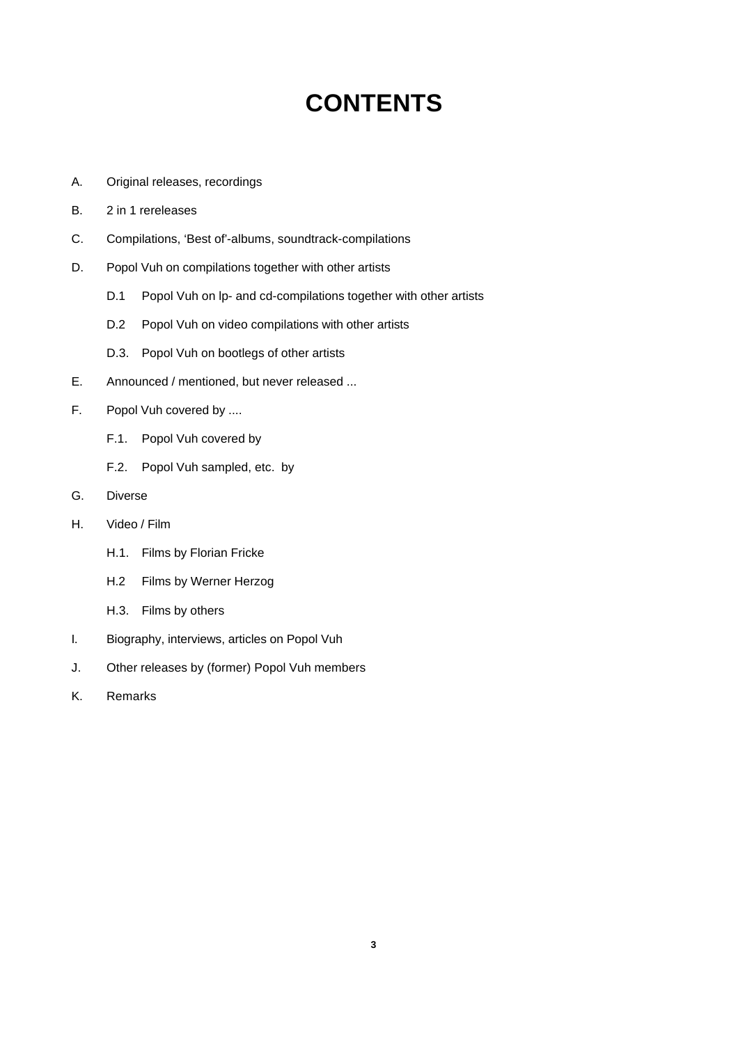# CONTENTS

A. Original releases, recordings

B. 2 in 1 rereleases

C. Compilations, 'Best of'-albums, soundtrack-compilations

D. Popol Vuh on compilations together with other artists

- D.1 Popol Vuh on lp- and cd-compilations together with other artists
- D.2 Popol Vuh on video compilations with other artists
- D.3. Popol Vuh on bootlegs of other artists

E. Announced / mentioned, but never released ...

F. Popol Vuh covered by ....

- F.1. Popol Vuh covered by
- F.2. Popol Vuh sampled, etc. by

G. Diverse

H. Video / Film

- H.1. Films by Florian Fricke
- H.2 Films by Werner Herzog
- H.3. Films by others

I. Biography, interviews, articles on Popol Vuh

J. Other releases by (former) Popol Vuh members

K. Remarks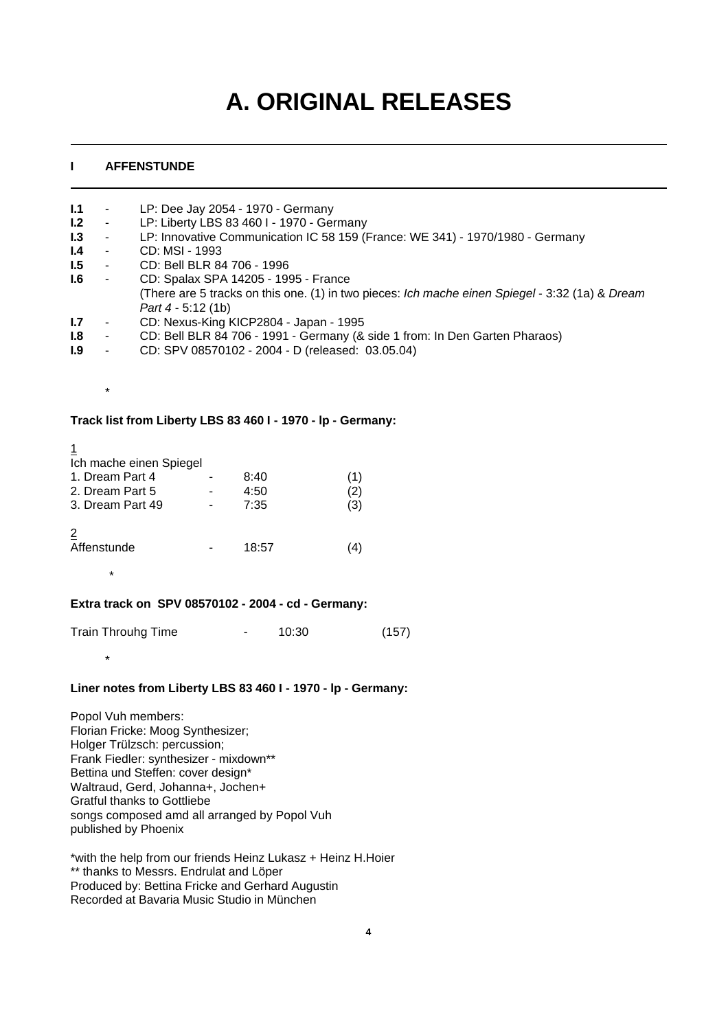# A. ORIGINAL RELEASES

---

**I AFFENSTUNDE**

---

**I.1** - LP: Dee Jay 2054 - 1970 - Germany
**I.2** - LP: Liberty LBS 83 460 I - 1970 - Germany
**I.3** - LP: Innovative Communication IC 58 159 (France: WE 341) - 1970/1980 - Germany
**I.4** - CD: MSI - 1993
**I.5** - CD: Bell BLR 84 706 - 1996
**I.6** - CD: Spalax SPA 14205 - 1995 - France
(There are 5 tracks on this one. (1) in two pieces: *Ich mache einen Spiegel* - 3:32 (1a) & *Dream Part 4* - 5:12 (1b)
**I.7** - CD: Nexus-King KICP2804 - Japan - 1995
**I.8** - CD: Bell BLR 84 706 - 1991 - Germany (& side 1 from: In Den Garten Pharaos)
**I.9** - CD: SPV 08570102 - 2004 - D (released: 03.05.04)

*

**Track list from Liberty LBS 83 460 I - 1970 - lp - Germany:**

<u>1</u>
Ich mache einen Spiegel
1. Dream Part 4 - 8:40 (1)
2. Dream Part 5 - 4:50 (2)
3. Dream Part 49 - 7:35 (3)

<u>2</u>
Affenstunde - 18:57 (4)

*

**Extra track on SPV 08570102 - 2004 - cd - Germany:**

Train Throuhg Time - 10:30 (157)

*

**Liner notes from Liberty LBS 83 460 I - 1970 - lp - Germany:**

Popol Vuh members:
Florian Fricke: Moog Synthesizer;
Holger Trülzsch: percussion;
Frank Fiedler: synthesizer - mixdown**
Bettina und Steffen: cover design*
Waltraud, Gerd, Johanna+, Jochen+
Gratful thanks to Gottliebe
songs composed amd all arranged by Popol Vuh
published by Phoenix

*with the help from our friends Heinz Lukasz + Heinz H.Hoier
** thanks to Messrs. Endrulat and Löper
Produced by: Bettina Fricke and Gerhard Augustin
Recorded at Bavaria Music Studio in München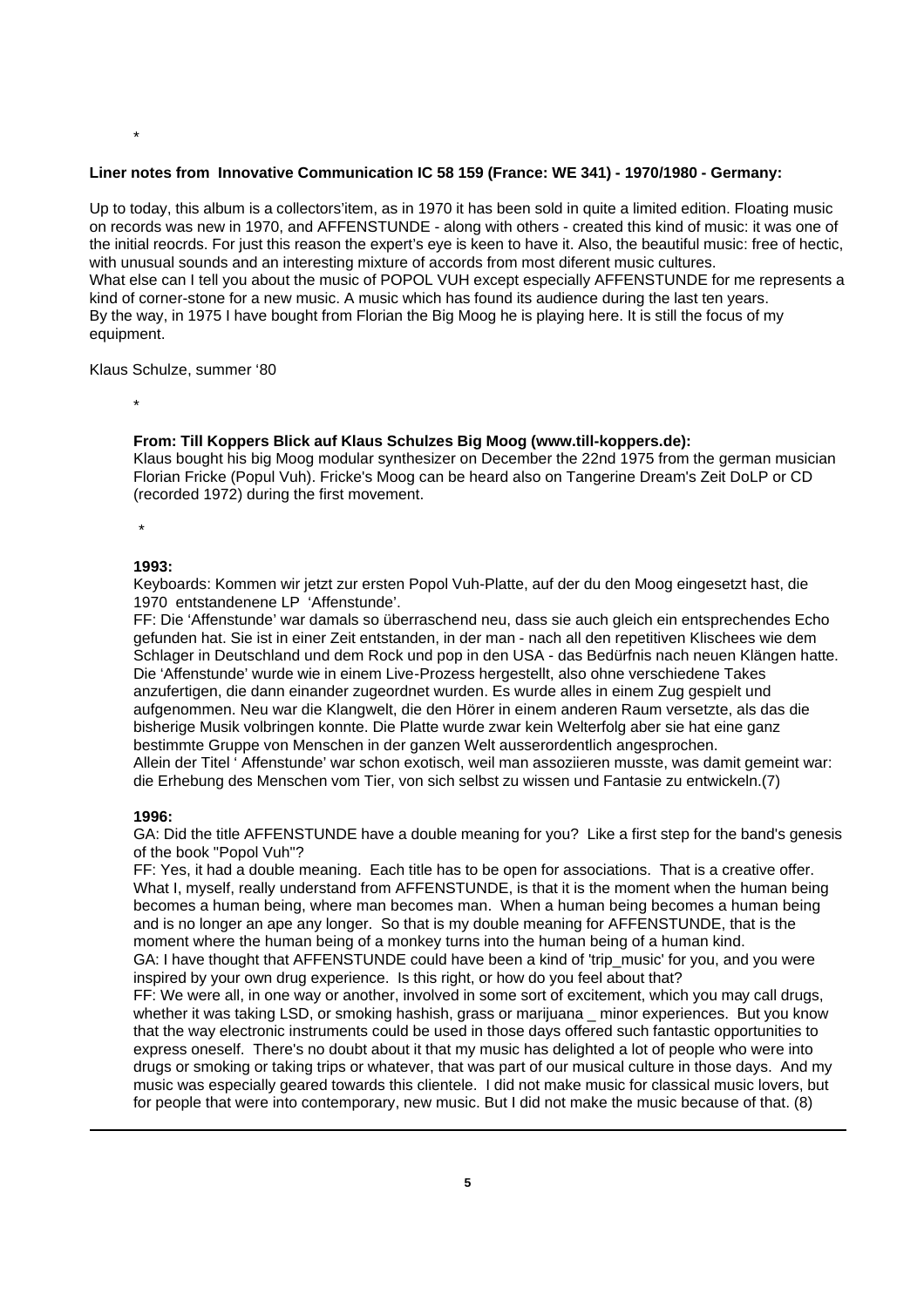*

**Liner notes from Innovative Communication IC 58 159 (France: WE 341) - 1970/1980 - Germany:**

Up to today, this album is a collectors'item, as in 1970 it has been sold in quite a limited edition. Floating music on records was new in 1970, and AFFENSTUNDE - along with others - created this kind of music: it was one of the initial reocrds. For just this reason the expert's eye is keen to have it. Also, the beautiful music: free of hectic, with unusual sounds and an interesting mixture of accords from most diferent music cultures.
What else can I tell you about the music of POPOL VUH except especially AFFENSTUNDE for me represents a kind of corner-stone for a new music. A music which has found its audience during the last ten years.
By the way, in 1975 I have bought from Florian the Big Moog he is playing here. It is still the focus of my equipment.

Klaus Schulze, summer '80

*

**From: Till Koppers Blick auf Klaus Schulzes Big Moog (www.till-koppers.de):**
Klaus bought his big Moog modular synthesizer on December the 22nd 1975 from the german musician Florian Fricke (Popul Vuh). Fricke's Moog can be heard also on Tangerine Dream's Zeit DoLP or CD (recorded 1972) during the first movement.

*

**1993:**
Keyboards: Kommen wir jetzt zur ersten Popol Vuh-Platte, auf der du den Moog eingesetzt hast, die 1970 entstandenene LP 'Affenstunde'.
FF: Die 'Affenstunde' war damals so überraschend neu, dass sie auch gleich ein entsprechendes Echo gefunden hat. Sie ist in einer Zeit entstanden, in der man - nach all den repetitiven Klischees wie dem Schlager in Deutschland und dem Rock und pop in den USA - das Bedürfnis nach neuen Klängen hatte. Die 'Affenstunde' wurde wie in einem Live-Prozess hergestellt, also ohne verschiedene Takes anzufertigen, die dann einander zugeordnet wurden. Es wurde alles in einem Zug gespielt und aufgenommen. Neu war die Klangwelt, die den Hörer in einem anderen Raum versetzte, als das die bisherige Musik volbringen konnte. Die Platte wurde zwar kein Welterfolg aber sie hat eine ganz bestimmte Gruppe von Menschen in der ganzen Welt ausserordentlich angesprochen.
Allein der Titel ' Affenstunde' war schon exotisch, weil man assoziieren musste, was damit gemeint war: die Erhebung des Menschen vom Tier, von sich selbst zu wissen und Fantasie zu entwickeln.(7)

**1996:**
GA: Did the title AFFENSTUNDE have a double meaning for you? Like a first step for the band's genesis of the book "Popol Vuh"?
FF: Yes, it had a double meaning. Each title has to be open for associations. That is a creative offer. What I, myself, really understand from AFFENSTUNDE, is that it is the moment when the human being becomes a human being, where man becomes man. When a human being becomes a human being and is no longer an ape any longer. So that is my double meaning for AFFENSTUNDE, that is the moment where the human being of a monkey turns into the human being of a human kind.
GA: I have thought that AFFENSTUNDE could have been a kind of 'trip_music' for you, and you were inspired by your own drug experience. Is this right, or how do you feel about that?
FF: We were all, in one way or another, involved in some sort of excitement, which you may call drugs, whether it was taking LSD, or smoking hashish, grass or marijuana _ minor experiences. But you know that the way electronic instruments could be used in those days offered such fantastic opportunities to express oneself. There's no doubt about it that my music has delighted a lot of people who were into drugs or smoking or taking trips or whatever, that was part of our musical culture in those days. And my music was especially geared towards this clientele. I did not make music for classical music lovers, but for people that were into contemporary, new music. But I did not make the music because of that. (8)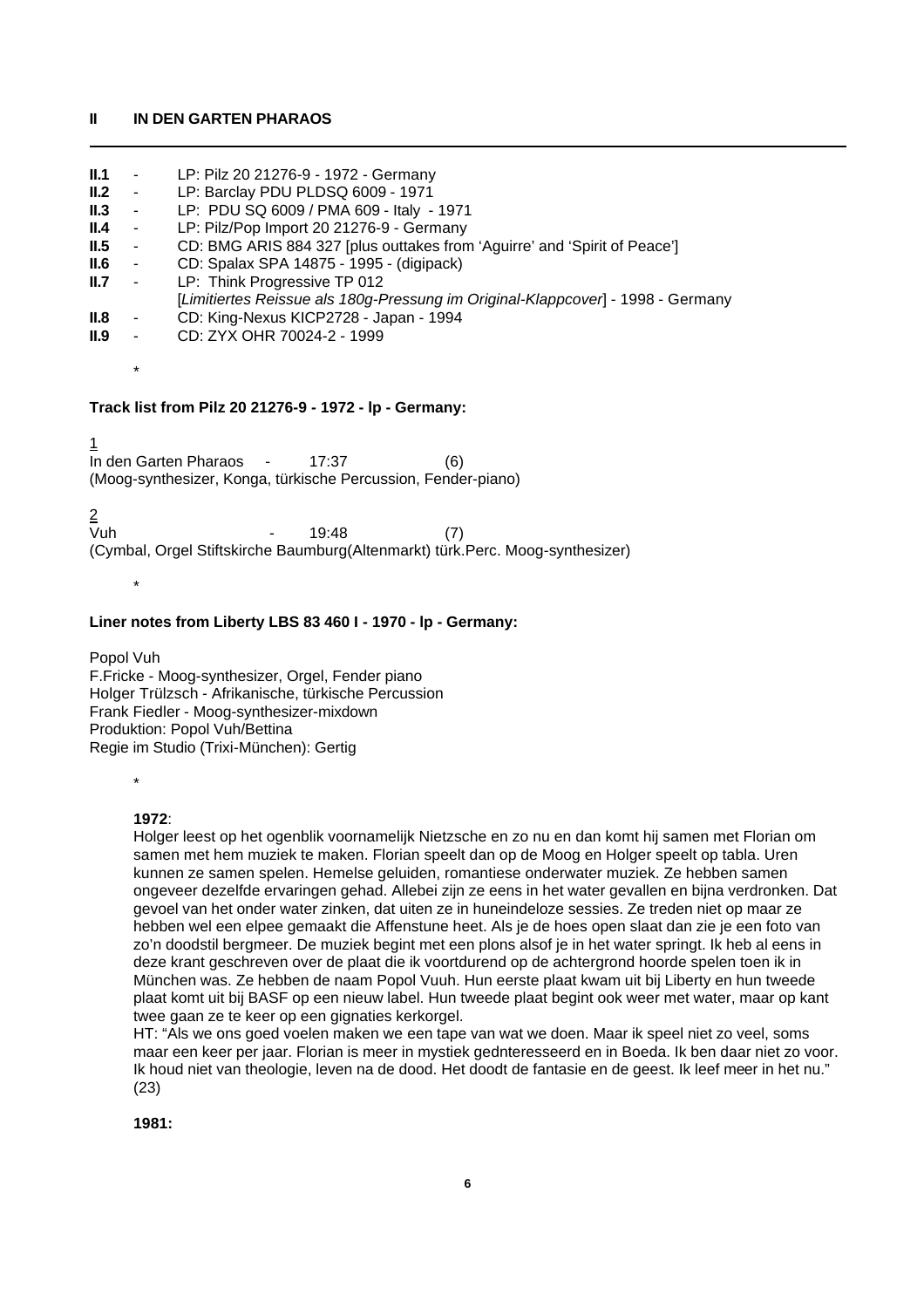## II IN DEN GARTEN PHARAOS

---

**II.1** - LP: Pilz 20 21276-9 - 1972 - Germany
**II.2** - LP: Barclay PDU PLDSQ 6009 - 1971
**II.3** - LP: PDU SQ 6009 / PMA 609 - Italy - 1971
**II.4** - LP: Pilz/Pop Import 20 21276-9 - Germany
**II.5** - CD: BMG ARIS 884 327 [plus outtakes from 'Aguirre' and 'Spirit of Peace']
**II.6** - CD: Spalax SPA 14875 - 1995 - (digipack)
**II.7** - LP: Think Progressive TP 012
[*Limitiertes Reissue als 180g-Pressung im Original-Klappcover*] - 1998 - Germany
**II.8** - CD: King-Nexus KICP2728 - Japan - 1994
**II.9** - CD: ZYX OHR 70024-2 - 1999

*

**Track list from Pilz 20 21276-9 - 1972 - lp - Germany:**

1
In den Garten Pharaos - 17:37 (6)
(Moog-synthesizer, Konga, türkische Percussion, Fender-piano)

2
Vuh - 19:48 (7)
(Cymbal, Orgel Stiftskirche Baumburg(Altenmarkt) türk.Perc. Moog-synthesizer)

*

**Liner notes from Liberty LBS 83 460 I - 1970 - lp - Germany:**

Popol Vuh
F.Fricke - Moog-synthesizer, Orgel, Fender piano
Holger Trülzsch - Afrikanische, türkische Percussion
Frank Fiedler - Moog-synthesizer-mixdown
Produktion: Popol Vuh/Bettina
Regie im Studio (Trixi-München): Gertig

*

**1972**:
Holger leest op het ogenblik voornamelijk Nietzsche en zo nu en dan komt hij samen met Florian om samen met hem muziek te maken. Florian speelt dan op de Moog en Holger speelt op tabla. Uren kunnen ze samen spelen. Hemelse geluiden, romantiese onderwater muziek. Ze hebben samen ongeveer dezelfde ervaringen gehad. Allebei zijn ze eens in het water gevallen en bijna verdronken. Dat gevoel van het onder water zinken, dat uiten ze in huneindeloze sessies. Ze treden niet op maar ze hebben wel een elpee gemaakt die Affenstune heet. Als je de hoes open slaat dan zie je een foto van zo'n doodstil bergmeer. De muziek begint met een plons alsof je in het water springt. Ik heb al eens in deze krant geschreven over de plaat die ik voortdurend op de achtergrond hoorde spelen toen ik in München was. Ze hebben de naam Popol Vuuh. Hun eerste plaat kwam uit bij Liberty en hun tweede plaat komt uit bij BASF op een nieuw label. Hun tweede plaat begint ook weer met water, maar op kant twee gaan ze te keer op een gignaties kerkorgel.
HT: "Als we ons goed voelen maken we een tape van wat we doen. Maar ik speel niet zo veel, soms maar een keer per jaar. Florian is meer in mystiek gednteresseerd en in Boeda. Ik ben daar niet zo voor. Ik houd niet van theologie, leven na de dood. Het doodt de fantasie en de geest. Ik leef meer in het nu." (23)

**1981:**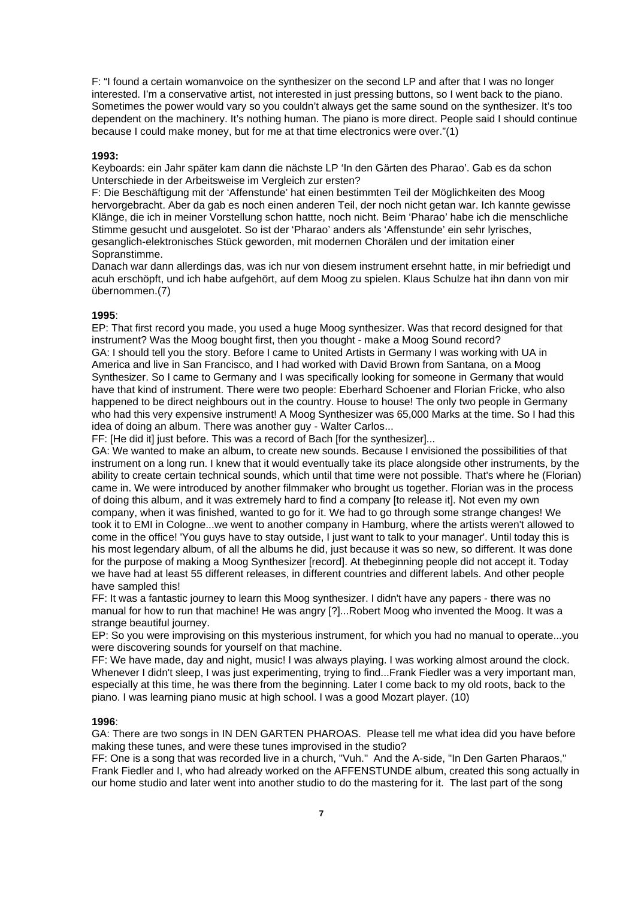F: "I found a certain womanvoice on the synthesizer on the second LP and after that I was no longer interested. I'm a conservative artist, not interested in just pressing buttons, so I went back to the piano. Sometimes the power would vary so you couldn't always get the same sound on the synthesizer. It's too dependent on the machinery. It's nothing human. The piano is more direct. People said I should continue because I could make money, but for me at that time electronics were over."(1)

**1993:**

Keyboards: ein Jahr später kam dann die nächste LP 'In den Gärten des Pharao'. Gab es da schon Unterschiede in der Arbeitsweise im Vergleich zur ersten?

F: Die Beschäftigung mit der 'Affenstunde' hat einen bestimmten Teil der Möglichkeiten des Moog hervorgebracht. Aber da gab es noch einen anderen Teil, der noch nicht getan war. Ich kannte gewisse Klänge, die ich in meiner Vorstellung schon hattte, noch nicht. Beim 'Pharao' habe ich die menschliche Stimme gesucht und ausgelotet. So ist der 'Pharao' anders als 'Affenstunde' ein sehr lyrisches, gesanglich-elektronisches Stück geworden, mit modernen Chorälen und der imitation einer Sopranstimme.

Danach war dann allerdings das, was ich nur von diesem instrument ersehnt hatte, in mir befriedigt und acuh erschöpft, und ich habe aufgehört, auf dem Moog zu spielen. Klaus Schulze hat ihn dann von mir übernommen.(7)

**1995**:

EP: That first record you made, you used a huge Moog synthesizer. Was that record designed for that instrument? Was the Moog bought first, then you thought - make a Moog Sound record?

GA: I should tell you the story. Before I came to United Artists in Germany I was working with UA in America and live in San Francisco, and I had worked with David Brown from Santana, on a Moog Synthesizer. So I came to Germany and I was specifically looking for someone in Germany that would have that kind of instrument. There were two people: Eberhard Schoener and Florian Fricke, who also happened to be direct neighbours out in the country. House to house! The only two people in Germany who had this very expensive instrument! A Moog Synthesizer was 65,000 Marks at the time. So I had this idea of doing an album. There was another guy - Walter Carlos...

FF: [He did it] just before. This was a record of Bach [for the synthesizer]...

GA: We wanted to make an album, to create new sounds. Because I envisioned the possibilities of that instrument on a long run. I knew that it would eventually take its place alongside other instruments, by the ability to create certain technical sounds, which until that time were not possible. That's where he (Florian) came in. We were introduced by another filmmaker who brought us together. Florian was in the process of doing this album, and it was extremely hard to find a company [to release it]. Not even my own company, when it was finished, wanted to go for it. We had to go through some strange changes! We took it to EMI in Cologne...we went to another company in Hamburg, where the artists weren't allowed to come in the office! 'You guys have to stay outside, I just want to talk to your manager'. Until today this is his most legendary album, of all the albums he did, just because it was so new, so different. It was done for the purpose of making a Moog Synthesizer [record]. At thebeginning people did not accept it. Today we have had at least 55 different releases, in different countries and different labels. And other people have sampled this!

FF: It was a fantastic journey to learn this Moog synthesizer. I didn't have any papers - there was no manual for how to run that machine! He was angry [?]...Robert Moog who invented the Moog. It was a strange beautiful journey.

EP: So you were improvising on this mysterious instrument, for which you had no manual to operate...you were discovering sounds for yourself on that machine.

FF: We have made, day and night, music! I was always playing. I was working almost around the clock. Whenever I didn't sleep, I was just experimenting, trying to find...Frank Fiedler was a very important man, especially at this time, he was there from the beginning. Later I come back to my old roots, back to the piano. I was learning piano music at high school. I was a good Mozart player. (10)

**1996**:

GA: There are two songs in IN DEN GARTEN PHAROAS. Please tell me what idea did you have before making these tunes, and were these tunes improvised in the studio?

FF: One is a song that was recorded live in a church, "Vuh." And the A-side, "In Den Garten Pharaos," Frank Fiedler and I, who had already worked on the AFFENSTUNDE album, created this song actually in our home studio and later went into another studio to do the mastering for it. The last part of the song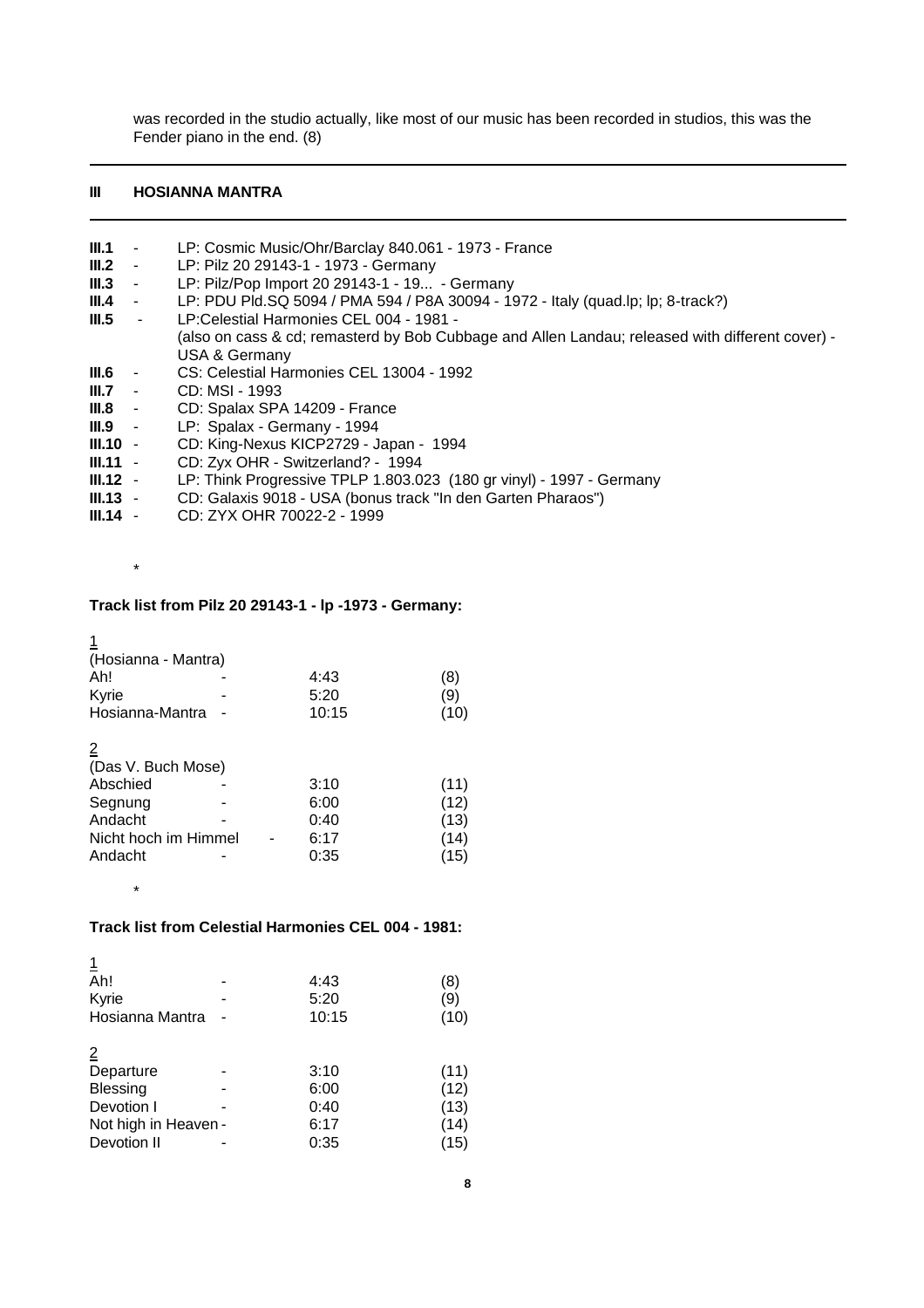was recorded in the studio actually, like most of our music has been recorded in studios, this was the Fender piano in the end. (8)

---

## III HOSIANNA MANTRA

---

- **III.1** - LP: Cosmic Music/Ohr/Barclay 840.061 - 1973 - France
- **III.2** - LP: Pilz 20 29143-1 - 1973 - Germany
- **III.3** - LP: Pilz/Pop Import 20 29143-1 - 19... - Germany
- **III.4** - LP: PDU Pld.SQ 5094 / PMA 594 / P8A 30094 - 1972 - Italy (quad.lp; lp; 8-track?)
- **III.5** - LP:Celestial Harmonies CEL 004 - 1981 - (also on cass & cd; remasterd by Bob Cubbage and Allen Landau; released with different cover) - USA & Germany
- **III.6** - CS: Celestial Harmonies CEL 13004 - 1992
- **III.7** - CD: MSI - 1993
- **III.8** - CD: Spalax SPA 14209 - France
- **III.9** - LP: Spalax - Germany - 1994
- **III.10** - CD: King-Nexus KICP2729 - Japan - 1994
- **III.11** - CD: Zyx OHR - Switzerland? - 1994
- **III.12** - LP: Think Progressive TPLP 1.803.023 (180 gr vinyl) - 1997 - Germany
- **III.13** - CD: Galaxis 9018 - USA (bonus track "In den Garten Pharaos")
- **III.14** - CD: ZYX OHR 70022-2 - 1999

*

**Track list from Pilz 20 29143-1 - lp -1973 - Germany:**

1
(Hosianna - Mantra)

| Title | | Time | Note |
|---|---|---|---|
| Ah! | - | 4:43 | (8) |
| Kyrie | - | 5:20 | (9) |
| Hosianna-Mantra | - | 10:15 | (10) |

2
(Das V. Buch Mose)

| Title | | Time | Note |
|---|---|---|---|
| Abschied | - | 3:10 | (11) |
| Segnung | - | 6:00 | (12) |
| Andacht | - | 0:40 | (13) |
| Nicht hoch im Himmel | - | 6:17 | (14) |
| Andacht | - | 0:35 | (15) |

*

**Track list from Celestial Harmonies CEL 004 - 1981:**

1

| Title | | Time | Note |
|---|---|---|---|
| Ah! | - | 4:43 | (8) |
| Kyrie | - | 5:20 | (9) |
| Hosianna Mantra | - | 10:15 | (10) |

2

| Title | | Time | Note |
|---|---|---|---|
| Departure | - | 3:10 | (11) |
| Blessing | - | 6:00 | (12) |
| Devotion I | - | 0:40 | (13) |
| Not high in Heaven | - | 6:17 | (14) |
| Devotion II | - | 0:35 | (15) |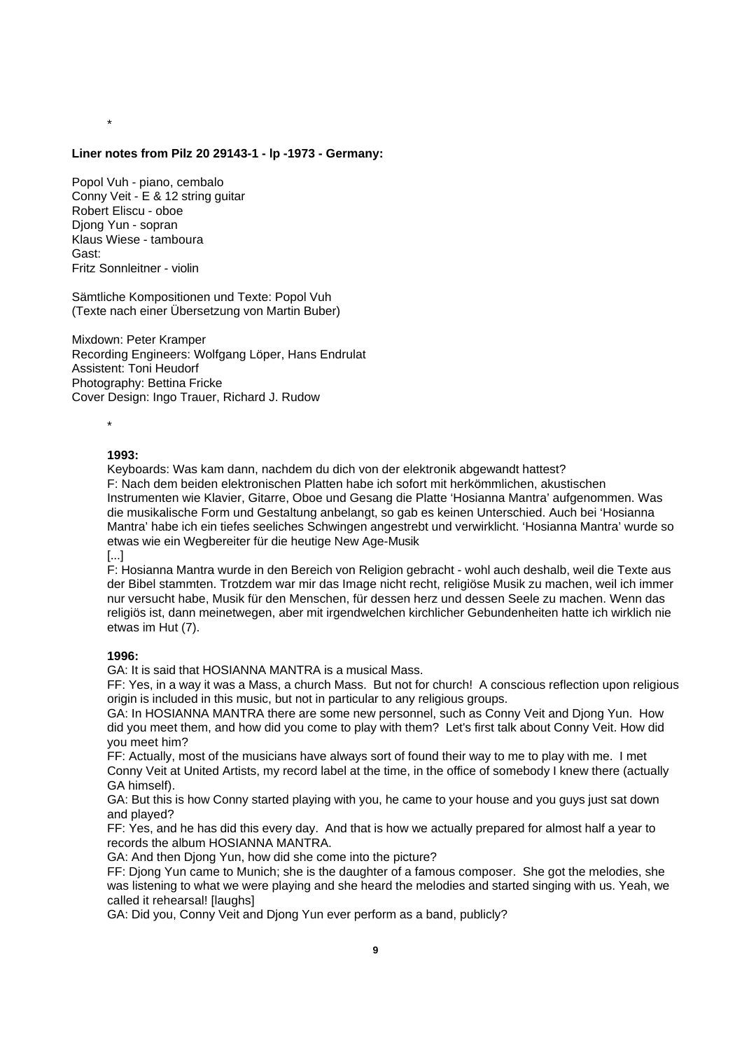*

**Liner notes from Pilz 20 29143-1 - lp -1973 - Germany:**

Popol Vuh - piano, cembalo
Conny Veit - E & 12 string guitar
Robert Eliscu - oboe
Djong Yun - sopran
Klaus Wiese - tamboura
Gast:
Fritz Sonnleitner - violin

Sämtliche Kompositionen und Texte: Popol Vuh
(Texte nach einer Übersetzung von Martin Buber)

Mixdown: Peter Kramper
Recording Engineers: Wolfgang Löper, Hans Endrulat
Assistent: Toni Heudorf
Photography: Bettina Fricke
Cover Design: Ingo Trauer, Richard J. Rudow

*

**1993:**

Keyboards: Was kam dann, nachdem du dich von der elektronik abgewandt hattest?
F: Nach dem beiden elektronischen Platten habe ich sofort mit herkömmlichen, akustischen Instrumenten wie Klavier, Gitarre, Oboe und Gesang die Platte 'Hosianna Mantra' aufgenommen. Was die musikalische Form und Gestaltung anbelangt, so gab es keinen Unterschied. Auch bei 'Hosianna Mantra' habe ich ein tiefes seeliches Schwingen angestrebt und verwirklicht. 'Hosianna Mantra' wurde so etwas wie ein Wegbereiter für die heutige New Age-Musik
[...]
F: Hosianna Mantra wurde in den Bereich von Religion gebracht - wohl auch deshalb, weil die Texte aus der Bibel stammten. Trotzdem war mir das Image nicht recht, religiöse Musik zu machen, weil ich immer nur versucht habe, Musik für den Menschen, für dessen herz und dessen Seele zu machen. Wenn das religiös ist, dann meinetwegen, aber mit irgendwelchen kirchlicher Gebundenheiten hatte ich wirklich nie etwas im Hut (7).

**1996:**

GA: It is said that HOSIANNA MANTRA is a musical Mass.
FF: Yes, in a way it was a Mass, a church Mass. But not for church! A conscious reflection upon religious origin is included in this music, but not in particular to any religious groups.
GA: In HOSIANNA MANTRA there are some new personnel, such as Conny Veit and Djong Yun. How did you meet them, and how did you come to play with them? Let's first talk about Conny Veit. How did you meet him?
FF: Actually, most of the musicians have always sort of found their way to me to play with me. I met Conny Veit at United Artists, my record label at the time, in the office of somebody I knew there (actually GA himself).
GA: But this is how Conny started playing with you, he came to your house and you guys just sat down and played?
FF: Yes, and he has did this every day. And that is how we actually prepared for almost half a year to records the album HOSIANNA MANTRA.
GA: And then Djong Yun, how did she come into the picture?
FF: Djong Yun came to Munich; she is the daughter of a famous composer. She got the melodies, she was listening to what we were playing and she heard the melodies and started singing with us. Yeah, we called it rehearsal! [laughs]
GA: Did you, Conny Veit and Djong Yun ever perform as a band, publicly?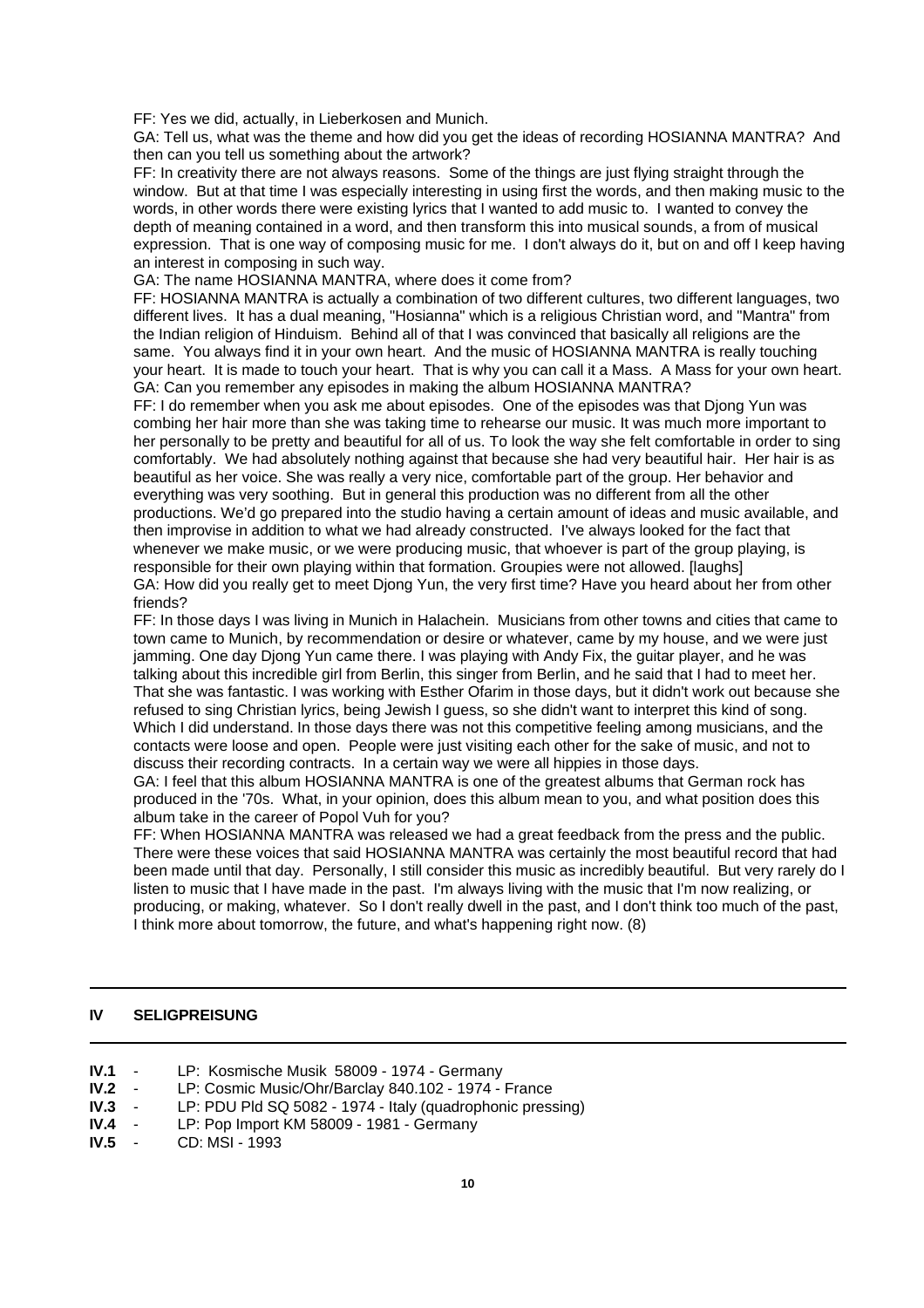FF: Yes we did, actually, in Lieberkosen and Munich.

GA: Tell us, what was the theme and how did you get the ideas of recording HOSIANNA MANTRA? And then can you tell us something about the artwork?

FF: In creativity there are not always reasons. Some of the things are just flying straight through the window. But at that time I was especially interesting in using first the words, and then making music to the words, in other words there were existing lyrics that I wanted to add music to. I wanted to convey the depth of meaning contained in a word, and then transform this into musical sounds, a from of musical expression. That is one way of composing music for me. I don't always do it, but on and off I keep having an interest in composing in such way.

GA: The name HOSIANNA MANTRA, where does it come from?

FF: HOSIANNA MANTRA is actually a combination of two different cultures, two different languages, two different lives. It has a dual meaning, "Hosianna" which is a religious Christian word, and "Mantra" from the Indian religion of Hinduism. Behind all of that I was convinced that basically all religions are the same. You always find it in your own heart. And the music of HOSIANNA MANTRA is really touching your heart. It is made to touch your heart. That is why you can call it a Mass. A Mass for your own heart.

GA: Can you remember any episodes in making the album HOSIANNA MANTRA?

FF: I do remember when you ask me about episodes. One of the episodes was that Djong Yun was combing her hair more than she was taking time to rehearse our music. It was much more important to her personally to be pretty and beautiful for all of us. To look the way she felt comfortable in order to sing comfortably. We had absolutely nothing against that because she had very beautiful hair. Her hair is as beautiful as her voice. She was really a very nice, comfortable part of the group. Her behavior and everything was very soothing. But in general this production was no different from all the other productions. We'd go prepared into the studio having a certain amount of ideas and music available, and then improvise in addition to what we had already constructed. I've always looked for the fact that whenever we make music, or we were producing music, that whoever is part of the group playing, is responsible for their own playing within that formation. Groupies were not allowed. [laughs]

GA: How did you really get to meet Djong Yun, the very first time? Have you heard about her from other friends?

FF: In those days I was living in Munich in Halachein. Musicians from other towns and cities that came to town came to Munich, by recommendation or desire or whatever, came by my house, and we were just jamming. One day Djong Yun came there. I was playing with Andy Fix, the guitar player, and he was talking about this incredible girl from Berlin, this singer from Berlin, and he said that I had to meet her. That she was fantastic. I was working with Esther Ofarim in those days, but it didn't work out because she refused to sing Christian lyrics, being Jewish I guess, so she didn't want to interpret this kind of song. Which I did understand. In those days there was not this competitive feeling among musicians, and the contacts were loose and open. People were just visiting each other for the sake of music, and not to discuss their recording contracts. In a certain way we were all hippies in those days.

GA: I feel that this album HOSIANNA MANTRA is one of the greatest albums that German rock has produced in the '70s. What, in your opinion, does this album mean to you, and what position does this album take in the career of Popol Vuh for you?

FF: When HOSIANNA MANTRA was released we had a great feedback from the press and the public. There were these voices that said HOSIANNA MANTRA was certainly the most beautiful record that had been made until that day. Personally, I still consider this music as incredibly beautiful. But very rarely do I listen to music that I have made in the past. I'm always living with the music that I'm now realizing, or producing, or making, whatever. So I don't really dwell in the past, and I don't think too much of the past, I think more about tomorrow, the future, and what's happening right now. (8)

---

## IV SELIGPREISUNG

---

**IV.1** - LP: Kosmische Musik 58009 - 1974 - Germany
**IV.2** - LP: Cosmic Music/Ohr/Barclay 840.102 - 1974 - France
**IV.3** - LP: PDU Pld SQ 5082 - 1974 - Italy (quadrophonic pressing)
**IV.4** - LP: Pop Import KM 58009 - 1981 - Germany
**IV.5** - CD: MSI - 1993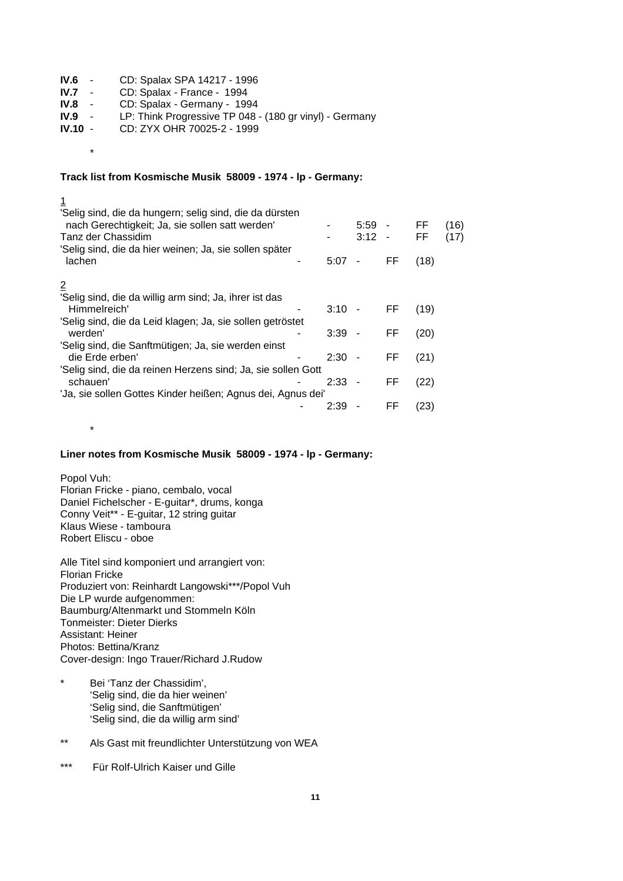**IV.6** - CD: Spalax SPA 14217 - 1996
**IV.7** - CD: Spalax - France - 1994
**IV.8** - CD: Spalax - Germany - 1994
**IV.9** - LP: Think Progressive TP 048 - (180 gr vinyl) - Germany
**IV.10** - CD: ZYX OHR 70025-2 - 1999

*

**Track list from Kosmische Musik 58009 - 1974 - lp - Germany:**

1

| Title | | Time | | | |
|---|---|---|---|---|---|
| 'Selig sind, die da hungern; selig sind, die da dürsten nach Gerechtigkeit; Ja, sie sollen satt werden' | - | 5:59 | - | FF | (16) |
| Tanz der Chassidim | - | 3:12 | - | FF | (17) |
| 'Selig sind, die da hier weinen; Ja, sie sollen später lachen | - | 5:07 | - | FF | (18) |

2

| Title | | Time | | | |
|---|---|---|---|---|---|
| 'Selig sind, die da willig arm sind; Ja, ihrer ist das Himmelreich' | - | 3:10 | - | FF | (19) |
| 'Selig sind, die da Leid klagen; Ja, sie sollen getröstet werden' | - | 3:39 | - | FF | (20) |
| 'Selig sind, die Sanftmütigen; Ja, sie werden einst die Erde erben' | - | 2:30 | - | FF | (21) |
| 'Selig sind, die da reinen Herzens sind; Ja, sie sollen Gott schauen' | - | 2:33 | - | FF | (22) |
| 'Ja, sie sollen Gottes Kinder heißen; Agnus dei, Agnus dei' | - | 2:39 | - | FF | (23) |

*

**Liner notes from Kosmische Musik 58009 - 1974 - lp - Germany:**

Popol Vuh:
Florian Fricke - piano, cembalo, vocal
Daniel Fichelscher - E-guitar*, drums, konga
Conny Veit** - E-guitar, 12 string guitar
Klaus Wiese - tamboura
Robert Eliscu - oboe

Alle Titel sind komponiert und arrangiert von:
Florian Fricke
Produziert von: Reinhardt Langowski***/Popol Vuh
Die LP wurde aufgenommen:
Baumburg/Altenmarkt und Stommeln Köln
Tonmeister: Dieter Dierks
Assistant: Heiner
Photos: Bettina/Kranz
Cover-design: Ingo Trauer/Richard J.Rudow

\* Bei 'Tanz der Chassidim',
'Selig sind, die da hier weinen'
'Selig sind, die Sanftmütigen'
'Selig sind, die da willig arm sind'

** Als Gast mit freundlichter Unterstützung von WEA

*** Für Rolf-Ulrich Kaiser und Gille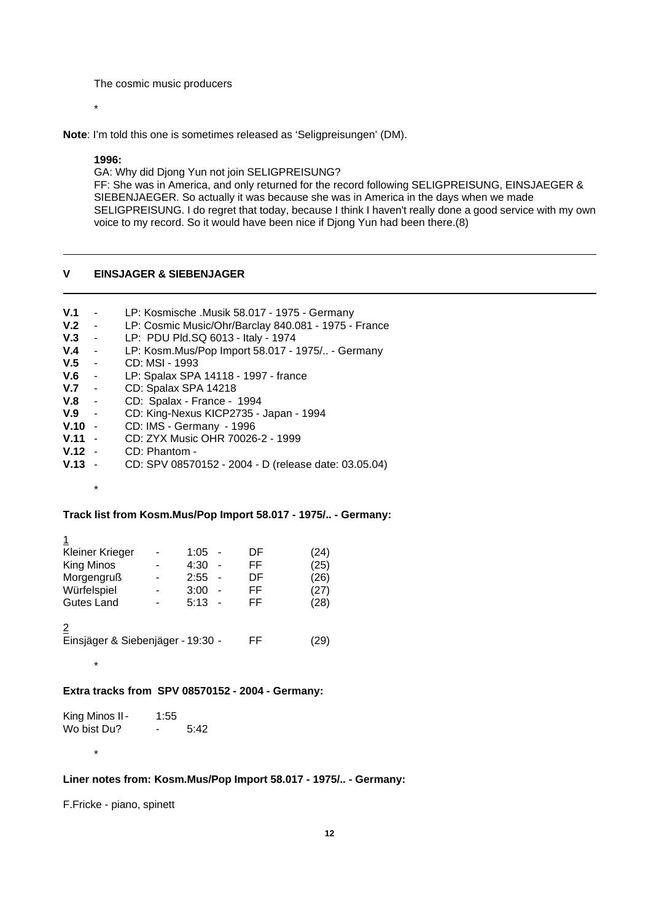The cosmic music producers

*

**Note**: I'm told this one is sometimes released as 'Seligpreisungen' (DM).

**1996:**
GA: Why did Djong Yun not join SELIGPREISUNG?
FF: She was in America, and only returned for the record following SELIGPREISUNG, EINSJAEGER & SIEBENJAEGER. So actually it was because she was in America in the days when we made SELIGPREISUNG. I do regret that today, because I think I haven't really done a good service with my own voice to my record. So it would have been nice if Djong Yun had been there.(8)

---

## V EINSJAGER & SIEBENJAGER

---

**V.1** - LP: Kosmische .Musik 58.017 - 1975 - Germany
**V.2** - LP: Cosmic Music/Ohr/Barclay 840.081 - 1975 - France
**V.3** - LP: PDU Pld.SQ 6013 - Italy - 1974
**V.4** - LP: Kosm.Mus/Pop Import 58.017 - 1975/.. - Germany
**V.5** - CD: MSI - 1993
**V.6** - LP: Spalax SPA 14118 - 1997 - france
**V.7** - CD: Spalax SPA 14218
**V.8** - CD: Spalax - France - 1994
**V.9** - CD: King-Nexus KICP2735 - Japan - 1994
**V.10** - CD: IMS - Germany - 1996
**V.11** - CD: ZYX Music OHR 70026-2 - 1999
**V.12** - CD: Phantom -
**V.13** - CD: SPV 08570152 - 2004 - D (release date: 03.05.04)

*

**Track list from Kosm.Mus/Pop Import 58.017 - 1975/.. - Germany:**

1
Kleiner Krieger - 1:05 - DF (24)
King Minos - 4:30 - FF (25)
Morgengruß - 2:55 - DF (26)
Würfelspiel - 3:00 - FF (27)
Gutes Land - 5:13 - FF (28)

2
Einsjäger & Siebenjäger - 19:30 - FF (29)

*

**Extra tracks from SPV 08570152 - 2004 - Germany:**

King Minos II - 1:55
Wo bist Du? - 5:42

*

**Liner notes from: Kosm.Mus/Pop Import 58.017 - 1975/.. - Germany:**

F.Fricke - piano, spinett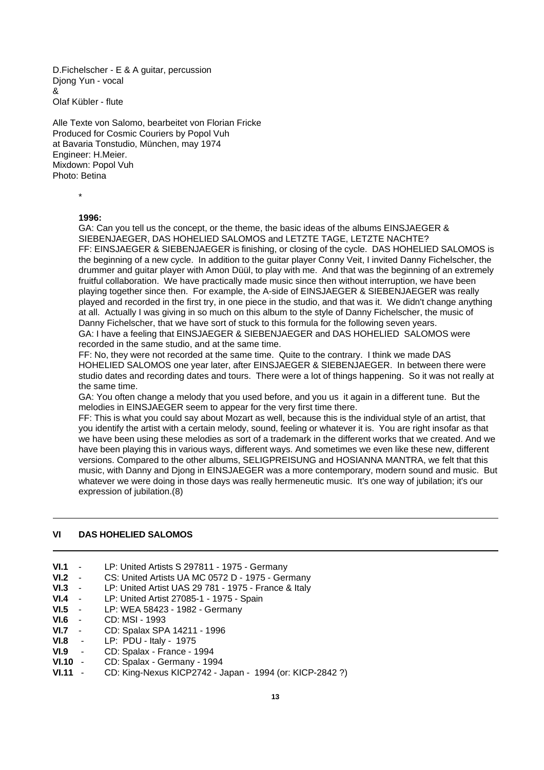D.Fichelscher - E & A guitar, percussion
Djong Yun - vocal
&
Olaf Kübler - flute

Alle Texte von Salomo, bearbeitet von Florian Fricke
Produced for Cosmic Couriers by Popol Vuh
at Bavaria Tonstudio, München, may 1974
Engineer: H.Meier.
Mixdown: Popol Vuh
Photo: Betina

*

**1996:**

GA: Can you tell us the concept, or the theme, the basic ideas of the albums EINSJAEGER & SIEBENJAEGER, DAS HOHELIED SALOMOS and LETZTE TAGE, LETZTE NACHTE?
FF: EINSJAEGER & SIEBENJAEGER is finishing, or closing of the cycle. DAS HOHELIED SALOMOS is the beginning of a new cycle. In addition to the guitar player Conny Veit, I invited Danny Fichelscher, the drummer and guitar player with Amon Düül, to play with me. And that was the beginning of an extremely fruitful collaboration. We have practically made music since then without interruption, we have been playing together since then. For example, the A-side of EINSJAEGER & SIEBENJAEGER was really played and recorded in the first try, in one piece in the studio, and that was it. We didn't change anything at all. Actually I was giving in so much on this album to the style of Danny Fichelscher, the music of Danny Fichelscher, that we have sort of stuck to this formula for the following seven years.
GA: I have a feeling that EINSJAEGER & SIEBENJAEGER and DAS HOHELIED SALOMOS were recorded in the same studio, and at the same time.
FF: No, they were not recorded at the same time. Quite to the contrary. I think we made DAS HOHELIED SALOMOS one year later, after EINSJAEGER & SIEBENJAEGER. In between there were studio dates and recording dates and tours. There were a lot of things happening. So it was not really at the same time.
GA: You often change a melody that you used before, and you us it again in a different tune. But the melodies in EINSJAEGER seem to appear for the very first time there.
FF: This is what you could say about Mozart as well, because this is the individual style of an artist, that you identify the artist with a certain melody, sound, feeling or whatever it is. You are right insofar as that we have been using these melodies as sort of a trademark in the different works that we created. And we have been playing this in various ways, different ways. And sometimes we even like these new, different versions. Compared to the other albums, SELIGPREISUNG and HOSIANNA MANTRA, we felt that this music, with Danny and Djong in EINSJAEGER was a more contemporary, modern sound and music. But whatever we were doing in those days was really hermeneutic music. It's one way of jubilation; it's our expression of jubilation.(8)

---

## VI DAS HOHELIED SALOMOS

---

**VI.1** - LP: United Artists S 297811 - 1975 - Germany
**VI.2** - CS: United Artists UA MC 0572 D - 1975 - Germany
**VI.3** - LP: United Artist UAS 29 781 - 1975 - France & Italy
**VI.4** - LP: United Artist 27085-1 - 1975 - Spain
**VI.5** - LP: WEA 58423 - 1982 - Germany
**VI.6** - CD: MSI - 1993
**VI.7** - CD: Spalax SPA 14211 - 1996
**VI.8** - LP: PDU - Italy - 1975
**VI.9** - CD: Spalax - France - 1994
**VI.10** - CD: Spalax - Germany - 1994
**VI.11** - CD: King-Nexus KICP2742 - Japan - 1994 (or: KICP-2842 ?)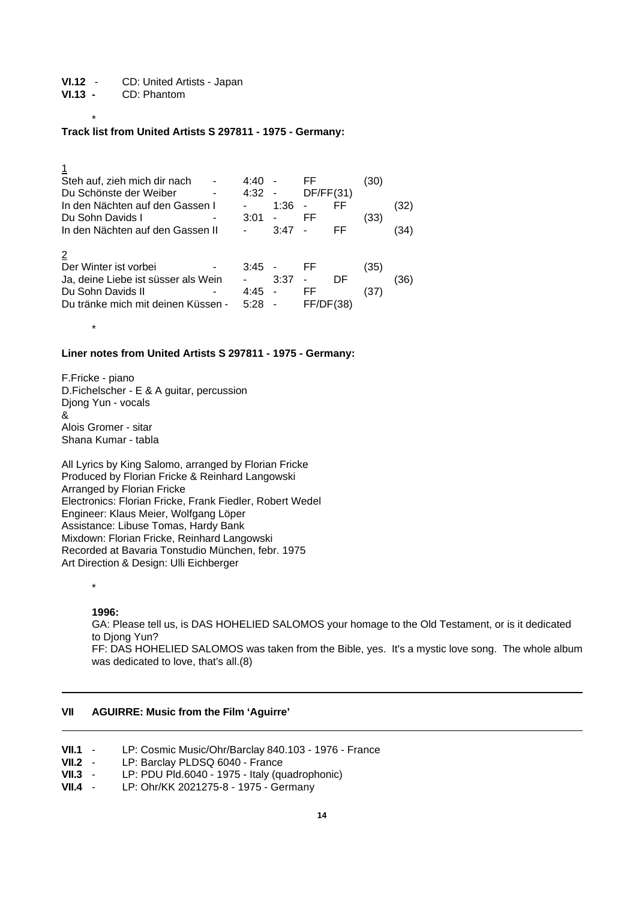**VI.12** - CD: United Artists - Japan
**VI.13 -** CD: Phantom

\*

**Track list from United Artists S 297811 - 1975 - Germany:**

1

| Title | | | | |
|---|---|---|---|---|
| Steh auf, zieh mich dir nach | 4:40 | | FF | (30) |
| Du Schönste der Weiber | 4:32 | | DF/FF | (31) |
| In den Nächten auf den Gassen I | | 1:36 | FF | (32) |
| Du Sohn Davids I | 3:01 | | FF | (33) |
| In den Nächten auf den Gassen II | | 3:47 | FF | (34) |

2

| Title | | | | |
|---|---|---|---|---|
| Der Winter ist vorbei | 3:45 | | FF | (35) |
| Ja, deine Liebe ist süsser als Wein | | 3:37 | DF | (36) |
| Du Sohn Davids II | 4:45 | | FF | (37) |
| Du tränke mich mit deinen Küssen | 5:28 | | FF/DF | (38) |

\*

**Liner notes from United Artists S 297811 - 1975 - Germany:**

F.Fricke - piano
D.Fichelscher - E & A guitar, percussion
Djong Yun - vocals
&
Alois Gromer - sitar
Shana Kumar - tabla

All Lyrics by King Salomo, arranged by Florian Fricke
Produced by Florian Fricke & Reinhard Langowski
Arranged by Florian Fricke
Electronics: Florian Fricke, Frank Fiedler, Robert Wedel
Engineer: Klaus Meier, Wolfgang Löper
Assistance: Libuse Tomas, Hardy Bank
Mixdown: Florian Fricke, Reinhard Langowski
Recorded at Bavaria Tonstudio München, febr. 1975
Art Direction & Design: Ulli Eichberger

\*

**1996:**
GA: Please tell us, is DAS HOHELIED SALOMOS your homage to the Old Testament, or is it dedicated to Djong Yun?
FF: DAS HOHELIED SALOMOS was taken from the Bible, yes. It's a mystic love song. The whole album was dedicated to love, that's all.(8)

---

**VII AGUIRRE: Music from the Film 'Aguirre'**

---

**VII.1** - LP: Cosmic Music/Ohr/Barclay 840.103 - 1976 - France
**VII.2** - LP: Barclay PLDSQ 6040 - France
**VII.3** - LP: PDU Pld.6040 - 1975 - Italy (quadrophonic)
**VII.4** - LP: Ohr/KK 2021275-8 - 1975 - Germany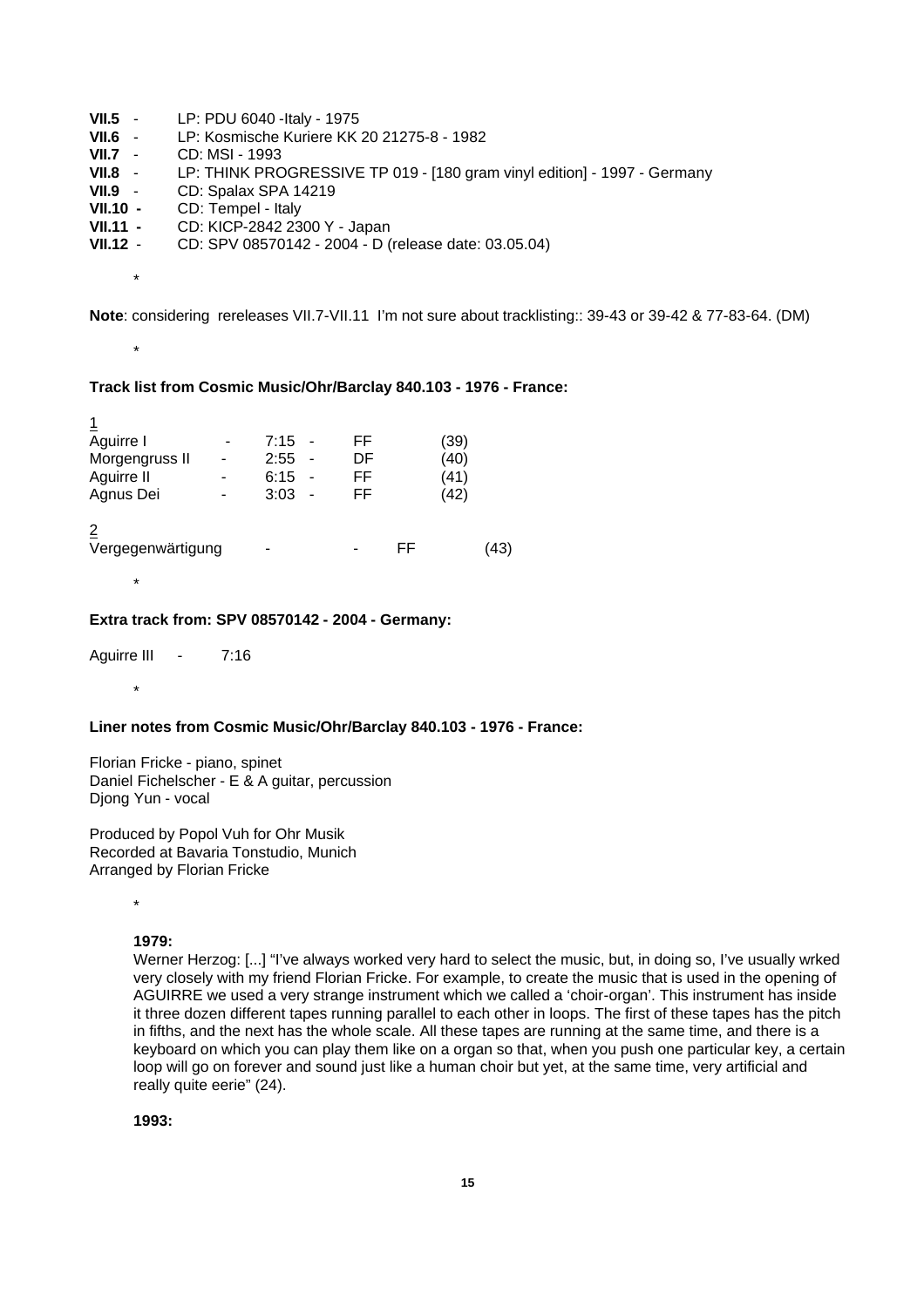**VII.5** - LP: PDU 6040 -Italy - 1975
**VII.6** - LP: Kosmische Kuriere KK 20 21275-8 - 1982
**VII.7** - CD: MSI - 1993
**VII.8** - LP: THINK PROGRESSIVE TP 019 - [180 gram vinyl edition] - 1997 - Germany
**VII.9** - CD: Spalax SPA 14219
**VII.10 -** CD: Tempel - Italy
**VII.11 -** CD: KICP-2842 2300 Y - Japan
**VII.12** - CD: SPV 08570142 - 2004 - D (release date: 03.05.04)

\*

**Note**: considering rereleases VII.7-VII.11 I'm not sure about tracklisting:: 39-43 or 39-42 & 77-83-64. (DM)

\*

**Track list from Cosmic Music/Ohr/Barclay 840.103 - 1976 - France:**

1

| | | | | | |
|---|---|---|---|---|---|
| Aguirre I | - | 7:15 | - | FF | (39) |
| Morgengruss II | - | 2:55 | - | DF | (40) |
| Aguirre II | - | 6:15 | - | FF | (41) |
| Agnus Dei | - | 3:03 | - | FF | (42) |

2

| | | | | | |
|---|---|---|---|---|---|
| Vergegenwärtigung | - | | - | FF | (43) |

\*

**Extra track from: SPV 08570142 - 2004 - Germany:**

Aguirre III - 7:16

\*

**Liner notes from Cosmic Music/Ohr/Barclay 840.103 - 1976 - France:**

Florian Fricke - piano, spinet
Daniel Fichelscher - E & A guitar, percussion
Djong Yun - vocal

Produced by Popol Vuh for Ohr Musik
Recorded at Bavaria Tonstudio, Munich
Arranged by Florian Fricke

\*

**1979:**

Werner Herzog: [...] "I've always worked very hard to select the music, but, in doing so, I've usually wrked very closely with my friend Florian Fricke. For example, to create the music that is used in the opening of AGUIRRE we used a very strange instrument which we called a 'choir-organ'. This instrument has inside it three dozen different tapes running parallel to each other in loops. The first of these tapes has the pitch in fifths, and the next has the whole scale. All these tapes are running at the same time, and there is a keyboard on which you can play them like on a organ so that, when you push one particular key, a certain loop will go on forever and sound just like a human choir but yet, at the same time, very artificial and really quite eerie" (24).

**1993:**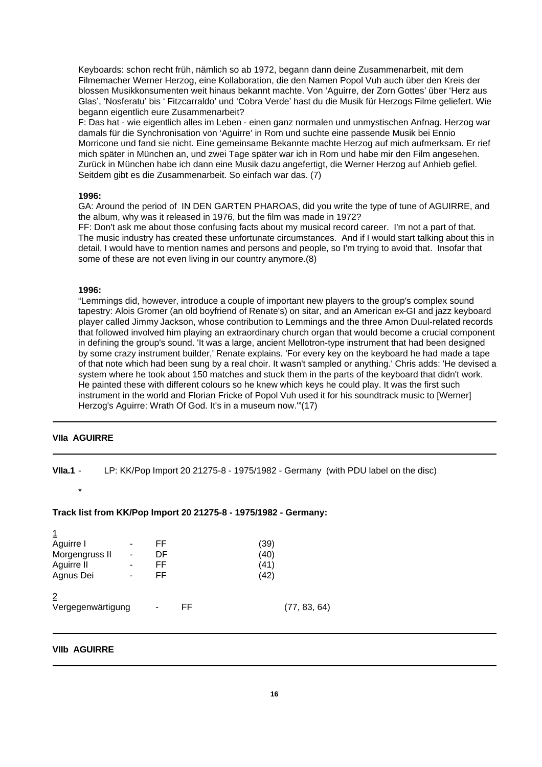Keyboards: schon recht früh, nämlich so ab 1972, begann dann deine Zusammenarbeit, mit dem Filmemacher Werner Herzog, eine Kollaboration, die den Namen Popol Vuh auch über den Kreis der blossen Musikkonsumenten weit hinaus bekannt machte. Von 'Aguirre, der Zorn Gottes' über 'Herz aus Glas', 'Nosferatu' bis ' Fitzcarraldo' und 'Cobra Verde' hast du die Musik für Herzogs Filme geliefert. Wie begann eigentlich eure Zusammenarbeit?

F: Das hat - wie eigentlich alles im Leben - einen ganz normalen und unmystischen Anfnag. Herzog war damals für die Synchronisation von 'Aguirre' in Rom und suchte eine passende Musik bei Ennio Morricone und fand sie nicht. Eine gemeinsame Bekannte machte Herzog auf mich aufmerksam. Er rief mich später in München an, und zwei Tage später war ich in Rom und habe mir den Film angesehen. Zurück in München habe ich dann eine Musik dazu angefertigt, die Werner Herzog auf Anhieb gefiel. Seitdem gibt es die Zusammenarbeit. So einfach war das. (7)

**1996:**

GA: Around the period of IN DEN GARTEN PHAROAS, did you write the type of tune of AGUIRRE, and the album, why was it released in 1976, but the film was made in 1972?

FF: Don't ask me about those confusing facts about my musical record career. I'm not a part of that. The music industry has created these unfortunate circumstances. And if I would start talking about this in detail, I would have to mention names and persons and people, so I'm trying to avoid that. Insofar that some of these are not even living in our country anymore.(8)

**1996:**

"Lemmings did, however, introduce a couple of important new players to the group's complex sound tapestry: Alois Gromer (an old boyfriend of Renate's) on sitar, and an American ex-GI and jazz keyboard player called Jimmy Jackson, whose contribution to Lemmings and the three Amon Duul-related records that followed involved him playing an extraordinary church organ that would become a crucial component in defining the group's sound. 'It was a large, ancient Mellotron-type instrument that had been designed by some crazy instrument builder,' Renate explains. 'For every key on the keyboard he had made a tape of that note which had been sung by a real choir. It wasn't sampled or anything.' Chris adds: 'He devised a system where he took about 150 matches and stuck them in the parts of the keyboard that didn't work. He painted these with different colours so he knew which keys he could play. It was the first such instrument in the world and Florian Fricke of Popol Vuh used it for his soundtrack music to [Werner] Herzog's Aguirre: Wrath Of God. It's in a museum now.'"(17)

---

## VIIa AGUIRRE

---

**VIIa.1** - LP: KK/Pop Import 20 21275-8 - 1975/1982 - Germany (with PDU label on the disc)

*

**Track list from KK/Pop Import 20 21275-8 - 1975/1982 - Germany:**

1

| | | | |
|---|---|---|---|
| Aguirre I | - | FF | (39) |
| Morgengruss II | - | DF | (40) |
| Aguirre II | - | FF | (41) |
| Agnus Dei | - | FF | (42) |

2

| | | | |
|---|---|---|---|
| Vergegenwärtigung | - | FF | (77, 83, 64) |

---

## VIIb AGUIRRE

---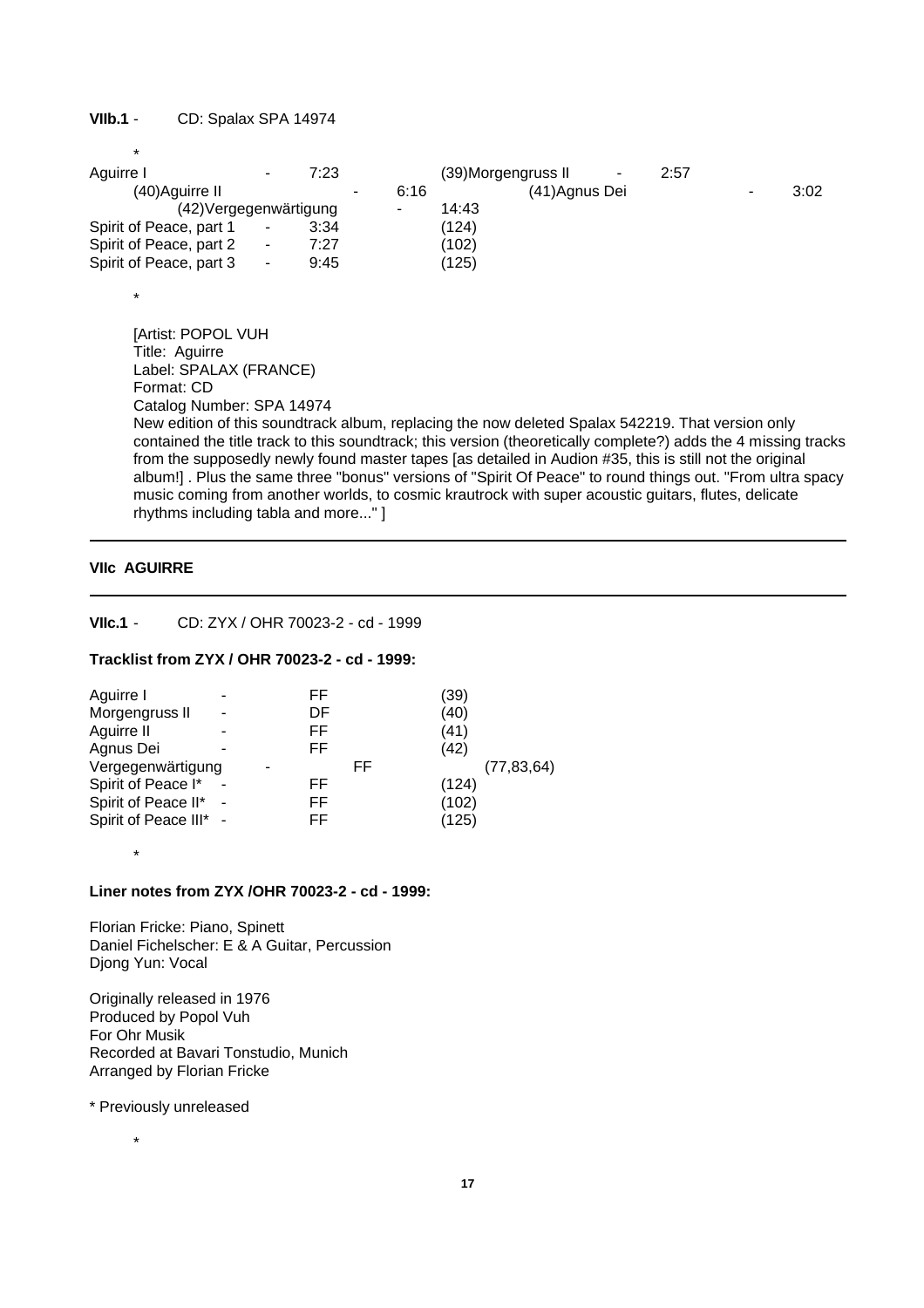**VIIb.1** - CD: Spalax SPA 14974

*

Aguirre I - 7:23 (39)Morgengruss II - 2:57
(40)Aguirre II - 6:16 (41)Agnus Dei - 3:02
(42)Vergegenwärtigung - 14:43
Spirit of Peace, part 1 - 3:34 (124)
Spirit of Peace, part 2 - 7:27 (102)
Spirit of Peace, part 3 - 9:45 (125)

*

[Artist: POPOL VUH
Title: Aguirre
Label: SPALAX (FRANCE)
Format: CD
Catalog Number: SPA 14974
New edition of this soundtrack album, replacing the now deleted Spalax 542219. That version only contained the title track to this soundtrack; this version (theoretically complete?) adds the 4 missing tracks from the supposedly newly found master tapes [as detailed in Audion #35, this is still not the original album!] . Plus the same three "bonus" versions of "Spirit Of Peace" to round things out. "From ultra spacy music coming from another worlds, to cosmic krautrock with super acoustic guitars, flutes, delicate rhythms including tabla and more..." ]

---

## VIIc AGUIRRE

---

**VIIc.1** - CD: ZYX / OHR 70023-2 - cd - 1999

**Tracklist from ZYX / OHR 70023-2 - cd - 1999:**

| | | | |
|---|---|---|---|
| Aguirre I | - | FF | (39) |
| Morgengruss II | - | DF | (40) |
| Aguirre II | - | FF | (41) |
| Agnus Dei | - | FF | (42) |
| Vergegenwärtigung | - | FF | (77,83,64) |
| Spirit of Peace I* | - | FF | (124) |
| Spirit of Peace II* | - | FF | (102) |
| Spirit of Peace III* | - | FF | (125) |

*

**Liner notes from ZYX /OHR 70023-2 - cd - 1999:**

Florian Fricke: Piano, Spinett
Daniel Fichelscher: E & A Guitar, Percussion
Djong Yun: Vocal

Originally released in 1976
Produced by Popol Vuh
For Ohr Musik
Recorded at Bavari Tonstudio, Munich
Arranged by Florian Fricke

* Previously unreleased

*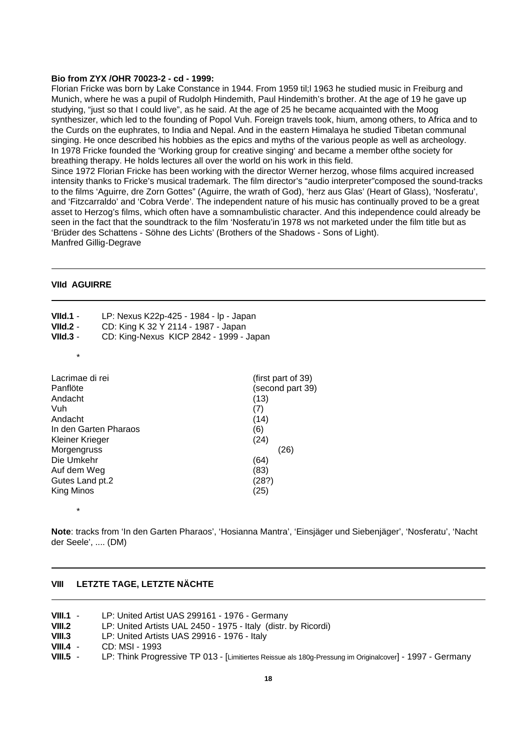**Bio from ZYX /OHR 70023-2 - cd - 1999:**

Florian Fricke was born by Lake Constance in 1944. From 1959 til;l 1963 he studied music in Freiburg and Munich, where he was a pupil of Rudolph Hindemith, Paul Hindemith's brother. At the age of 19 he gave up studying, "just so that I could live", as he said. At the age of 25 he became acquainted with the Moog synthesizer, which led to the founding of Popol Vuh. Foreign travels took, hium, among others, to Africa and to the Curds on the euphrates, to India and Nepal. And in the eastern Himalaya he studied Tibetan communal singing. He once described his hobbies as the epics and myths of the various people as well as archeology. In 1978 Fricke founded the 'Working group for creative singing' and became a member ofthe society for breathing therapy. He holds lectures all over the world on his work in this field.
Since 1972 Florian Fricke has been working with the director Werner herzog, whose films acquired increased intensity thanks to Fricke's musical trademark. The film director's "audio interpreter"composed the sound-tracks to the films 'Aguirre, dre Zorn Gottes" (Aguirre, the wrath of God), 'herz aus Glas' (Heart of Glass), 'Nosferatu', and 'Fitzcarraldo' and 'Cobra Verde'. The independent nature of his music has continually proved to be a great asset to Herzog's films, which often have a somnambulistic character. And this independence could already be seen in the fact that the soundtrack to the film 'Nosferatu'in 1978 ws not marketed under the film title but as 'Brüder des Schattens - Söhne des Lichts' (Brothers of the Shadows - Sons of Light).
Manfred Gillig-Degrave

---

**VIId AGUIRRE**

---

**VIId.1** - LP: Nexus K22p-425 - 1984 - lp - Japan
**VIId.2** - CD: King K 32 Y 2114 - 1987 - Japan
**VIId.3** - CD: King-Nexus KICP 2842 - 1999 - Japan

*

| | |
|---|---|
| Lacrimae di rei | (first part of 39) |
| Panflöte | (second part 39) |
| Andacht | (13) |
| Vuh | (7) |
| Andacht | (14) |
| In den Garten Pharaos | (6) |
| Kleiner Krieger | (24) |
| Morgengruss | (26) |
| Die Umkehr | (64) |
| Auf dem Weg | (83) |
| Gutes Land pt.2 | (28?) |
| King Minos | (25) |

*

**Note**: tracks from 'In den Garten Pharaos', 'Hosianna Mantra', 'Einsjäger und Siebenjäger', 'Nosferatu', 'Nacht der Seele', .... (DM)

---

**VIII LETZTE TAGE, LETZTE NÄCHTE**

---

**VIII.1** - LP: United Artist UAS 299161 - 1976 - Germany
**VIII.2** LP: United Artists UAL 2450 - 1975 - Italy (distr. by Ricordi)
**VIII.3** LP: United Artists UAS 29916 - 1976 - Italy
**VIII.4** - CD: MSI - 1993
**VIII.5** - LP: Think Progressive TP 013 - [Limitiertes Reissue als 180g-Pressung im Originalcover] - 1997 - Germany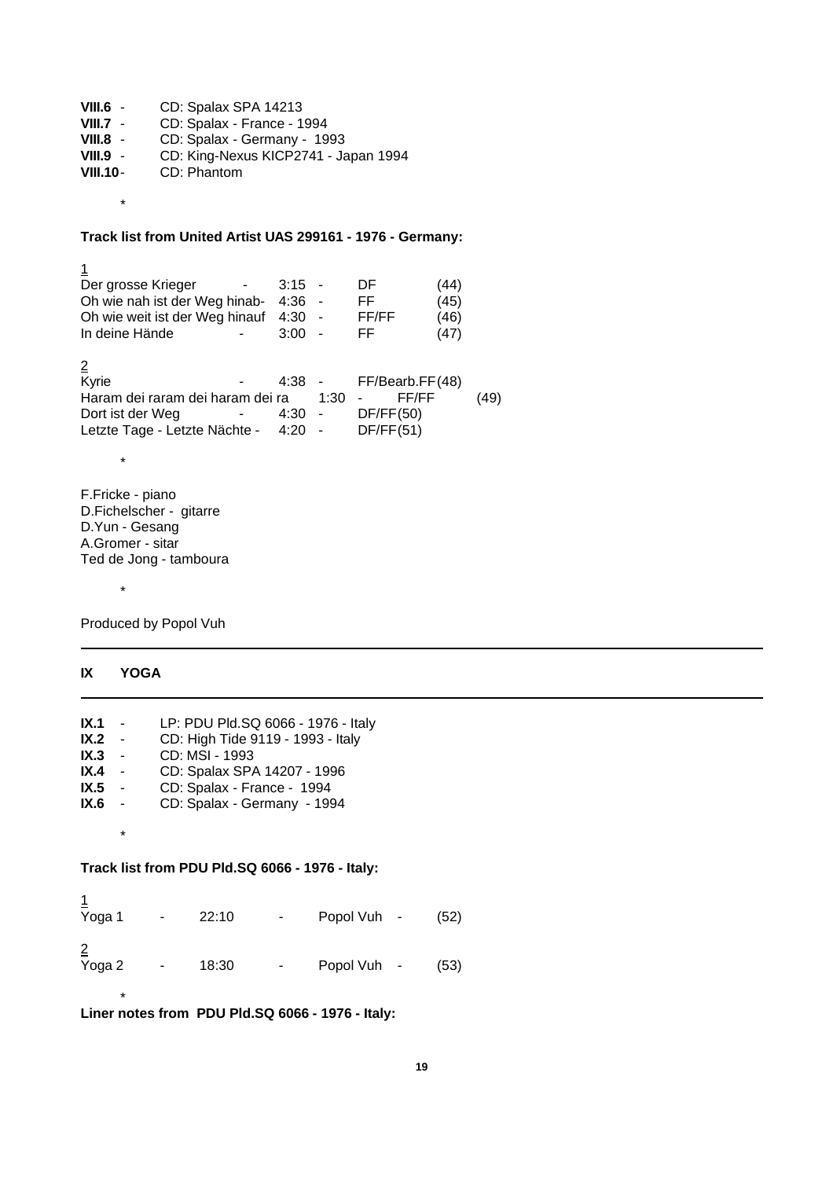**VIII.6** - CD: Spalax SPA 14213
**VIII.7** - CD: Spalax - France - 1994
**VIII.8** - CD: Spalax - Germany - 1993
**VIII.9** - CD: King-Nexus KICP2741 - Japan 1994
**VIII.10** - CD: Phantom

\*

**Track list from United Artist UAS 299161 - 1976 - Germany:**

1

| | | | |
|---|---|---|---|
| Der grosse Krieger | 3:15 | DF | (44) |
| Oh wie nah ist der Weg hinab | 4:36 | FF | (45) |
| Oh wie weit ist der Weg hinauf | 4:30 | FF/FF | (46) |
| In deine Hände | 3:00 | FF | (47) |

2

| | | | |
|---|---|---|---|
| Kyrie | 4:38 | FF/Bearb.FF | (48) |
| Haram dei raram dei haram dei ra | 1:30 | FF/FF | (49) |
| Dort ist der Weg | 4:30 | DF/FF | (50) |
| Letzte Tage - Letzte Nächte | 4:20 | DF/FF | (51) |

\*

F.Fricke - piano
D.Fichelscher - gitarre
D.Yun - Gesang
A.Gromer - sitar
Ted de Jong - tamboura

\*

Produced by Popol Vuh

---

## IX YOGA

---

**IX.1** - LP: PDU Pld.SQ 6066 - 1976 - Italy
**IX.2** - CD: High Tide 9119 - 1993 - Italy
**IX.3** - CD: MSI - 1993
**IX.4** - CD: Spalax SPA 14207 - 1996
**IX.5** - CD: Spalax - France - 1994
**IX.6** - CD: Spalax - Germany - 1994

\*

**Track list from PDU Pld.SQ 6066 - 1976 - Italy:**

1

| | | | |
|---|---|---|---|
| Yoga 1 | 22:10 | Popol Vuh | (52) |

2

| | | | |
|---|---|---|---|
| Yoga 2 | 18:30 | Popol Vuh | (53) |

\*

**Liner notes from PDU Pld.SQ 6066 - 1976 - Italy:**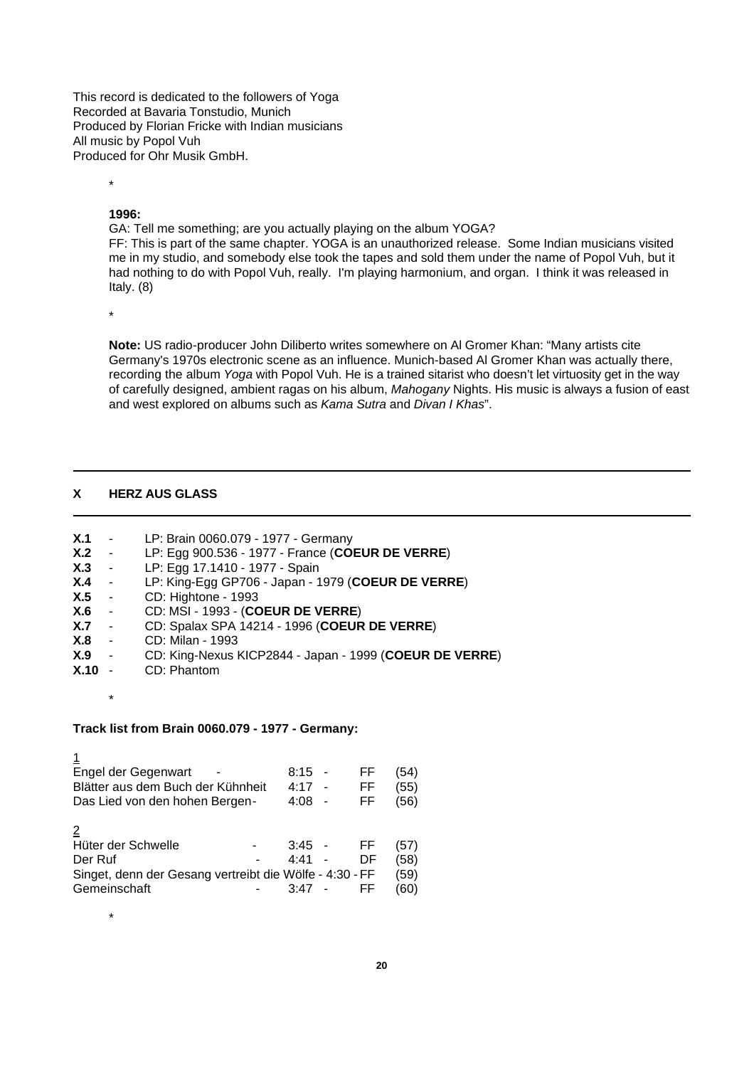This record is dedicated to the followers of Yoga
Recorded at Bavaria Tonstudio, Munich
Produced by Florian Fricke with Indian musicians
All music by Popol Vuh
Produced for Ohr Musik GmbH.

*

**1996:**

GA: Tell me something; are you actually playing on the album YOGA?
FF: This is part of the same chapter. YOGA is an unauthorized release. Some Indian musicians visited me in my studio, and somebody else took the tapes and sold them under the name of Popol Vuh, but it had nothing to do with Popol Vuh, really. I'm playing harmonium, and organ. I think it was released in Italy. (8)

*

**Note:** US radio-producer John Diliberto writes somewhere on Al Gromer Khan: "Many artists cite Germany's 1970s electronic scene as an influence. Munich-based Al Gromer Khan was actually there, recording the album *Yoga* with Popol Vuh. He is a trained sitarist who doesn't let virtuosity get in the way of carefully designed, ambient ragas on his album, *Mahogany* Nights. His music is always a fusion of east and west explored on albums such as *Kama Sutra* and *Divan I Khas*".

---

## X HERZ AUS GLASS

---

**X.1** - LP: Brain 0060.079 - 1977 - Germany
**X.2** - LP: Egg 900.536 - 1977 - France (**COEUR DE VERRE**)
**X.3** - LP: Egg 17.1410 - 1977 - Spain
**X.4** - LP: King-Egg GP706 - Japan - 1979 (**COEUR DE VERRE**)
**X.5** - CD: Hightone - 1993
**X.6** - CD: MSI - 1993 - (**COEUR DE VERRE**)
**X.7** - CD: Spalax SPA 14214 - 1996 (**COEUR DE VERRE**)
**X.8** - CD: Milan - 1993
**X.9** - CD: King-Nexus KICP2844 - Japan - 1999 (**COEUR DE VERRE**)
**X.10** - CD: Phantom

*

**Track list from Brain 0060.079 - 1977 - Germany:**

<u>1</u>

| Title | Time | | |
|---|---|---|---|
| Engel der Gegenwart | 8:15 | FF | (54) |
| Blätter aus dem Buch der Kühnheit | 4:17 | FF | (55) |
| Das Lied von den hohen Bergen | 4:08 | FF | (56) |

<u>2</u>

| Title | Time | | |
|---|---|---|---|
| Hüter der Schwelle | 3:45 | FF | (57) |
| Der Ruf | 4:41 | DF | (58) |
| Singet, denn der Gesang vertreibt die Wölfe | 4:30 | FF | (59) |
| Gemeinschaft | 3:47 | FF | (60) |

*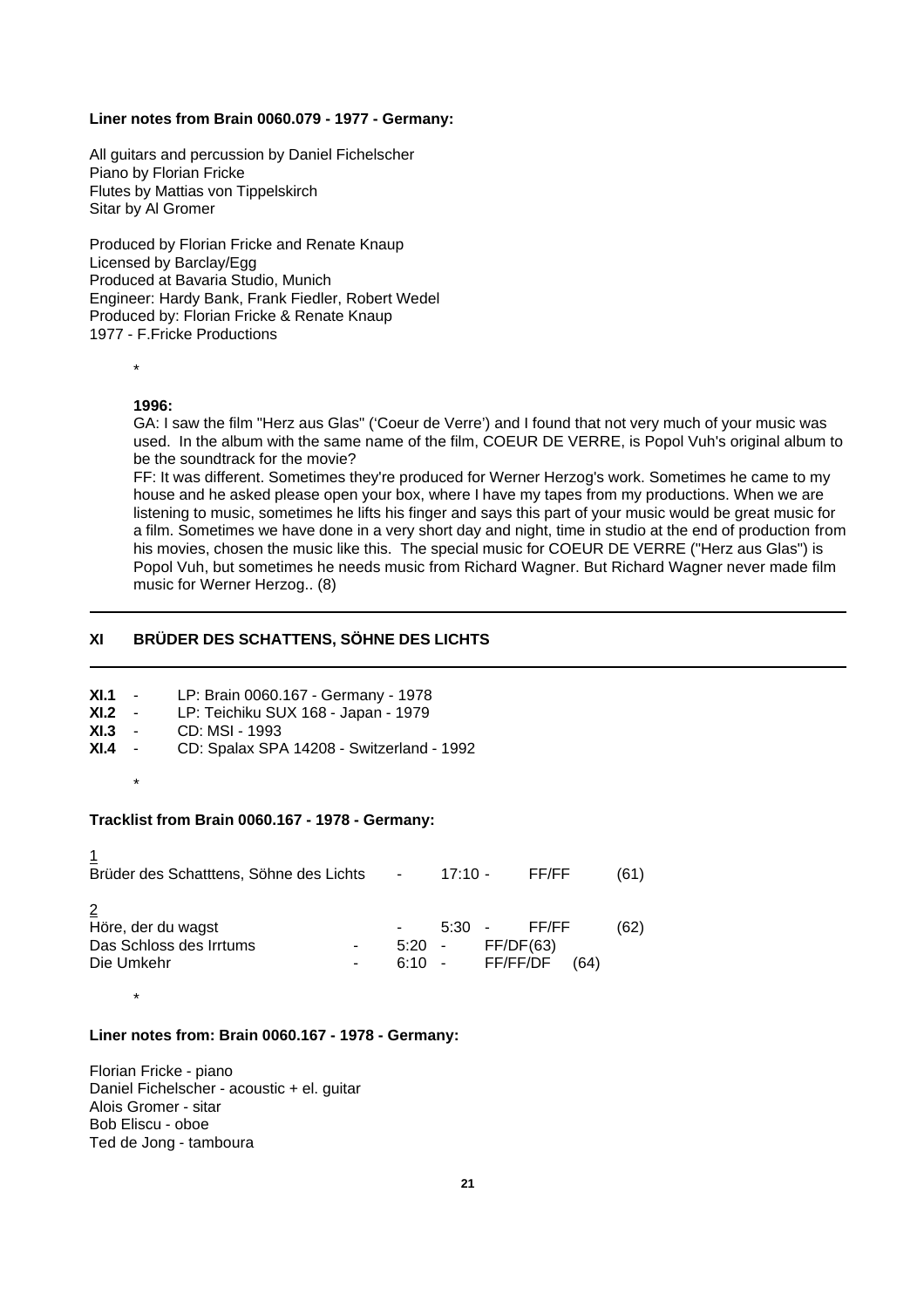**Liner notes from Brain 0060.079 - 1977 - Germany:**

All guitars and percussion by Daniel Fichelscher
Piano by Florian Fricke
Flutes by Mattias von Tippelskirch
Sitar by Al Gromer

Produced by Florian Fricke and Renate Knaup
Licensed by Barclay/Egg
Produced at Bavaria Studio, Munich
Engineer: Hardy Bank, Frank Fiedler, Robert Wedel
Produced by: Florian Fricke & Renate Knaup
1977 - F.Fricke Productions

*

**1996:**

GA: I saw the film "Herz aus Glas" ('Coeur de Verre') and I found that not very much of your music was used. In the album with the same name of the film, COEUR DE VERRE, is Popol Vuh's original album to be the soundtrack for the movie?

FF: It was different. Sometimes they're produced for Werner Herzog's work. Sometimes he came to my house and he asked please open your box, where I have my tapes from my productions. When we are listening to music, sometimes he lifts his finger and says this part of your music would be great music for a film. Sometimes we have done in a very short day and night, time in studio at the end of production from his movies, chosen the music like this. The special music for COEUR DE VERRE ("Herz aus Glas") is Popol Vuh, but sometimes he needs music from Richard Wagner. But Richard Wagner never made film music for Werner Herzog.. (8)

---

## XI BRÜDER DES SCHATTENS, SÖHNE DES LICHTS

---

**XI.1** - LP: Brain 0060.167 - Germany - 1978
**XI.2** - LP: Teichiku SUX 168 - Japan - 1979
**XI.3** - CD: MSI - 1993
**XI.4** - CD: Spalax SPA 14208 - Switzerland - 1992

*

**Tracklist from Brain 0060.167 - 1978 - Germany:**

1
Brüder des Schatttens, Söhne des Lichts - 17:10 - FF/FF (61)

2
Höre, der du wagst - 5:30 - FF/FF (62)
Das Schloss des Irrtums - 5:20 - FF/DF(63)
Die Umkehr - 6:10 - FF/FF/DF (64)

*

**Liner notes from: Brain 0060.167 - 1978 - Germany:**

Florian Fricke - piano
Daniel Fichelscher - acoustic + el. guitar
Alois Gromer - sitar
Bob Eliscu - oboe
Ted de Jong - tamboura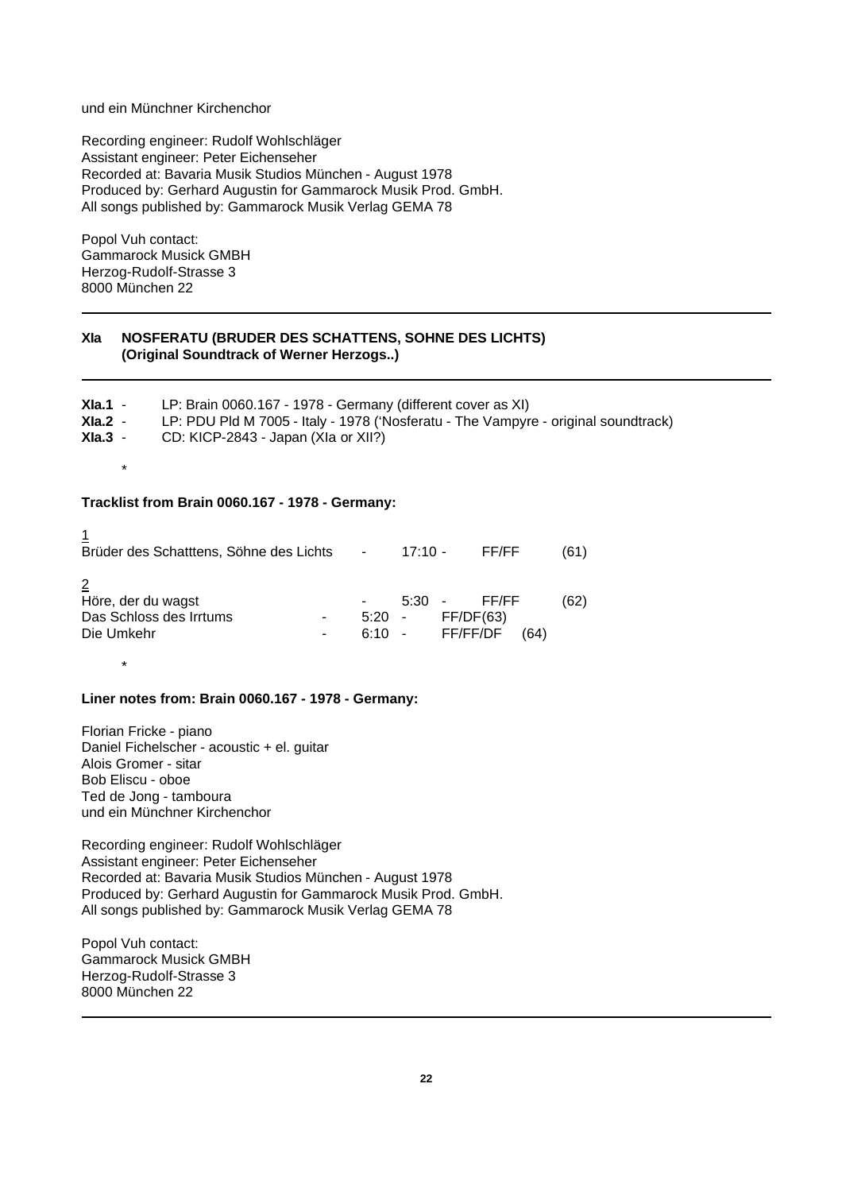und ein Münchner Kirchenchor

Recording engineer: Rudolf Wohlschläger
Assistant engineer: Peter Eichenseher
Recorded at: Bavaria Musik Studios München - August 1978
Produced by: Gerhard Augustin for Gammarock Musik Prod. GmbH.
All songs published by: Gammarock Musik Verlag GEMA 78

Popol Vuh contact:
Gammarock Musick GMBH
Herzog-Rudolf-Strasse 3
8000 München 22

---

**XIa NOSFERATU (BRUDER DES SCHATTENS, SOHNE DES LICHTS)**
**(Original Soundtrack of Werner Herzogs..)**

---

**XIa.1** - LP: Brain 0060.167 - 1978 - Germany (different cover as XI)
**XIa.2** - LP: PDU Pld M 7005 - Italy - 1978 ('Nosferatu - The Vampyre - original soundtrack)
**XIa.3** - CD: KICP-2843 - Japan (XIa or XII?)

*

**Tracklist from Brain 0060.167 - 1978 - Germany:**

1
Brüder des Schatttens, Söhne des Lichts - 17:10 - FF/FF (61)

2
Höre, der du wagst - 5:30 - FF/FF (62)
Das Schloss des Irrtums - 5:20 - FF/DF(63)
Die Umkehr - 6:10 - FF/FF/DF (64)

*

**Liner notes from: Brain 0060.167 - 1978 - Germany:**

Florian Fricke - piano
Daniel Fichelscher - acoustic + el. guitar
Alois Gromer - sitar
Bob Eliscu - oboe
Ted de Jong - tamboura
und ein Münchner Kirchenchor

Recording engineer: Rudolf Wohlschläger
Assistant engineer: Peter Eichenseher
Recorded at: Bavaria Musik Studios München - August 1978
Produced by: Gerhard Augustin for Gammarock Musik Prod. GmbH.
All songs published by: Gammarock Musik Verlag GEMA 78

Popol Vuh contact:
Gammarock Musick GMBH
Herzog-Rudolf-Strasse 3
8000 München 22

---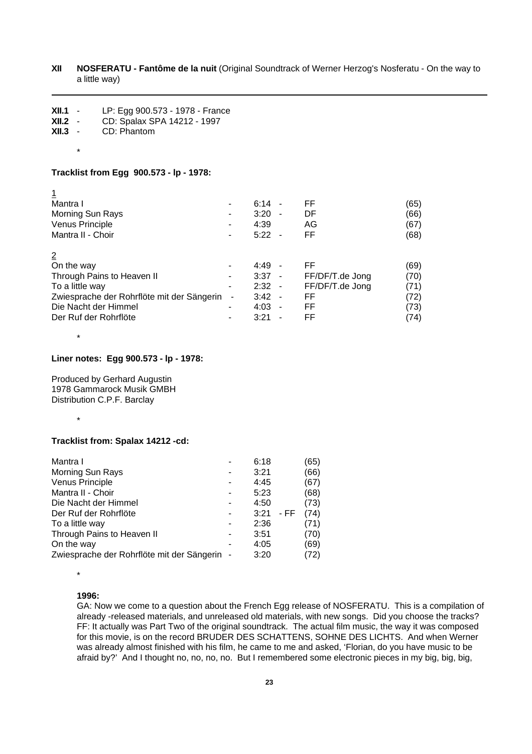**XII NOSFERATU - Fantôme de la nuit** (Original Soundtrack of Werner Herzog's Nosferatu - On the way to a little way)

---

**XII.1** - LP: Egg 900.573 - 1978 - France
**XII.2** - CD: Spalax SPA 14212 - 1997
**XII.3** - CD: Phantom

\*

**Tracklist from Egg 900.573 - lp - 1978:**

1

| Title | | Time | | Credit | No. |
|---|---|---|---|---|---|
| Mantra I | - | 6:14 | - | FF | (65) |
| Morning Sun Rays | - | 3:20 | - | DF | (66) |
| Venus Principle | - | 4:39 | | AG | (67) |
| Mantra II - Choir | - | 5:22 | - | FF | (68) |

2

| Title | | Time | | Credit | No. |
|---|---|---|---|---|---|
| On the way | - | 4:49 | - | FF | (69) |
| Through Pains to Heaven II | - | 3:37 | - | FF/DF/T.de Jong | (70) |
| To a little way | - | 2:32 | - | FF/DF/T.de Jong | (71) |
| Zwiesprache der Rohrflöte mit der Sängerin | - | 3:42 | - | FF | (72) |
| Die Nacht der Himmel | - | 4:03 | - | FF | (73) |
| Der Ruf der Rohrflöte | - | 3:21 | - | FF | (74) |

\*

**Liner notes: Egg 900.573 - lp - 1978:**

Produced by Gerhard Augustin
1978 Gammarock Musik GMBH
Distribution C.P.F. Barclay

\*

**Tracklist from: Spalax 14212 -cd:**

| Title | | Time | | No. |
|---|---|---|---|---|
| Mantra I | - | 6:18 | | (65) |
| Morning Sun Rays | - | 3:21 | | (66) |
| Venus Principle | - | 4:45 | | (67) |
| Mantra II - Choir | - | 5:23 | | (68) |
| Die Nacht der Himmel | - | 4:50 | | (73) |
| Der Ruf der Rohrflöte | - | 3:21 | - FF | (74) |
| To a little way | - | 2:36 | | (71) |
| Through Pains to Heaven II | - | 3:51 | | (70) |
| On the way | - | 4:05 | | (69) |
| Zwiesprache der Rohrflöte mit der Sängerin | - | 3:20 | | (72) |

\*

**1996:**

GA: Now we come to a question about the French Egg release of NOSFERATU. This is a compilation of already -released materials, and unreleased old materials, with new songs. Did you choose the tracks?
FF: It actually was Part Two of the original soundtrack. The actual film music, the way it was composed for this movie, is on the record BRUDER DES SCHATTENS, SOHNE DES LICHTS. And when Werner was already almost finished with his film, he came to me and asked, 'Florian, do you have music to be afraid by?' And I thought no, no, no, no. But I remembered some electronic pieces in my big, big, big,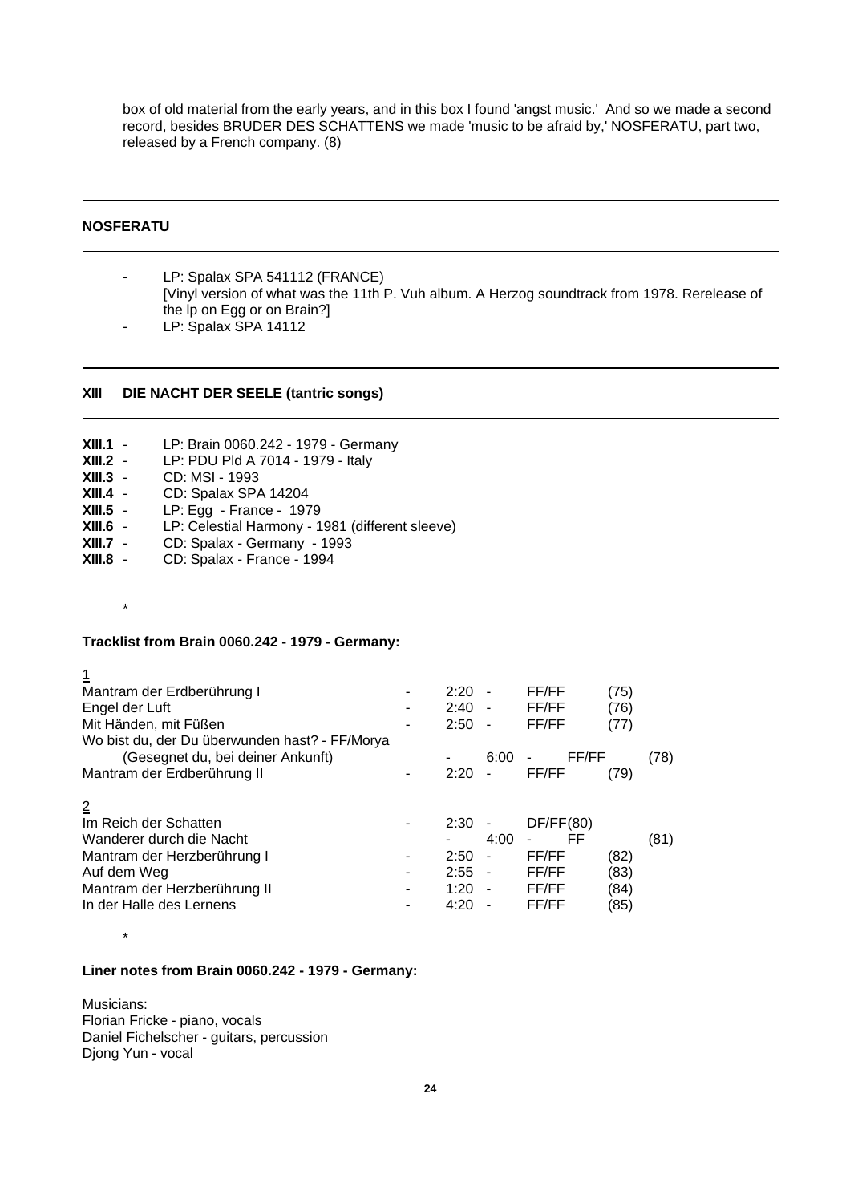box of old material from the early years, and in this box I found 'angst music.' And so we made a second record, besides BRUDER DES SCHATTENS we made 'music to be afraid by,' NOSFERATU, part two, released by a French company. (8)

---

**NOSFERATU**

---

- LP: Spalax SPA 541112 (FRANCE)
  [Vinyl version of what was the 11th P. Vuh album. A Herzog soundtrack from 1978. Rerelease of the lp on Egg or on Brain?]
- LP: Spalax SPA 14112

---

**XIII DIE NACHT DER SEELE (tantric songs)**

---

**XIII.1** - LP: Brain 0060.242 - 1979 - Germany
**XIII.2** - LP: PDU Pld A 7014 - 1979 - Italy
**XIII.3** - CD: MSI - 1993
**XIII.4** - CD: Spalax SPA 14204
**XIII.5** - LP: Egg - France - 1979
**XIII.6** - LP: Celestial Harmony - 1981 (different sleeve)
**XIII.7** - CD: Spalax - Germany - 1993
**XIII.8** - CD: Spalax - France - 1994

\*

**Tracklist from Brain 0060.242 - 1979 - Germany:**

<u>1</u>
Mantram der Erdberührung I - 2:20 - FF/FF (75)
Engel der Luft - 2:40 - FF/FF (76)
Mit Händen, mit Füßen - 2:50 - FF/FF (77)
Wo bist du, der Du überwunden hast? - FF/Morya
(Gesegnet du, bei deiner Ankunft) - 6:00 - FF/FF (78)
Mantram der Erdberührung II - 2:20 - FF/FF (79)

<u>2</u>
Im Reich der Schatten - 2:30 - DF/FF(80)
Wanderer durch die Nacht - 4:00 - FF (81)
Mantram der Herzberührung I - 2:50 - FF/FF (82)
Auf dem Weg - 2:55 - FF/FF (83)
Mantram der Herzberührung II - 1:20 - FF/FF (84)
In der Halle des Lernens - 4:20 - FF/FF (85)

\*

**Liner notes from Brain 0060.242 - 1979 - Germany:**

Musicians:
Florian Fricke - piano, vocals
Daniel Fichelscher - guitars, percussion
Djong Yun - vocal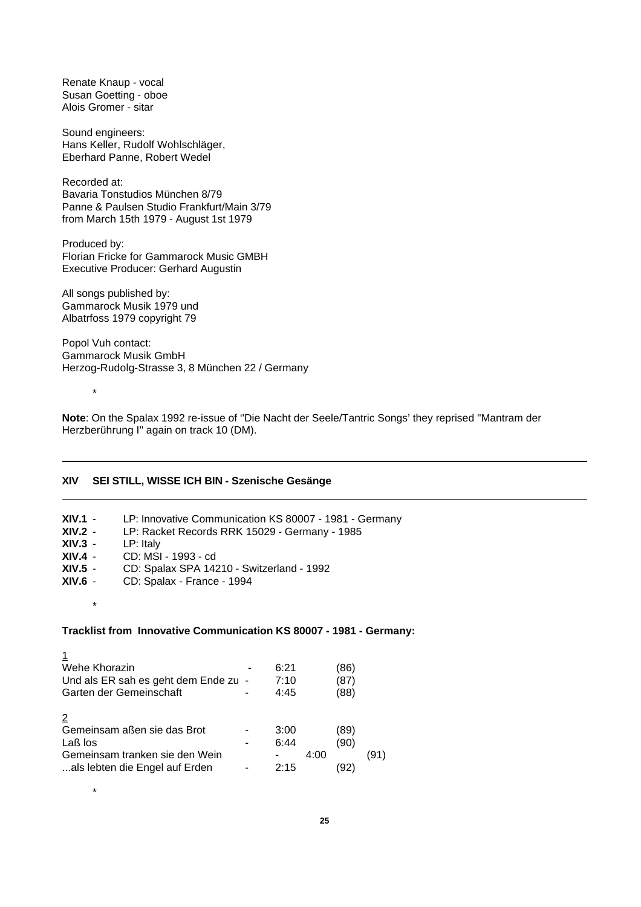Renate Knaup - vocal
Susan Goetting - oboe
Alois Gromer - sitar

Sound engineers:
Hans Keller, Rudolf Wohlschläger,
Eberhard Panne, Robert Wedel

Recorded at:
Bavaria Tonstudios München 8/79
Panne & Paulsen Studio Frankfurt/Main 3/79
from March 15th 1979 - August 1st 1979

Produced by:
Florian Fricke for Gammarock Music GMBH
Executive Producer: Gerhard Augustin

All songs published by:
Gammarock Musik 1979 und
Albatrfoss 1979 copyright 79

Popol Vuh contact:
Gammarock Musik GmbH
Herzog-Rudolg-Strasse 3, 8 München 22 / Germany

*

**Note**: On the Spalax 1992 re-issue of ''Die Nacht der Seele/Tantric Songs' they reprised "Mantram der Herzberührung I" again on track 10 (DM).

---

**XIV SEI STILL, WISSE ICH BIN - Szenische Gesänge**

---

**XIV.1** - LP: Innovative Communication KS 80007 - 1981 - Germany
**XIV.2** - LP: Racket Records RRK 15029 - Germany - 1985
**XIV.3** - LP: Italy
**XIV.4** - CD: MSI - 1993 - cd
**XIV.5** - CD: Spalax SPA 14210 - Switzerland - 1992
**XIV.6** - CD: Spalax - France - 1994

*

**Tracklist from Innovative Communication KS 80007 - 1981 - Germany:**

1
Wehe Khorazin - 6:21 (86)
Und als ER sah es geht dem Ende zu - 7:10 (87)
Garten der Gemeinschaft - 4:45 (88)

2
Gemeinsam aßen sie das Brot - 3:00 (89)
Laß los - 6:44 (90)
Gemeinsam tranken sie den Wein - 4:00 (91)
...als lebten die Engel auf Erden - 2:15 (92)

*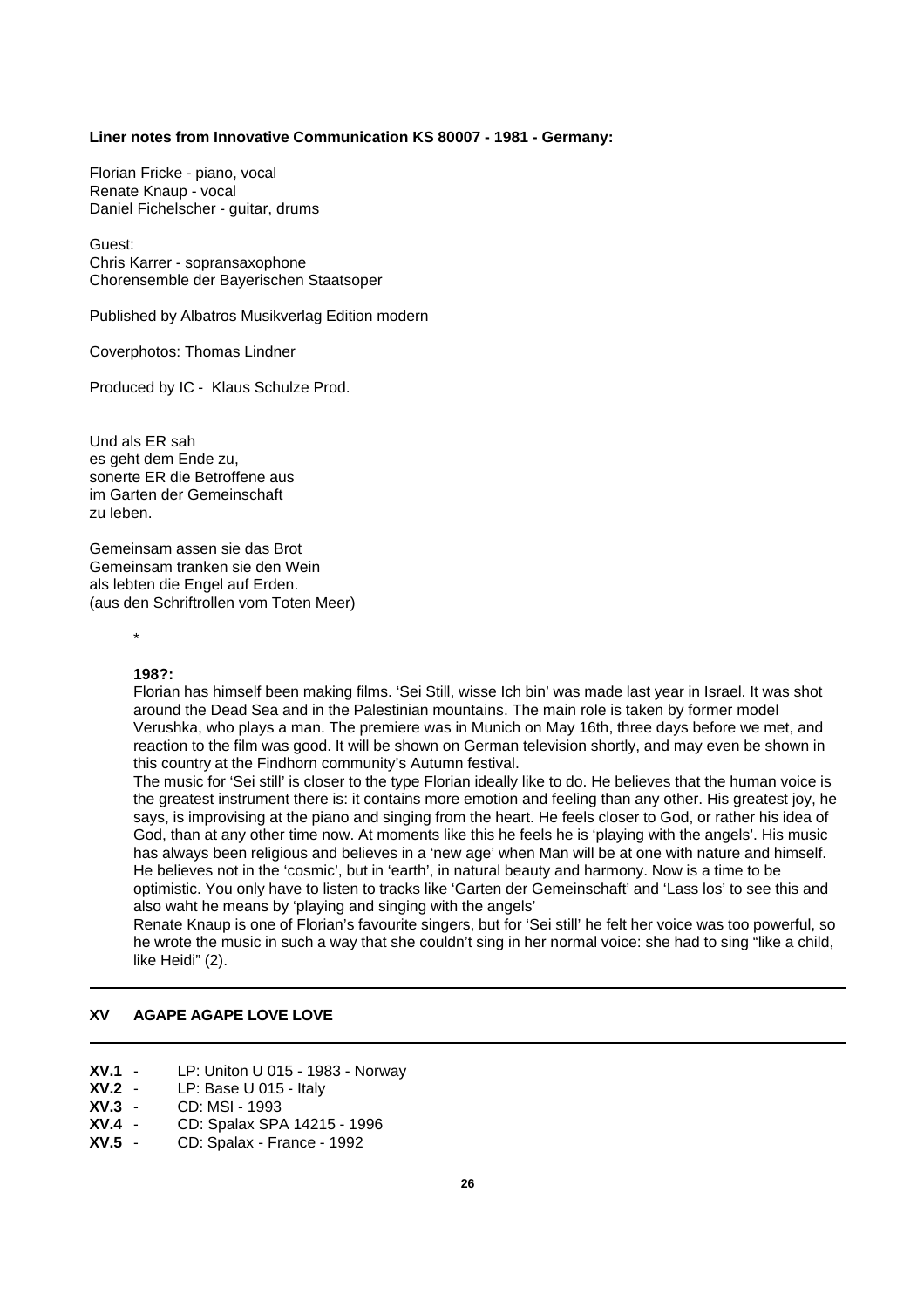**Liner notes from Innovative Communication KS 80007 - 1981 - Germany:**

Florian Fricke - piano, vocal
Renate Knaup - vocal
Daniel Fichelscher - guitar, drums

Guest:
Chris Karrer - sopransaxophone
Chorensemble der Bayerischen Staatsoper

Published by Albatros Musikverlag Edition modern

Coverphotos: Thomas Lindner

Produced by IC - Klaus Schulze Prod.

Und als ER sah
es geht dem Ende zu,
sonerte ER die Betroffene aus
im Garten der Gemeinschaft
zu leben.

Gemeinsam assen sie das Brot
Gemeinsam tranken sie den Wein
als lebten die Engel auf Erden.
(aus den Schriftrollen vom Toten Meer)

*

**198?:**

Florian has himself been making films. 'Sei Still, wisse Ich bin' was made last year in Israel. It was shot around the Dead Sea and in the Palestinian mountains. The main role is taken by former model Verushka, who plays a man. The premiere was in Munich on May 16th, three days before we met, and reaction to the film was good. It will be shown on German television shortly, and may even be shown in this country at the Findhorn community's Autumn festival.

The music for 'Sei still' is closer to the type Florian ideally like to do. He believes that the human voice is the greatest instrument there is: it contains more emotion and feeling than any other. His greatest joy, he says, is improvising at the piano and singing from the heart. He feels closer to God, or rather his idea of God, than at any other time now. At moments like this he feels he is 'playing with the angels'. His music has always been religious and believes in a 'new age' when Man will be at one with nature and himself. He believes not in the 'cosmic', but in 'earth', in natural beauty and harmony. Now is a time to be optimistic. You only have to listen to tracks like 'Garten der Gemeinschaft' and 'Lass los' to see this and also waht he means by 'playing and singing with the angels'

Renate Knaup is one of Florian's favourite singers, but for 'Sei still' he felt her voice was too powerful, so he wrote the music in such a way that she couldn't sing in her normal voice: she had to sing "like a child, like Heidi" (2).

---

## XV AGAPE AGAPE LOVE LOVE

---

**XV.1** - LP: Uniton U 015 - 1983 - Norway
**XV.2** - LP: Base U 015 - Italy
**XV.3** - CD: MSI - 1993
**XV.4** - CD: Spalax SPA 14215 - 1996
**XV.5** - CD: Spalax - France - 1992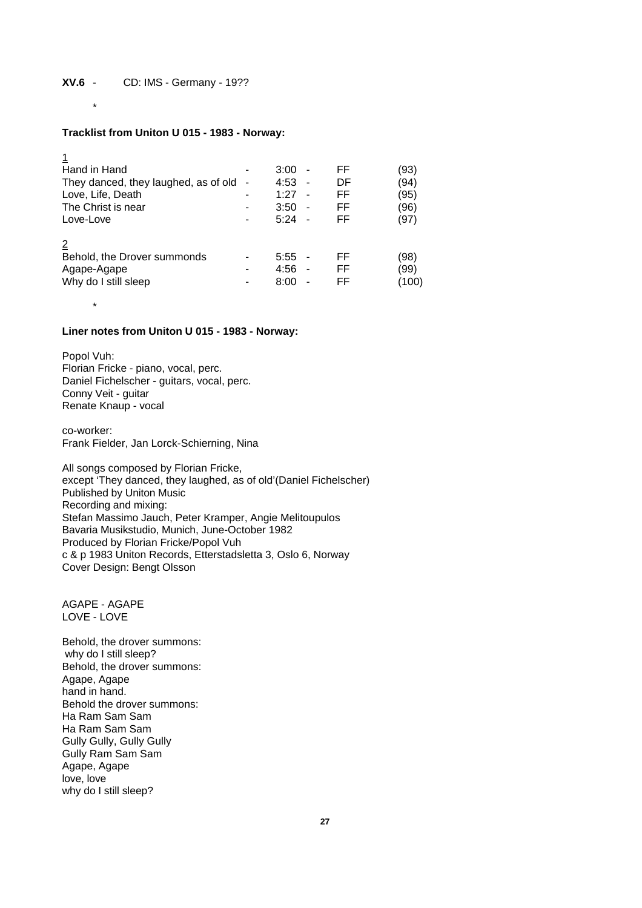**XV.6** - CD: IMS - Germany - 19??

*

**Tracklist from Uniton U 015 - 1983 - Norway:**

<u>1</u>

| | | | | | |
|---|---|---|---|---|---|
| Hand in Hand | - | 3:00 | - | FF | (93) |
| They danced, they laughed, as of old | - | 4:53 | - | DF | (94) |
| Love, Life, Death | - | 1:27 | - | FF | (95) |
| The Christ is near | - | 3:50 | - | FF | (96) |
| Love-Love | - | 5:24 | - | FF | (97) |

<u>2</u>

| | | | | | |
|---|---|---|---|---|---|
| Behold, the Drover summonds | - | 5:55 | - | FF | (98) |
| Agape-Agape | - | 4:56 | - | FF | (99) |
| Why do I still sleep | - | 8:00 | - | FF | (100) |

*

**Liner notes from Uniton U 015 - 1983 - Norway:**

Popol Vuh:
Florian Fricke - piano, vocal, perc.
Daniel Fichelscher - guitars, vocal, perc.
Conny Veit - guitar
Renate Knaup - vocal

co-worker:
Frank Fielder, Jan Lorck-Schierning, Nina

All songs composed by Florian Fricke,
except 'They danced, they laughed, as of old'(Daniel Fichelscher)
Published by Uniton Music
Recording and mixing:
Stefan Massimo Jauch, Peter Kramper, Angie Melitoupulos
Bavaria Musikstudio, Munich, June-October 1982
Produced by Florian Fricke/Popol Vuh
c & p 1983 Uniton Records, Etterstadsletta 3, Oslo 6, Norway
Cover Design: Bengt Olsson

AGAPE - AGAPE
LOVE - LOVE

Behold, the drover summons:
why do I still sleep?
Behold, the drover summons:
Agape, Agape
hand in hand.
Behold the drover summons:
Ha Ram Sam Sam
Ha Ram Sam Sam
Gully Gully, Gully Gully
Gully Ram Sam Sam
Agape, Agape
love, love
why do I still sleep?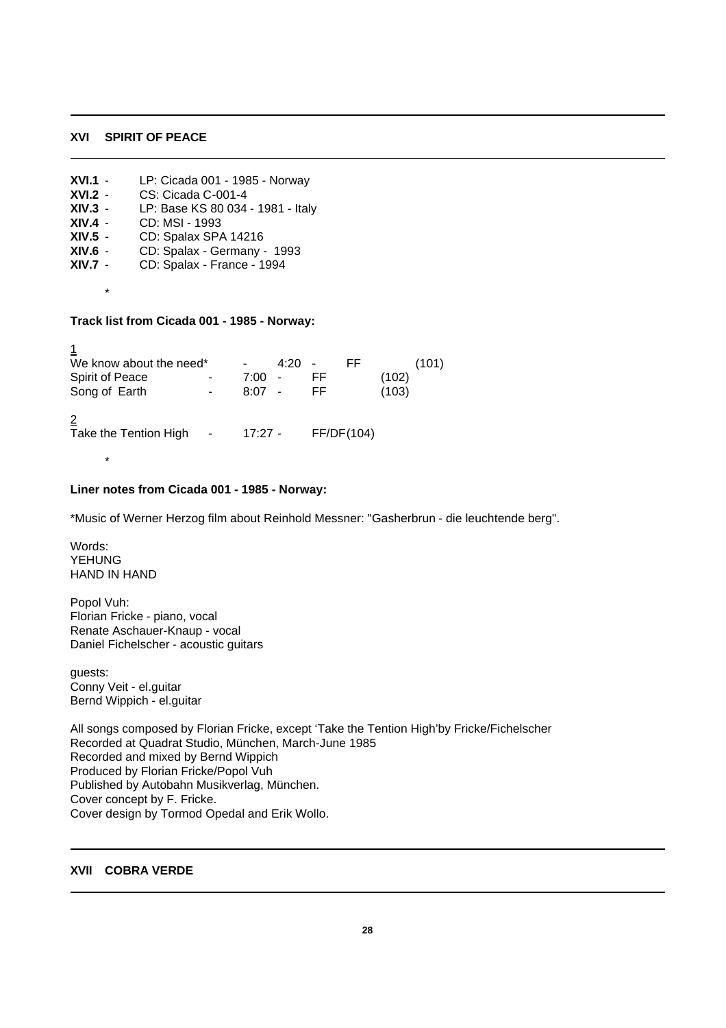## XVI SPIRIT OF PEACE

**XVI.1** - LP: Cicada 001 - 1985 - Norway
**XVI.2** - CS: Cicada C-001-4
**XIV.3** - LP: Base KS 80 034 - 1981 - Italy
**XIV.4** - CD: MSI - 1993
**XIV.5** - CD: Spalax SPA 14216
**XIV.6** - CD: Spalax - Germany - 1993
**XIV.7** - CD: Spalax - France - 1994

*

**Track list from Cicada 001 - 1985 - Norway:**

1

| Title | Duration | Credit | No. |
|---|---|---|---|
| We know about the need* | 4:20 | FF | (101) |
| Spirit of Peace | 7:00 | FF | (102) |
| Song of Earth | 8:07 | FF | (103) |

2

| Title | Duration | Credit | No. |
|---|---|---|---|
| Take the Tention High | 17:27 | FF/DF | (104) |

*

**Liner notes from Cicada 001 - 1985 - Norway:**

*Music of Werner Herzog film about Reinhold Messner: "Gasherbrun - die leuchtende berg".

Words:
YEHUNG
HAND IN HAND

Popol Vuh:
Florian Fricke - piano, vocal
Renate Aschauer-Knaup - vocal
Daniel Fichelscher - acoustic guitars

guests:
Conny Veit - el.guitar
Bernd Wippich - el.guitar

All songs composed by Florian Fricke, except 'Take the Tention High'by Fricke/Fichelscher
Recorded at Quadrat Studio, München, March-June 1985
Recorded and mixed by Bernd Wippich
Produced by Florian Fricke/Popol Vuh
Published by Autobahn Musikverlag, München.
Cover concept by F. Fricke.
Cover design by Tormod Opedal and Erik Wollo.

## XVII COBRA VERDE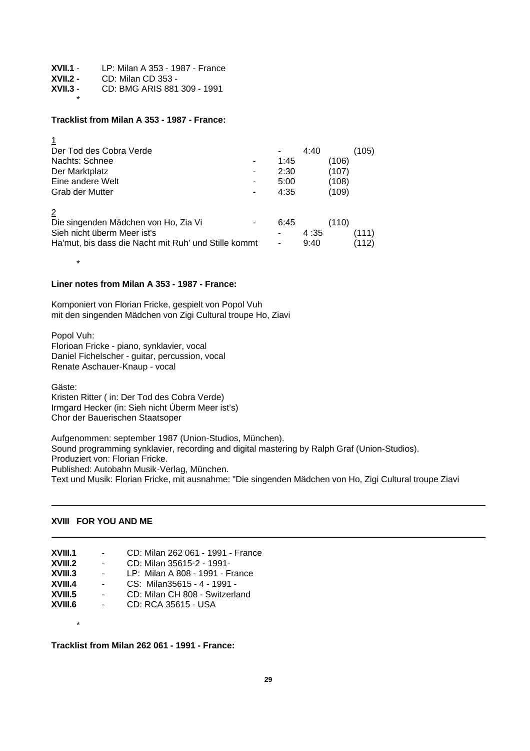**XVII.1** - LP: Milan A 353 - 1987 - France
**XVII.2 -** CD: Milan CD 353 -
**XVII.3** - CD: BMG ARIS 881 309 - 1991

*

**Tracklist from Milan A 353 - 1987 - France:**

1

| Title | | Time | No. |
|---|---|---|---|
| Der Tod des Cobra Verde | - | 4:40 | (105) |
| Nachts: Schnee | - | 1:45 | (106) |
| Der Marktplatz | - | 2:30 | (107) |
| Eine andere Welt | - | 5:00 | (108) |
| Grab der Mutter | - | 4:35 | (109) |

2

| Title | | Time | No. |
|---|---|---|---|
| Die singenden Mädchen von Ho, Zia Vi | - | 6:45 | (110) |
| Sieh nicht überm Meer ist's | - | 4 :35 | (111) |
| Ha'mut, bis dass die Nacht mit Ruh' und Stille kommt | - | 9:40 | (112) |

*

**Liner notes from Milan A 353 - 1987 - France:**

Komponiert von Florian Fricke, gespielt von Popol Vuh
mit den singenden Mädchen von Zigi Cultural troupe Ho, Ziavi

Popol Vuh:
Florioan Fricke - piano, synklavier, vocal
Daniel Fichelscher - guitar, percussion, vocal
Renate Aschauer-Knaup - vocal

Gäste:
Kristen Ritter ( in: Der Tod des Cobra Verde)
Irmgard Hecker (in: Sieh nicht Úberm Meer ist's)
Chor der Bauerischen Staatsoper

Aufgenommen: september 1987 (Union-Studios, München).
Sound programming synklavier, recording and digital mastering by Ralph Graf (Union-Studios).
Produziert von: Florian Fricke.
Published: Autobahn Musik-Verlag, München.
Text und Musik: Florian Fricke, mit ausnahme: "Die singenden Mädchen von Ho, Zigi Cultural troupe Ziavi

---

## XVIII FOR YOU AND ME

---

**XVIII.1** - CD: Milan 262 061 - 1991 - France
**XVIII.2** - CD: Milan 35615-2 - 1991-
**XVIII.3** - LP: Milan A 808 - 1991 - France
**XVIII.4** - CS: Milan35615 - 4 - 1991 -
**XVIII.5** - CD: Milan CH 808 - Switzerland
**XVIII.6** - CD: RCA 35615 - USA

*

**Tracklist from Milan 262 061 - 1991 - France:**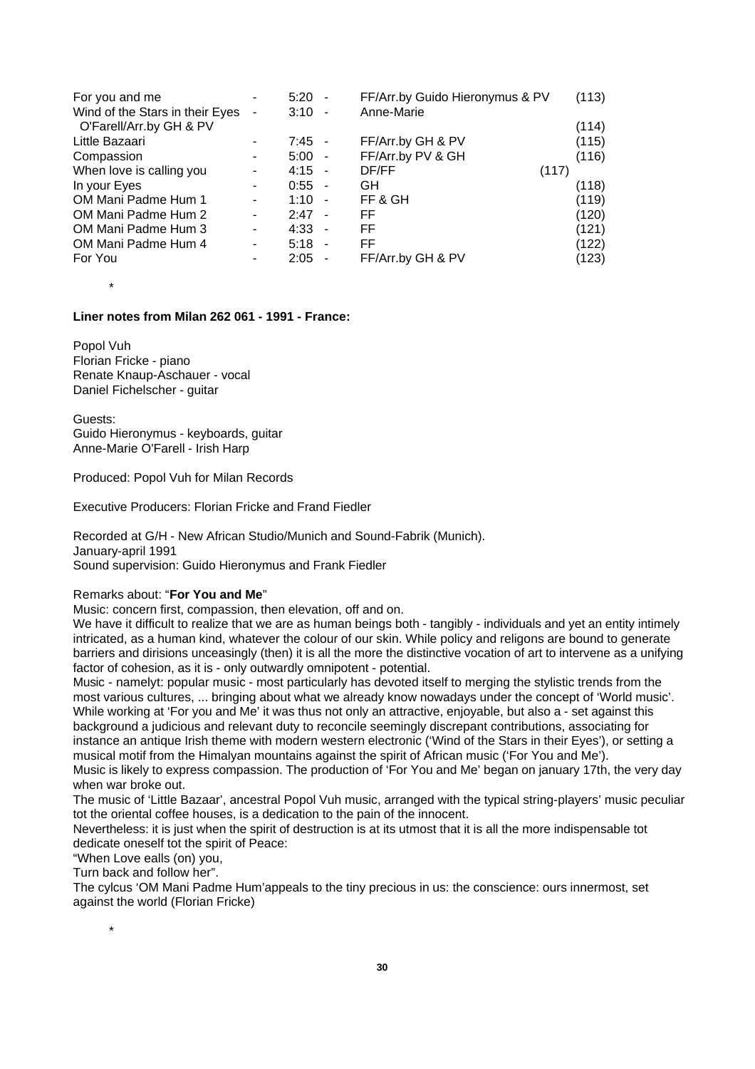| | | | | |
|---|---|---|---|---|
| For you and me | - | 5:20 - | FF/Arr.by Guido Hieronymus & PV | (113) |
| Wind of the Stars in their Eyes - O'Farell/Arr.by GH & PV | | 3:10 - | Anne-Marie | (114) |
| Little Bazaari | - | 7:45 - | FF/Arr.by GH & PV | (115) |
| Compassion | - | 5:00 - | FF/Arr.by PV & GH | (116) |
| When love is calling you | - | 4:15 - | DF/FF | (117) |
| In your Eyes | - | 0:55 - | GH | (118) |
| OM Mani Padme Hum 1 | - | 1:10 - | FF & GH | (119) |
| OM Mani Padme Hum 2 | - | 2:47 - | FF | (120) |
| OM Mani Padme Hum 3 | - | 4:33 - | FF | (121) |
| OM Mani Padme Hum 4 | - | 5:18 - | FF | (122) |
| For You | - | 2:05 - | FF/Arr.by GH & PV | (123) |

*

**Liner notes from Milan 262 061 - 1991 - France:**

Popol Vuh
Florian Fricke - piano
Renate Knaup-Aschauer - vocal
Daniel Fichelscher - guitar

Guests:
Guido Hieronymus - keyboards, guitar
Anne-Marie O'Farell - Irish Harp

Produced: Popol Vuh for Milan Records

Executive Producers: Florian Fricke and Frand Fiedler

Recorded at G/H - New African Studio/Munich and Sound-Fabrik (Munich).
January-april 1991
Sound supervision: Guido Hieronymus and Frank Fiedler

Remarks about: "**For You and Me**"

Music: concern first, compassion, then elevation, off and on.

We have it difficult to realize that we are as human beings both - tangibly - individuals and yet an entity intimely intricated, as a human kind, whatever the colour of our skin. While policy and religons are bound to generate barriers and dirisions unceasingly (then) it is all the more the distinctive vocation of art to intervene as a unifying factor of cohesion, as it is - only outwardly omnipotent - potential.

Music - namelyt: popular music - most particularly has devoted itself to merging the stylistic trends from the most various cultures, ... bringing about what we already know nowadays under the concept of 'World music'. While working at 'For you and Me' it was thus not only an attractive, enjoyable, but also a - set against this background a judicious and relevant duty to reconcile seemingly discrepant contributions, associating for instance an antique Irish theme with modern western electronic ('Wind of the Stars in their Eyes'), or setting a musical motif from the Himalyan mountains against the spirit of African music ('For You and Me').

Music is likely to express compassion. The production of 'For You and Me' began on january 17th, the very day when war broke out.

The music of 'Little Bazaar', ancestral Popol Vuh music, arranged with the typical string-players' music peculiar tot the oriental coffee houses, is a dedication to the pain of the innocent.

Nevertheless: it is just when the spirit of destruction is at its utmost that it is all the more indispensable tot dedicate oneself tot the spirit of Peace:

"When Love ealls (on) you,
Turn back and follow her".

The cylcus 'OM Mani Padme Hum'appeals to the tiny precious in us: the conscience: ours innermost, set against the world (Florian Fricke)

*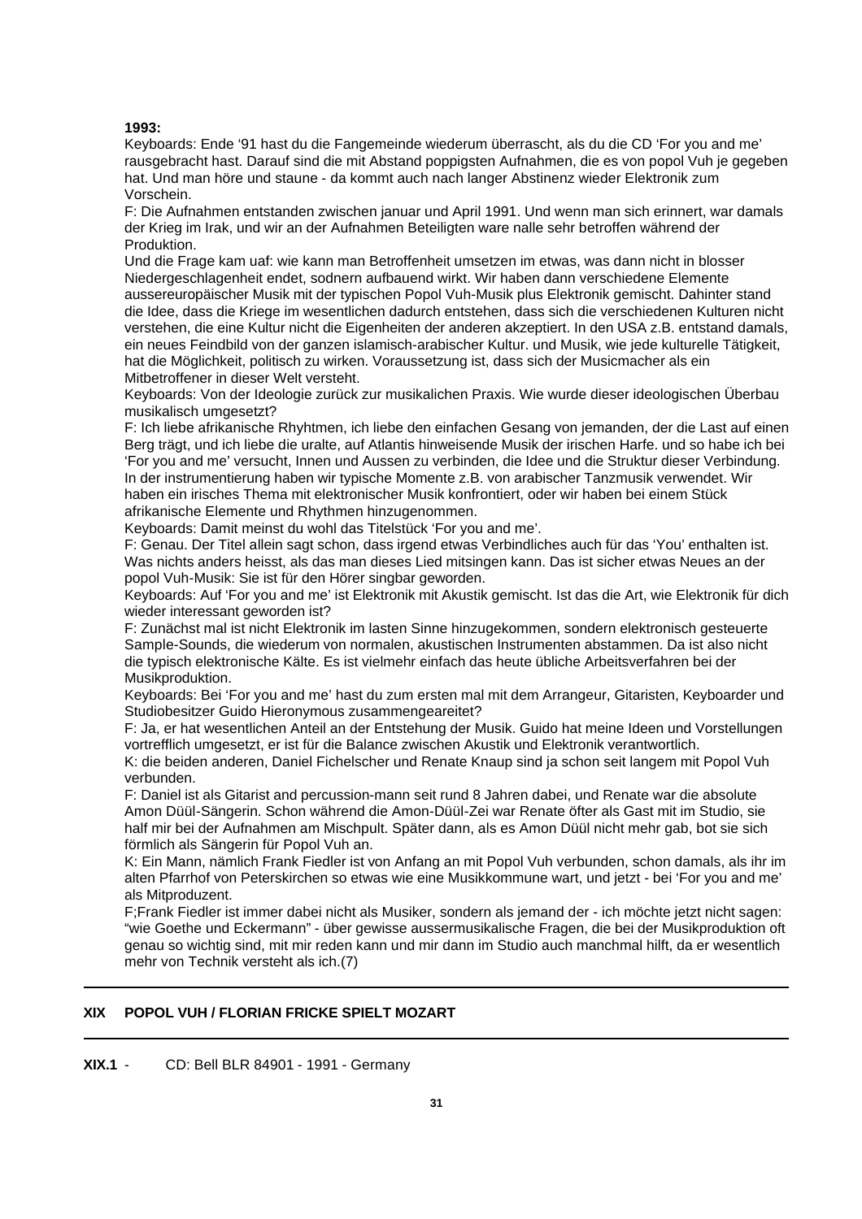**1993:**

Keyboards: Ende '91 hast du die Fangemeinde wiederum überrascht, als du die CD 'For you and me' rausgebracht hast. Darauf sind die mit Abstand poppigsten Aufnahmen, die es von popol Vuh je gegeben hat. Und man höre und staune - da kommt auch nach langer Abstinenz wieder Elektronik zum Vorschein.

F: Die Aufnahmen entstanden zwischen januar und April 1991. Und wenn man sich erinnert, war damals der Krieg im Irak, und wir an der Aufnahmen Beteiligten ware nalle sehr betroffen während der Produktion.

Und die Frage kam uaf: wie kann man Betroffenheit umsetzen im etwas, was dann nicht in blosser Niedergeschlagenheit endet, sodnern aufbauend wirkt. Wir haben dann verschiedene Elemente aussereuropäischer Musik mit der typischen Popol Vuh-Musik plus Elektronik gemischt. Dahinter stand die Idee, dass die Kriege im wesentlichen dadurch entstehen, dass sich die verschiedenen Kulturen nicht verstehen, die eine Kultur nicht die Eigenheiten der anderen akzeptiert. In den USA z.B. entstand damals, ein neues Feindbild von der ganzen islamisch-arabischer Kultur. und Musik, wie jede kulturelle Tätigkeit, hat die Möglichkeit, politisch zu wirken. Voraussetzung ist, dass sich der Musicmacher als ein Mitbetroffener in dieser Welt versteht.

Keyboards: Von der Ideologie zurück zur musikalichen Praxis. Wie wurde dieser ideologischen Überbau musikalisch umgesetzt?

F: Ich liebe afrikanische Rhyhtmen, ich liebe den einfachen Gesang von jemanden, der die Last auf einen Berg trägt, und ich liebe die uralte, auf Atlantis hinweisende Musik der irischen Harfe. und so habe ich bei 'For you and me' versucht, Innen und Aussen zu verbinden, die Idee und die Struktur dieser Verbindung. In der instrumentierung haben wir typische Momente z.B. von arabischer Tanzmusik verwendet. Wir haben ein irisches Thema mit elektronischer Musik konfrontiert, oder wir haben bei einem Stück afrikanische Elemente und Rhythmen hinzugenommen.

Keyboards: Damit meinst du wohl das Titelstück 'For you and me'.

F: Genau. Der Titel allein sagt schon, dass irgend etwas Verbindliches auch für das 'You' enthalten ist. Was nichts anders heisst, als das man dieses Lied mitsingen kann. Das ist sicher etwas Neues an der popol Vuh-Musik: Sie ist für den Hörer singbar geworden.

Keyboards: Auf 'For you and me' ist Elektronik mit Akustik gemischt. Ist das die Art, wie Elektronik für dich wieder interessant geworden ist?

F: Zunächst mal ist nicht Elektronik im lasten Sinne hinzugekommen, sondern elektronisch gesteuerte Sample-Sounds, die wiederum von normalen, akustischen Instrumenten abstammen. Da ist also nicht die typisch elektronische Kälte. Es ist vielmehr einfach das heute übliche Arbeitsverfahren bei der Musikproduktion.

Keyboards: Bei 'For you and me' hast du zum ersten mal mit dem Arrangeur, Gitaristen, Keyboarder und Studiobesitzer Guido Hieronymous zusammengeareitet?

F: Ja, er hat wesentlichen Anteil an der Entstehung der Musik. Guido hat meine Ideen und Vorstellungen vortrefflich umgesetzt, er ist für die Balance zwischen Akustik und Elektronik verantwortlich.

K: die beiden anderen, Daniel Fichelscher und Renate Knaup sind ja schon seit langem mit Popol Vuh verbunden.

F: Daniel ist als Gitarist and percussion-mann seit rund 8 Jahren dabei, und Renate war die absolute Amon Düül-Sängerin. Schon während die Amon-Düül-Zei war Renate öfter als Gast mit im Studio, sie half mir bei der Aufnahmen am Mischpult. Später dann, als es Amon Düül nicht mehr gab, bot sie sich förmlich als Sängerin für Popol Vuh an.

K: Ein Mann, nämlich Frank Fiedler ist von Anfang an mit Popol Vuh verbunden, schon damals, als ihr im alten Pfarrhof von Peterskirchen so etwas wie eine Musikkommune wart, und jetzt - bei 'For you and me' als Mitproduzent.

F;Frank Fiedler ist immer dabei nicht als Musiker, sondern als jemand der - ich möchte jetzt nicht sagen: "wie Goethe und Eckermann" - über gewisse aussermusikalische Fragen, die bei der Musikproduktion oft genau so wichtig sind, mit mir reden kann und mir dann im Studio auch manchmal hilft, da er wesentlich mehr von Technik versteht als ich.(7)

---

## XIX POPOL VUH / FLORIAN FRICKE SPIELT MOZART

---

**XIX.1** - CD: Bell BLR 84901 - 1991 - Germany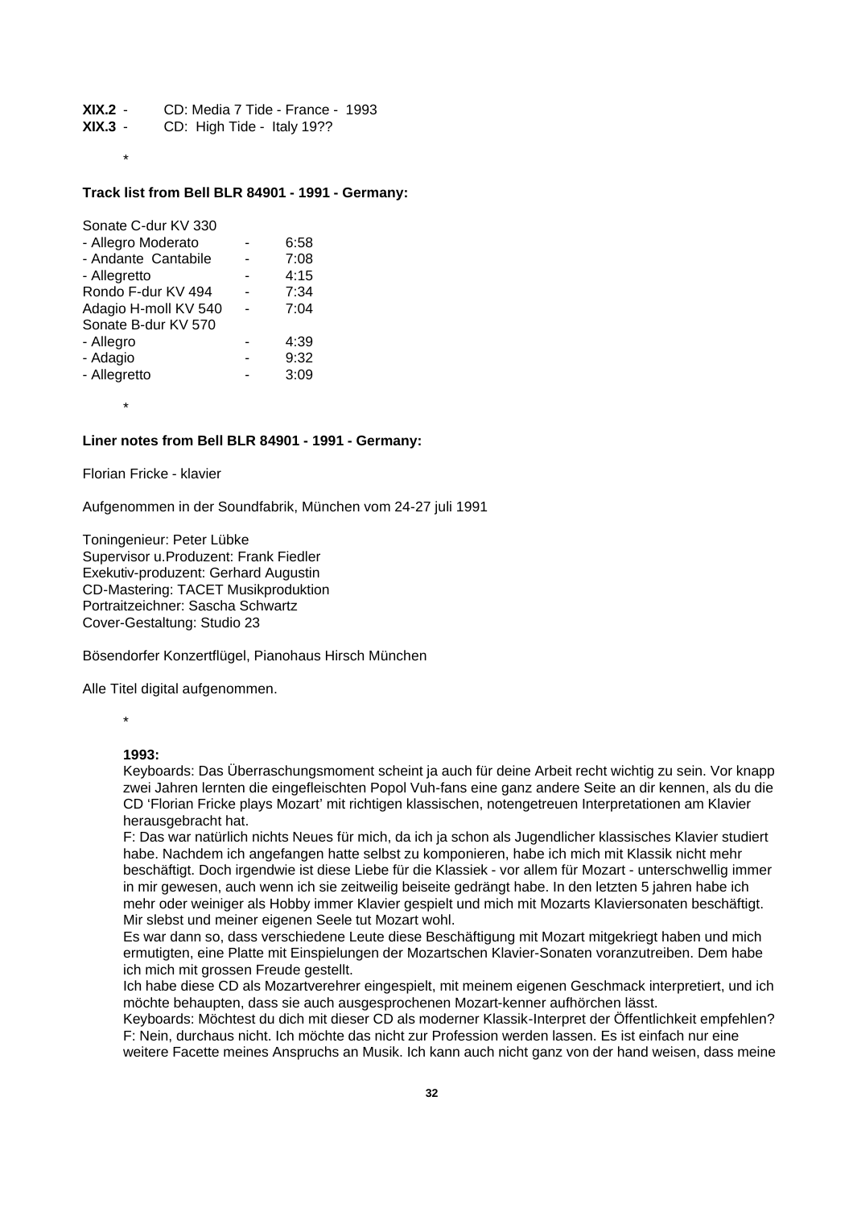**XIX.2** - CD: Media 7 Tide - France - 1993
**XIX.3** - CD: High Tide - Italy 19??

*

**Track list from Bell BLR 84901 - 1991 - Germany:**

| | | |
|---|---|---|
| Sonate C-dur KV 330 | | |
| - Allegro Moderato | - | 6:58 |
| - Andante Cantabile | - | 7:08 |
| - Allegretto | - | 4:15 |
| Rondo F-dur KV 494 | - | 7:34 |
| Adagio H-moll KV 540 | - | 7:04 |
| Sonate B-dur KV 570 | | |
| - Allegro | - | 4:39 |
| - Adagio | - | 9:32 |
| - Allegretto | - | 3:09 |

*

**Liner notes from Bell BLR 84901 - 1991 - Germany:**

Florian Fricke - klavier

Aufgenommen in der Soundfabrik, München vom 24-27 juli 1991

Toningenieur: Peter Lübke
Supervisor u.Produzent: Frank Fiedler
Exekutiv-produzent: Gerhard Augustin
CD-Mastering: TACET Musikproduktion
Portraitzeichner: Sascha Schwartz
Cover-Gestaltung: Studio 23

Bösendorfer Konzertflügel, Pianohaus Hirsch München

Alle Titel digital aufgenommen.

*

**1993:**
Keyboards: Das Überraschungsmoment scheint ja auch für deine Arbeit recht wichtig zu sein. Vor knapp zwei Jahren lernten die eingefleischten Popol Vuh-fans eine ganz andere Seite an dir kennen, als du die CD 'Florian Fricke plays Mozart' mit richtigen klassischen, notengetreuen Interpretationen am Klavier herausgebracht hat.
F: Das war natürlich nichts Neues für mich, da ich ja schon als Jugendlicher klassisches Klavier studiert habe. Nachdem ich angefangen hatte selbst zu komponieren, habe ich mich mit Klassik nicht mehr beschäftigt. Doch irgendwie ist diese Liebe für die Klassiek - vor allem für Mozart - unterschwellig immer in mir gewesen, auch wenn ich sie zeitweilig beiseite gedrängt habe. In den letzten 5 jahren habe ich mehr oder weiniger als Hobby immer Klavier gespielt und mich mit Mozarts Klaviersonaten beschäftigt. Mir slebst und meiner eigenen Seele tut Mozart wohl.
Es war dann so, dass verschiedene Leute diese Beschäftigung mit Mozart mitgekriegt haben und mich ermutigten, eine Platte mit Einspielungen der Mozartschen Klavier-Sonaten voranzutreiben. Dem habe ich mich mit grossen Freude gestellt.
Ich habe diese CD als Mozartverehrer eingespielt, mit meinem eigenen Geschmack interpretiert, und ich möchte behaupten, dass sie auch ausgesprochenen Mozart-kenner aufhörchen lässt.
Keyboards: Möchtest du dich mit dieser CD als moderner Klassik-Interpret der Öffentlichkeit empfehlen?
F: Nein, durchaus nicht. Ich möchte das nicht zur Profession werden lassen. Es ist einfach nur eine weitere Facette meines Anspruchs an Musik. Ich kann auch nicht ganz von der hand weisen, dass meine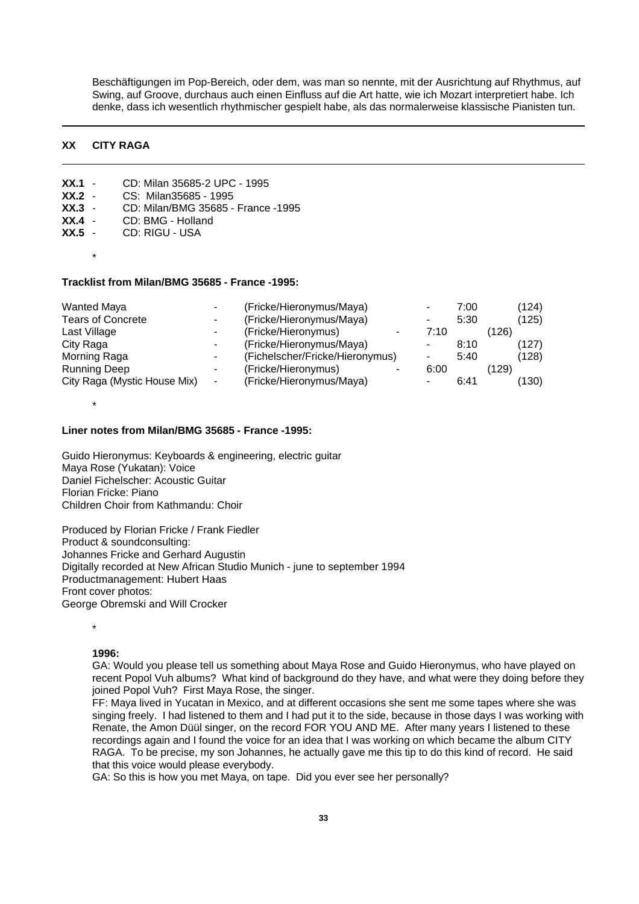Beschäftigungen im Pop-Bereich, oder dem, was man so nennte, mit der Ausrichtung auf Rhythmus, auf Swing, auf Groove, durchaus auch einen Einfluss auf die Art hatte, wie ich Mozart interpretiert habe. Ich denke, dass ich wesentlich rhythmischer gespielt habe, als das normalerweise klassische Pianisten tun.

---

## XX CITY RAGA

---

**XX.1** - CD: Milan 35685-2 UPC - 1995
**XX.2** - CS: Milan35685 - 1995
**XX.3** - CD: Milan/BMG 35685 - France -1995
**XX.4** - CD: BMG - Holland
**XX.5** - CD: RIGU - USA

\*

**Tracklist from Milan/BMG 35685 - France -1995:**

| | | | | | |
|---|---|---|---|---|---|
| Wanted Maya | - | (Fricke/Hieronymus/Maya) | - | 7:00 | (124) |
| Tears of Concrete | - | (Fricke/Hieronymus/Maya) | - | 5:30 | (125) |
| Last Village | - | (Fricke/Hieronymus) | - | 7:10 | (126) |
| City Raga | - | (Fricke/Hieronymus/Maya) | - | 8:10 | (127) |
| Morning Raga | - | (Fichelscher/Fricke/Hieronymus) | - | 5:40 | (128) |
| Running Deep | - | (Fricke/Hieronymus) | - | 6:00 | (129) |
| City Raga (Mystic House Mix) | - | (Fricke/Hieronymus/Maya) | - | 6:41 | (130) |

\*

**Liner notes from Milan/BMG 35685 - France -1995:**

Guido Hieronymus: Keyboards & engineering, electric guitar
Maya Rose (Yukatan): Voice
Daniel Fichelscher: Acoustic Guitar
Florian Fricke: Piano
Children Choir from Kathmandu: Choir

Produced by Florian Fricke / Frank Fiedler
Product & soundconsulting:
Johannes Fricke and Gerhard Augustin
Digitally recorded at New African Studio Munich - june to september 1994
Productmanagement: Hubert Haas
Front cover photos:
George Obremski and Will Crocker

\*

**1996:**

GA: Would you please tell us something about Maya Rose and Guido Hieronymus, who have played on recent Popol Vuh albums? What kind of background do they have, and what were they doing before they joined Popol Vuh? First Maya Rose, the singer.

FF: Maya lived in Yucatan in Mexico, and at different occasions she sent me some tapes where she was singing freely. I had listened to them and I had put it to the side, because in those days I was working with Renate, the Amon Düül singer, on the record FOR YOU AND ME. After many years I listened to these recordings again and I found the voice for an idea that I was working on which became the album CITY RAGA. To be precise, my son Johannes, he actually gave me this tip to do this kind of record. He said that this voice would please everybody.

GA: So this is how you met Maya, on tape. Did you ever see her personally?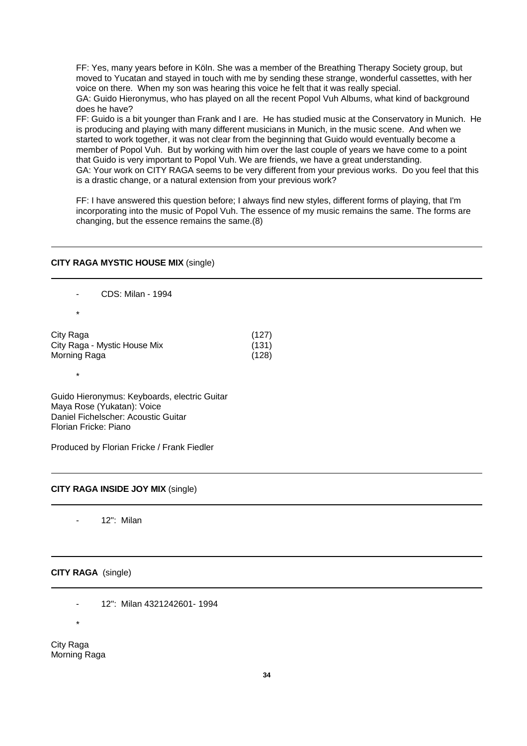FF: Yes, many years before in Köln. She was a member of the Breathing Therapy Society group, but moved to Yucatan and stayed in touch with me by sending these strange, wonderful cassettes, with her voice on there. When my son was hearing this voice he felt that it was really special.
GA: Guido Hieronymus, who has played on all the recent Popol Vuh Albums, what kind of background does he have?
FF: Guido is a bit younger than Frank and I are. He has studied music at the Conservatory in Munich. He is producing and playing with many different musicians in Munich, in the music scene. And when we started to work together, it was not clear from the beginning that Guido would eventually become a member of Popol Vuh. But by working with him over the last couple of years we have come to a point that Guido is very important to Popol Vuh. We are friends, we have a great understanding.
GA: Your work on CITY RAGA seems to be very different from your previous works. Do you feel that this is a drastic change, or a natural extension from your previous work?

FF: I have answered this question before; I always find new styles, different forms of playing, that I'm incorporating into the music of Popol Vuh. The essence of my music remains the same. The forms are changing, but the essence remains the same.(8)

---

**CITY RAGA MYSTIC HOUSE MIX** (single)

---

- CDS: Milan - 1994

*

| | |
|---|---|
| City Raga | (127) |
| City Raga - Mystic House Mix | (131) |
| Morning Raga | (128) |

*

Guido Hieronymus: Keyboards, electric Guitar
Maya Rose (Yukatan): Voice
Daniel Fichelscher: Acoustic Guitar
Florian Fricke: Piano

Produced by Florian Fricke / Frank Fiedler

---

**CITY RAGA INSIDE JOY MIX** (single)

---

- 12": Milan

---

**CITY RAGA** (single)

---

- 12": Milan 4321242601- 1994

*

City Raga
Morning Raga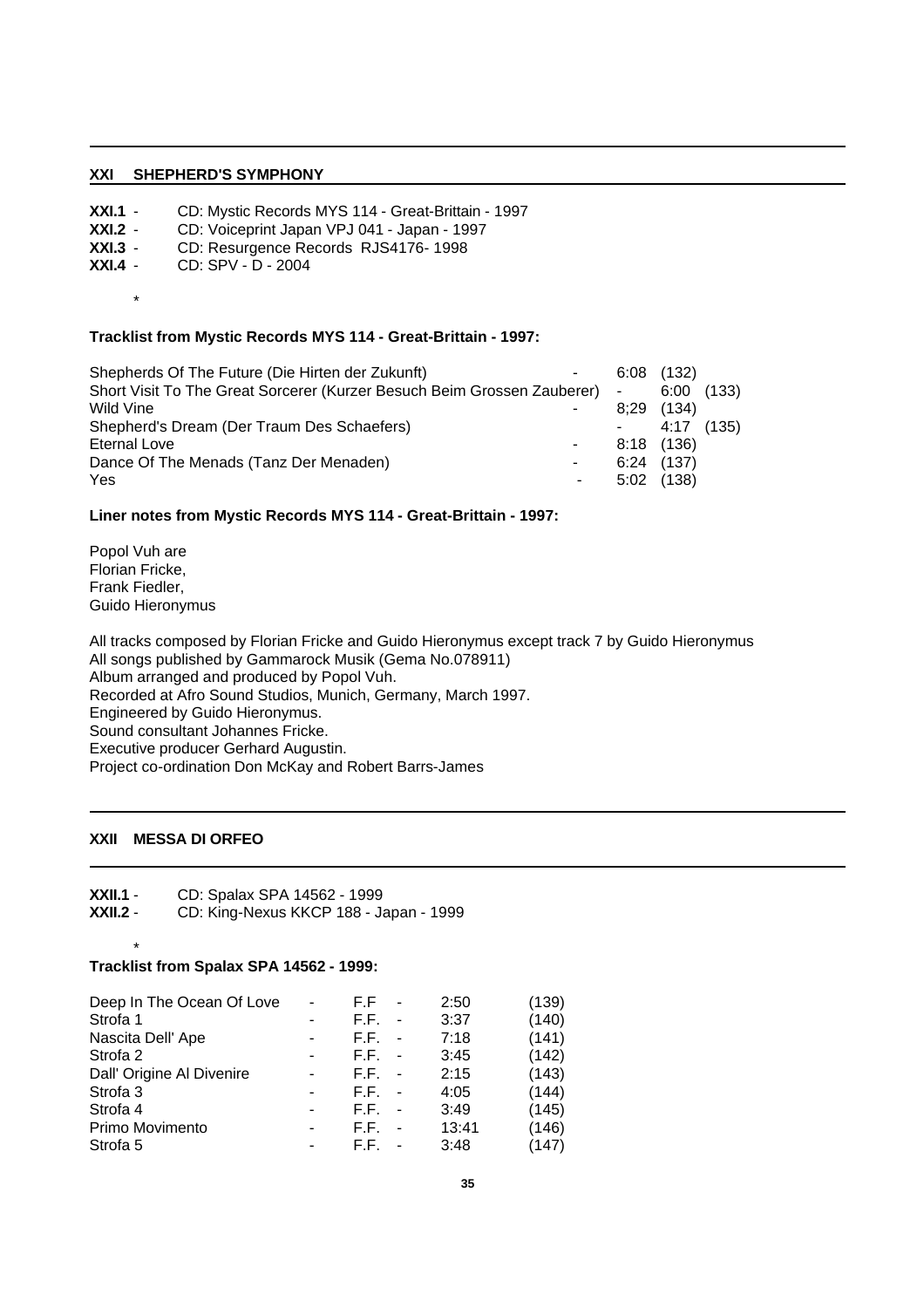## XXI SHEPHERD'S SYMPHONY

**XXI.1** - CD: Mystic Records MYS 114 - Great-Brittain - 1997
**XXI.2** - CD: Voiceprint Japan VPJ 041 - Japan - 1997
**XXI.3** - CD: Resurgence Records RJS4176- 1998
**XXI.4** - CD: SPV - D - 2004

*

**Tracklist from Mystic Records MYS 114 - Great-Brittain - 1997:**

| | | | |
|---|---|---|---|
| Shepherds Of The Future (Die Hirten der Zukunft) | - | 6:08 | (132) |
| Short Visit To The Great Sorcerer (Kurzer Besuch Beim Grossen Zauberer) | - | 6:00 | (133) |
| Wild Vine | - | 8;29 | (134) |
| Shepherd's Dream (Der Traum Des Schaefers) | - | 4:17 | (135) |
| Eternal Love | - | 8:18 | (136) |
| Dance Of The Menads (Tanz Der Menaden) | - | 6:24 | (137) |
| Yes | - | 5:02 | (138) |

**Liner notes from Mystic Records MYS 114 - Great-Brittain - 1997:**

Popol Vuh are
Florian Fricke,
Frank Fiedler,
Guido Hieronymus

All tracks composed by Florian Fricke and Guido Hieronymus except track 7 by Guido Hieronymus
All songs published by Gammarock Musik (Gema No.078911)
Album arranged and produced by Popol Vuh.
Recorded at Afro Sound Studios, Munich, Germany, March 1997.
Engineered by Guido Hieronymus.
Sound consultant Johannes Fricke.
Executive producer Gerhard Augustin.
Project co-ordination Don McKay and Robert Barrs-James

## XXII MESSA DI ORFEO

**XXII.1** - CD: Spalax SPA 14562 - 1999
**XXII.2** - CD: King-Nexus KKCP 188 - Japan - 1999

*

**Tracklist from Spalax SPA 14562 - 1999:**

| | | | | | |
|---|---|---|---|---|---|
| Deep In The Ocean Of Love | - | F.F | - | 2:50 | (139) |
| Strofa 1 | - | F.F. | - | 3:37 | (140) |
| Nascita Dell' Ape | - | F.F. | - | 7:18 | (141) |
| Strofa 2 | - | F.F. | - | 3:45 | (142) |
| Dall' Origine Al Divenire | - | F.F. | - | 2:15 | (143) |
| Strofa 3 | - | F.F. | - | 4:05 | (144) |
| Strofa 4 | - | F.F. | - | 3:49 | (145) |
| Primo Movimento | - | F.F. | - | 13:41 | (146) |
| Strofa 5 | - | F.F. | - | 3:48 | (147) |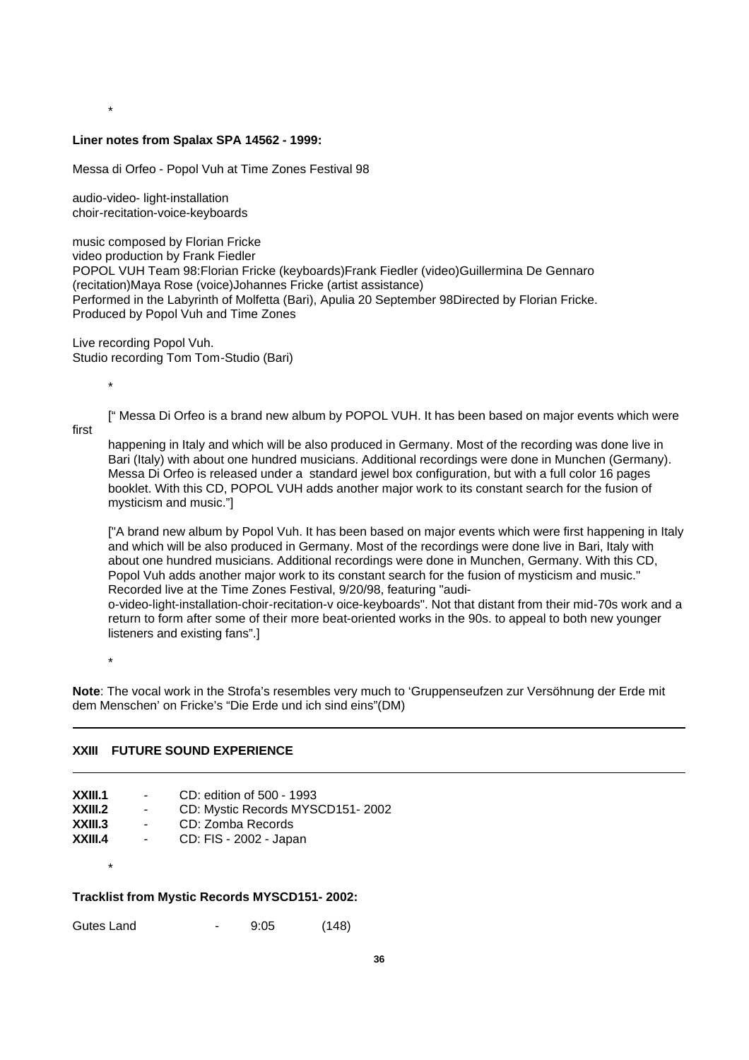*

**Liner notes from Spalax SPA 14562 - 1999:**

Messa di Orfeo - Popol Vuh at Time Zones Festival 98

audio-video- light-installation
choir-recitation-voice-keyboards

music composed by Florian Fricke
video production by Frank Fiedler
POPOL VUH Team 98:Florian Fricke (keyboards)Frank Fiedler (video)Guillermina De Gennaro (recitation)Maya Rose (voice)Johannes Fricke (artist assistance)
Performed in the Labyrinth of Molfetta (Bari), Apulia 20 September 98Directed by Florian Fricke.
Produced by Popol Vuh and Time Zones

Live recording Popol Vuh.
Studio recording Tom Tom-Studio (Bari)

*

[" Messa Di Orfeo is a brand new album by POPOL VUH. It has been based on major events which were first happening in Italy and which will be also produced in Germany. Most of the recording was done live in Bari (Italy) with about one hundred musicians. Additional recordings were done in Munchen (Germany). Messa Di Orfeo is released under a standard jewel box configuration, but with a full color 16 pages booklet. With this CD, POPOL VUH adds another major work to its constant search for the fusion of mysticism and music."]

["A brand new album by Popol Vuh. It has been based on major events which were first happening in Italy and which will be also produced in Germany. Most of the recordings were done live in Bari, Italy with about one hundred musicians. Additional recordings were done in Munchen, Germany. With this CD, Popol Vuh adds another major work to its constant search for the fusion of mysticism and music." Recorded live at the Time Zones Festival, 9/20/98, featuring "audio-video-light-installation-choir-recitation-v oice-keyboards". Not that distant from their mid-70s work and a return to form after some of their more beat-oriented works in the 90s. to appeal to both new younger listeners and existing fans".]

*

**Note**: The vocal work in the Strofa's resembles very much to 'Gruppenseufzen zur Versöhnung der Erde mit dem Menschen' on Fricke's "Die Erde und ich sind eins"(DM)

---

## XXIII FUTURE SOUND EXPERIENCE

---

**XXIII.1** - CD: edition of 500 - 1993
**XXIII.2** - CD: Mystic Records MYSCD151- 2002
**XXIII.3** - CD: Zomba Records
**XXIII.4** - CD: FIS - 2002 - Japan

*

**Tracklist from Mystic Records MYSCD151- 2002:**

Gutes Land - 9:05 (148)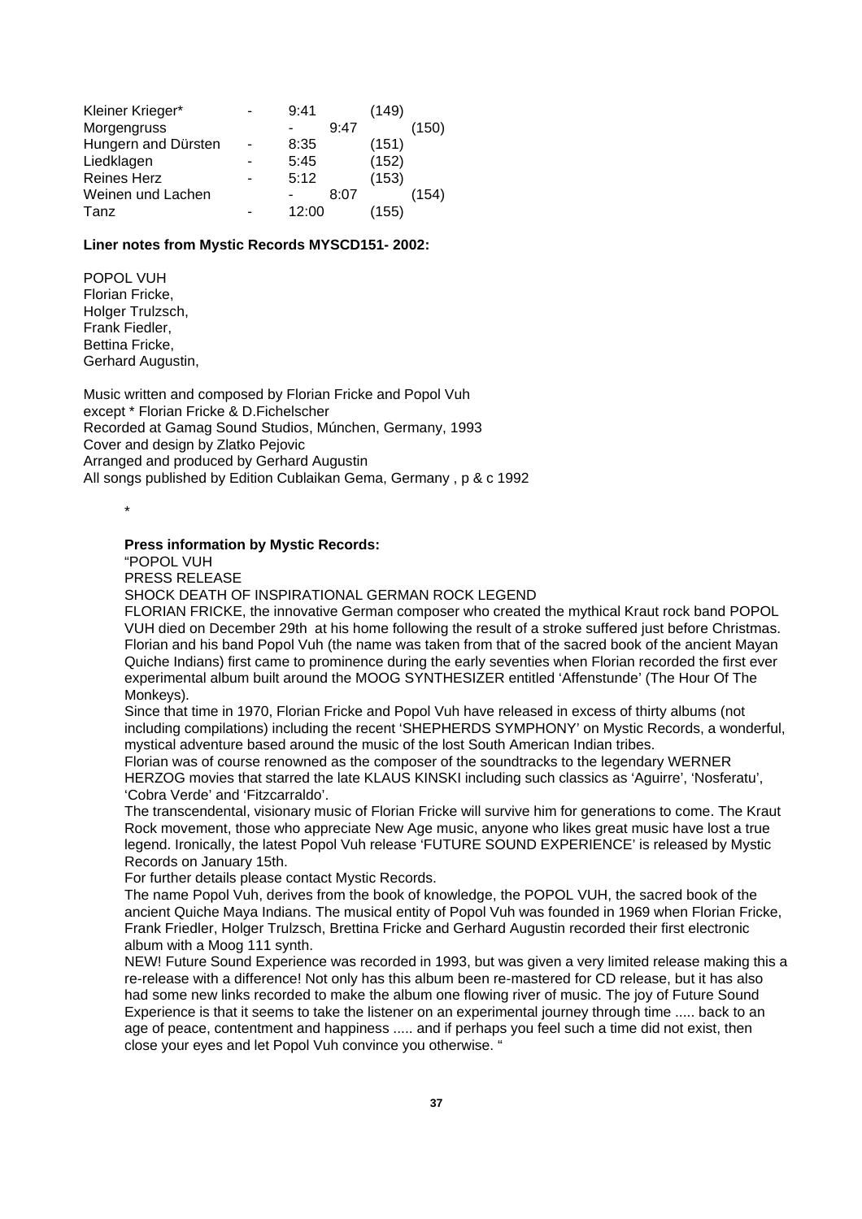| | | | |
|---|---|---|---|
| Kleiner Krieger* | - | 9:41 | (149) |
| Morgengruss | - | 9:47 | (150) |
| Hungern and Dürsten | - | 8:35 | (151) |
| Liedklagen | - | 5:45 | (152) |
| Reines Herz | - | 5:12 | (153) |
| Weinen und Lachen | - | 8:07 | (154) |
| Tanz | - | 12:00 | (155) |

**Liner notes from Mystic Records MYSCD151- 2002:**

POPOL VUH
Florian Fricke,
Holger Trulzsch,
Frank Fiedler,
Bettina Fricke,
Gerhard Augustin,

Music written and composed by Florian Fricke and Popol Vuh
except * Florian Fricke & D.Fichelscher
Recorded at Gamag Sound Studios, Múnchen, Germany, 1993
Cover and design by Zlatko Pejovic
Arranged and produced by Gerhard Augustin
All songs published by Edition Cublaikan Gema, Germany , p & c 1992

*

**Press information by Mystic Records:**

"POPOL VUH
PRESS RELEASE
SHOCK DEATH OF INSPIRATIONAL GERMAN ROCK LEGEND
FLORIAN FRICKE, the innovative German composer who created the mythical Kraut rock band POPOL VUH died on December 29th at his home following the result of a stroke suffered just before Christmas. Florian and his band Popol Vuh (the name was taken from that of the sacred book of the ancient Mayan Quiche Indians) first came to prominence during the early seventies when Florian recorded the first ever experimental album built around the MOOG SYNTHESIZER entitled 'Affenstunde' (The Hour Of The Monkeys).
Since that time in 1970, Florian Fricke and Popol Vuh have released in excess of thirty albums (not including compilations) including the recent 'SHEPHERDS SYMPHONY' on Mystic Records, a wonderful, mystical adventure based around the music of the lost South American Indian tribes.
Florian was of course renowned as the composer of the soundtracks to the legendary WERNER HERZOG movies that starred the late KLAUS KINSKI including such classics as 'Aguirre', 'Nosferatu', 'Cobra Verde' and 'Fitzcarraldo'.
The transcendental, visionary music of Florian Fricke will survive him for generations to come. The Kraut Rock movement, those who appreciate New Age music, anyone who likes great music have lost a true legend. Ironically, the latest Popol Vuh release 'FUTURE SOUND EXPERIENCE' is released by Mystic Records on January 15th.
For further details please contact Mystic Records.
The name Popol Vuh, derives from the book of knowledge, the POPOL VUH, the sacred book of the ancient Quiche Maya Indians. The musical entity of Popol Vuh was founded in 1969 when Florian Fricke, Frank Friedler, Holger Trulzsch, Brettina Fricke and Gerhard Augustin recorded their first electronic album with a Moog 111 synth.
NEW! Future Sound Experience was recorded in 1993, but was given a very limited release making this a re-release with a difference! Not only has this album been re-mastered for CD release, but it has also had some new links recorded to make the album one flowing river of music. The joy of Future Sound Experience is that it seems to take the listener on an experimental journey through time ..... back to an age of peace, contentment and happiness ..... and if perhaps you feel such a time did not exist, then close your eyes and let Popol Vuh convince you otherwise. "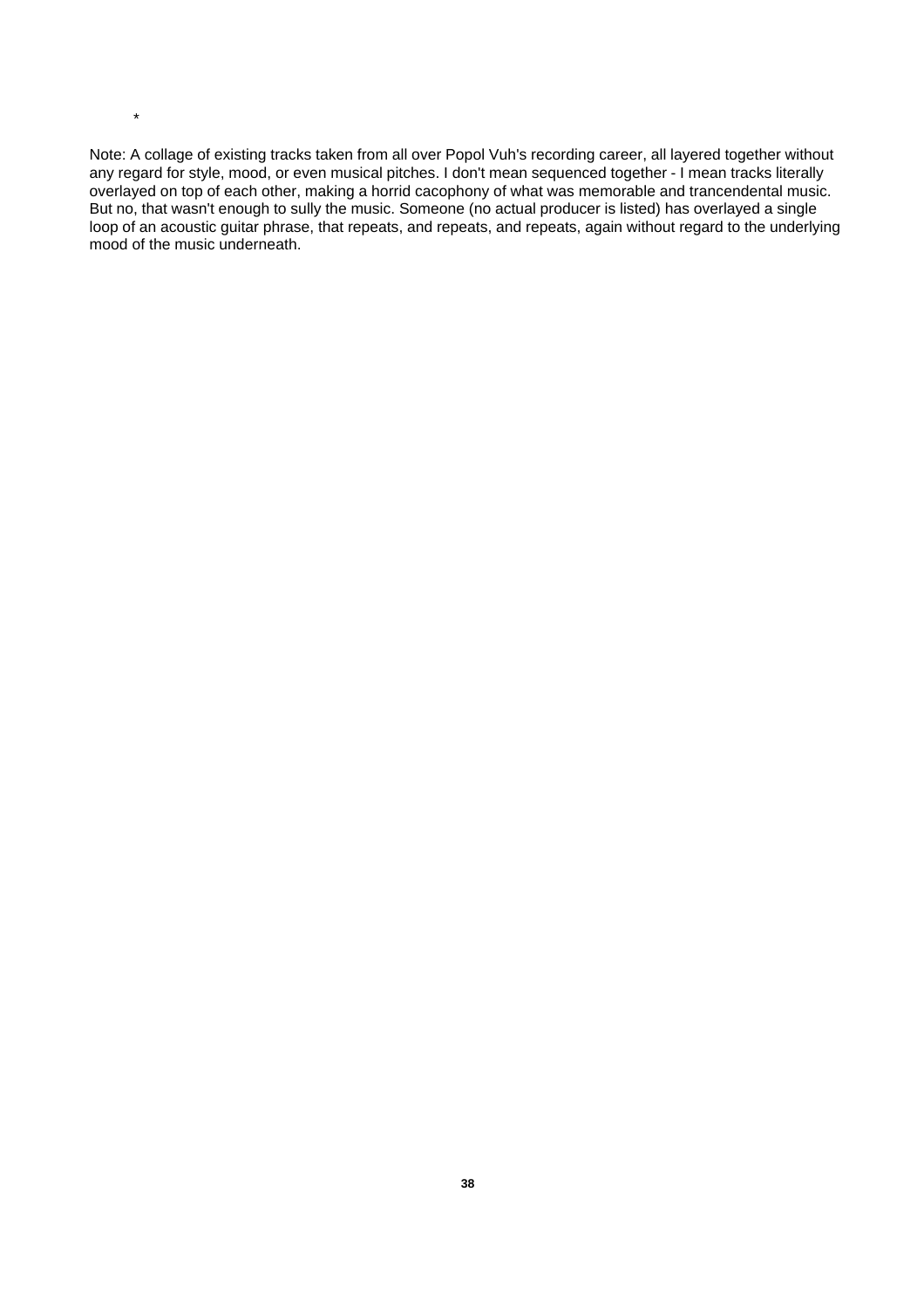*

Note: A collage of existing tracks taken from all over Popol Vuh's recording career, all layered together without any regard for style, mood, or even musical pitches. I don't mean sequenced together - I mean tracks literally overlayed on top of each other, making a horrid cacophony of what was memorable and trancendental music. But no, that wasn't enough to sully the music. Someone (no actual producer is listed) has overlayed a single loop of an acoustic guitar phrase, that repeats, and repeats, and repeats, again without regard to the underlying mood of the music underneath.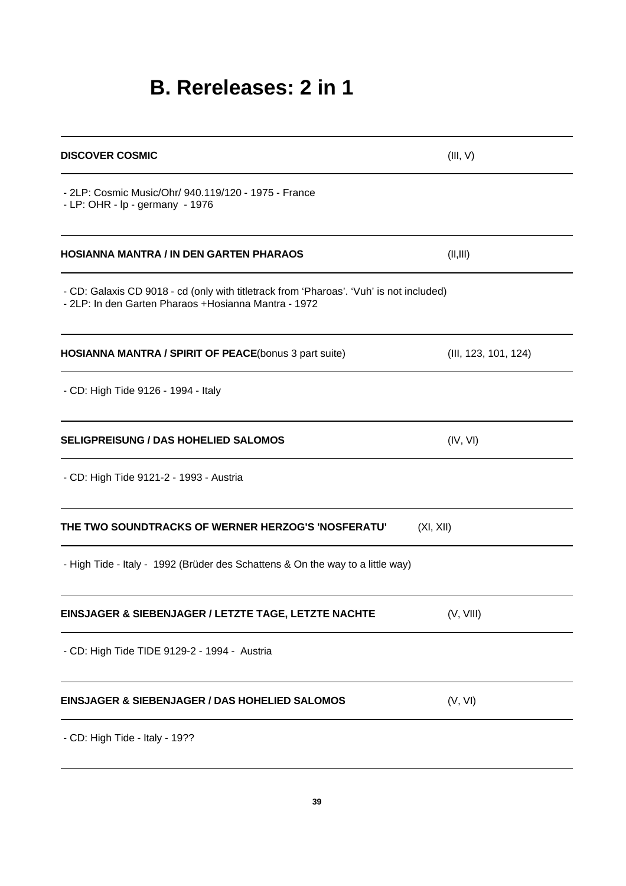# B. Rereleases: 2 in 1

**DISCOVER COSMIC** (III, V)

- 2LP: Cosmic Music/Ohr/ 940.119/120 - 1975 - France
- LP: OHR - lp - germany - 1976

**HOSIANNA MANTRA / IN DEN GARTEN PHARAOS** (II,III)

- CD: Galaxis CD 9018 - cd (only with titletrack from 'Pharoas'. 'Vuh' is not included)
- 2LP: In den Garten Pharaos +Hosianna Mantra - 1972

**HOSIANNA MANTRA / SPIRIT OF PEACE**(bonus 3 part suite) (III, 123, 101, 124)

- CD: High Tide 9126 - 1994 - Italy

**SELIGPREISUNG / DAS HOHELIED SALOMOS** (IV, VI)

- CD: High Tide 9121-2 - 1993 - Austria

**THE TWO SOUNDTRACKS OF WERNER HERZOG'S 'NOSFERATU'** (XI, XII)

- High Tide - Italy - 1992 (Brüder des Schattens & On the way to a little way)

**EINSJAGER & SIEBENJAGER / LETZTE TAGE, LETZTE NACHTE** (V, VIII)

- CD: High Tide TIDE 9129-2 - 1994 - Austria

**EINSJAGER & SIEBENJAGER / DAS HOHELIED SALOMOS** (V, VI)

- CD: High Tide - Italy - 19??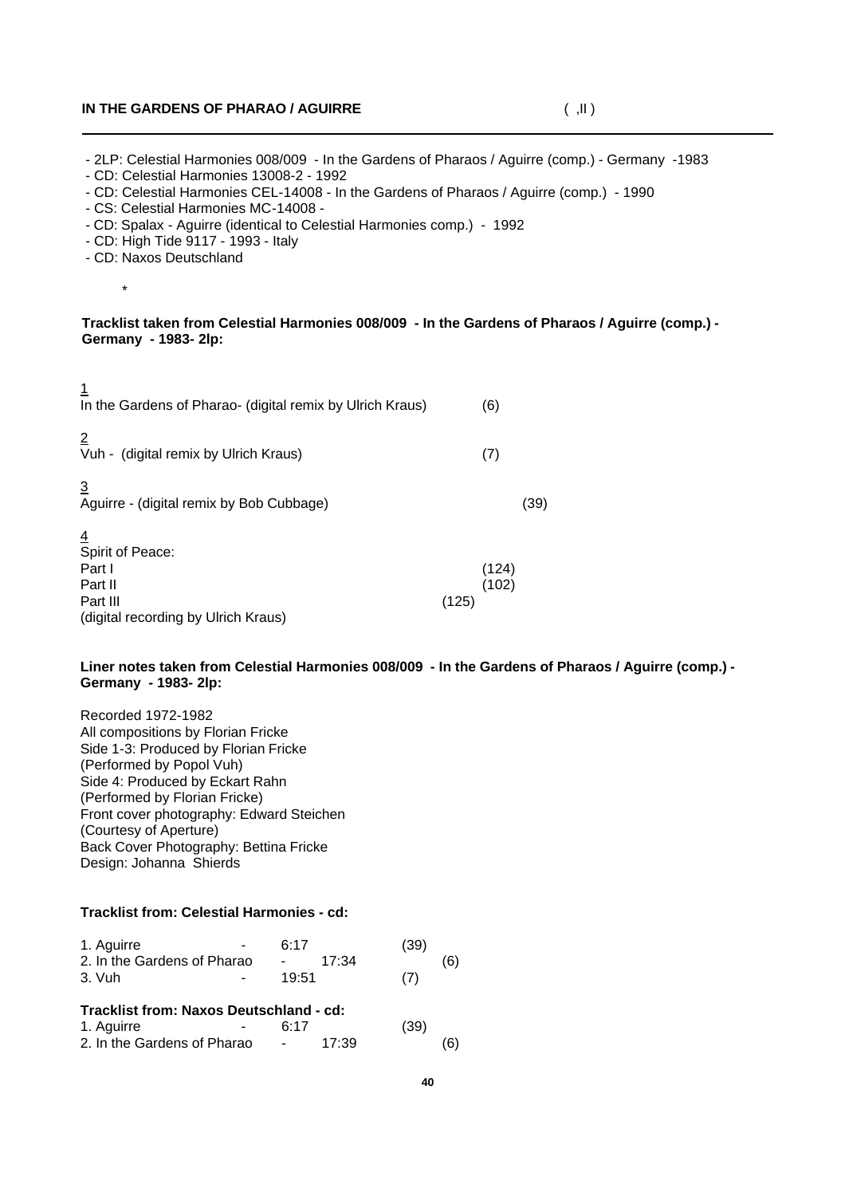**IN THE GARDENS OF PHARAO / AGUIRRE** ( ,II )

- 2LP: Celestial Harmonies 008/009 - In the Gardens of Pharaos / Aguirre (comp.) - Germany -1983
- CD: Celestial Harmonies 13008-2 - 1992
- CD: Celestial Harmonies CEL-14008 - In the Gardens of Pharaos / Aguirre (comp.) - 1990
- CS: Celestial Harmonies MC-14008 -
- CD: Spalax - Aguirre (identical to Celestial Harmonies comp.) - 1992
- CD: High Tide 9117 - 1993 - Italy
- CD: Naxos Deutschland

*

**Tracklist taken from Celestial Harmonies 008/009 - In the Gardens of Pharaos / Aguirre (comp.) - Germany - 1983- 2lp:**

1
In the Gardens of Pharao- (digital remix by Ulrich Kraus) (6)

2
Vuh - (digital remix by Ulrich Kraus) (7)

3
Aguirre - (digital remix by Bob Cubbage) (39)

4
Spirit of Peace:
Part I (124)
Part II (102)
Part III (125)
(digital recording by Ulrich Kraus)

**Liner notes taken from Celestial Harmonies 008/009 - In the Gardens of Pharaos / Aguirre (comp.) - Germany - 1983- 2lp:**

Recorded 1972-1982
All compositions by Florian Fricke
Side 1-3: Produced by Florian Fricke
(Performed by Popol Vuh)
Side 4: Produced by Eckart Rahn
(Performed by Florian Fricke)
Front cover photography: Edward Steichen
(Courtesy of Aperture)
Back Cover Photography: Bettina Fricke
Design: Johanna Shierds

**Tracklist from: Celestial Harmonies - cd:**

1. Aguirre - 6:17 (39)
2. In the Gardens of Pharao - 17:34 (6)
3. Vuh - 19:51 (7)

**Tracklist from: Naxos Deutschland - cd:**

1. Aguirre - 6:17 (39)
2. In the Gardens of Pharao - 17:39 (6)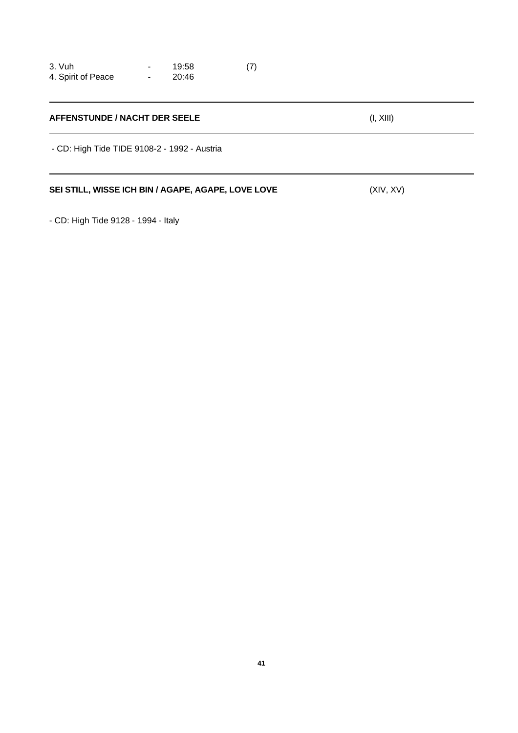3. Vuh - 19:58 (7)
4. Spirit of Peace - 20:46

---

**AFFENSTUNDE / NACHT DER SEELE** (I, XIII)

---

- CD: High Tide TIDE 9108-2 - 1992 - Austria

---

**SEI STILL, WISSE ICH BIN / AGAPE, AGAPE, LOVE LOVE** (XIV, XV)

---

- CD: High Tide 9128 - 1994 - Italy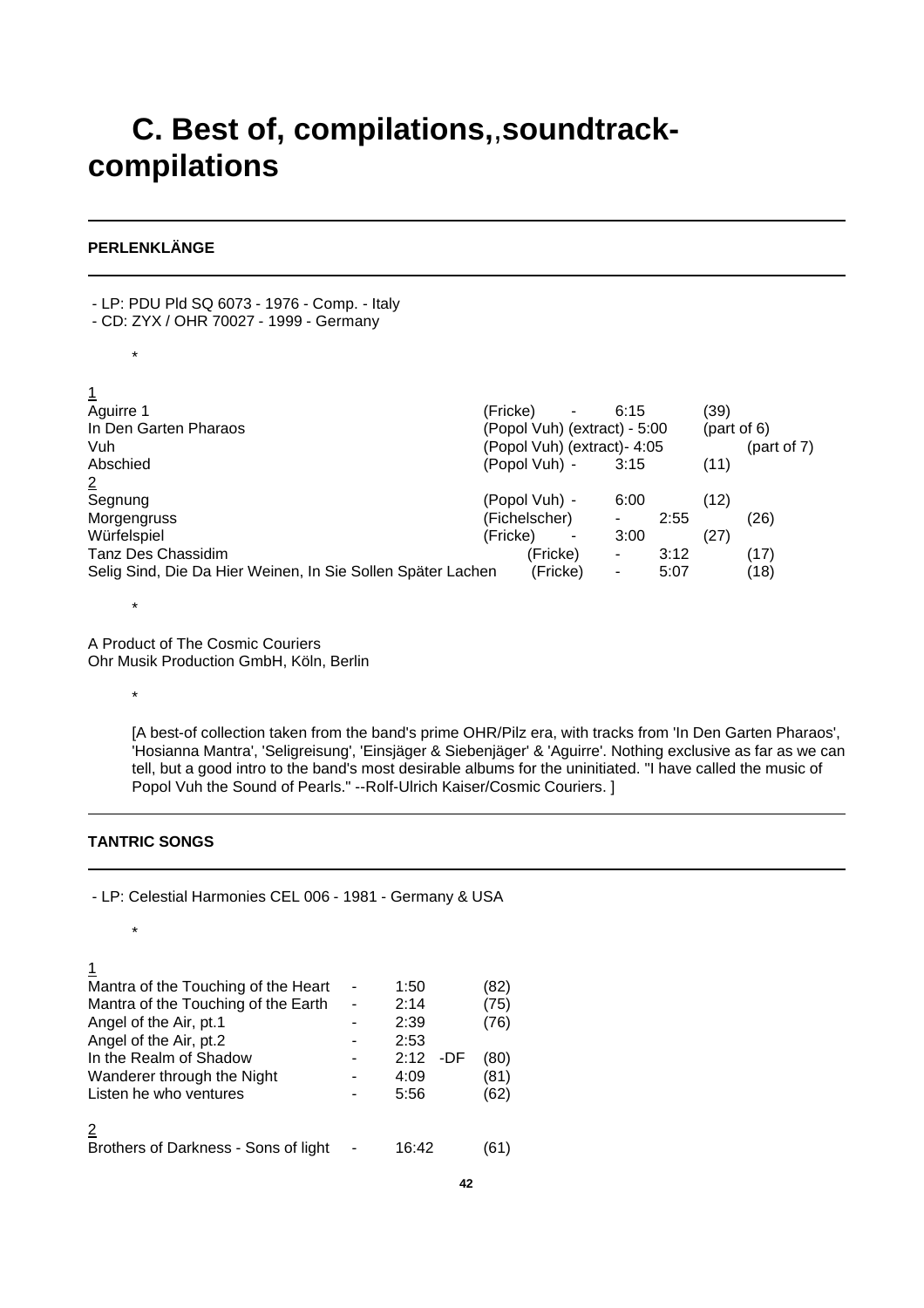# C. Best of, compilations,,soundtrack-compilations

## PERLENKLÄNGE

- LP: PDU Pld SQ 6073 - 1976 - Comp. - Italy
- CD: ZYX / OHR 70027 - 1999 - Germany

*

1

| | | | |
|---|---|---|---|
| Aguirre 1 | (Fricke) - | 6:15 | (39) |
| In Den Garten Pharaos | (Popol Vuh) (extract) - | 5:00 | (part of 6) |
| Vuh | (Popol Vuh) (extract)- | 4:05 | (part of 7) |
| Abschied | (Popol Vuh) - | 3:15 | (11) |

2

| | | | |
|---|---|---|---|
| Segnung | (Popol Vuh) - | 6:00 | (12) |
| Morgengruss | (Fichelscher) - | 2:55 | (26) |
| Würfelspiel | (Fricke) - | 3:00 | (27) |
| Tanz Des Chassidim | (Fricke) - | 3:12 | (17) |
| Selig Sind, Die Da Hier Weinen, In Sie Sollen Später Lachen | (Fricke) - | 5:07 | (18) |

*

A Product of The Cosmic Couriers
Ohr Musik Production GmbH, Köln, Berlin

*

[A best-of collection taken from the band's prime OHR/Pilz era, with tracks from 'In Den Garten Pharaos', 'Hosianna Mantra', 'Seligreisung', 'Einsjäger & Siebenjäger' & 'Aguirre'. Nothing exclusive as far as we can tell, but a good intro to the band's most desirable albums for the uninitiated. "I have called the music of Popol Vuh the Sound of Pearls." --Rolf-Ulrich Kaiser/Cosmic Couriers. ]

## TANTRIC SONGS

- LP: Celestial Harmonies CEL 006 - 1981 - Germany & USA

*

1

| | | | |
|---|---|---|---|
| Mantra of the Touching of the Heart | - | 1:50 | (82) |
| Mantra of the Touching of the Earth | - | 2:14 | (75) |
| Angel of the Air, pt.1 | - | 2:39 | (76) |
| Angel of the Air, pt.2 | - | 2:53 | |
| In the Realm of Shadow | - | 2:12 -DF | (80) |
| Wanderer through the Night | - | 4:09 | (81) |
| Listen he who ventures | - | 5:56 | (62) |

2

| | | | |
|---|---|---|---|
| Brothers of Darkness - Sons of light | - | 16:42 | (61) |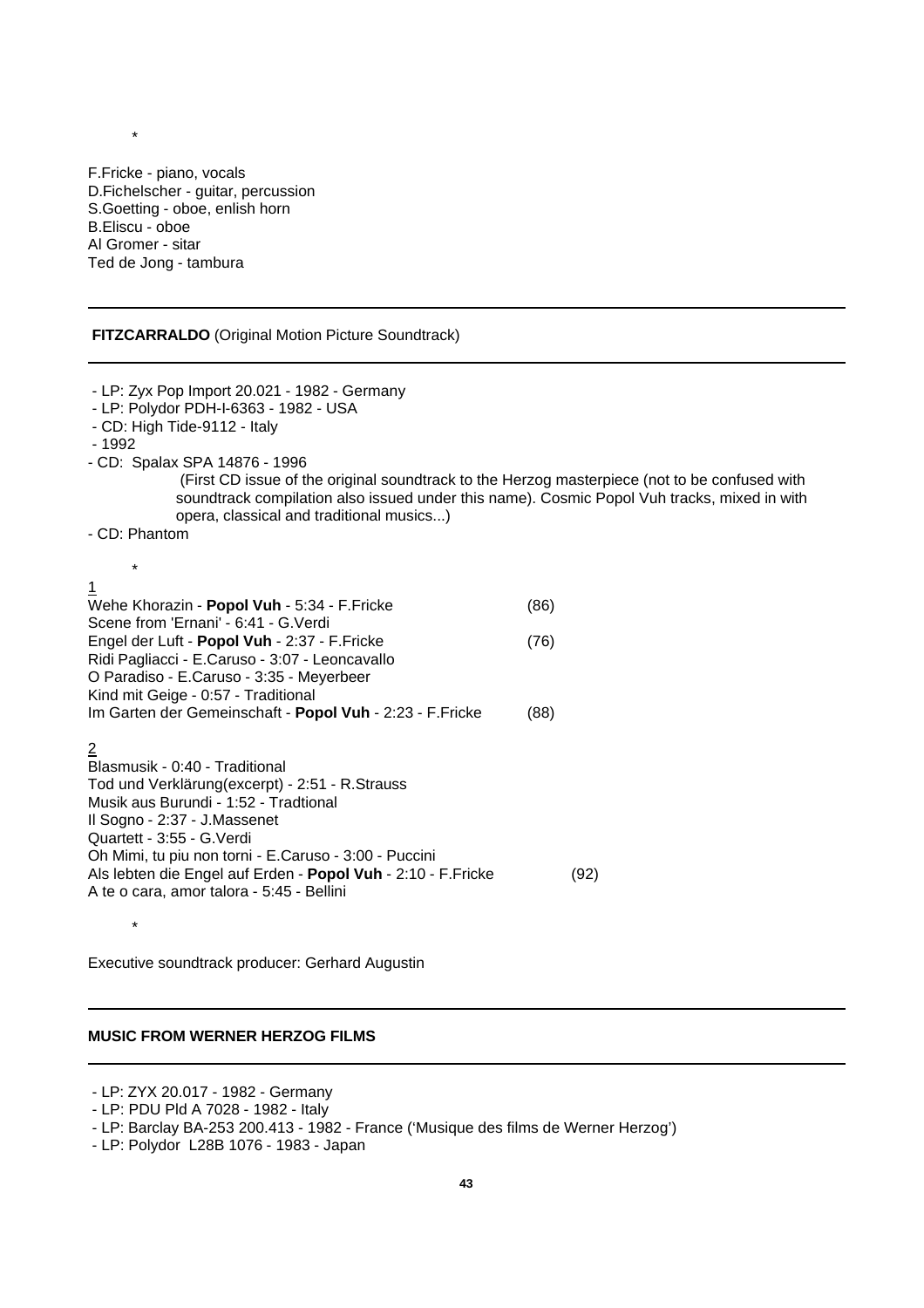*

F.Fricke - piano, vocals
D.Fichelscher - guitar, percussion
S.Goetting - oboe, enlish horn
B.Eliscu - oboe
Al Gromer - sitar
Ted de Jong - tambura

---

**FITZCARRALDO** (Original Motion Picture Soundtrack)

---

- LP: Zyx Pop Import 20.021 - 1982 - Germany
- LP: Polydor PDH-I-6363 - 1982 - USA
- CD: High Tide-9112 - Italy
- 1992
- CD: Spalax SPA 14876 - 1996
  (First CD issue of the original soundtrack to the Herzog masterpiece (not to be confused with soundtrack compilation also issued under this name). Cosmic Popol Vuh tracks, mixed in with opera, classical and traditional musics...)
- CD: Phantom

*

1
Wehe Khorazin - **Popol Vuh** - 5:34 - F.Fricke (86)
Scene from 'Ernani' - 6:41 - G.Verdi
Engel der Luft - **Popol Vuh** - 2:37 - F.Fricke (76)
Ridi Pagliacci - E.Caruso - 3:07 - Leoncavallo
O Paradiso - E.Caruso - 3:35 - Meyerbeer
Kind mit Geige - 0:57 - Traditional
Im Garten der Gemeinschaft - **Popol Vuh** - 2:23 - F.Fricke (88)

2
Blasmusik - 0:40 - Traditional
Tod und Verklärung(excerpt) - 2:51 - R.Strauss
Musik aus Burundi - 1:52 - Tradtional
Il Sogno - 2:37 - J.Massenet
Quartett - 3:55 - G.Verdi
Oh Mimi, tu piu non torni - E.Caruso - 3:00 - Puccini
Als lebten die Engel auf Erden - **Popol Vuh** - 2:10 - F.Fricke (92)
A te o cara, amor talora - 5:45 - Bellini

*

Executive soundtrack producer: Gerhard Augustin

---

**MUSIC FROM WERNER HERZOG FILMS**

---

- LP: ZYX 20.017 - 1982 - Germany
- LP: PDU Pld A 7028 - 1982 - Italy
- LP: Barclay BA-253 200.413 - 1982 - France ('Musique des films de Werner Herzog')
- LP: Polydor L28B 1076 - 1983 - Japan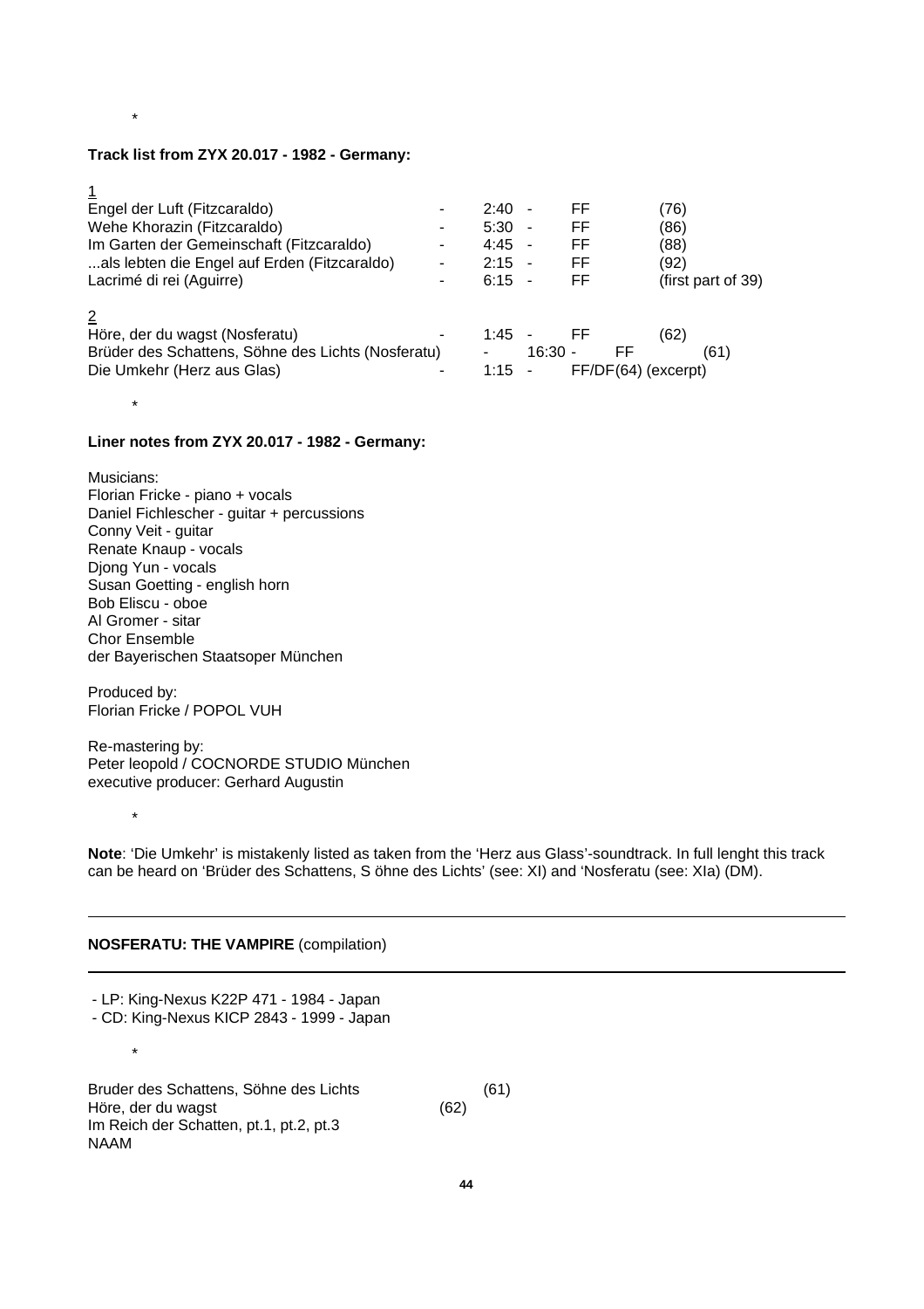*

**Track list from ZYX 20.017 - 1982 - Germany:**

1

| | | | | |
|---|---|---|---|---|
| Engel der Luft (Fitzcaraldo) | - | 2:40 - | FF | (76) |
| Wehe Khorazin (Fitzcaraldo) | - | 5:30 - | FF | (86) |
| Im Garten der Gemeinschaft (Fitzcaraldo) | - | 4:45 - | FF | (88) |
| ...als lebten die Engel auf Erden (Fitzcaraldo) | - | 2:15 - | FF | (92) |
| Lacrimé di rei (Aguirre) | - | 6:15 - | FF | (first part of 39) |

2

| | | | | |
|---|---|---|---|---|
| Höre, der du wagst (Nosferatu) | - | 1:45 - | FF | (62) |
| Brüder des Schattens, Söhne des Lichts (Nosferatu) | - | 16:30 - | FF | (61) |
| Die Umkehr (Herz aus Glas) | - | 1:15 - | FF/DF(64) (excerpt) | |

*

**Liner notes from ZYX 20.017 - 1982 - Germany:**

Musicians:
Florian Fricke - piano + vocals
Daniel Fichlescher - guitar + percussions
Conny Veit - guitar
Renate Knaup - vocals
Djong Yun - vocals
Susan Goetting - english horn
Bob Eliscu - oboe
Al Gromer - sitar
Chor Ensemble
der Bayerischen Staatsoper München

Produced by:
Florian Fricke / POPOL VUH

Re-mastering by:
Peter leopold / COCNORDE STUDIO München
executive producer: Gerhard Augustin

*

**Note**: 'Die Umkehr' is mistakenly listed as taken from the 'Herz aus Glass'-soundtrack. In full lenght this track can be heard on 'Brüder des Schattens, S öhne des Lichts' (see: XI) and 'Nosferatu (see: XIa) (DM).

---

**NOSFERATU: THE VAMPIRE** (compilation)

---

- LP: King-Nexus K22P 471 - 1984 - Japan
- CD: King-Nexus KICP 2843 - 1999 - Japan

*

Bruder des Schattens, Söhne des Lichts (61)
Höre, der du wagst (62)
Im Reich der Schatten, pt.1, pt.2, pt.3
NAAM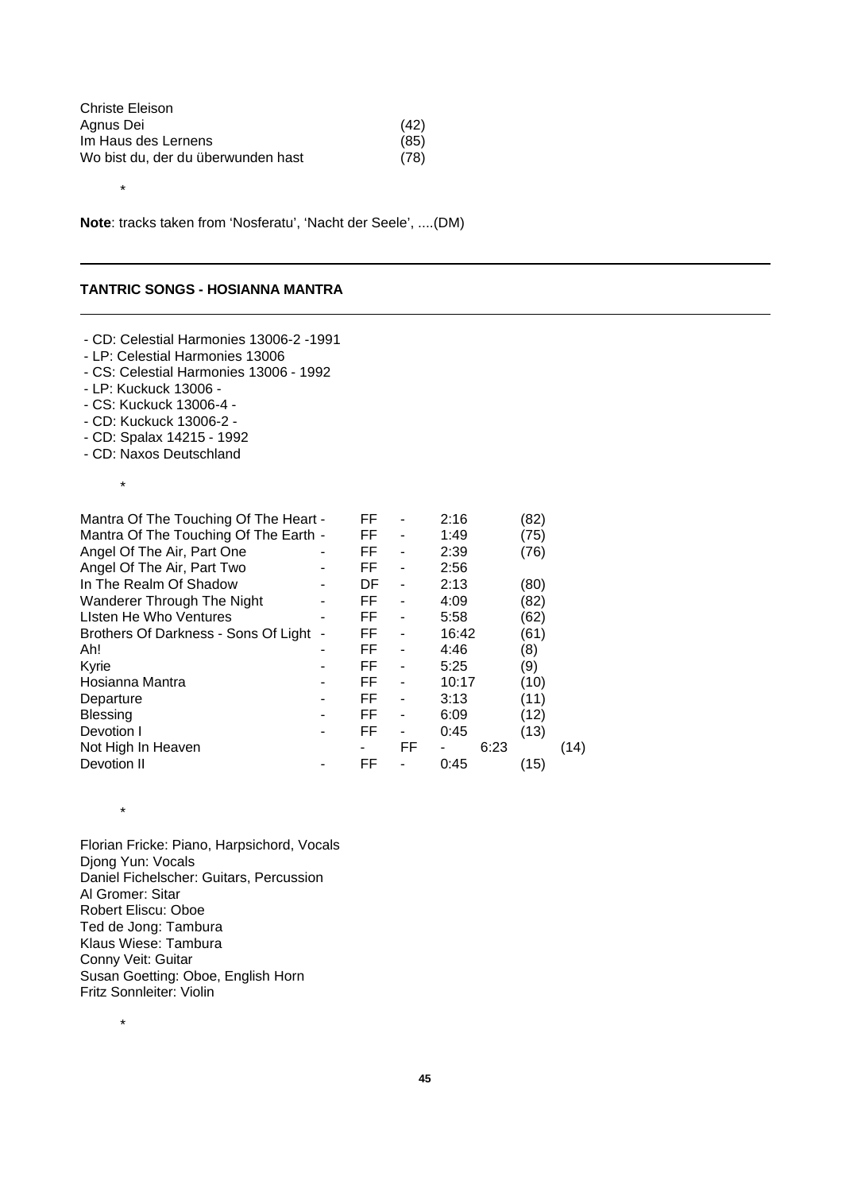| | |
|---|---|
| Christe Eleison | |
| Agnus Dei | (42) |
| Im Haus des Lernens | (85) |
| Wo bist du, der du überwunden hast | (78) |

*

**Note**: tracks taken from 'Nosferatu', 'Nacht der Seele', ....(DM)

---

**TANTRIC SONGS - HOSIANNA MANTRA**

---

- CD: Celestial Harmonies 13006-2 -1991
- LP: Celestial Harmonies 13006
- CS: Celestial Harmonies 13006 - 1992
- LP: Kuckuck 13006 -
- CS: Kuckuck 13006-4 -
- CD: Kuckuck 13006-2 -
- CD: Spalax 14215 - 1992
- CD: Naxos Deutschland

*

| | | | | | |
|---|---|---|---|---|---|
| Mantra Of The Touching Of The Heart | - | FF | - | 2:16 | (82) |
| Mantra Of The Touching Of The Earth | - | FF | - | 1:49 | (75) |
| Angel Of The Air, Part One | - | FF | - | 2:39 | (76) |
| Angel Of The Air, Part Two | - | FF | - | 2:56 | |
| In The Realm Of Shadow | - | DF | - | 2:13 | (80) |
| Wanderer Through The Night | - | FF | - | 4:09 | (82) |
| LIsten He Who Ventures | - | FF | - | 5:58 | (62) |
| Brothers Of Darkness - Sons Of Light | - | FF | - | 16:42 | (61) |
| Ah! | - | FF | - | 4:46 | (8) |
| Kyrie | - | FF | - | 5:25 | (9) |
| Hosianna Mantra | - | FF | - | 10:17 | (10) |
| Departure | - | FF | - | 3:13 | (11) |
| Blessing | - | FF | - | 6:09 | (12) |
| Devotion I | - | FF | - | 0:45 | (13) |
| Not High In Heaven | - | FF | - | 6:23 | (14) |
| Devotion II | - | FF | - | 0:45 | (15) |

*

Florian Fricke: Piano, Harpsichord, Vocals
Djong Yun: Vocals
Daniel Fichelscher: Guitars, Percussion
Al Gromer: Sitar
Robert Eliscu: Oboe
Ted de Jong: Tambura
Klaus Wiese: Tambura
Conny Veit: Guitar
Susan Goetting: Oboe, English Horn
Fritz Sonnleiter: Violin

*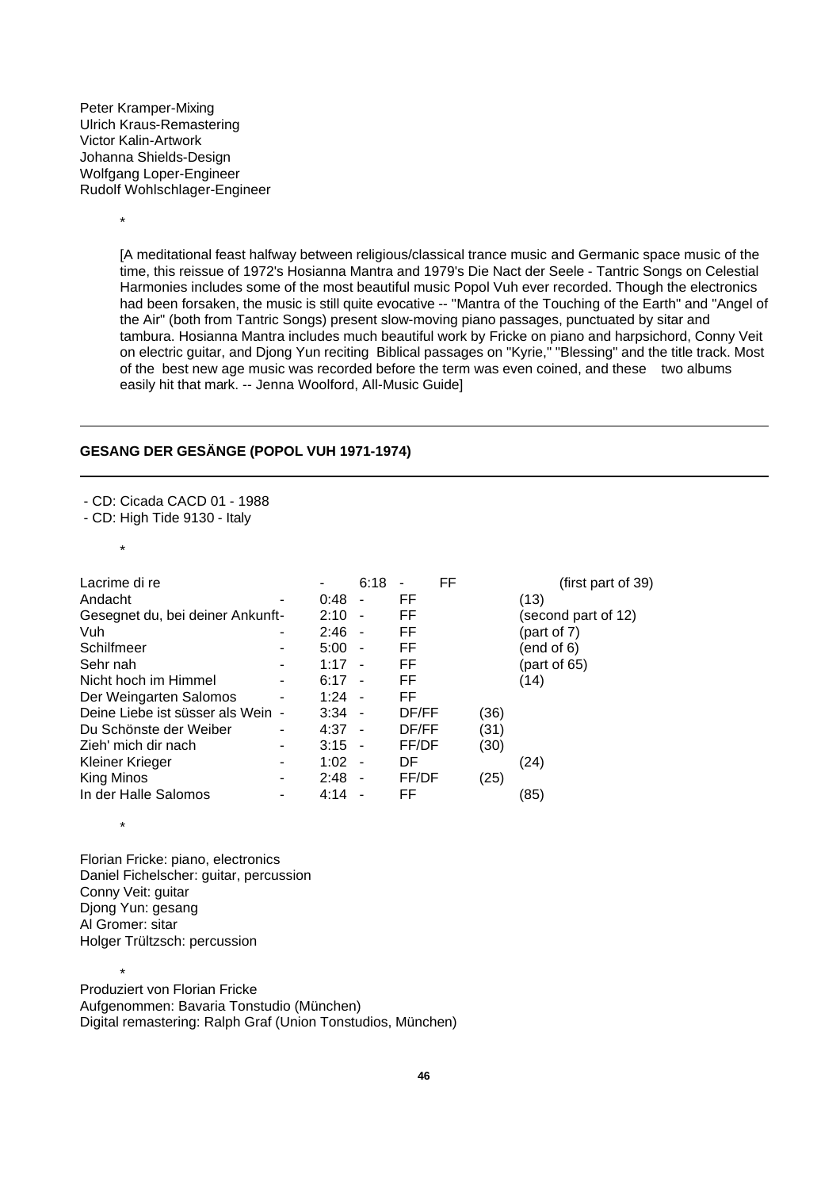Peter Kramper-Mixing
Ulrich Kraus-Remastering
Victor Kalin-Artwork
Johanna Shields-Design
Wolfgang Loper-Engineer
Rudolf Wohlschlager-Engineer

*

[A meditational feast halfway between religious/classical trance music and Germanic space music of the time, this reissue of 1972's Hosianna Mantra and 1979's Die Nact der Seele - Tantric Songs on Celestial Harmonies includes some of the most beautiful music Popol Vuh ever recorded. Though the electronics had been forsaken, the music is still quite evocative -- "Mantra of the Touching of the Earth" and "Angel of the Air" (both from Tantric Songs) present slow-moving piano passages, punctuated by sitar and tambura. Hosianna Mantra includes much beautiful work by Fricke on piano and harpsichord, Conny Veit on electric guitar, and Djong Yun reciting Biblical passages on "Kyrie," "Blessing" and the title track. Most of the best new age music was recorded before the term was even coined, and these two albums easily hit that mark. -- Jenna Woolford, All-Music Guide]

---

**GESANG DER GESÄNGE (POPOL VUH 1971-1974)**

---

- CD: Cicada CACD 01 - 1988
- CD: High Tide 9130 - Italy

*

| | | | | | |
|---|---|---|---|---|---|
| Lacrime di re | - | 6:18 | - | FF | (first part of 39) |
| Andacht | - | 0:48 | - | FF | (13) |
| Gesegnet du, bei deiner Ankunft | - | 2:10 | - | FF | (second part of 12) |
| Vuh | - | 2:46 | - | FF | (part of 7) |
| Schilfmeer | - | 5:00 | - | FF | (end of 6) |
| Sehr nah | - | 1:17 | - | FF | (part of 65) |
| Nicht hoch im Himmel | - | 6:17 | - | FF | (14) |
| Der Weingarten Salomos | - | 1:24 | - | FF | |
| Deine Liebe ist süsser als Wein | - | 3:34 | - | DF/FF | (36) |
| Du Schönste der Weiber | - | 4:37 | - | DF/FF | (31) |
| Zieh' mich dir nach | - | 3:15 | - | FF/DF | (30) |
| Kleiner Krieger | - | 1:02 | - | DF | (24) |
| King Minos | - | 2:48 | - | FF/DF | (25) |
| In der Halle Salomos | - | 4:14 | - | FF | (85) |

*

Florian Fricke: piano, electronics
Daniel Fichelscher: guitar, percussion
Conny Veit: guitar
Djong Yun: gesang
Al Gromer: sitar
Holger Trültzsch: percussion

*

Produziert von Florian Fricke
Aufgenommen: Bavaria Tonstudio (München)
Digital remastering: Ralph Graf (Union Tonstudios, München)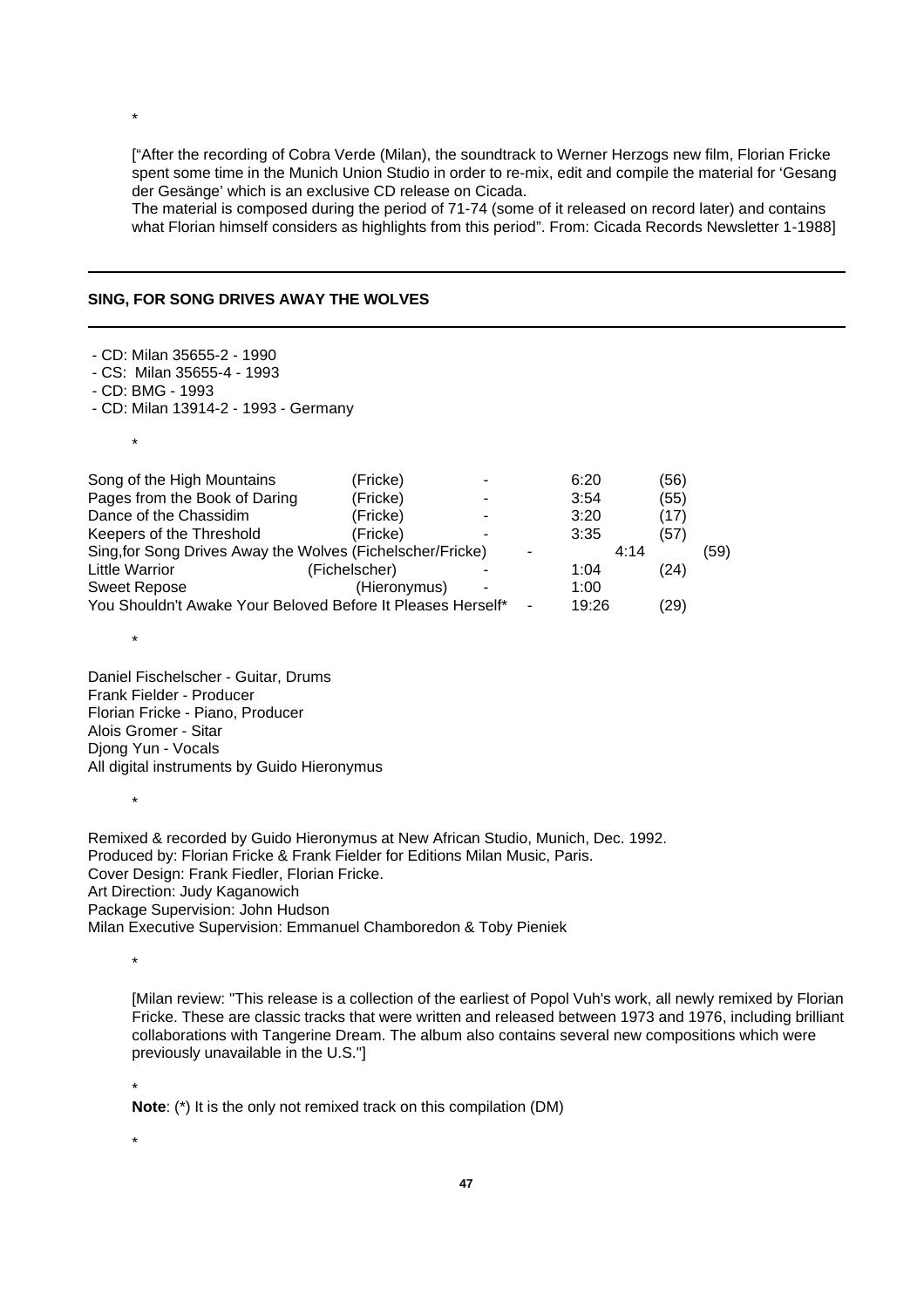*

["After the recording of Cobra Verde (Milan), the soundtrack to Werner Herzogs new film, Florian Fricke spent some time in the Munich Union Studio in order to re-mix, edit and compile the material for 'Gesang der Gesänge' which is an exclusive CD release on Cicada.
The material is composed during the period of 71-74 (some of it released on record later) and contains what Florian himself considers as highlights from this period". From: Cicada Records Newsletter 1-1988]

---

## SING, FOR SONG DRIVES AWAY THE WOLVES

---

- CD: Milan 35655-2 - 1990
- CS: Milan 35655-4 - 1993
- CD: BMG - 1993
- CD: Milan 13914-2 - 1993 - Germany

*

| | | | | |
|---|---|---|---|---|
| Song of the High Mountains | (Fricke) | - | 6:20 | (56) |
| Pages from the Book of Daring | (Fricke) | - | 3:54 | (55) |
| Dance of the Chassidim | (Fricke) | - | 3:20 | (17) |
| Keepers of the Threshold | (Fricke) | - | 3:35 | (57) |
| Sing,for Song Drives Away the Wolves | (Fichelscher/Fricke) | - | 4:14 | (59) |
| Little Warrior | (Fichelscher) | - | 1:04 | (24) |
| Sweet Repose | (Hieronymus) | - | 1:00 | |
| You Shouldn't Awake Your Beloved Before It Pleases Herself* | | - | 19:26 | (29) |

*

Daniel Fischelscher - Guitar, Drums
Frank Fielder - Producer
Florian Fricke - Piano, Producer
Alois Gromer - Sitar
Djong Yun - Vocals
All digital instruments by Guido Hieronymus

*

Remixed & recorded by Guido Hieronymus at New African Studio, Munich, Dec. 1992.
Produced by: Florian Fricke & Frank Fielder for Editions Milan Music, Paris.
Cover Design: Frank Fiedler, Florian Fricke.
Art Direction: Judy Kaganowich
Package Supervision: John Hudson
Milan Executive Supervision: Emmanuel Chamboredon & Toby Pieniek

*

[Milan review: "This release is a collection of the earliest of Popol Vuh's work, all newly remixed by Florian Fricke. These are classic tracks that were written and released between 1973 and 1976, including brilliant collaborations with Tangerine Dream. The album also contains several new compositions which were previously unavailable in the U.S."]

*

**Note**: (*) It is the only not remixed track on this compilation (DM)

*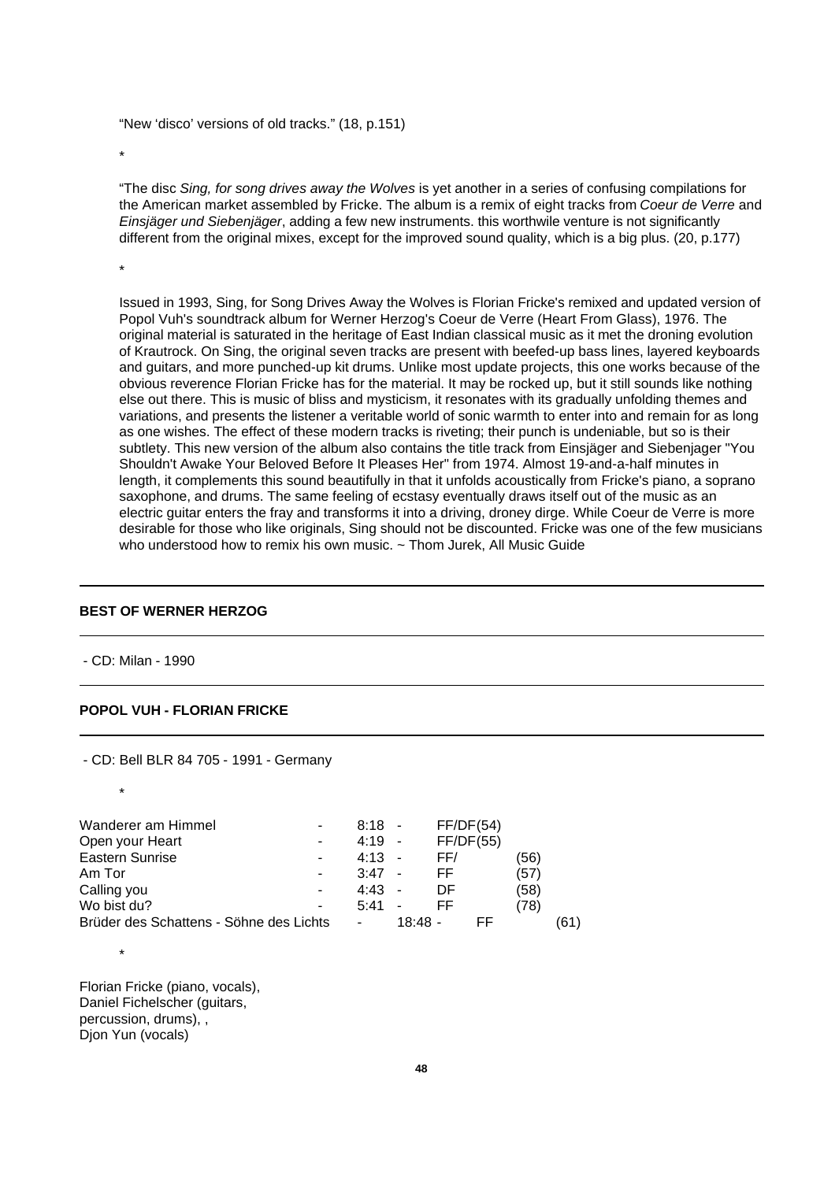"New 'disco' versions of old tracks." (18, p.151)

*

"The disc *Sing, for song drives away the Wolves* is yet another in a series of confusing compilations for the American market assembled by Fricke. The album is a remix of eight tracks from *Coeur de Verre* and *Einsjäger und Siebenjäger*, adding a few new instruments. this worthwile venture is not significantly different from the original mixes, except for the improved sound quality, which is a big plus. (20, p.177)

*

Issued in 1993, Sing, for Song Drives Away the Wolves is Florian Fricke's remixed and updated version of Popol Vuh's soundtrack album for Werner Herzog's Coeur de Verre (Heart From Glass), 1976. The original material is saturated in the heritage of East Indian classical music as it met the droning evolution of Krautrock. On Sing, the original seven tracks are present with beefed-up bass lines, layered keyboards and guitars, and more punched-up kit drums. Unlike most update projects, this one works because of the obvious reverence Florian Fricke has for the material. It may be rocked up, but it still sounds like nothing else out there. This is music of bliss and mysticism, it resonates with its gradually unfolding themes and variations, and presents the listener a veritable world of sonic warmth to enter into and remain for as long as one wishes. The effect of these modern tracks is riveting; their punch is undeniable, but so is their subtlety. This new version of the album also contains the title track from Einsjäger and Siebenjager "You Shouldn't Awake Your Beloved Before It Pleases Her" from 1974. Almost 19-and-a-half minutes in length, it complements this sound beautifully in that it unfolds acoustically from Fricke's piano, a soprano saxophone, and drums. The same feeling of ecstasy eventually draws itself out of the music as an electric guitar enters the fray and transforms it into a driving, droney dirge. While Coeur de Verre is more desirable for those who like originals, Sing should not be discounted. Fricke was one of the few musicians who understood how to remix his own music. ~ Thom Jurek, All Music Guide

---

**BEST OF WERNER HERZOG**

---

- CD: Milan - 1990

---

**POPOL VUH - FLORIAN FRICKE**

---

- CD: Bell BLR 84 705 - 1991 - Germany

*

| | | | | | |
|---|---|---|---|---|---|
| Wanderer am Himmel | - | 8:18 | - | FF/DF(54) | |
| Open your Heart | - | 4:19 | - | FF/DF(55) | |
| Eastern Sunrise | - | 4:13 | - | FF/ | (56) |
| Am Tor | - | 3:47 | - | FF | (57) |
| Calling you | - | 4:43 | - | DF | (58) |
| Wo bist du? | - | 5:41 | - | FF | (78) |
| Brüder des Schattens - Söhne des Lichts | - | 18:48 | - | FF | (61) |

*

Florian Fricke (piano, vocals),
Daniel Fichelscher (guitars, percussion, drums), ,
Djon Yun (vocals)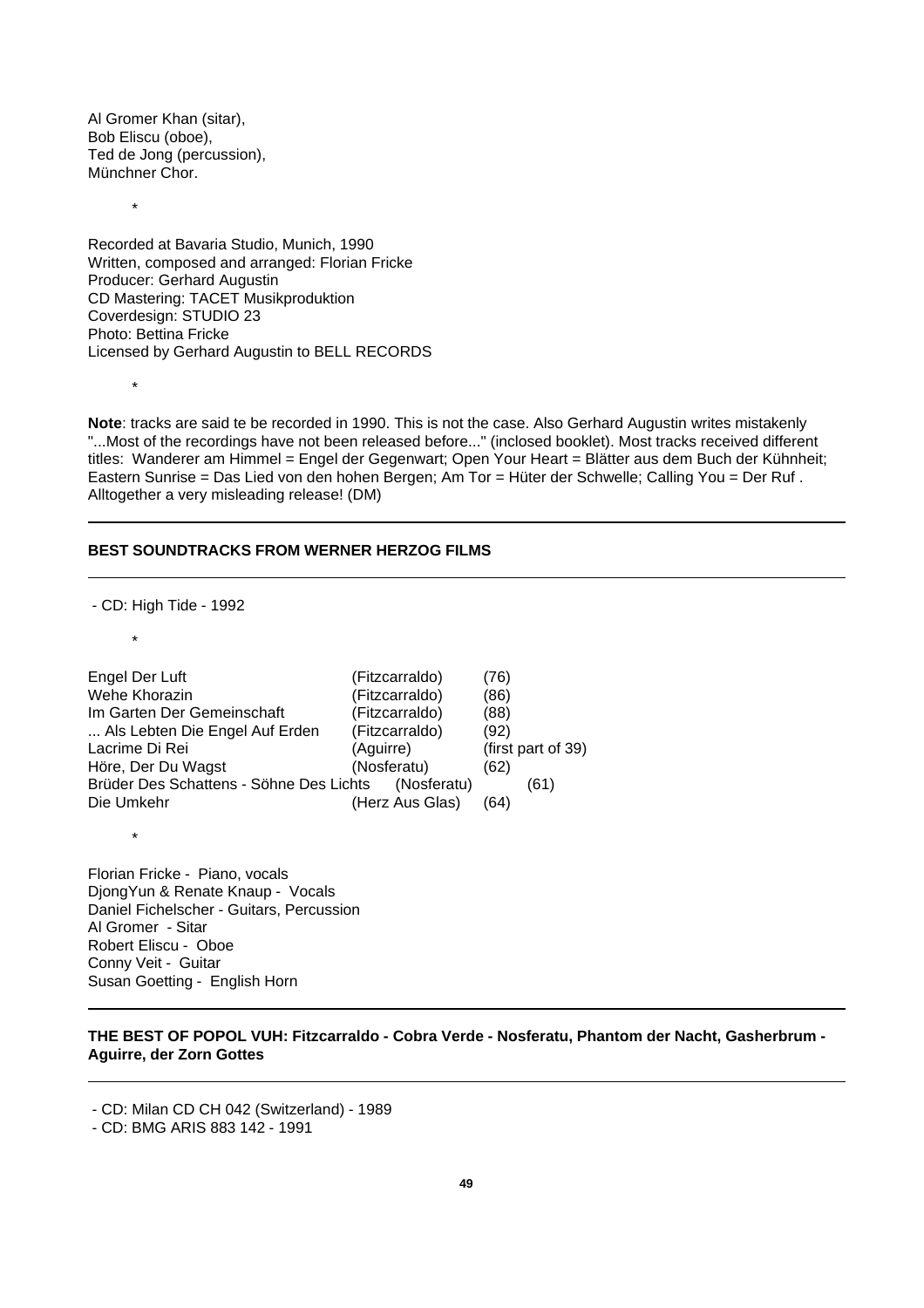Al Gromer Khan (sitar),
Bob Eliscu (oboe),
Ted de Jong (percussion),
Münchner Chor.

*

Recorded at Bavaria Studio, Munich, 1990
Written, composed and arranged: Florian Fricke
Producer: Gerhard Augustin
CD Mastering: TACET Musikproduktion
Coverdesign: STUDIO 23
Photo: Bettina Fricke
Licensed by Gerhard Augustin to BELL RECORDS

*

**Note**: tracks are said te be recorded in 1990. This is not the case. Also Gerhard Augustin writes mistakenly "...Most of the recordings have not been released before..." (inclosed booklet). Most tracks received different titles: Wanderer am Himmel = Engel der Gegenwart; Open Your Heart = Blätter aus dem Buch der Kühnheit; Eastern Sunrise = Das Lied von den hohen Bergen; Am Tor = Hüter der Schwelle; Calling You = Der Ruf . Alltogether a very misleading release! (DM)

---

**BEST SOUNDTRACKS FROM WERNER HERZOG FILMS**

---

- CD: High Tide - 1992

*

| | | |
|---|---|---|
| Engel Der Luft | (Fitzcarraldo) | (76) |
| Wehe Khorazin | (Fitzcarraldo) | (86) |
| Im Garten Der Gemeinschaft | (Fitzcarraldo) | (88) |
| ... Als Lebten Die Engel Auf Erden | (Fitzcarraldo) | (92) |
| Lacrime Di Rei | (Aguirre) | (first part of 39) |
| Höre, Der Du Wagst | (Nosferatu) | (62) |
| Brüder Des Schattens - Söhne Des Lichts | (Nosferatu) | (61) |
| Die Umkehr | (Herz Aus Glas) | (64) |

*

Florian Fricke - Piano, vocals
DjongYun & Renate Knaup - Vocals
Daniel Fichelscher - Guitars, Percussion
Al Gromer - Sitar
Robert Eliscu - Oboe
Conny Veit - Guitar
Susan Goetting - English Horn

---

**THE BEST OF POPOL VUH: Fitzcarraldo - Cobra Verde - Nosferatu, Phantom der Nacht, Gasherbrum - Aguirre, der Zorn Gottes**

---

- CD: Milan CD CH 042 (Switzerland) - 1989
- CD: BMG ARIS 883 142 - 1991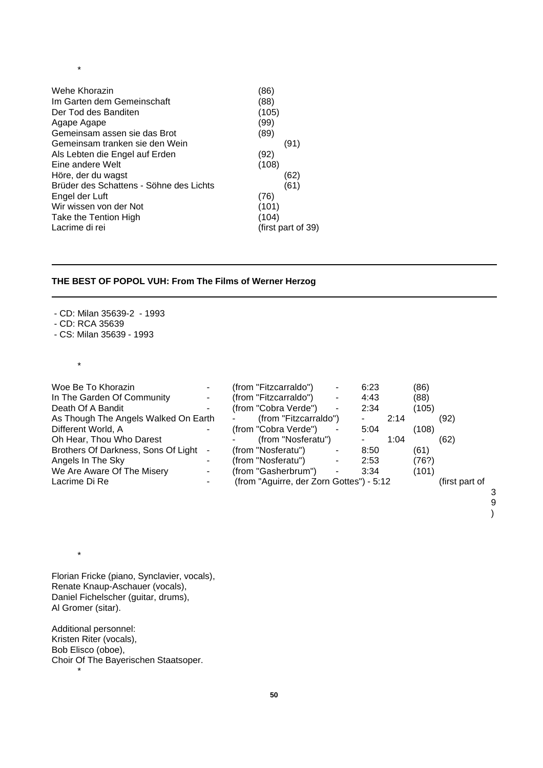*

| | |
|---|---|
| Wehe Khorazin | (86) |
| Im Garten dem Gemeinschaft | (88) |
| Der Tod des Banditen | (105) |
| Agape Agape | (99) |
| Gemeinsam assen sie das Brot | (89) |
| Gemeinsam tranken sie den Wein | (91) |
| Als Lebten die Engel auf Erden | (92) |
| Eine andere Welt | (108) |
| Höre, der du wagst | (62) |
| Brüder des Schattens - Söhne des Lichts | (61) |
| Engel der Luft | (76) |
| Wir wissen von der Not | (101) |
| Take the Tention High | (104) |
| Lacrime di rei | (first part of 39) |

---

**THE BEST OF POPOL VUH: From The Films of Werner Herzog**

---

- CD: Milan 35639-2 - 1993
- CD: RCA 35639
- CS: Milan 35639 - 1993

*

| | | | |
|---|---|---|---|
| Woe Be To Khorazin | (from "Fitzcarraldo") | 6:23 | (86) |
| In The Garden Of Community | (from "Fitzcarraldo") | 4:43 | (88) |
| Death Of A Bandit | (from "Cobra Verde") | 2:34 | (105) |
| As Though The Angels Walked On Earth | (from "Fitzcarraldo") | 2:14 | (92) |
| Different World, A | (from "Cobra Verde") | 5:04 | (108) |
| Oh Hear, Thou Who Darest | (from "Nosferatu") | 1:04 | (62) |
| Brothers Of Darkness, Sons Of Light | (from "Nosferatu") | 8:50 | (61) |
| Angels In The Sky | (from "Nosferatu") | 2:53 | (76?) |
| We Are Aware Of The Misery | (from "Gasherbrum") | 3:34 | (101) |
| Lacrime Di Re | (from "Aguirre, der Zorn Gottes") | 5:12 | (first part of 39) |

*

Florian Fricke (piano, Synclavier, vocals),
Renate Knaup-Aschauer (vocals),
Daniel Fichelscher (guitar, drums),
Al Gromer (sitar).

Additional personnel:
Kristen Riter (vocals),
Bob Elisco (oboe),
Choir Of The Bayerischen Staatsoper.

*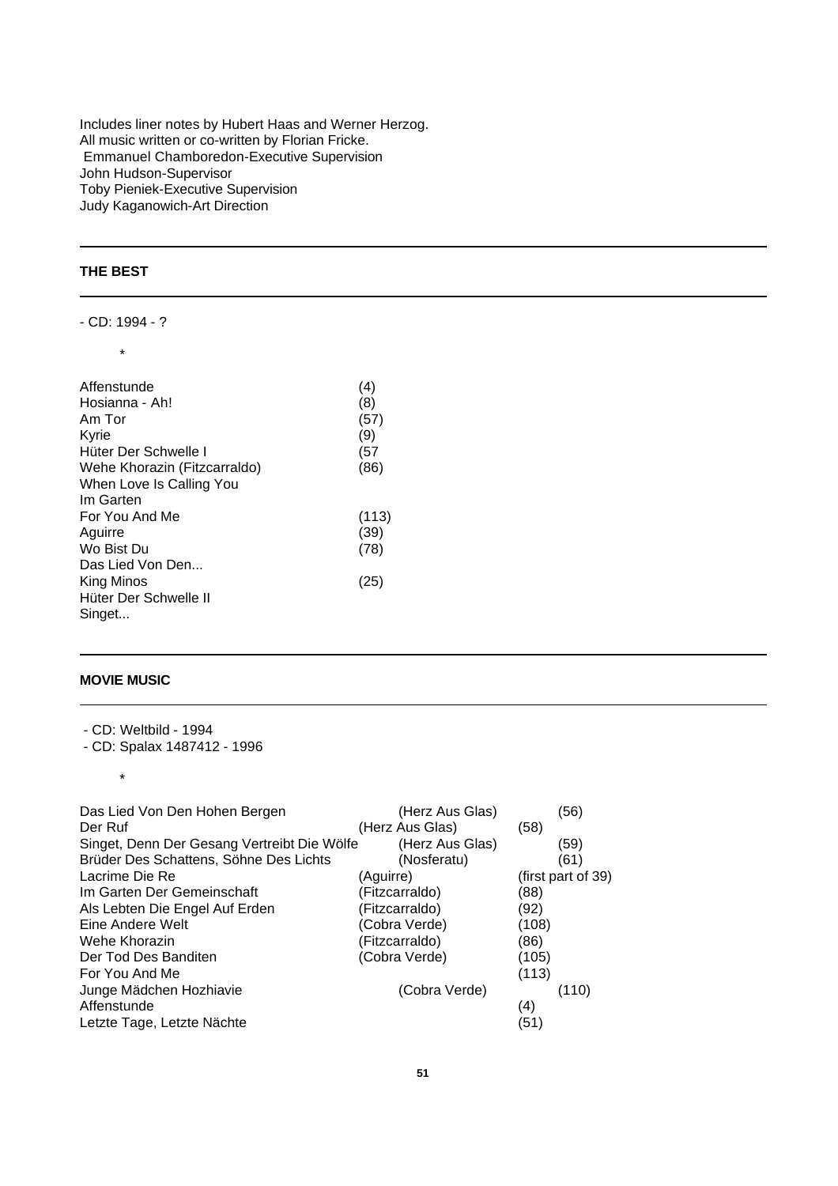Includes liner notes by Hubert Haas and Werner Herzog.
All music written or co-written by Florian Fricke.
Emmanuel Chamboredon-Executive Supervision
John Hudson-Supervisor
Toby Pieniek-Executive Supervision
Judy Kaganowich-Art Direction

---

## THE BEST

---

- CD: 1994 - ?

\*

| | |
|---|---|
| Affenstunde | (4) |
| Hosianna - Ah! | (8) |
| Am Tor | (57) |
| Kyrie | (9) |
| Hüter Der Schwelle I | (57 |
| Wehe Khorazin (Fitzcarraldo) | (86) |
| When Love Is Calling You | |
| Im Garten | |
| For You And Me | (113) |
| Aguirre | (39) |
| Wo Bist Du | (78) |
| Das Lied Von Den... | |
| King Minos | (25) |
| Hüter Der Schwelle II | |
| Singet... | |

---

## MOVIE MUSIC

---

- CD: Weltbild - 1994
- CD: Spalax 1487412 - 1996

\*

| | | |
|---|---|---|
| Das Lied Von Den Hohen Bergen | (Herz Aus Glas) | (56) |
| Der Ruf | (Herz Aus Glas) | (58) |
| Singet, Denn Der Gesang Vertreibt Die Wölfe | (Herz Aus Glas) | (59) |
| Brüder Des Schattens, Söhne Des Lichts | (Nosferatu) | (61) |
| Lacrime Die Re | (Aguirre) | (first part of 39) |
| Im Garten Der Gemeinschaft | (Fitzcarraldo) | (88) |
| Als Lebten Die Engel Auf Erden | (Fitzcarraldo) | (92) |
| Eine Andere Welt | (Cobra Verde) | (108) |
| Wehe Khorazin | (Fitzcarraldo) | (86) |
| Der Tod Des Banditen | (Cobra Verde) | (105) |
| For You And Me | | (113) |
| Junge Mädchen Hozhiavie | (Cobra Verde) | (110) |
| Affenstunde | | (4) |
| Letzte Tage, Letzte Nächte | | (51) |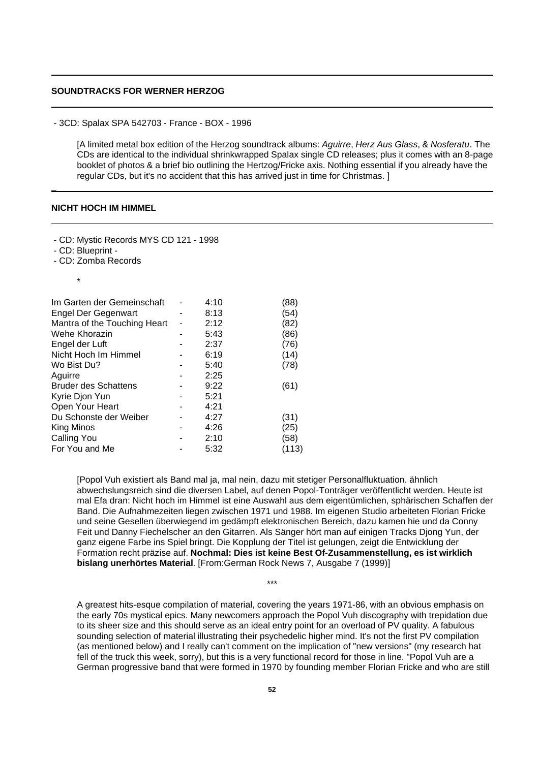## SOUNDTRACKS FOR WERNER HERZOG

- 3CD: Spalax SPA 542703 - France - BOX - 1996

[A limited metal box edition of the Herzog soundtrack albums: *Aguirre*, *Herz Aus Glass*, & *Nosferatu*. The CDs are identical to the individual shrinkwrapped Spalax single CD releases; plus it comes with an 8-page booklet of photos & a brief bio outlining the Hertzog/Fricke axis. Nothing essential if you already have the regular CDs, but it's no accident that this has arrived just in time for Christmas. ]

## NICHT HOCH IM HIMMEL

- CD: Mystic Records MYS CD 121 - 1998
- CD: Blueprint -
- CD: Zomba Records

*

| | | | |
|---|---|---|---|
| Im Garten der Gemeinschaft | - | 4:10 | (88) |
| Engel Der Gegenwart | - | 8:13 | (54) |
| Mantra of the Touching Heart | - | 2:12 | (82) |
| Wehe Khorazin | - | 5:43 | (86) |
| Engel der Luft | - | 2:37 | (76) |
| Nicht Hoch Im Himmel | - | 6:19 | (14) |
| Wo Bist Du? | - | 5:40 | (78) |
| Aguirre | - | 2:25 | |
| Bruder des Schattens | - | 9:22 | (61) |
| Kyrie Djon Yun | - | 5:21 | |
| Open Your Heart | - | 4:21 | |
| Du Schonste der Weiber | - | 4:27 | (31) |
| King Minos | - | 4:26 | (25) |
| Calling You | - | 2:10 | (58) |
| For You and Me | - | 5:32 | (113) |

[Popol Vuh existiert als Band mal ja, mal nein, dazu mit stetiger Personalfluktuation. ähnlich abwechslungsreich sind die diversen Label, auf denen Popol-Tonträger veröffentlicht werden. Heute ist mal Efa dran: Nicht hoch im Himmel ist eine Auswahl aus dem eigentümlichen, sphärischen Schaffen der Band. Die Aufnahmezeiten liegen zwischen 1971 und 1988. Im eigenen Studio arbeiteten Florian Fricke und seine Gesellen überwiegend im gedämpft elektronischen Bereich, dazu kamen hie und da Conny Feit und Danny Fiechelscher an den Gitarren. Als Sänger hört man auf einigen Tracks Djong Yun, der ganz eigene Farbe ins Spiel bringt. Die Kopplung der Titel ist gelungen, zeigt die Entwicklung der Formation recht präzise auf. **Nochmal: Dies ist keine Best Of-Zusammenstellung, es ist wirklich bislang unerhörtes Material**. [From:German Rock News 7, Ausgabe 7 (1999)]

***

A greatest hits-esque compilation of material, covering the years 1971-86, with an obvious emphasis on the early 70s mystical epics. Many newcomers approach the Popol Vuh discography with trepidation due to its sheer size and this should serve as an ideal entry point for an overload of PV quality. A fabulous sounding selection of material illustrating their psychedelic higher mind. It's not the first PV compilation (as mentioned below) and I really can't comment on the implication of "new versions" (my research hat fell of the truck this week, sorry), but this is a very functional record for those in line. "Popol Vuh are a German progressive band that were formed in 1970 by founding member Florian Fricke and who are still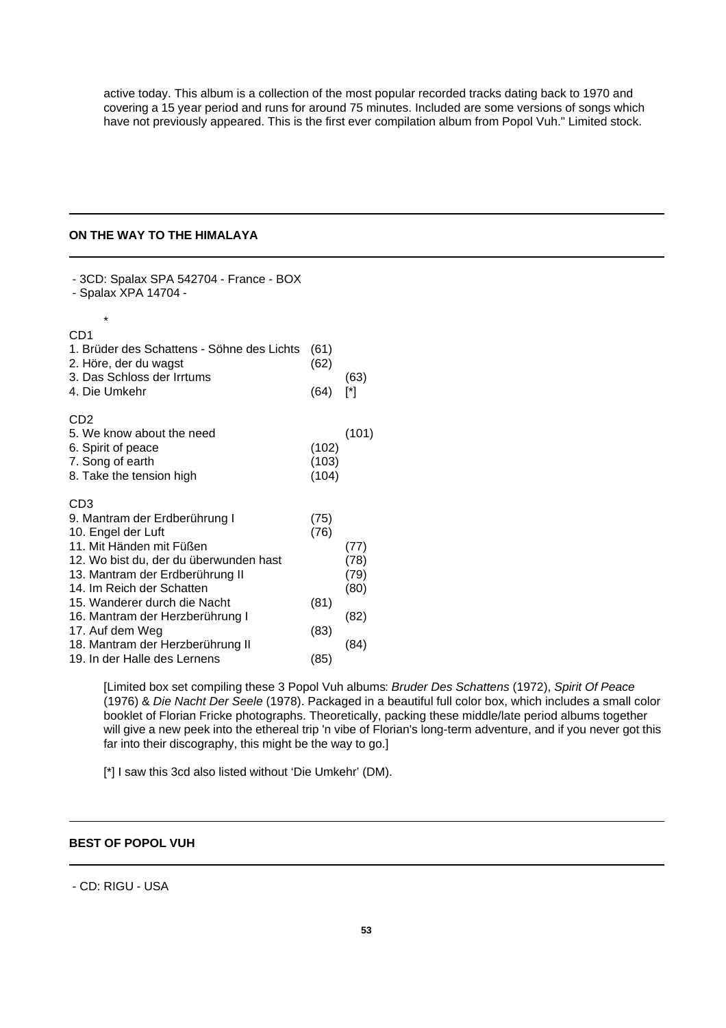active today. This album is a collection of the most popular recorded tracks dating back to 1970 and covering a 15 year period and runs for around 75 minutes. Included are some versions of songs which have not previously appeared. This is the first ever compilation album from Popol Vuh." Limited stock.

---

**ON THE WAY TO THE HIMALAYA**

---

- 3CD: Spalax SPA 542704 - France - BOX
- Spalax XPA 14704 -

*

CD1
1. Brüder des Schattens - Söhne des Lichts (61)
2. Höre, der du wagst (62)
3. Das Schloss der Irrtums (63)
4. Die Umkehr (64) [*]

CD2
5. We know about the need (101)
6. Spirit of peace (102)
7. Song of earth (103)
8. Take the tension high (104)

CD3
9. Mantram der Erdberührung I (75)
10. Engel der Luft (76)
11. Mit Händen mit Füßen (77)
12. Wo bist du, der du überwunden hast (78)
13. Mantram der Erdberührung II (79)
14. Im Reich der Schatten (80)
15. Wanderer durch die Nacht (81)
16. Mantram der Herzberührung I (82)
17. Auf dem Weg (83)
18. Mantram der Herzberührung II (84)
19. In der Halle des Lernens (85)

[Limited box set compiling these 3 Popol Vuh albums: *Bruder Des Schattens* (1972), *Spirit Of Peace* (1976) & *Die Nacht Der Seele* (1978). Packaged in a beautiful full color box, which includes a small color booklet of Florian Fricke photographs. Theoretically, packing these middle/late period albums together will give a new peek into the ethereal trip 'n vibe of Florian's long-term adventure, and if you never got this far into their discography, this might be the way to go.]

[*] I saw this 3cd also listed without 'Die Umkehr' (DM).

---

**BEST OF POPOL VUH**

---

- CD: RIGU - USA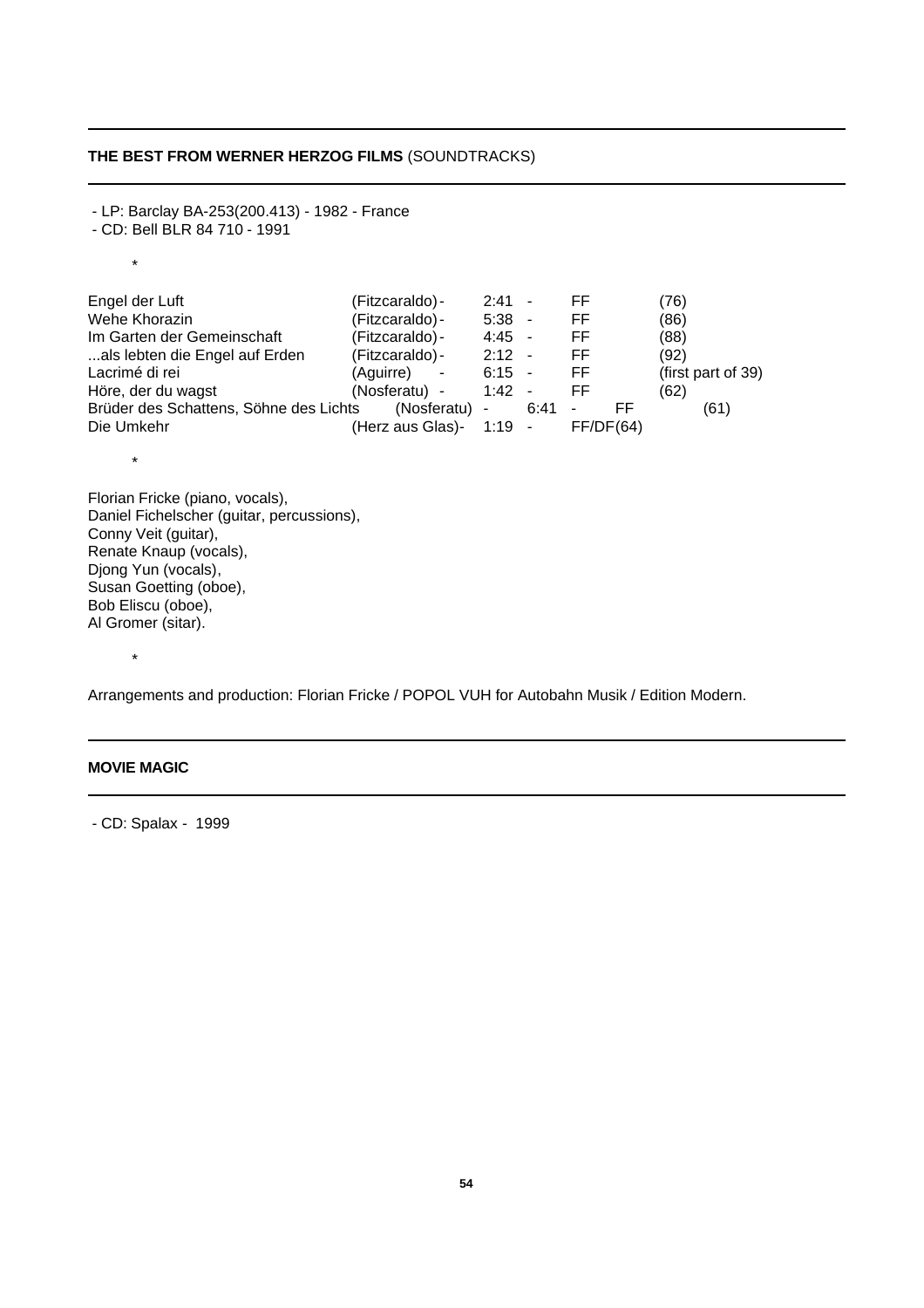## **THE BEST FROM WERNER HERZOG FILMS** (SOUNDTRACKS)

- LP: Barclay BA-253(200.413) - 1982 - France
- CD: Bell BLR 84 710 - 1991

*

| | | | |
|---|---|---|---|
| Engel der Luft | (Fitzcaraldo) - | 2:41 - | FF | (76) |
| Wehe Khorazin | (Fitzcaraldo) - | 5:38 - | FF | (86) |
| Im Garten der Gemeinschaft | (Fitzcaraldo) - | 4:45 - | FF | (88) |
| ...als lebten die Engel auf Erden | (Fitzcaraldo) - | 2:12 - | FF | (92) |
| Lacrimé di rei | (Aguirre) - | 6:15 - | FF | (first part of 39) |
| Höre, der du wagst | (Nosferatu) - | 1:42 - | FF | (62) |
| Brüder des Schattens, Söhne des Lichts | (Nosferatu) - | 6:41 - | FF | (61) |
| Die Umkehr | (Herz aus Glas)- | 1:19 - | FF/DF(64) | |

*

Florian Fricke (piano, vocals),
Daniel Fichelscher (guitar, percussions),
Conny Veit (guitar),
Renate Knaup (vocals),
Djong Yun (vocals),
Susan Goetting (oboe),
Bob Eliscu (oboe),
Al Gromer (sitar).

*

Arrangements and production: Florian Fricke / POPOL VUH for Autobahn Musik / Edition Modern.

## **MOVIE MAGIC**

- CD: Spalax - 1999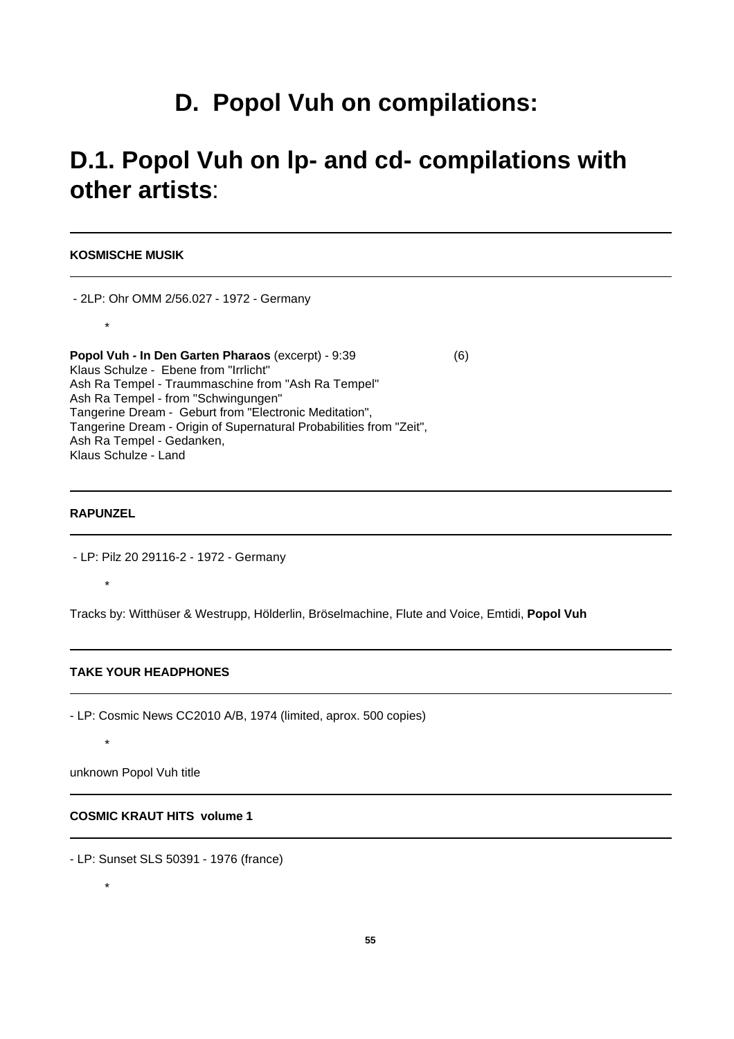# D. Popol Vuh on compilations:

## D.1. Popol Vuh on lp- and cd- compilations with other artists:

---

**KOSMISCHE MUSIK**

---

- 2LP: Ohr OMM 2/56.027 - 1972 - Germany

*

**Popol Vuh - In Den Garten Pharaos** (excerpt) - 9:39 (6)
Klaus Schulze - Ebene from "Irrlicht"
Ash Ra Tempel - Traummaschine from "Ash Ra Tempel"
Ash Ra Tempel - from "Schwingungen"
Tangerine Dream - Geburt from "Electronic Meditation",
Tangerine Dream - Origin of Supernatural Probabilities from "Zeit",
Ash Ra Tempel - Gedanken,
Klaus Schulze - Land

---

**RAPUNZEL**

---

- LP: Pilz 20 29116-2 - 1972 - Germany

*

Tracks by: Witthüser & Westrupp, Hölderlin, Bröselmachine, Flute and Voice, Emtidi, **Popol Vuh**

---

**TAKE YOUR HEADPHONES**

---

- LP: Cosmic News CC2010 A/B, 1974 (limited, aprox. 500 copies)

*

unknown Popol Vuh title

---

**COSMIC KRAUT HITS volume 1**

---

- LP: Sunset SLS 50391 - 1976 (france)

*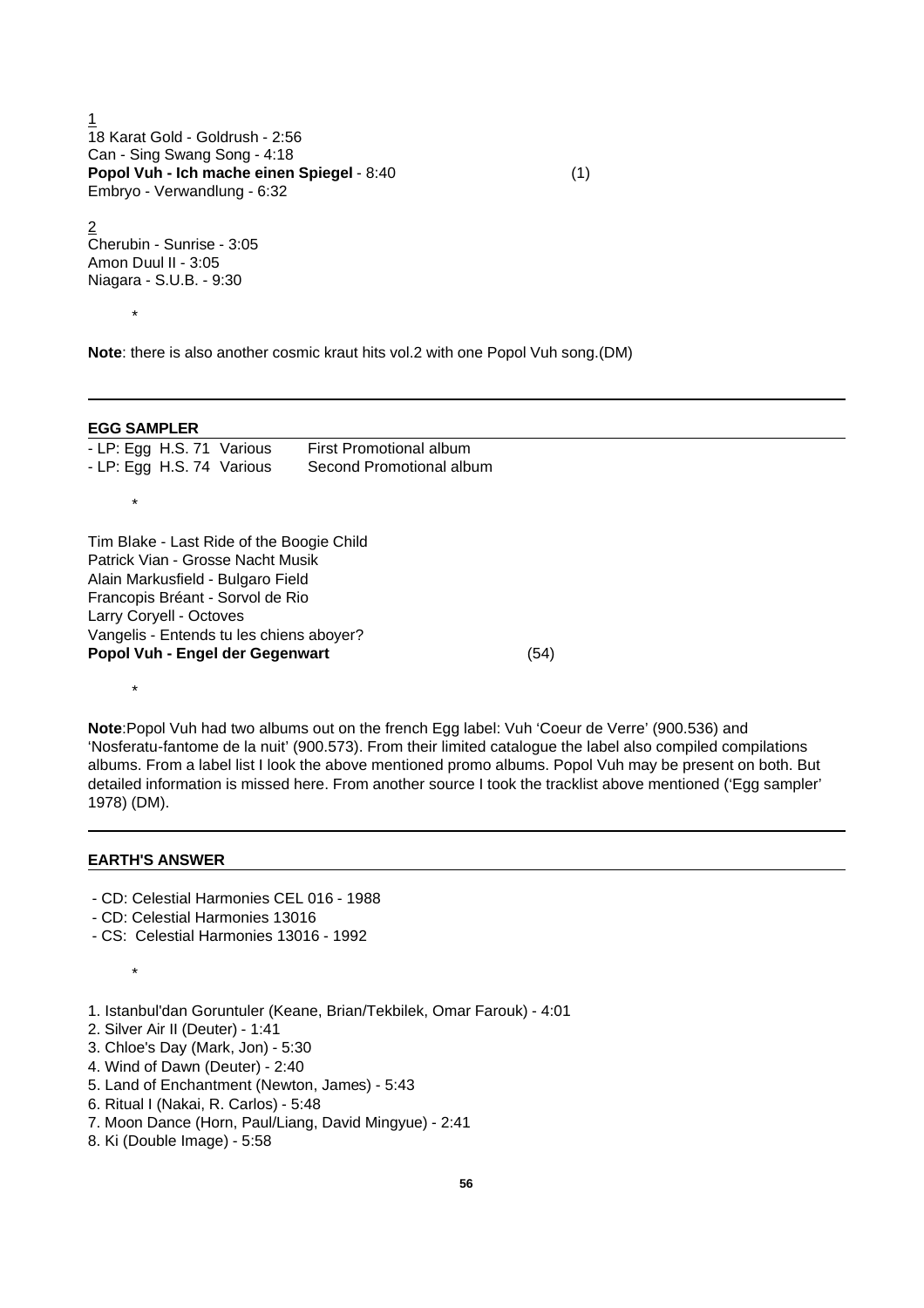<u>1</u>
18 Karat Gold - Goldrush - 2:56
Can - Sing Swang Song - 4:18
**Popol Vuh - Ich mache einen Spiegel** - 8:40 (1)
Embryo - Verwandlung - 6:32

<u>2</u>
Cherubin - Sunrise - 3:05
Amon Duul II - 3:05
Niagara - S.U.B. - 9:30

*

**Note**: there is also another cosmic kraut hits vol.2 with one Popol Vuh song.(DM)

---

### EGG SAMPLER

- LP: Egg H.S. 71 Various — First Promotional album
- LP: Egg H.S. 74 Various — Second Promotional album

*

Tim Blake - Last Ride of the Boogie Child
Patrick Vian - Grosse Nacht Musik
Alain Markusfield - Bulgaro Field
Francopis Bréant - Sorvol de Rio
Larry Coryell - Octoves
Vangelis - Entends tu les chiens aboyer?
**Popol Vuh - Engel der Gegenwart** (54)

*

**Note**:Popol Vuh had two albums out on the french Egg label: Vuh 'Coeur de Verre' (900.536) and 'Nosferatu-fantome de la nuit' (900.573). From their limited catalogue the label also compiled compilations albums. From a label list I look the above mentioned promo albums. Popol Vuh may be present on both. But detailed information is missed here. From another source I took the tracklist above mentioned ('Egg sampler' 1978) (DM).

---

### EARTH'S ANSWER

- CD: Celestial Harmonies CEL 016 - 1988
- CD: Celestial Harmonies 13016
- CS: Celestial Harmonies 13016 - 1992

*

1. Istanbul'dan Goruntuler (Keane, Brian/Tekbilek, Omar Farouk) - 4:01
2. Silver Air II (Deuter) - 1:41
3. Chloe's Day (Mark, Jon) - 5:30
4. Wind of Dawn (Deuter) - 2:40
5. Land of Enchantment (Newton, James) - 5:43
6. Ritual I (Nakai, R. Carlos) - 5:48
7. Moon Dance (Horn, Paul/Liang, David Mingyue) - 2:41
8. Ki (Double Image) - 5:58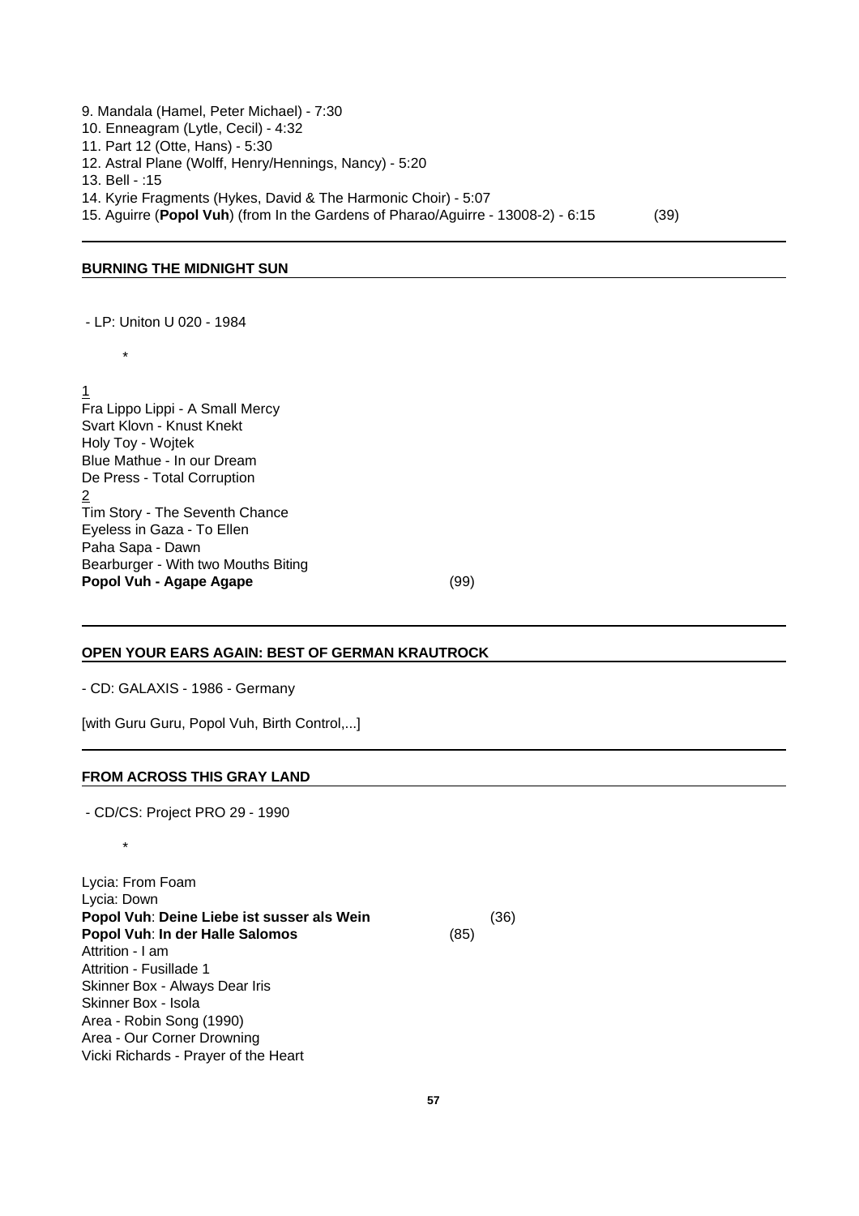9. Mandala (Hamel, Peter Michael) - 7:30
10. Enneagram (Lytle, Cecil) - 4:32
11. Part 12 (Otte, Hans) - 5:30
12. Astral Plane (Wolff, Henry/Hennings, Nancy) - 5:20
13. Bell - :15
14. Kyrie Fragments (Hykes, David & The Harmonic Choir) - 5:07
15. Aguirre (**Popol Vuh**) (from In the Gardens of Pharao/Aguirre - 13008-2) - 6:15 (39)

---

**BURNING THE MIDNIGHT SUN**

- LP: Uniton U 020 - 1984

*

1
Fra Lippo Lippi - A Small Mercy
Svart Klovn - Knust Knekt
Holy Toy - Wojtek
Blue Mathue - In our Dream
De Press - Total Corruption
2
Tim Story - The Seventh Chance
Eyeless in Gaza - To Ellen
Paha Sapa - Dawn
Bearburger - With two Mouths Biting
**Popol Vuh - Agape Agape** (99)

---

**OPEN YOUR EARS AGAIN: BEST OF GERMAN KRAUTROCK**

- CD: GALAXIS - 1986 - Germany

[with Guru Guru, Popol Vuh, Birth Control,...]

---

**FROM ACROSS THIS GRAY LAND**

- CD/CS: Project PRO 29 - 1990

*

Lycia: From Foam
Lycia: Down
**Popol Vuh**: **Deine Liebe ist susser als Wein** (36)
**Popol Vuh**: **In der Halle Salomos** (85)
Attrition - I am
Attrition - Fusillade 1
Skinner Box - Always Dear Iris
Skinner Box - Isola
Area - Robin Song (1990)
Area - Our Corner Drowning
Vicki Richards - Prayer of the Heart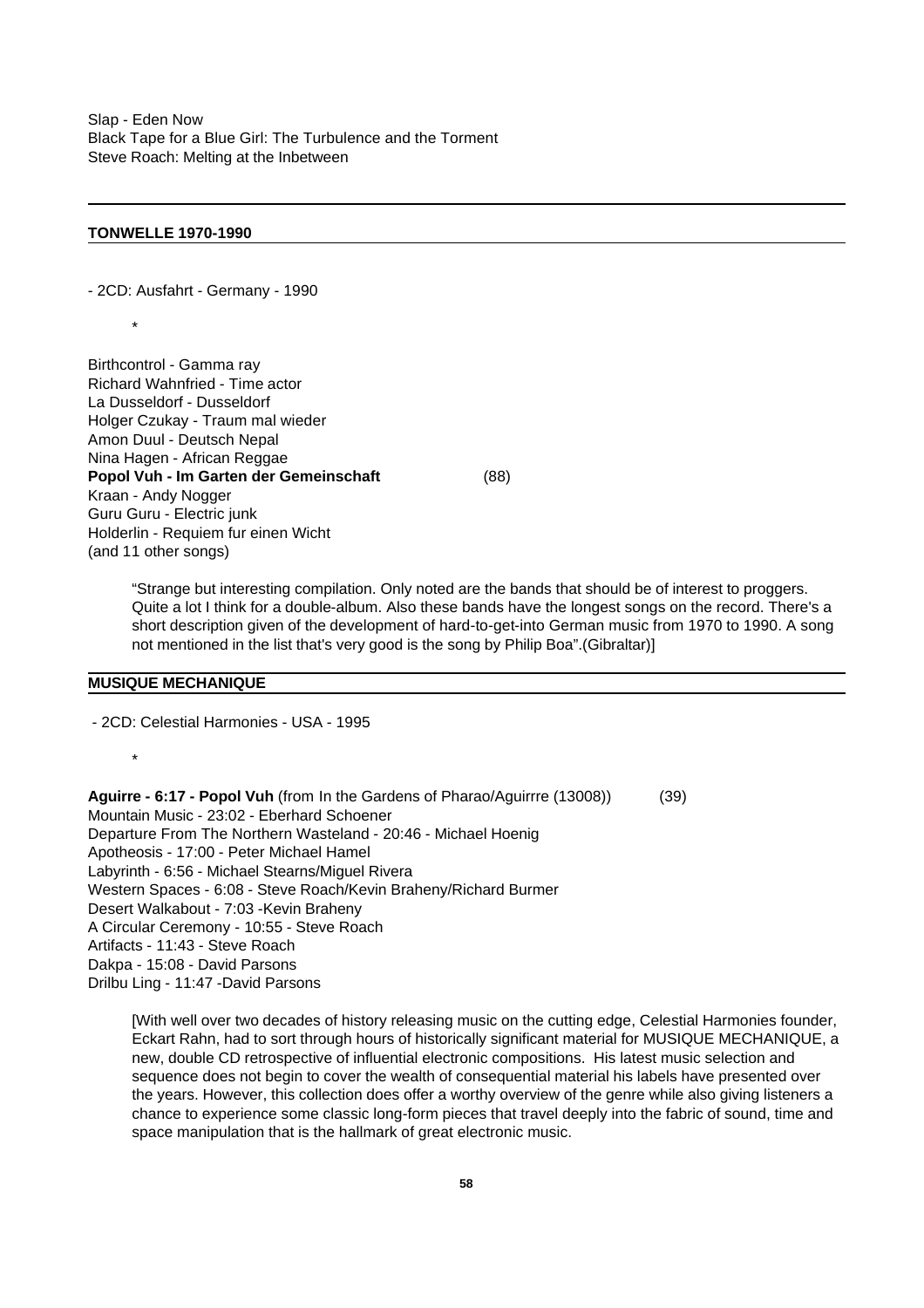Slap - Eden Now
Black Tape for a Blue Girl: The Turbulence and the Torment
Steve Roach: Melting at the Inbetween

---

**TONWELLE 1970-1990**

- 2CD: Ausfahrt - Germany - 1990

*

Birthcontrol - Gamma ray
Richard Wahnfried - Time actor
La Dusseldorf - Dusseldorf
Holger Czukay - Traum mal wieder
Amon Duul - Deutsch Nepal
Nina Hagen - African Reggae
**Popol Vuh - Im Garten der Gemeinschaft** (88)
Kraan - Andy Nogger
Guru Guru - Electric junk
Holderlin - Requiem fur einen Wicht
(and 11 other songs)

> “Strange but interesting compilation. Only noted are the bands that should be of interest to proggers. Quite a lot I think for a double-album. Also these bands have the longest songs on the record. There's a short description given of the development of hard-to-get-into German music from 1970 to 1990. A song not mentioned in the list that's very good is the song by Philip Boa”.(Gibraltar)]

**MUSIQUE MECHANIQUE**

- 2CD: Celestial Harmonies - USA - 1995

*

**Aguirre - 6:17 - Popol Vuh** (from In the Gardens of Pharao/Aguirrre (13008)) (39)
Mountain Music - 23:02 - Eberhard Schoener
Departure From The Northern Wasteland - 20:46 - Michael Hoenig
Apotheosis - 17:00 - Peter Michael Hamel
Labyrinth - 6:56 - Michael Stearns/Miguel Rivera
Western Spaces - 6:08 - Steve Roach/Kevin Braheny/Richard Burmer
Desert Walkabout - 7:03 -Kevin Braheny
A Circular Ceremony - 10:55 - Steve Roach
Artifacts - 11:43 - Steve Roach
Dakpa - 15:08 - David Parsons
Drilbu Ling - 11:47 -David Parsons

> [With well over two decades of history releasing music on the cutting edge, Celestial Harmonies founder, Eckart Rahn, had to sort through hours of historically significant material for MUSIQUE MECHANIQUE, a new, double CD retrospective of influential electronic compositions. His latest music selection and sequence does not begin to cover the wealth of consequential material his labels have presented over the years. However, this collection does offer a worthy overview of the genre while also giving listeners a chance to experience some classic long-form pieces that travel deeply into the fabric of sound, time and space manipulation that is the hallmark of great electronic music.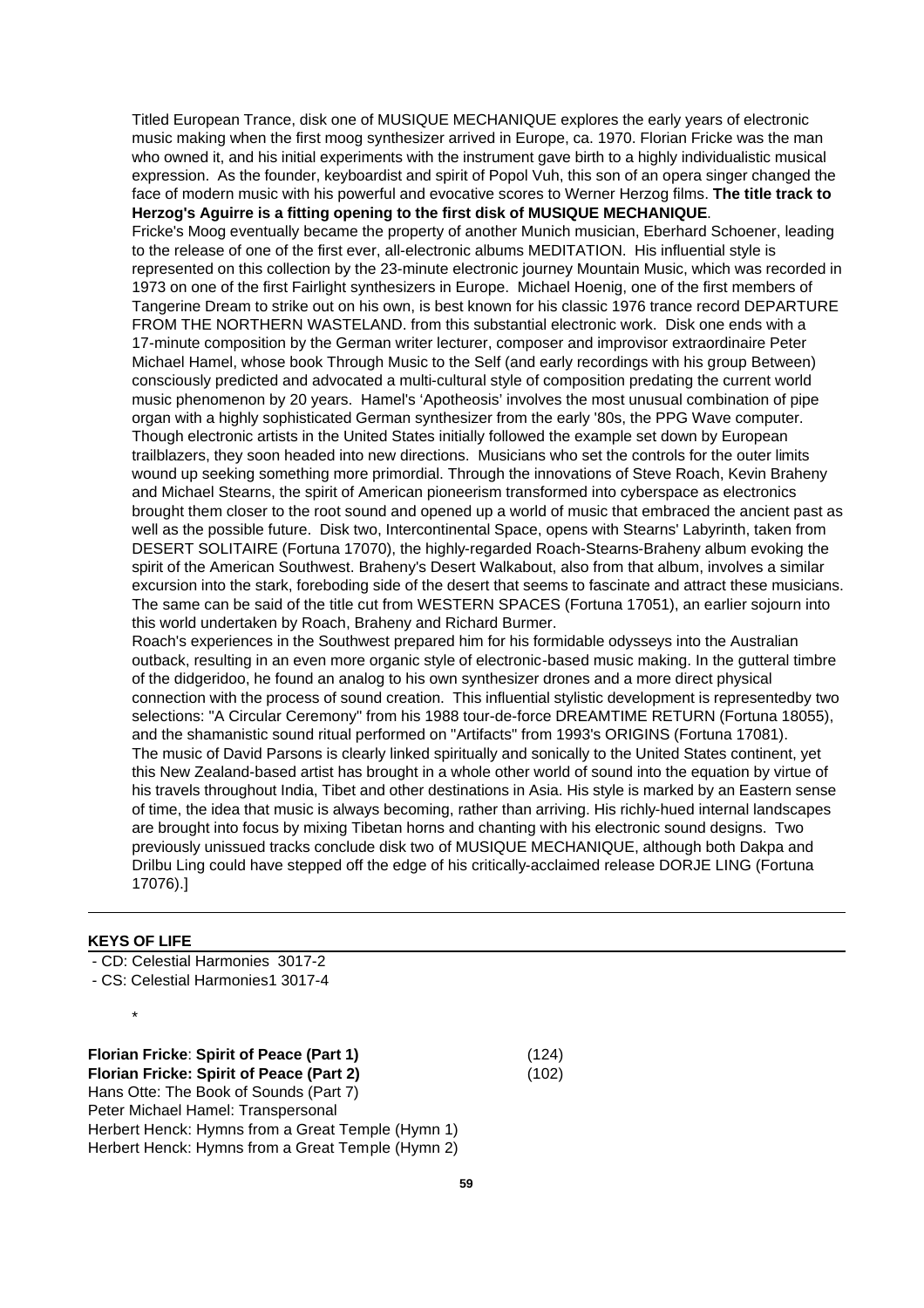Titled European Trance, disk one of MUSIQUE MECHANIQUE explores the early years of electronic music making when the first moog synthesizer arrived in Europe, ca. 1970. Florian Fricke was the man who owned it, and his initial experiments with the instrument gave birth to a highly individualistic musical expression. As the founder, keyboardist and spirit of Popol Vuh, this son of an opera singer changed the face of modern music with his powerful and evocative scores to Werner Herzog films. **The title track to Herzog's Aguirre is a fitting opening to the first disk of MUSIQUE MECHANIQUE**.

Fricke's Moog eventually became the property of another Munich musician, Eberhard Schoener, leading to the release of one of the first ever, all-electronic albums MEDITATION. His influential style is represented on this collection by the 23-minute electronic journey Mountain Music, which was recorded in 1973 on one of the first Fairlight synthesizers in Europe. Michael Hoenig, one of the first members of Tangerine Dream to strike out on his own, is best known for his classic 1976 trance record DEPARTURE FROM THE NORTHERN WASTELAND. from this substantial electronic work. Disk one ends with a 17-minute composition by the German writer lecturer, composer and improvisor extraordinaire Peter Michael Hamel, whose book Through Music to the Self (and early recordings with his group Between) consciously predicted and advocated a multi-cultural style of composition predating the current world music phenomenon by 20 years. Hamel's 'Apotheosis' involves the most unusual combination of pipe organ with a highly sophisticated German synthesizer from the early '80s, the PPG Wave computer.

Though electronic artists in the United States initially followed the example set down by European trailblazers, they soon headed into new directions. Musicians who set the controls for the outer limits wound up seeking something more primordial. Through the innovations of Steve Roach, Kevin Braheny and Michael Stearns, the spirit of American pioneerism transformed into cyberspace as electronics brought them closer to the root sound and opened up a world of music that embraced the ancient past as well as the possible future. Disk two, Intercontinental Space, opens with Stearns' Labyrinth, taken from DESERT SOLITAIRE (Fortuna 17070), the highly-regarded Roach-Stearns-Braheny album evoking the spirit of the American Southwest. Braheny's Desert Walkabout, also from that album, involves a similar excursion into the stark, foreboding side of the desert that seems to fascinate and attract these musicians. The same can be said of the title cut from WESTERN SPACES (Fortuna 17051), an earlier sojourn into this world undertaken by Roach, Braheny and Richard Burmer.

Roach's experiences in the Southwest prepared him for his formidable odysseys into the Australian outback, resulting in an even more organic style of electronic-based music making. In the gutteral timbre of the didgeridoo, he found an analog to his own synthesizer drones and a more direct physical connection with the process of sound creation. This influential stylistic development is representedby two selections: "A Circular Ceremony" from his 1988 tour-de-force DREAMTIME RETURN (Fortuna 18055), and the shamanistic sound ritual performed on "Artifacts" from 1993's ORIGINS (Fortuna 17081).

The music of David Parsons is clearly linked spiritually and sonically to the United States continent, yet this New Zealand-based artist has brought in a whole other world of sound into the equation by virtue of his travels throughout India, Tibet and other destinations in Asia. His style is marked by an Eastern sense of time, the idea that music is always becoming, rather than arriving. His richly-hued internal landscapes are brought into focus by mixing Tibetan horns and chanting with his electronic sound designs. Two previously unissued tracks conclude disk two of MUSIQUE MECHANIQUE, although both Dakpa and Drilbu Ling could have stepped off the edge of his critically-acclaimed release DORJE LING (Fortuna 17076).]

---

**KEYS OF LIFE**

- CD: Celestial Harmonies 3017-2
- CS: Celestial Harmonies1 3017-4

*

**Florian Fricke**: **Spirit of Peace (Part 1)** (124)
**Florian Fricke: Spirit of Peace (Part 2)** (102)
Hans Otte: The Book of Sounds (Part 7)
Peter Michael Hamel: Transpersonal
Herbert Henck: Hymns from a Great Temple (Hymn 1)
Herbert Henck: Hymns from a Great Temple (Hymn 2)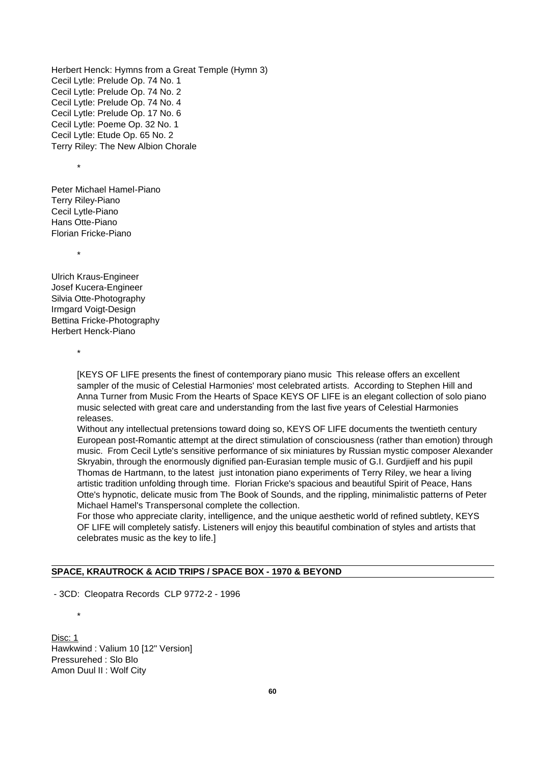Herbert Henck: Hymns from a Great Temple (Hymn 3)
Cecil Lytle: Prelude Op. 74 No. 1
Cecil Lytle: Prelude Op. 74 No. 2
Cecil Lytle: Prelude Op. 74 No. 4
Cecil Lytle: Prelude Op. 17 No. 6
Cecil Lytle: Poeme Op. 32 No. 1
Cecil Lytle: Etude Op. 65 No. 2
Terry Riley: The New Albion Chorale

*

Peter Michael Hamel-Piano
Terry Riley-Piano
Cecil Lytle-Piano
Hans Otte-Piano
Florian Fricke-Piano

*

Ulrich Kraus-Engineer
Josef Kucera-Engineer
Silvia Otte-Photography
Irmgard Voigt-Design
Bettina Fricke-Photography
Herbert Henck-Piano

*

[KEYS OF LIFE presents the finest of contemporary piano music  This release offers an excellent sampler of the music of Celestial Harmonies' most celebrated artists.  According to Stephen Hill and Anna Turner from Music From the Hearts of Space KEYS OF LIFE is an elegant collection of solo piano music selected with great care and understanding from the last five years of Celestial Harmonies releases.
Without any intellectual pretensions toward doing so, KEYS OF LIFE documents the twentieth century European post-Romantic attempt at the direct stimulation of consciousness (rather than emotion) through music.  From Cecil Lytle's sensitive performance of six miniatures by Russian mystic composer Alexander Skryabin, through the enormously dignified pan-Eurasian temple music of G.I. Gurdjieff and his pupil Thomas de Hartmann, to the latest  just intonation piano experiments of Terry Riley, we hear a living artistic tradition unfolding through time.  Florian Fricke's spacious and beautiful Spirit of Peace, Hans Otte's hypnotic, delicate music from The Book of Sounds, and the rippling, minimalistic patterns of Peter Michael Hamel's Transpersonal complete the collection.
For those who appreciate clarity, intelligence, and the unique aesthetic world of refined subtlety, KEYS OF LIFE will completely satisfy. Listeners will enjoy this beautiful combination of styles and artists that celebrates music as the key to life.]

## SPACE, KRAUTROCK & ACID TRIPS / SPACE BOX - 1970 & BEYOND

- 3CD:  Cleopatra Records  CLP 9772-2 - 1996

*

Disc: 1
Hawkwind : Valium 10 [12" Version]
Pressurehed : Slo Blo
Amon Duul II : Wolf City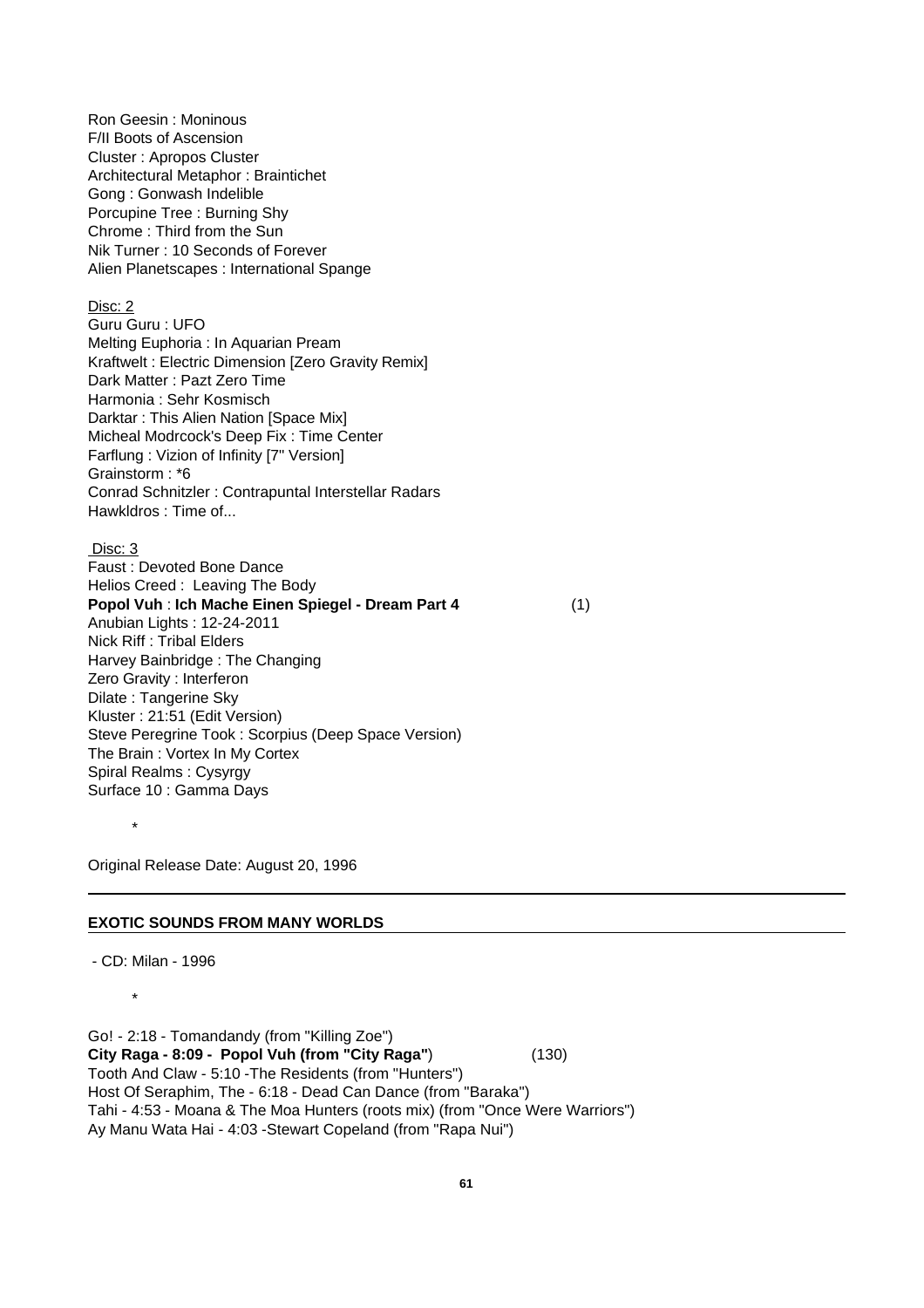Ron Geesin : Moninous
F/II Boots of Ascension
Cluster : Apropos Cluster
Architectural Metaphor : Braintichet
Gong : Gonwash Indelible
Porcupine Tree : Burning Shy
Chrome : Third from the Sun
Nik Turner : 10 Seconds of Forever
Alien Planetscapes : International Spange

Disc: 2
Guru Guru : UFO
Melting Euphoria : In Aquarian Pream
Kraftwelt : Electric Dimension [Zero Gravity Remix]
Dark Matter : Pazt Zero Time
Harmonia : Sehr Kosmisch
Darktar : This Alien Nation [Space Mix]
Micheal Modrcock's Deep Fix : Time Center
Farflung : Vizion of Infinity [7" Version]
Grainstorm : *6
Conrad Schnitzler : Contrapuntal Interstellar Radars
Hawkldros : Time of...

Disc: 3
Faust : Devoted Bone Dance
Helios Creed : Leaving The Body
**Popol Vuh** : **Ich Mache Einen Spiegel - Dream Part 4** (1)
Anubian Lights : 12-24-2011
Nick Riff : Tribal Elders
Harvey Bainbridge : The Changing
Zero Gravity : Interferon
Dilate : Tangerine Sky
Kluster : 21:51 (Edit Version)
Steve Peregrine Took : Scorpius (Deep Space Version)
The Brain : Vortex In My Cortex
Spiral Realms : Cysyrgy
Surface 10 : Gamma Days

*

Original Release Date: August 20, 1996

---

**EXOTIC SOUNDS FROM MANY WORLDS**

- CD: Milan - 1996

*

Go! - 2:18 - Tomandandy (from "Killing Zoe")
**City Raga - 8:09 - Popol Vuh (from "City Raga"**) (130)
Tooth And Claw - 5:10 -The Residents (from "Hunters")
Host Of Seraphim, The - 6:18 - Dead Can Dance (from "Baraka")
Tahi - 4:53 - Moana & The Moa Hunters (roots mix) (from "Once Were Warriors")
Ay Manu Wata Hai - 4:03 -Stewart Copeland (from "Rapa Nui")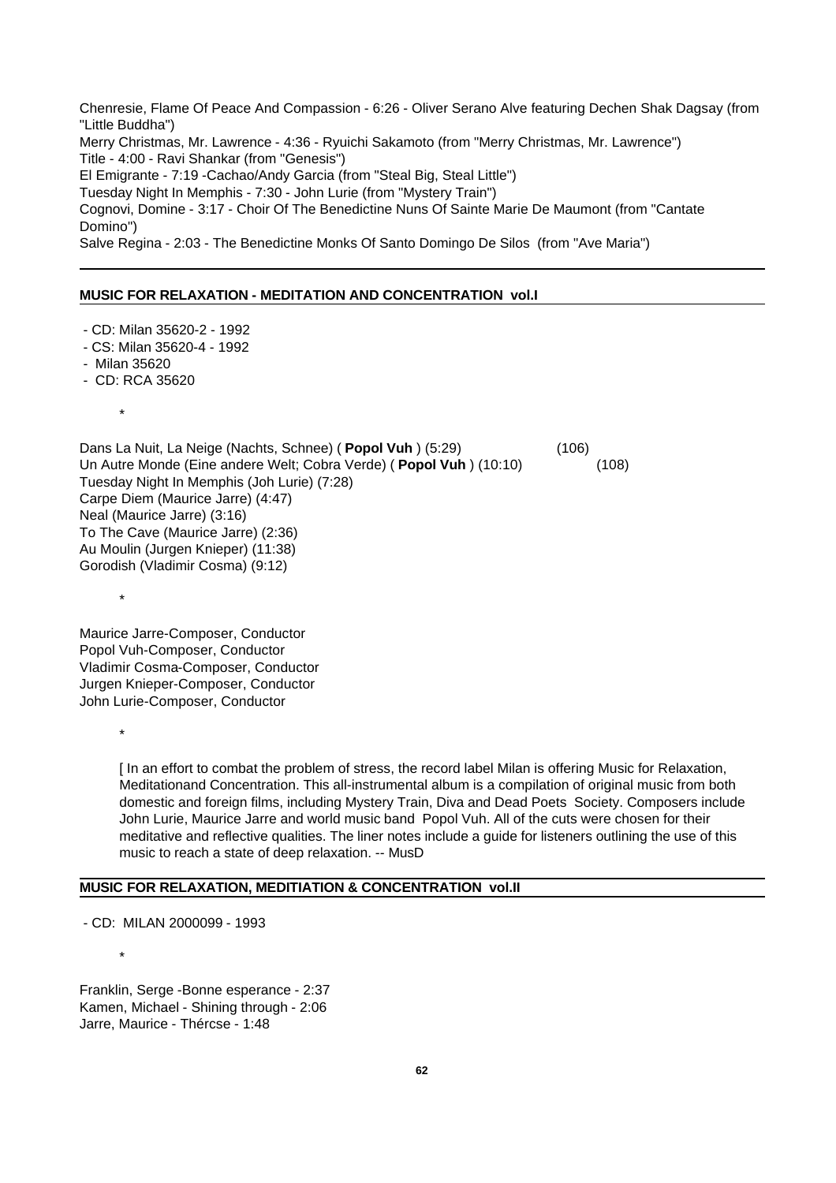Chenresie, Flame Of Peace And Compassion - 6:26 - Oliver Serano Alve featuring Dechen Shak Dagsay (from "Little Buddha")
Merry Christmas, Mr. Lawrence - 4:36 - Ryuichi Sakamoto (from "Merry Christmas, Mr. Lawrence")
Title - 4:00 - Ravi Shankar (from "Genesis")
El Emigrante - 7:19 -Cachao/Andy Garcia (from "Steal Big, Steal Little")
Tuesday Night In Memphis - 7:30 - John Lurie (from "Mystery Train")
Cognovi, Domine - 3:17 - Choir Of The Benedictine Nuns Of Sainte Marie De Maumont (from "Cantate Domino")
Salve Regina - 2:03 - The Benedictine Monks Of Santo Domingo De Silos (from "Ave Maria")

---

**MUSIC FOR RELAXATION - MEDITATION AND CONCENTRATION vol.I**

- CD: Milan 35620-2 - 1992
- CS: Milan 35620-4 - 1992
- Milan 35620
- CD: RCA 35620

*

Dans La Nuit, La Neige (Nachts, Schnee) ( **Popol Vuh** ) (5:29) (106)
Un Autre Monde (Eine andere Welt; Cobra Verde) ( **Popol Vuh** ) (10:10) (108)
Tuesday Night In Memphis (Joh Lurie) (7:28)
Carpe Diem (Maurice Jarre) (4:47)
Neal (Maurice Jarre) (3:16)
To The Cave (Maurice Jarre) (2:36)
Au Moulin (Jurgen Knieper) (11:38)
Gorodish (Vladimir Cosma) (9:12)

*

Maurice Jarre-Composer, Conductor
Popol Vuh-Composer, Conductor
Vladimir Cosma-Composer, Conductor
Jurgen Knieper-Composer, Conductor
John Lurie-Composer, Conductor

*

[ In an effort to combat the problem of stress, the record label Milan is offering Music for Relaxation, Meditationand Concentration. This all-instrumental album is a compilation of original music from both domestic and foreign films, including Mystery Train, Diva and Dead Poets Society. Composers include John Lurie, Maurice Jarre and world music band Popol Vuh. All of the cuts were chosen for their meditative and reflective qualities. The liner notes include a guide for listeners outlining the use of this music to reach a state of deep relaxation. -- MusD

**MUSIC FOR RELAXATION, MEDITIATION & CONCENTRATION vol.II**

- CD: MILAN 2000099 - 1993

*

Franklin, Serge -Bonne esperance - 2:37
Kamen, Michael - Shining through - 2:06
Jarre, Maurice - Thércse - 1:48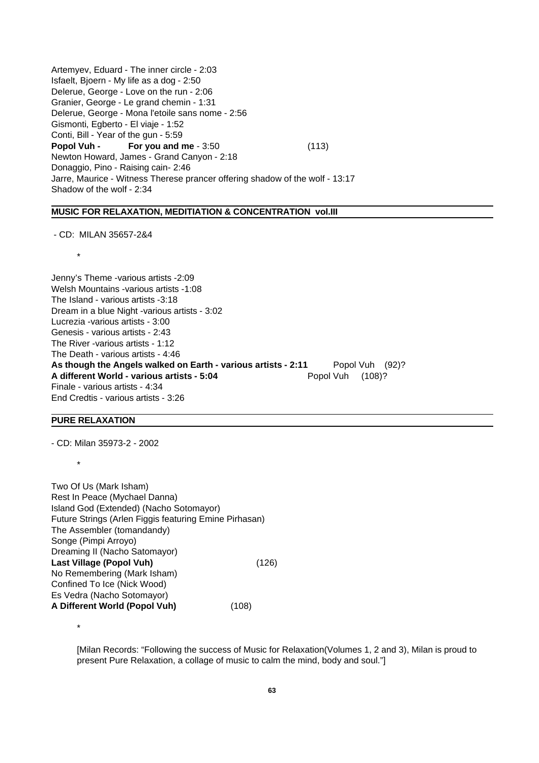Artemyev, Eduard - The inner circle - 2:03
Isfaelt, Bjoern - My life as a dog - 2:50
Delerue, George - Love on the run - 2:06
Granier, George - Le grand chemin - 1:31
Delerue, George - Mona l'etoile sans nome - 2:56
Gismonti, Egberto - El viaje - 1:52
Conti, Bill - Year of the gun - 5:59
**Popol Vuh - For you and me** - 3:50 (113)
Newton Howard, James - Grand Canyon - 2:18
Donaggio, Pino - Raising cain- 2:46
Jarre, Maurice - Witness Therese prancer offering shadow of the wolf - 13:17
Shadow of the wolf - 2:34

## MUSIC FOR RELAXATION, MEDITIATION & CONCENTRATION vol.III

- CD: MILAN 35657-2&4

*

Jenny's Theme -various artists -2:09
Welsh Mountains -various artists -1:08
The Island - various artists -3:18
Dream in a blue Night -various artists - 3:02
Lucrezia -various artists - 3:00
Genesis - various artists - 2:43
The River -various artists - 1:12
The Death - various artists - 4:46
**As though the Angels walked on Earth - various artists - 2:11** Popol Vuh (92)?
**A different World - various artists - 5:04** Popol Vuh (108)?
Finale - various artists - 4:34
End Credtis - various artists - 3:26

## PURE RELAXATION

- CD: Milan 35973-2 - 2002

*

Two Of Us (Mark Isham)
Rest In Peace (Mychael Danna)
Island God (Extended) (Nacho Sotomayor)
Future Strings (Arlen Figgis featuring Emine Pirhasan)
The Assembler (tomandandy)
Songe (Pimpi Arroyo)
Dreaming II (Nacho Satomayor)
**Last Village (Popol Vuh)** (126)
No Remembering (Mark Isham)
Confined To Ice (Nick Wood)
Es Vedra (Nacho Sotomayor)
**A Different World (Popol Vuh)** (108)

*

[Milan Records: "Following the success of Music for Relaxation(Volumes 1, 2 and 3), Milan is proud to present Pure Relaxation, a collage of music to calm the mind, body and soul."]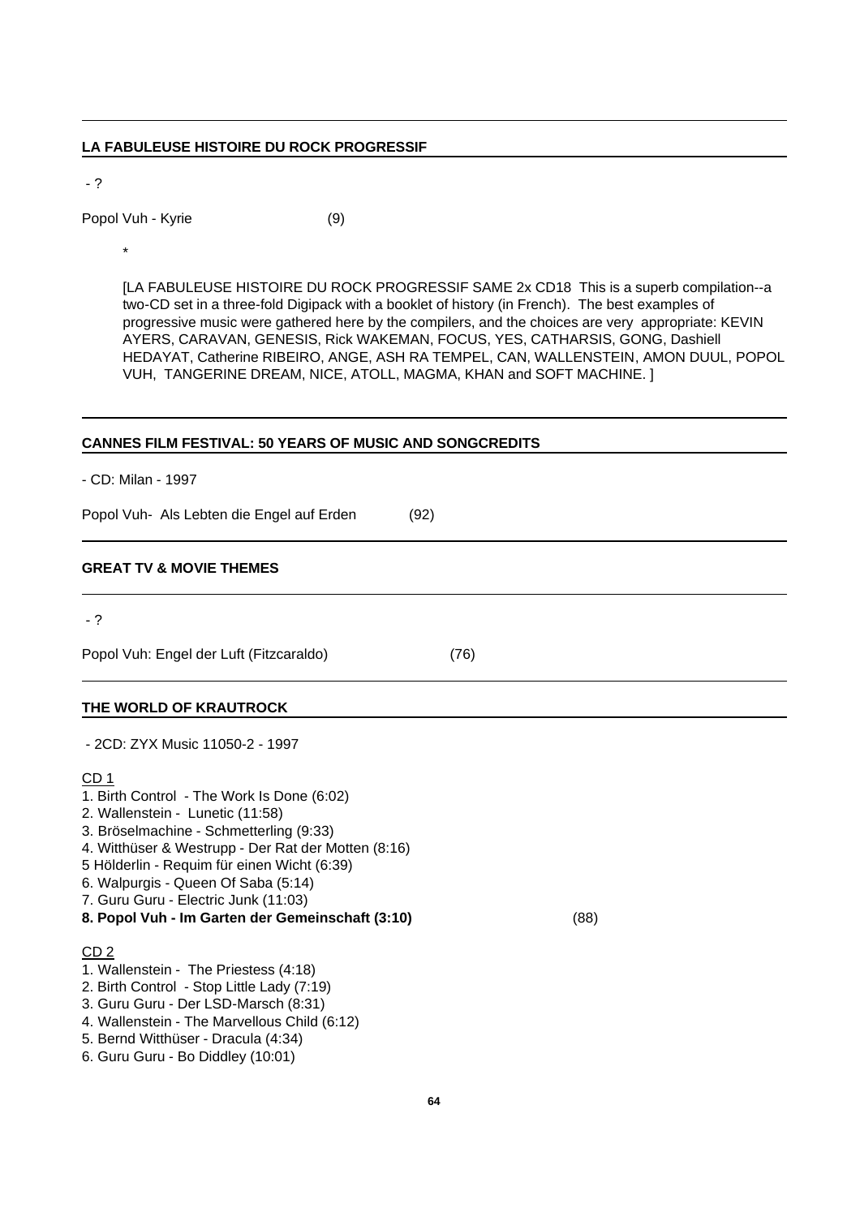## LA FABULEUSE HISTOIRE DU ROCK PROGRESSIF

- ?

Popol Vuh - Kyrie (9)

*

[LA FABULEUSE HISTOIRE DU ROCK PROGRESSIF SAME 2x CD18 This is a superb compilation--a two-CD set in a three-fold Digipack with a booklet of history (in French). The best examples of progressive music were gathered here by the compilers, and the choices are very appropriate: KEVIN AYERS, CARAVAN, GENESIS, Rick WAKEMAN, FOCUS, YES, CATHARSIS, GONG, Dashiell HEDAYAT, Catherine RIBEIRO, ANGE, ASH RA TEMPEL, CAN, WALLENSTEIN, AMON DUUL, POPOL VUH, TANGERINE DREAM, NICE, ATOLL, MAGMA, KHAN and SOFT MACHINE. ]

## CANNES FILM FESTIVAL: 50 YEARS OF MUSIC AND SONGCREDITS

- CD: Milan - 1997

Popol Vuh- Als Lebten die Engel auf Erden (92)

## GREAT TV & MOVIE THEMES

- ?

Popol Vuh: Engel der Luft (Fitzcaraldo) (76)

## THE WORLD OF KRAUTROCK

- 2CD: ZYX Music 11050-2 - 1997

CD 1

1. Birth Control - The Work Is Done (6:02)
2. Wallenstein - Lunetic (11:58)
3. Bröselmachine - Schmetterling (9:33)
4. Witthüser & Westrupp - Der Rat der Motten (8:16)
5. Hölderlin - Requim für einen Wicht (6:39)
6. Walpurgis - Queen Of Saba (5:14)
7. Guru Guru - Electric Junk (11:03)
8. **Popol Vuh - Im Garten der Gemeinschaft (3:10)** (88)

CD 2

1. Wallenstein - The Priestess (4:18)
2. Birth Control - Stop Little Lady (7:19)
3. Guru Guru - Der LSD-Marsch (8:31)
4. Wallenstein - The Marvellous Child (6:12)
5. Bernd Witthüser - Dracula (4:34)
6. Guru Guru - Bo Diddley (10:01)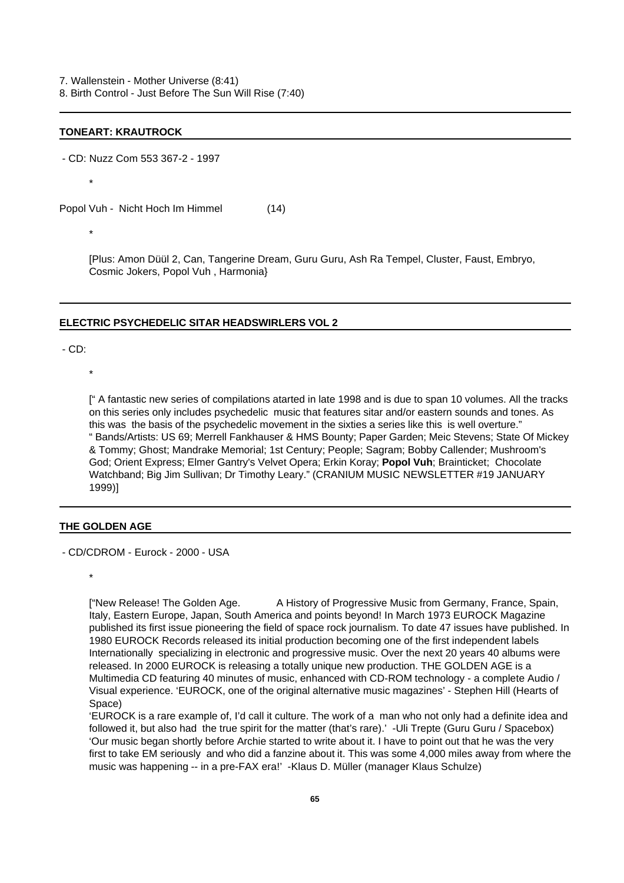7. Wallenstein - Mother Universe (8:41)
8. Birth Control - Just Before The Sun Will Rise (7:40)

---

**TONEART: KRAUTROCK**

- CD: Nuzz Com 553 367-2 - 1997

*

Popol Vuh - Nicht Hoch Im Himmel (14)

*

[Plus: Amon Düül 2, Can, Tangerine Dream, Guru Guru, Ash Ra Tempel, Cluster, Faust, Embryo, Cosmic Jokers, Popol Vuh , Harmonia}

---

**ELECTRIC PSYCHEDELIC SITAR HEADSWIRLERS VOL 2**

- CD:

*

[" A fantastic new series of compilations atarted in late 1998 and is due to span 10 volumes. All the tracks on this series only includes psychedelic music that features sitar and/or eastern sounds and tones. As this was the basis of the psychedelic movement in the sixties a series like this is well overture."
" Bands/Artists: US 69; Merrell Fankhauser & HMS Bounty; Paper Garden; Meic Stevens; State Of Mickey & Tommy; Ghost; Mandrake Memorial; 1st Century; People; Sagram; Bobby Callender; Mushroom's God; Orient Express; Elmer Gantry's Velvet Opera; Erkin Koray; **Popol Vuh**; Brainticket; Chocolate Watchband; Big Jim Sullivan; Dr Timothy Leary." (CRANIUM MUSIC NEWSLETTER #19 JANUARY 1999)]

---

**THE GOLDEN AGE**

- CD/CDROM - Eurock - 2000 - USA

*

["New Release! The Golden Age. A History of Progressive Music from Germany, France, Spain, Italy, Eastern Europe, Japan, South America and points beyond! In March 1973 EUROCK Magazine published its first issue pioneering the field of space rock journalism. To date 47 issues have published. In 1980 EUROCK Records released its initial production becoming one of the first independent labels Internationally specializing in electronic and progressive music. Over the next 20 years 40 albums were released. In 2000 EUROCK is releasing a totally unique new production. THE GOLDEN AGE is a Multimedia CD featuring 40 minutes of music, enhanced with CD-ROM technology - a complete Audio / Visual experience. 'EUROCK, one of the original alternative music magazines' - Stephen Hill (Hearts of Space)
'EUROCK is a rare example of, I'd call it culture. The work of a man who not only had a definite idea and followed it, but also had the true spirit for the matter (that's rare).' -Uli Trepte (Guru Guru / Spacebox)
'Our music began shortly before Archie started to write about it. I have to point out that he was the very first to take EM seriously and who did a fanzine about it. This was some 4,000 miles away from where the music was happening -- in a pre-FAX era!' -Klaus D. Müller (manager Klaus Schulze)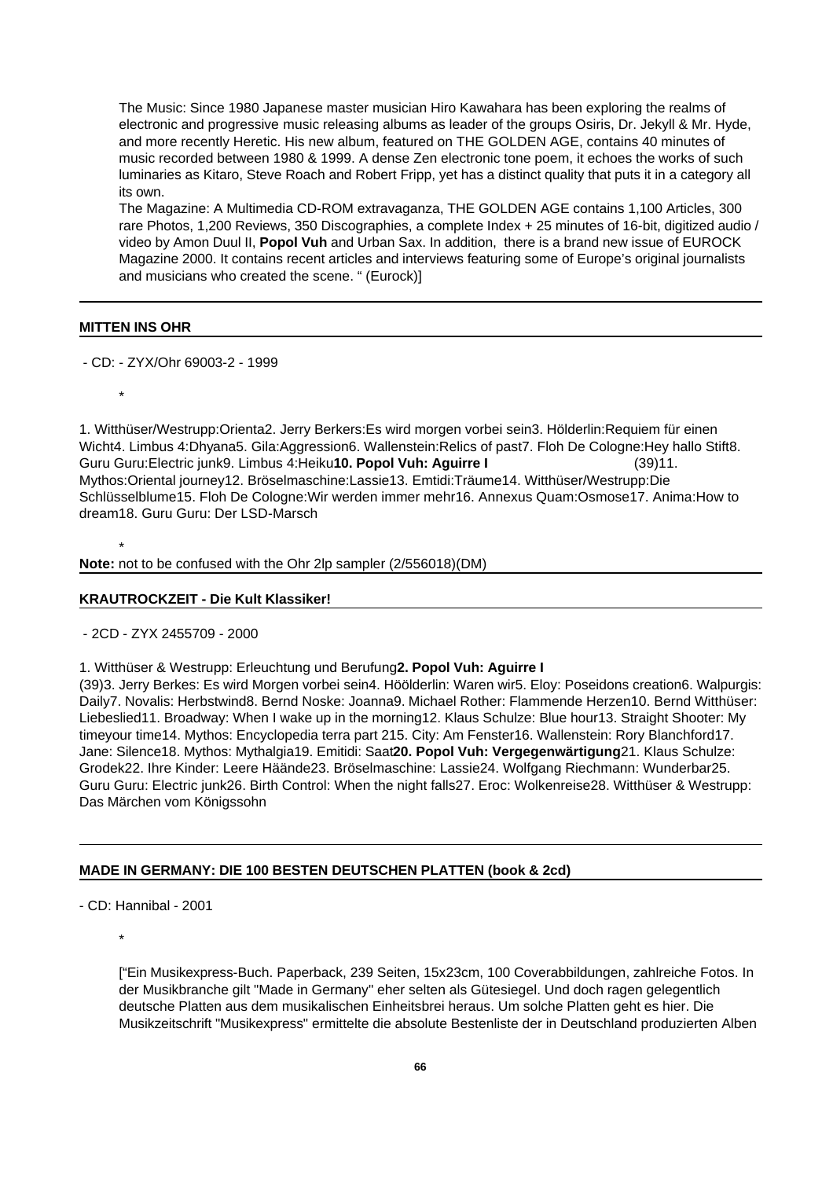The Music: Since 1980 Japanese master musician Hiro Kawahara has been exploring the realms of electronic and progressive music releasing albums as leader of the groups Osiris, Dr. Jekyll & Mr. Hyde, and more recently Heretic. His new album, featured on THE GOLDEN AGE, contains 40 minutes of music recorded between 1980 & 1999. A dense Zen electronic tone poem, it echoes the works of such luminaries as Kitaro, Steve Roach and Robert Fripp, yet has a distinct quality that puts it in a category all its own.
The Magazine: A Multimedia CD-ROM extravaganza, THE GOLDEN AGE contains 1,100 Articles, 300 rare Photos, 1,200 Reviews, 350 Discographies, a complete Index + 25 minutes of 16-bit, digitized audio / video by Amon Duul II, **Popol Vuh** and Urban Sax. In addition, there is a brand new issue of EUROCK Magazine 2000. It contains recent articles and interviews featuring some of Europe's original journalists and musicians who created the scene. " (Eurock)]

---

**MITTEN INS OHR**

- CD: - ZYX/Ohr 69003-2 - 1999

*

1. Witthüser/Westrupp:Orienta2. Jerry Berkers:Es wird morgen vorbei sein3. Hölderlin:Requiem für einen Wicht4. Limbus 4:Dhyana5. Gila:Aggression6. Wallenstein:Relics of past7. Floh De Cologne:Hey hallo Stift8. Guru Guru:Electric junk9. Limbus 4:Heiku**10. Popol Vuh: Aguirre I** (39)11. Mythos:Oriental journey12. Bröselmaschine:Lassie13. Emtidi:Träume14. Witthüser/Westrupp:Die Schlüsselblume15. Floh De Cologne:Wir werden immer mehr16. Annexus Quam:Osmose17. Anima:How to dream18. Guru Guru: Der LSD-Marsch

*

**Note:** not to be confused with the Ohr 2lp sampler (2/556018)(DM)

---

**KRAUTROCKZEIT - Die Kult Klassiker!**

- 2CD - ZYX 2455709 - 2000

1. Witthüser & Westrupp: Erleuchtung und Berufung**2. Popol Vuh: Aguirre I**
(39)3. Jerry Berkes: Es wird Morgen vorbei sein4. Hööldeirlin: Waren wir5. Eloy: Poseidons creation6. Walpurgis: Daily7. Novalis: Herbstwind8. Bernd Noske: Joanna9. Michael Rother: Flammende Herzen10. Bernd Witthüser: Liebeslied11. Broadway: When I wake up in the morning12. Klaus Schulze: Blue hour13. Straight Shooter: My timeyour time14. Mythos: Encyclopedia terra part 215. City: Am Fenster16. Wallenstein: Rory Blanchford17. Jane: Silence18. Mythos: Mythalgia19. Emitidi: Saat**20. Popol Vuh: Vergegenwärtigung**21. Klaus Schulze: Grodek22. Ihre Kinder: Leere Häände23. Bröselmaschine: Lassie24. Wolfgang Riechmann: Wunderbar25. Guru Guru: Electric junk26. Birth Control: When the night falls27. Eroc: Wolkenreise28. Witthüser & Westrupp: Das Märchen vom Königssohn

---

**MADE IN GERMANY: DIE 100 BESTEN DEUTSCHEN PLATTEN (book & 2cd)**

- CD: Hannibal - 2001

*

["Ein Musikexpress-Buch. Paperback, 239 Seiten, 15x23cm, 100 Coverabbildungen, zahlreiche Fotos. In der Musikbranche gilt "Made in Germany" eher selten als Gütesiegel. Und doch ragen gelegentlich deutsche Platten aus dem musikalischen Einheitsbrei heraus. Um solche Platten geht es hier. Die Musikzeitschrift "Musikexpress" ermittelte die absolute Bestenliste der in Deutschland produzierten Alben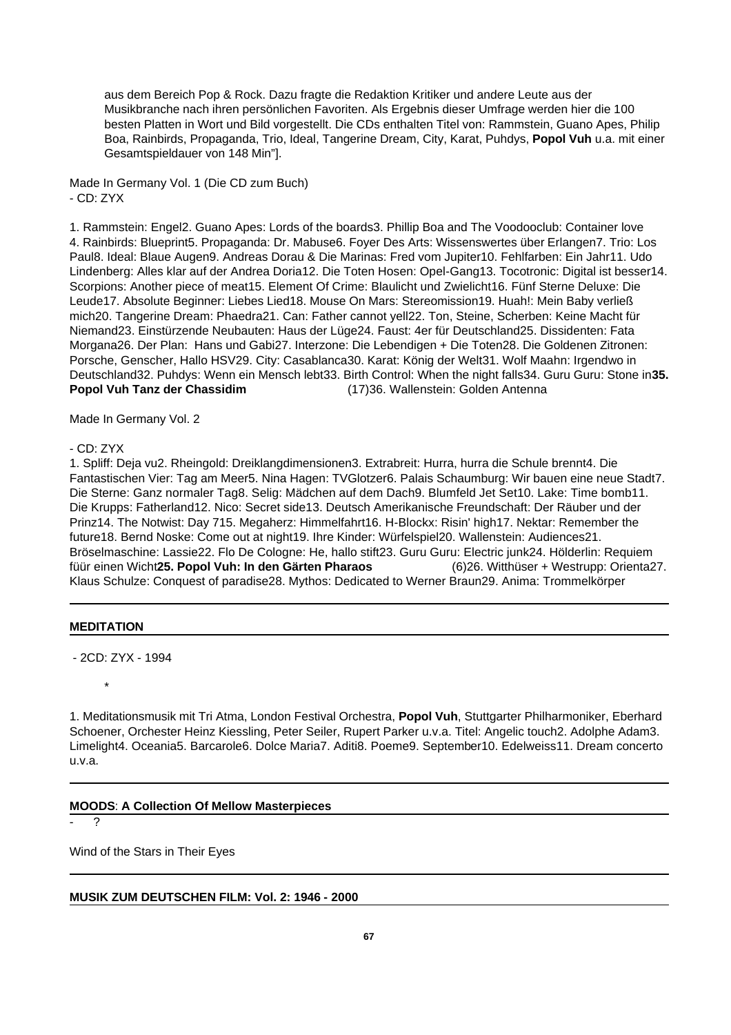aus dem Bereich Pop & Rock. Dazu fragte die Redaktion Kritiker und andere Leute aus der Musikbranche nach ihren persönlichen Favoriten. Als Ergebnis dieser Umfrage werden hier die 100 besten Platten in Wort und Bild vorgestellt. Die CDs enthalten Titel von: Rammstein, Guano Apes, Philip Boa, Rainbirds, Propaganda, Trio, Ideal, Tangerine Dream, City, Karat, Puhdys, **Popol Vuh** u.a. mit einer Gesamtspieldauer von 148 Min"].

Made In Germany Vol. 1 (Die CD zum Buch)
- CD: ZYX

1. Rammstein: Engel2. Guano Apes: Lords of the boards3. Phillip Boa and The Voodooclub: Container love 4. Rainbirds: Blueprint5. Propaganda: Dr. Mabuse6. Foyer Des Arts: Wissenswertes über Erlangen7. Trio: Los Paul8. Ideal: Blaue Augen9. Andreas Dorau & Die Marinas: Fred vom Jupiter10. Fehlfarben: Ein Jahr11. Udo Lindenberg: Alles klar auf der Andrea Doria12. Die Toten Hosen: Opel-Gang13. Tocotronic: Digital ist besser14. Scorpions: Another piece of meat15. Element Of Crime: Blaulicht und Zwielicht16. Fünf Sterne Deluxe: Die Leude17. Absolute Beginner: Liebes Lied18. Mouse On Mars: Stereomission19. Huah!: Mein Baby verließ mich20. Tangerine Dream: Phaedra21. Can: Father cannot yell22. Ton, Steine, Scherben: Keine Macht für Niemand23. Einstürzende Neubauten: Haus der Lüge24. Faust: 4er für Deutschland25. Dissidenten: Fata Morgana26. Der Plan: Hans und Gabi27. Interzone: Die Lebendigen + Die Toten28. Die Goldenen Zitronen: Porsche, Genscher, Hallo HSV29. City: Casablanca30. Karat: König der Welt31. Wolf Maahn: Irgendwo in Deutschland32. Puhdys: Wenn ein Mensch lebt33. Birth Control: When the night falls34. Guru Guru: Stone in**35. Popol Vuh Tanz der Chassidim** (17)36. Wallenstein: Golden Antenna

Made In Germany Vol. 2

- CD: ZYX
1. Spliff: Deja vu2. Rheingold: Dreiklangdimensionen3. Extrabreit: Hurra, hurra die Schule brennt4. Die Fantastischen Vier: Tag am Meer5. Nina Hagen: TVGlotzer6. Palais Schaumburg: Wir bauen eine neue Stadt7. Die Sterne: Ganz normaler Tag8. Selig: Mädchen auf dem Dach9. Blumfeld Jet Set10. Lake: Time bomb11. Die Krupps: Fatherland12. Nico: Secret side13. Deutsch Amerikanische Freundschaft: Der Räuber und der Prinz14. The Notwist: Day 715. Megaherz: Himmelfahrt16. H-Blockx: Risin' high17. Nektar: Remember the future18. Bernd Noske: Come out at night19. Ihre Kinder: Würfelspiel20. Wallenstein: Audiences21. Bröselmaschine: Lassie22. Flo De Cologne: He, hallo stift23. Guru Guru: Electric junk24. Hölderlin: Requiem füür einen Wicht**25. Popol Vuh: In den Gärten Pharaos** (6)26. Witthüser + Westrupp: Orienta27. Klaus Schulze: Conquest of paradise28. Mythos: Dedicated to Werner Braun29. Anima: Trommelkörper

---

**MEDITATION**

- 2CD: ZYX - 1994

*

1. Meditationsmusik mit Tri Atma, London Festival Orchestra, **Popol Vuh**, Stuttgarter Philharmoniker, Eberhard Schoener, Orchester Heinz Kiessling, Peter Seiler, Rupert Parker u.v.a. Titel: Angelic touch2. Adolphe Adam3. Limelight4. Oceania5. Barcarole6. Dolce Maria7. Aditi8. Poeme9. September10. Edelweiss11. Dream concerto u.v.a.

---

**MOODS**: **A Collection Of Mellow Masterpieces**

- ?

Wind of the Stars in Their Eyes

---

**MUSIK ZUM DEUTSCHEN FILM: Vol. 2: 1946 - 2000**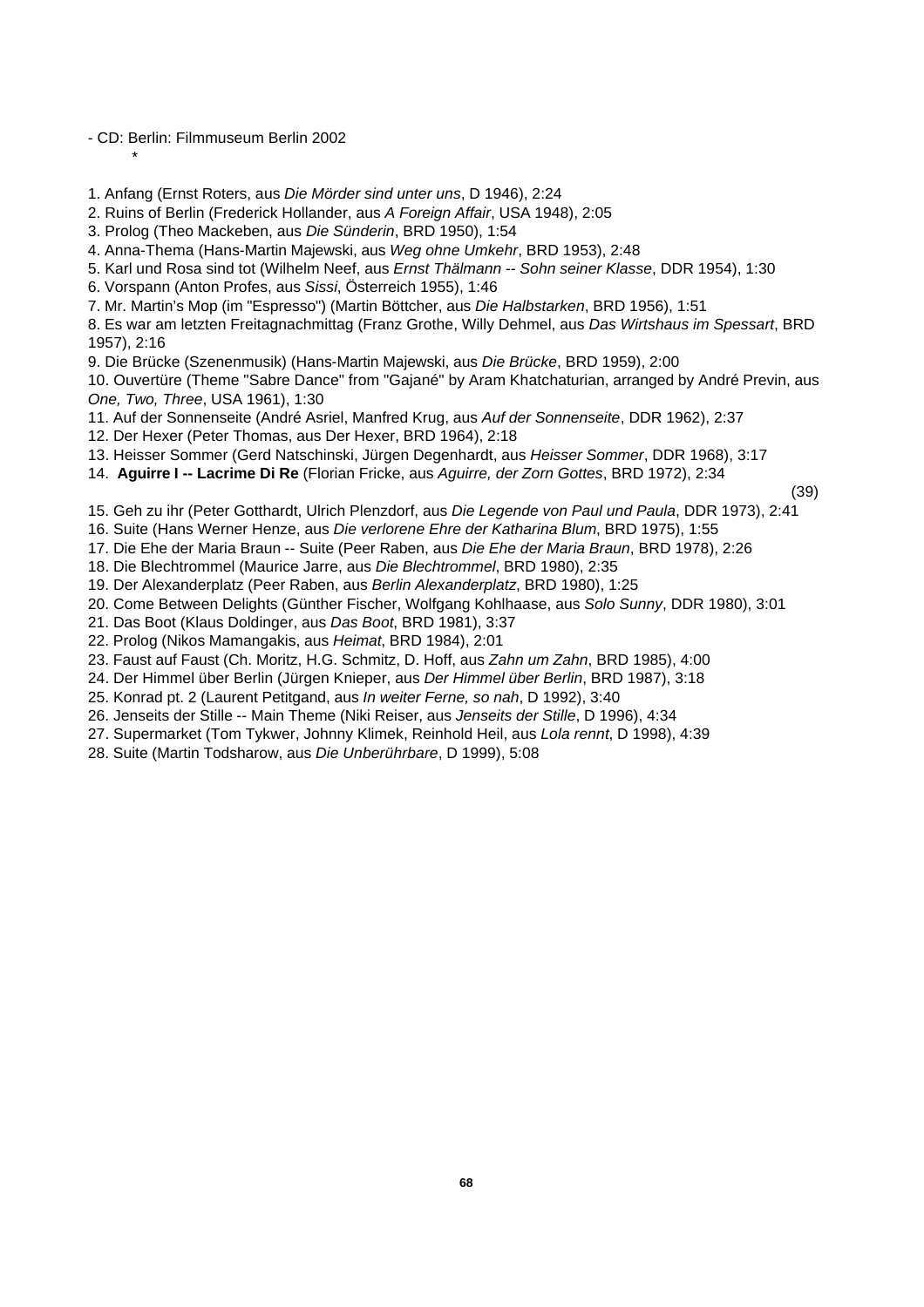- CD: Berlin: Filmmuseum Berlin 2002

*

1. Anfang (Ernst Roters, aus *Die Mörder sind unter uns*, D 1946), 2:24
2. Ruins of Berlin (Frederick Hollander, aus *A Foreign Affair*, USA 1948), 2:05
3. Prolog (Theo Mackeben, aus *Die Sünderin*, BRD 1950), 1:54
4. Anna-Thema (Hans-Martin Majewski, aus *Weg ohne Umkehr*, BRD 1953), 2:48
5. Karl und Rosa sind tot (Wilhelm Neef, aus *Ernst Thälmann -- Sohn seiner Klasse*, DDR 1954), 1:30
6. Vorspann (Anton Profes, aus *Sissi*, Österreich 1955), 1:46
7. Mr. Martin's Mop (im "Espresso") (Martin Böttcher, aus *Die Halbstarken*, BRD 1956), 1:51
8. Es war am letzten Freitagnachmittag (Franz Grothe, Willy Dehmel, aus *Das Wirtshaus im Spessart*, BRD 1957), 2:16
9. Die Brücke (Szenenmusik) (Hans-Martin Majewski, aus *Die Brücke*, BRD 1959), 2:00
10. Ouvertüre (Theme "Sabre Dance" from "Gajané" by Aram Khatchaturian, arranged by André Previn, aus *One, Two, Three*, USA 1961), 1:30
11. Auf der Sonnenseite (André Asriel, Manfred Krug, aus *Auf der Sonnenseite*, DDR 1962), 2:37
12. Der Hexer (Peter Thomas, aus Der Hexer, BRD 1964), 2:18
13. Heisser Sommer (Gerd Natschinski, Jürgen Degenhardt, aus *Heisser Sommer*, DDR 1968), 3:17
14. **Aguirre I -- Lacrime Di Re** (Florian Fricke, aus *Aguirre, der Zorn Gottes*, BRD 1972), 2:34

(39)

15. Geh zu ihr (Peter Gotthardt, Ulrich Plenzdorf, aus *Die Legende von Paul und Paula*, DDR 1973), 2:41
16. Suite (Hans Werner Henze, aus *Die verlorene Ehre der Katharina Blum*, BRD 1975), 1:55
17. Die Ehe der Maria Braun -- Suite (Peer Raben, aus *Die Ehe der Maria Braun*, BRD 1978), 2:26
18. Die Blechtrommel (Maurice Jarre, aus *Die Blechtrommel*, BRD 1980), 2:35
19. Der Alexanderplatz (Peer Raben, aus *Berlin Alexanderplatz*, BRD 1980), 1:25
20. Come Between Delights (Günther Fischer, Wolfgang Kohlhaase, aus *Solo Sunny*, DDR 1980), 3:01
21. Das Boot (Klaus Doldinger, aus *Das Boot*, BRD 1981), 3:37
22. Prolog (Nikos Mamangakis, aus *Heimat*, BRD 1984), 2:01
23. Faust auf Faust (Ch. Moritz, H.G. Schmitz, D. Hoff, aus *Zahn um Zahn*, BRD 1985), 4:00
24. Der Himmel über Berlin (Jürgen Knieper, aus *Der Himmel über Berlin*, BRD 1987), 3:18
25. Konrad pt. 2 (Laurent Petitgand, aus *In weiter Ferne, so nah*, D 1992), 3:40
26. Jenseits der Stille -- Main Theme (Niki Reiser, aus *Jenseits der Stille*, D 1996), 4:34
27. Supermarket (Tom Tykwer, Johnny Klimek, Reinhold Heil, aus *Lola rennt*, D 1998), 4:39
28. Suite (Martin Todsharow, aus *Die Unberührbare*, D 1999), 5:08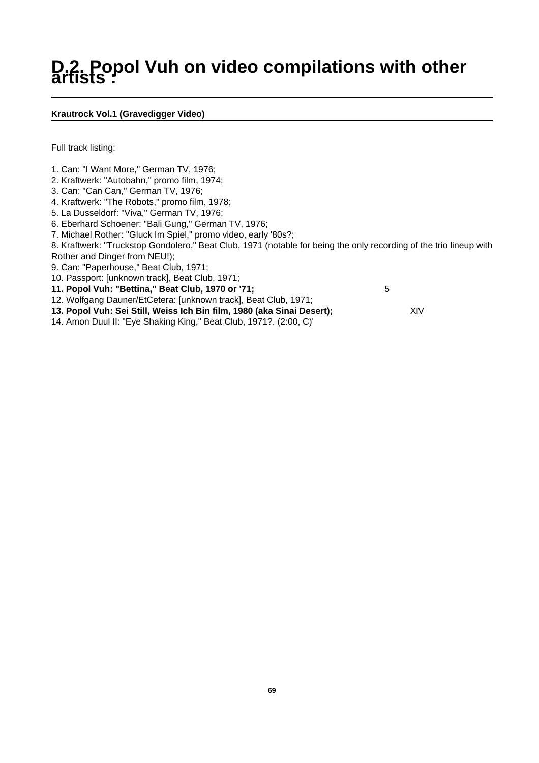# D.2. Popol Vuh on video compilations with other artists :

## Krautrock Vol.1 (Gravedigger Video)

Full track listing:

1. Can: "I Want More," German TV, 1976;
2. Kraftwerk: "Autobahn," promo film, 1974;
3. Can: "Can Can," German TV, 1976;
4. Kraftwerk: "The Robots," promo film, 1978;
5. La Dusseldorf: "Viva," German TV, 1976;
6. Eberhard Schoener: "Bali Gung," German TV, 1976;
7. Michael Rother: "Gluck Im Spiel," promo video, early '80s?;
8. Kraftwerk: "Truckstop Gondolero," Beat Club, 1971 (notable for being the only recording of the trio lineup with Rother and Dinger from NEU!);
9. Can: "Paperhouse," Beat Club, 1971;
10. Passport: [unknown track], Beat Club, 1971;
11. **Popol Vuh: "Bettina," Beat Club, 1970 or '71;** 5
12. Wolfgang Dauner/EtCetera: [unknown track], Beat Club, 1971;
13. **Popol Vuh: Sei Still, Weiss Ich Bin film, 1980 (aka Sinai Desert);** XIV
14. Amon Duul II: "Eye Shaking King," Beat Club, 1971?. (2:00, C)'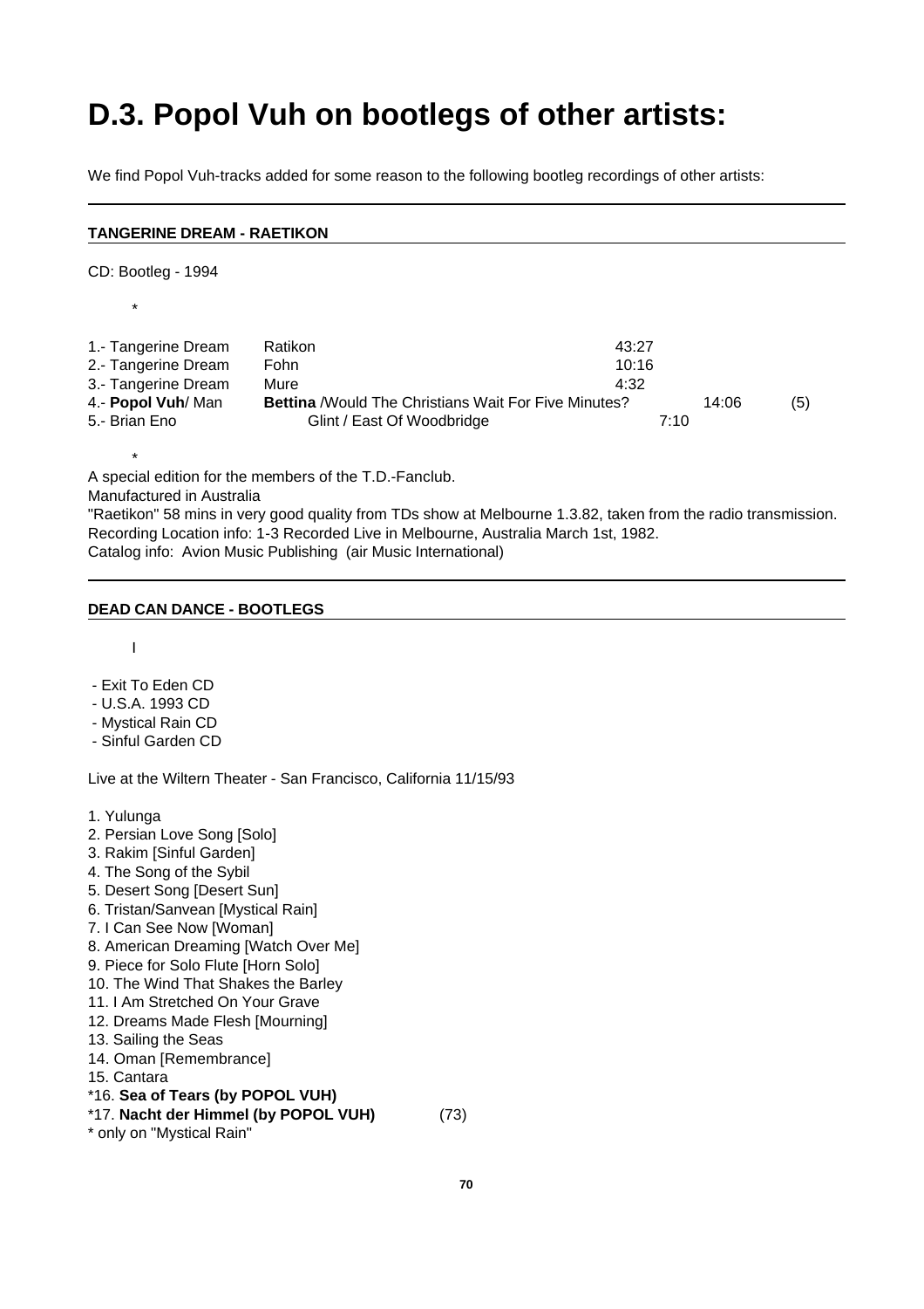# D.3. Popol Vuh on bootlegs of other artists:

We find Popol Vuh-tracks added for some reason to the following bootleg recordings of other artists:

---

**TANGERINE DREAM - RAETIKON**

CD: Bootleg - 1994

*

| | | | |
|---|---|---|---|
| 1.- Tangerine Dream | Ratikon | 43:27 | |
| 2.- Tangerine Dream | Fohn | 10:16 | |
| 3.- Tangerine Dream | Mure | 4:32 | |
| 4.- **Popol Vuh**/ Man | **Bettina** /Would The Christians Wait For Five Minutes? | 14:06 | (5) |
| 5.- Brian Eno | Glint / East Of Woodbridge | 7:10 | |

*

A special edition for the members of the T.D.-Fanclub.
Manufactured in Australia
"Raetikon" 58 mins in very good quality from TDs show at Melbourne 1.3.82, taken from the radio transmission.
Recording Location info: 1-3 Recorded Live in Melbourne, Australia March 1st, 1982.
Catalog info: Avion Music Publishing (air Music International)

---

**DEAD CAN DANCE - BOOTLEGS**

I

- Exit To Eden CD
- U.S.A. 1993 CD
- Mystical Rain CD
- Sinful Garden CD

Live at the Wiltern Theater - San Francisco, California 11/15/93

1. Yulunga
2. Persian Love Song [Solo]
3. Rakim [Sinful Garden]
4. The Song of the Sybil
5. Desert Song [Desert Sun]
6. Tristan/Sanvean [Mystical Rain]
7. I Can See Now [Woman]
8. American Dreaming [Watch Over Me]
9. Piece for Solo Flute [Horn Solo]
10. The Wind That Shakes the Barley
11. I Am Stretched On Your Grave
12. Dreams Made Flesh [Mourning]
13. Sailing the Seas
14. Oman [Remembrance]
15. Cantara

*16. **Sea of Tears (by POPOL VUH)**
*17. **Nacht der Himmel (by POPOL VUH)** (73)
* only on "Mystical Rain"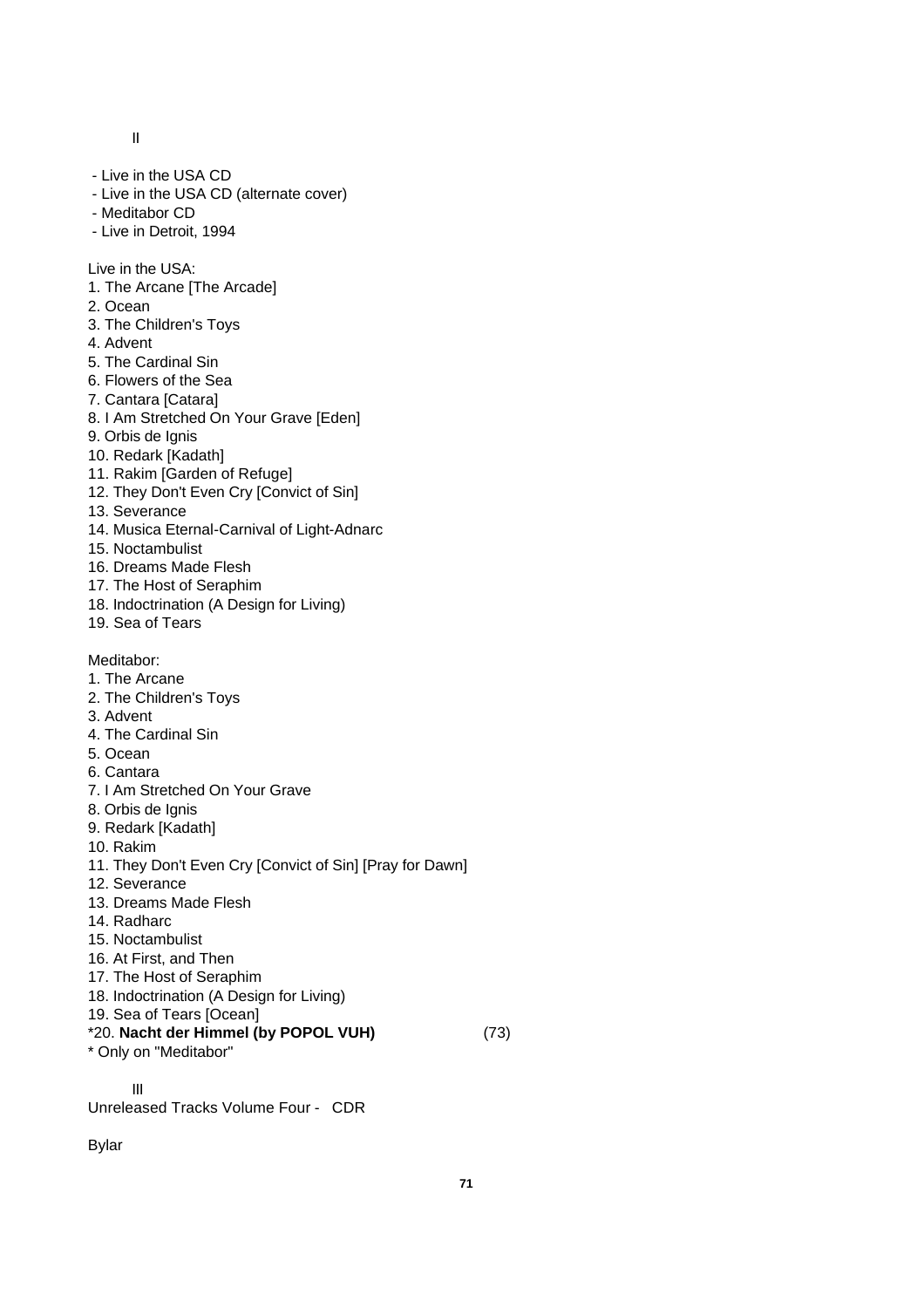II

- Live in the USA CD
- Live in the USA CD (alternate cover)
- Meditabor CD
- Live in Detroit, 1994

Live in the USA:

1. The Arcane [The Arcade]
2. Ocean
3. The Children's Toys
4. Advent
5. The Cardinal Sin
6. Flowers of the Sea
7. Cantara [Catara]
8. I Am Stretched On Your Grave [Eden]
9. Orbis de Ignis
10. Redark [Kadath]
11. Rakim [Garden of Refuge]
12. They Don't Even Cry [Convict of Sin]
13. Severance
14. Musica Eternal-Carnival of Light-Adnarc
15. Noctambulist
16. Dreams Made Flesh
17. The Host of Seraphim
18. Indoctrination (A Design for Living)
19. Sea of Tears

Meditabor:

1. The Arcane
2. The Children's Toys
3. Advent
4. The Cardinal Sin
5. Ocean
6. Cantara
7. I Am Stretched On Your Grave
8. Orbis de Ignis
9. Redark [Kadath]
10. Rakim
11. They Don't Even Cry [Convict of Sin] [Pray for Dawn]
12. Severance
13. Dreams Made Flesh
14. Radharc
15. Noctambulist
16. At First, and Then
17. The Host of Seraphim
18. Indoctrination (A Design for Living)
19. Sea of Tears [Ocean]

*20. **Nacht der Himmel (by POPOL VUH)** (73)

\* Only on "Meditabor"

III

Unreleased Tracks Volume Four - CDR

Bylar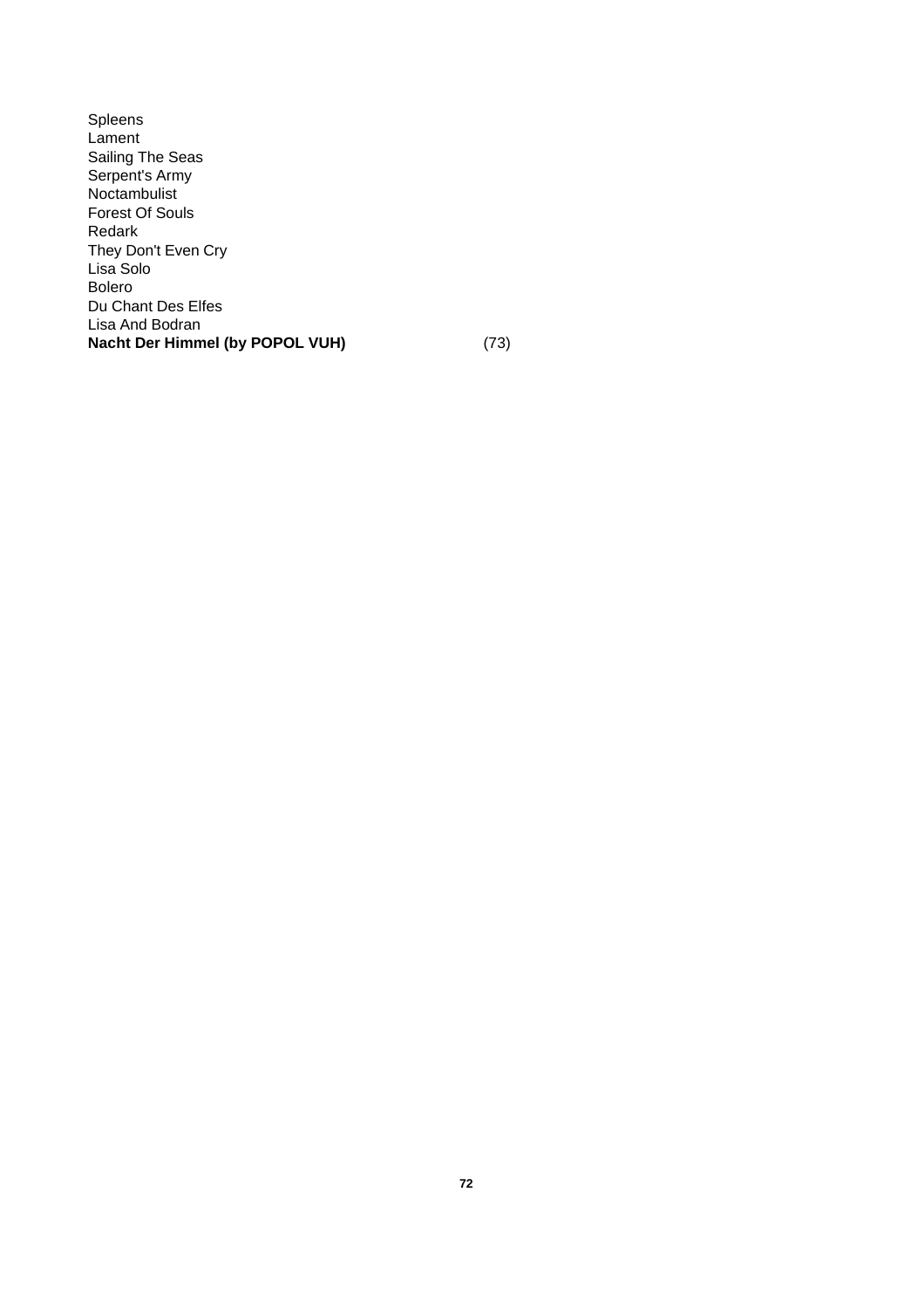Spleens
Lament
Sailing The Seas
Serpent's Army
Noctambulist
Forest Of Souls
Redark
They Don't Even Cry
Lisa Solo
Bolero
Du Chant Des Elfes
Lisa And Bodran
**Nacht Der Himmel (by POPOL VUH)** (73)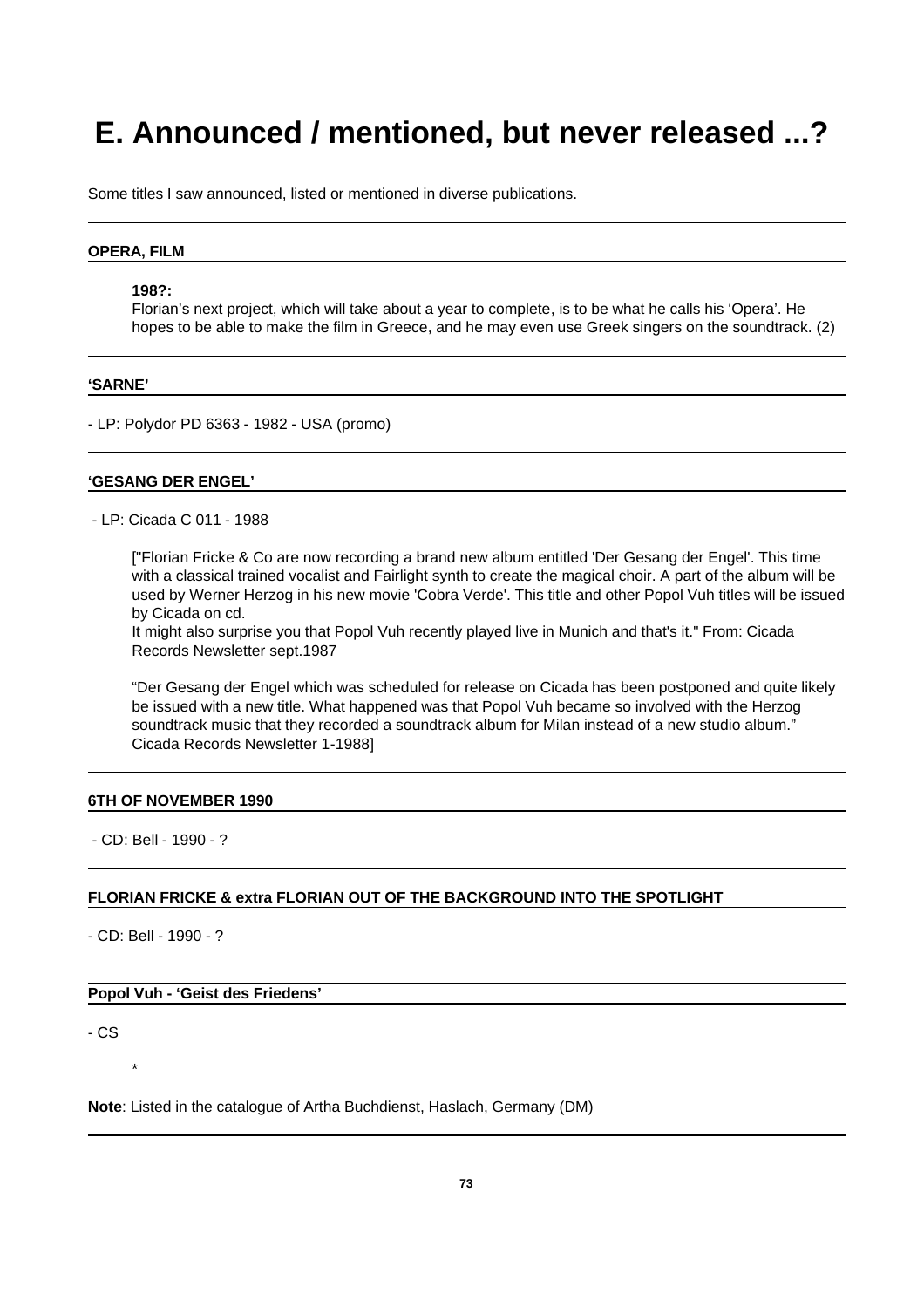# E. Announced / mentioned, but never released ...?

Some titles I saw announced, listed or mentioned in diverse publications.

---

**OPERA, FILM**

**198?:**
Florian's next project, which will take about a year to complete, is to be what he calls his 'Opera'. He hopes to be able to make the film in Greece, and he may even use Greek singers on the soundtrack. (2)

---

**'SARNE'**

- LP: Polydor PD 6363 - 1982 - USA (promo)

---

**'GESANG DER ENGEL'**

- LP: Cicada C 011 - 1988

["Florian Fricke & Co are now recording a brand new album entitled 'Der Gesang der Engel'. This time with a classical trained vocalist and Fairlight synth to create the magical choir. A part of the album will be used by Werner Herzog in his new movie 'Cobra Verde'. This title and other Popol Vuh titles will be issued by Cicada on cd.
It might also surprise you that Popol Vuh recently played live in Munich and that's it." From: Cicada Records Newsletter sept.1987

"Der Gesang der Engel which was scheduled for release on Cicada has been postponed and quite likely be issued with a new title. What happened was that Popol Vuh became so involved with the Herzog soundtrack music that they recorded a soundtrack album for Milan instead of a new studio album." Cicada Records Newsletter 1-1988]

---

**6TH OF NOVEMBER 1990**

- CD: Bell - 1990 - ?

---

**FLORIAN FRICKE & extra FLORIAN OUT OF THE BACKGROUND INTO THE SPOTLIGHT**

- CD: Bell - 1990 - ?

---

**Popol Vuh - 'Geist des Friedens'**

- CS

*

**Note**: Listed in the catalogue of Artha Buchdienst, Haslach, Germany (DM)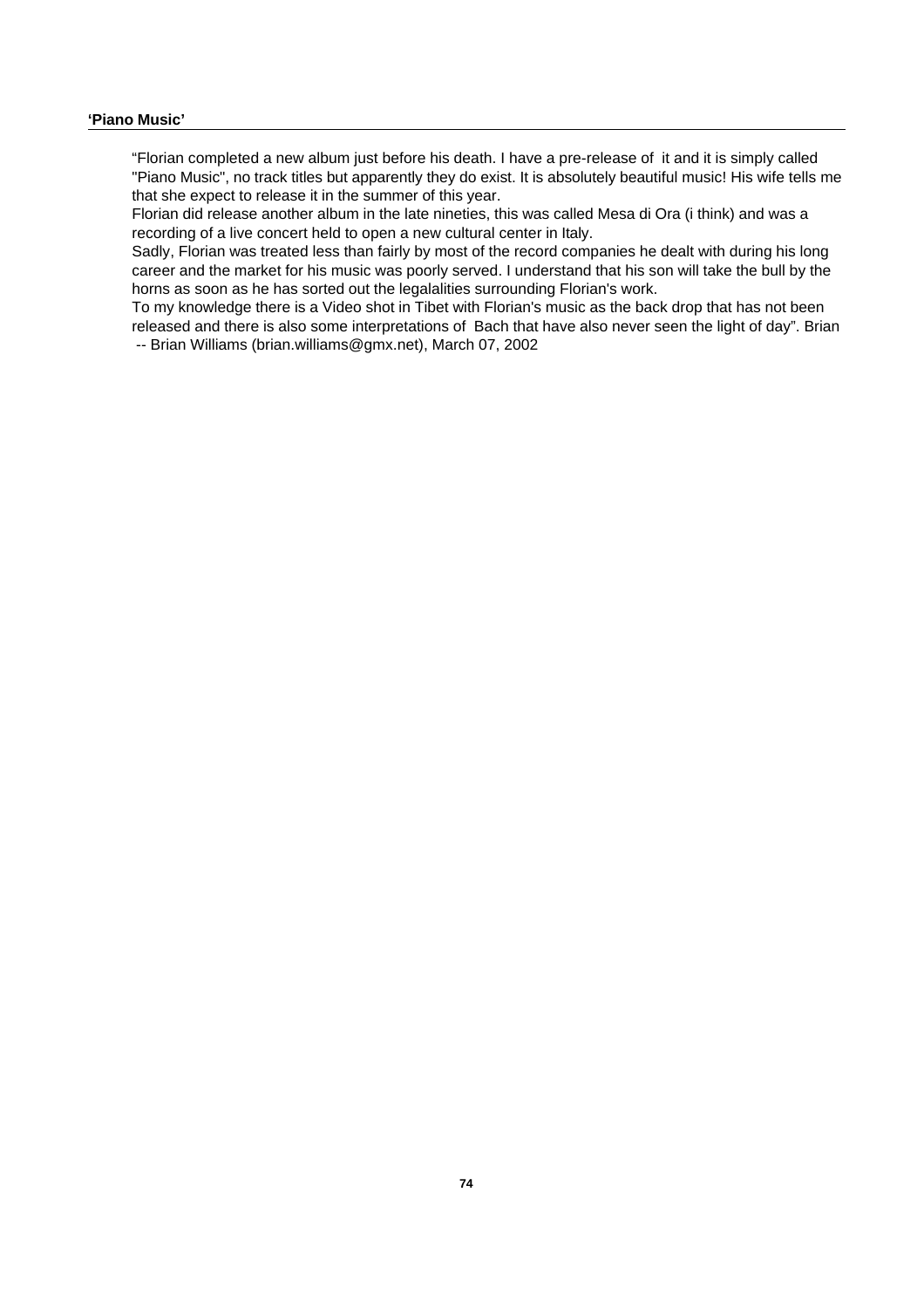**'Piano Music'**

"Florian completed a new album just before his death. I have a pre-release of it and it is simply called "Piano Music", no track titles but apparently they do exist. It is absolutely beautiful music! His wife tells me that she expect to release it in the summer of this year.
Florian did release another album in the late nineties, this was called Mesa di Ora (i think) and was a recording of a live concert held to open a new cultural center in Italy.
Sadly, Florian was treated less than fairly by most of the record companies he dealt with during his long career and the market for his music was poorly served. I understand that his son will take the bull by the horns as soon as he has sorted out the legalalities surrounding Florian's work.
To my knowledge there is a Video shot in Tibet with Florian's music as the back drop that has not been released and there is also some interpretations of Bach that have also never seen the light of day". Brian
-- Brian Williams (brian.williams@gmx.net), March 07, 2002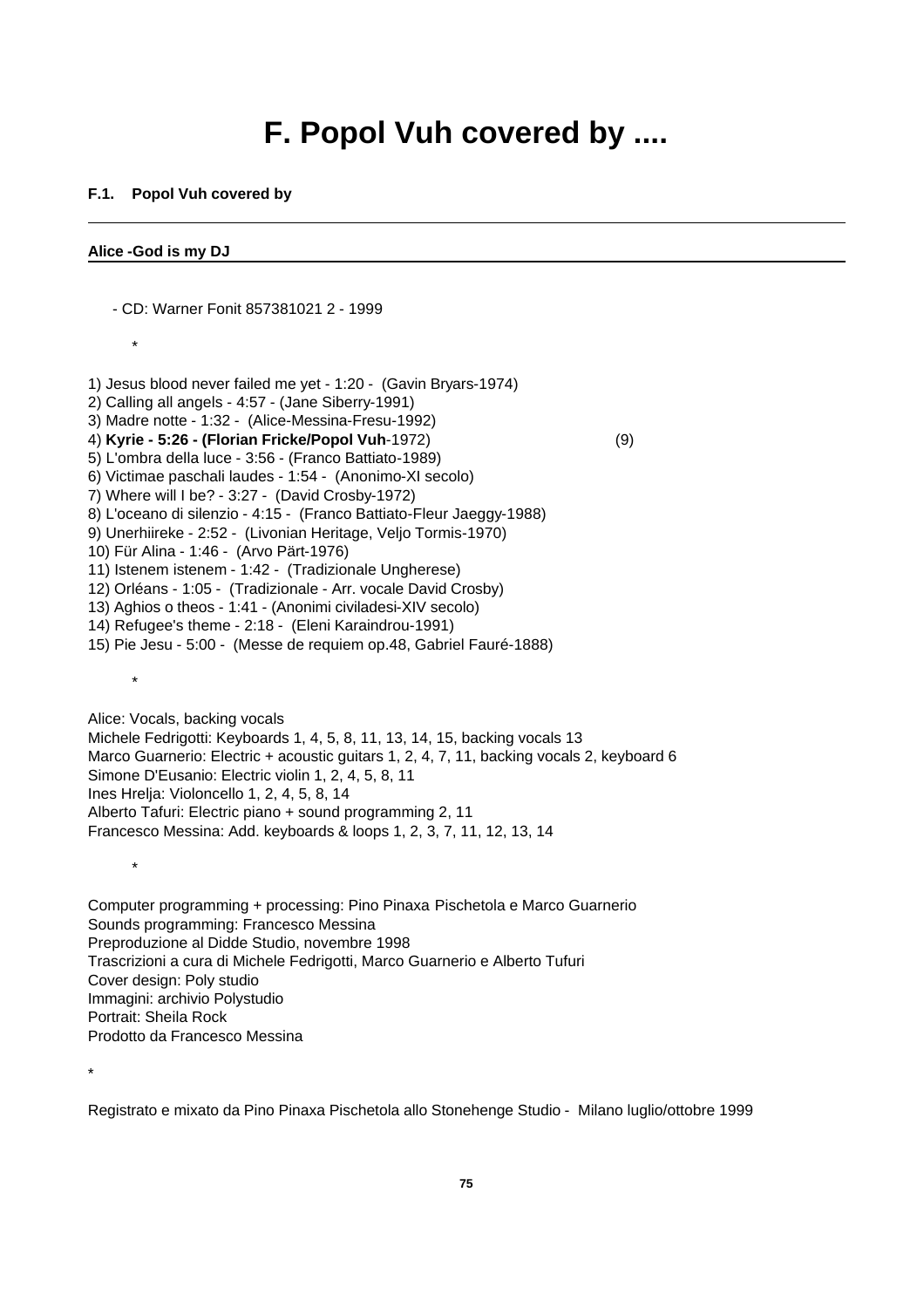# F. Popol Vuh covered by ....

## F.1. Popol Vuh covered by

---

**Alice -God is my DJ**

- CD: Warner Fonit 857381021 2 - 1999

*

1) Jesus blood never failed me yet - 1:20 - (Gavin Bryars-1974)
2) Calling all angels - 4:57 - (Jane Siberry-1991)
3) Madre notte - 1:32 - (Alice-Messina-Fresu-1992)
4) **Kyrie - 5:26 - (Florian Fricke/Popol Vuh**-1972) (9)
5) L'ombra della luce - 3:56 - (Franco Battiato-1989)
6) Victimae paschali laudes - 1:54 - (Anonimo-XI secolo)
7) Where will I be? - 3:27 - (David Crosby-1972)
8) L'oceano di silenzio - 4:15 - (Franco Battiato-Fleur Jaeggy-1988)
9) Unerhiireke - 2:52 - (Livonian Heritage, Veljo Tormis-1970)
10) Für Alina - 1:46 - (Arvo Pärt-1976)
11) Istenem istenem - 1:42 - (Tradizionale Ungherese)
12) Orléans - 1:05 - (Tradizionale - Arr. vocale David Crosby)
13) Aghios o theos - 1:41 - (Anonimi civiladesi-XIV secolo)
14) Refugee's theme - 2:18 - (Eleni Karaindrou-1991)
15) Pie Jesu - 5:00 - (Messe de requiem op.48, Gabriel Fauré-1888)

*

Alice: Vocals, backing vocals
Michele Fedrigotti: Keyboards 1, 4, 5, 8, 11, 13, 14, 15, backing vocals 13
Marco Guarnerio: Electric + acoustic guitars 1, 2, 4, 7, 11, backing vocals 2, keyboard 6
Simone D'Eusanio: Electric violin 1, 2, 4, 5, 8, 11
Ines Hrelja: Violoncello 1, 2, 4, 5, 8, 14
Alberto Tafuri: Electric piano + sound programming 2, 11
Francesco Messina: Add. keyboards & loops 1, 2, 3, 7, 11, 12, 13, 14

*

Computer programming + processing: Pino Pinaxa Pischetola e Marco Guarnerio
Sounds programming: Francesco Messina
Preproduzione al Didde Studio, novembre 1998
Trascrizioni a cura di Michele Fedrigotti, Marco Guarnerio e Alberto Tufuri
Cover design: Poly studio
Immagini: archivio Polystudio
Portrait: Sheila Rock
Prodotto da Francesco Messina

*

Registrato e mixato da Pino Pinaxa Pischetola allo Stonehenge Studio - Milano luglio/ottobre 1999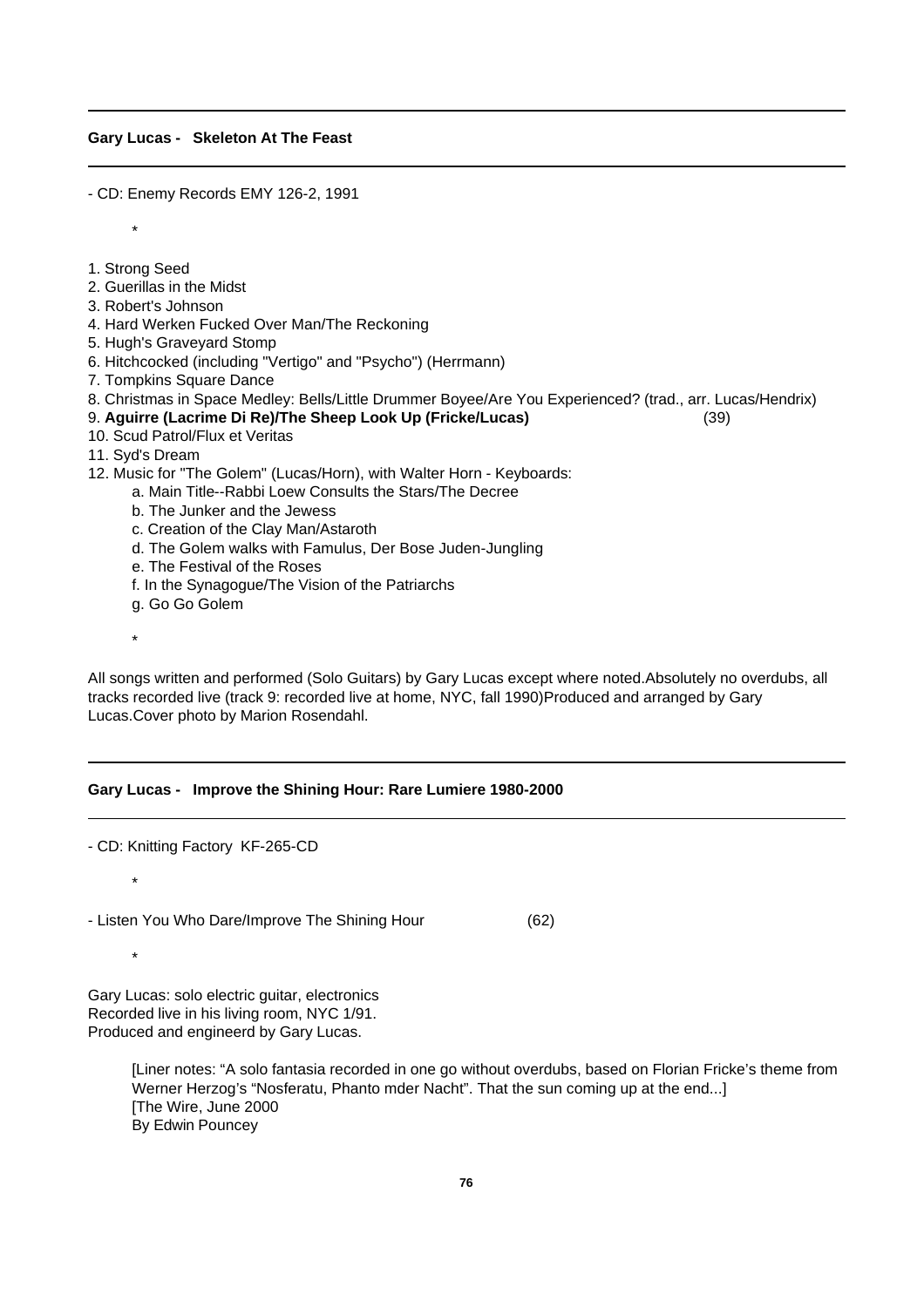**Gary Lucas - Skeleton At The Feast**

- CD: Enemy Records EMY 126-2, 1991

*

1. Strong Seed
2. Guerillas in the Midst
3. Robert's Johnson
4. Hard Werken Fucked Over Man/The Reckoning
5. Hugh's Graveyard Stomp
6. Hitchcocked (including "Vertigo" and "Psycho") (Herrmann)
7. Tompkins Square Dance
8. Christmas in Space Medley: Bells/Little Drummer Boyee/Are You Experienced? (trad., arr. Lucas/Hendrix)
9. **Aguirre (Lacrime Di Re)/The Sheep Look Up (Fricke/Lucas)** (39)
10. Scud Patrol/Flux et Veritas
11. Syd's Dream
12. Music for "The Golem" (Lucas/Horn), with Walter Horn - Keyboards:
    a. Main Title--Rabbi Loew Consults the Stars/The Decree
    b. The Junker and the Jewess
    c. Creation of the Clay Man/Astaroth
    d. The Golem walks with Famulus, Der Bose Juden-Jungling
    e. The Festival of the Roses
    f. In the Synagogue/The Vision of the Patriarchs
    g. Go Go Golem

*

All songs written and performed (Solo Guitars) by Gary Lucas except where noted.Absolutely no overdubs, all tracks recorded live (track 9: recorded live at home, NYC, fall 1990)Produced and arranged by Gary Lucas.Cover photo by Marion Rosendahl.

**Gary Lucas - Improve the Shining Hour: Rare Lumiere 1980-2000**

- CD: Knitting Factory KF-265-CD

*

- Listen You Who Dare/Improve The Shining Hour (62)

*

Gary Lucas: solo electric guitar, electronics
Recorded live in his living room, NYC 1/91.
Produced and engineerd by Gary Lucas.

[Liner notes: “A solo fantasia recorded in one go without overdubs, based on Florian Fricke’s theme from Werner Herzog’s “Nosferatu, Phanto mder Nacht”. That the sun coming up at the end...]
[The Wire, June 2000
By Edwin Pouncey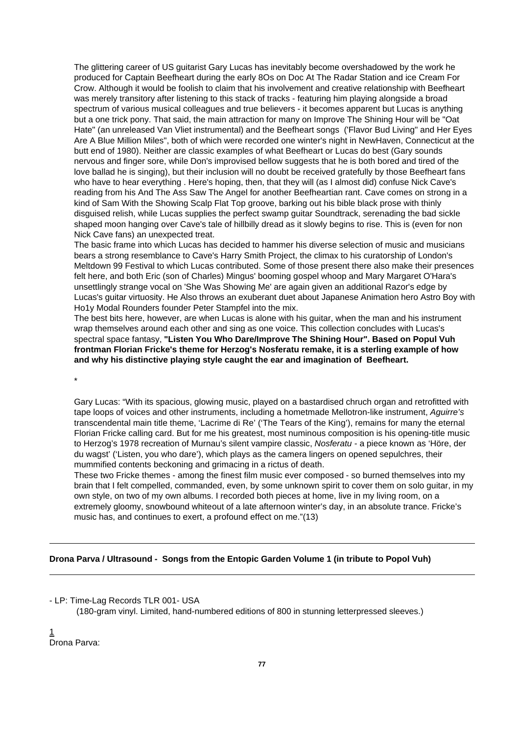The glittering career of US guitarist Gary Lucas has inevitably become overshadowed by the work he produced for Captain Beefheart during the early 8Os on Doc At The Radar Station and ice Cream For Crow. Although it would be foolish to claim that his involvement and creative relationship with Beefheart was merely transitory after listening to this stack of tracks - featuring him playing alongside a broad spectrum of various musical colleagues and true believers - it becomes apparent but Lucas is anything but a one trick pony. That said, the main attraction for many on Improve The Shining Hour will be "Oat Hate" (an unreleased Van Vliet instrumental) and the Beefheart songs ('Flavor Bud Living" and Her Eyes Are A Blue Million Miles", both of which were recorded one winter's night in NewHaven, Connecticut at the butt end of 1980). Neither are classic examples of what Beefheart or Lucas do best (Gary sounds nervous and finger sore, while Don's improvised bellow suggests that he is both bored and tired of the love ballad he is singing), but their inclusion will no doubt be received gratefully by those Beefheart fans who have to hear everything . Here's hoping, then, that they will (as I almost did) confuse Nick Cave's reading from his And The Ass Saw The Angel for another Beefheartian rant. Cave comes on strong in a kind of Sam With the Showing Scalp Flat Top groove, barking out his bible black prose with thinly disguised relish, while Lucas supplies the perfect swamp guitar Soundtrack, serenading the bad sickle shaped moon hanging over Cave's tale of hillbilly dread as it slowly begins to rise. This is (even for non Nick Cave fans) an unexpected treat.
The basic frame into which Lucas has decided to hammer his diverse selection of music and musicians bears a strong resemblance to Cave's Harry Smith Project, the climax to his curatorship of London's Meltdown 99 Festival to which Lucas contributed. Some of those present there also make their presences felt here, and both Eric (son of Charles) Mingus' booming gospel whoop and Mary Margaret O'Hara's unsettlingly strange vocal on 'She Was Showing Me' are again given an additional Razor's edge by Lucas's guitar virtuosity. He Also throws an exuberant duet about Japanese Animation hero Astro Boy with Ho1y Modal Rounders founder Peter Stampfel into the mix.
The best bits here, however, are when Lucas is alone with his guitar, when the man and his instrument wrap themselves around each other and sing as one voice. This collection concludes with Lucas's spectral space fantasy, **"Listen You Who Dare/Improve The Shining Hour". Based on Popul Vuh frontman Florian Fricke's theme for Herzog's Nosferatu remake, it is a sterling example of how and why his distinctive playing style caught the ear and imagination of Beefheart.**

*

Gary Lucas: "With its spacious, glowing music, played on a bastardised chruch organ and retrofitted with tape loops of voices and other instruments, including a hometmade Mellotron-like instrument, *Aguirre's* transcendental main title theme, 'Lacrime di Re' ('The Tears of the King'), remains for many the eternal Florian Fricke calling card. But for me his greatest, most numinous composition is his opening-title music to Herzog's 1978 recreation of Murnau's silent vampire classic, *Nosferatu* - a piece known as 'Höre, der du wagst' ('Listen, you who dare'), which plays as the camera lingers on opened sepulchres, their mummified contents beckoning and grimacing in a rictus of death.
These two Fricke themes - among the finest film music ever composed - so burned themselves into my brain that I felt compelled, commanded, even, by some unknown spirit to cover them on solo guitar, in my own style, on two of my own albums. I recorded both pieces at home, live in my living room, on a extremely gloomy, snowbound whiteout of a late afternoon winter's day, in an absolute trance. Fricke's music has, and continues to exert, a profound effect on me."(13)

---

**Drona Parva / Ultrasound - Songs from the Entopic Garden Volume 1 (in tribute to Popol Vuh)**

---

- LP: Time-Lag Records TLR 001- USA
  (180-gram vinyl. Limited, hand-numbered editions of 800 in stunning letterpressed sleeves.)

1
Drona Parva: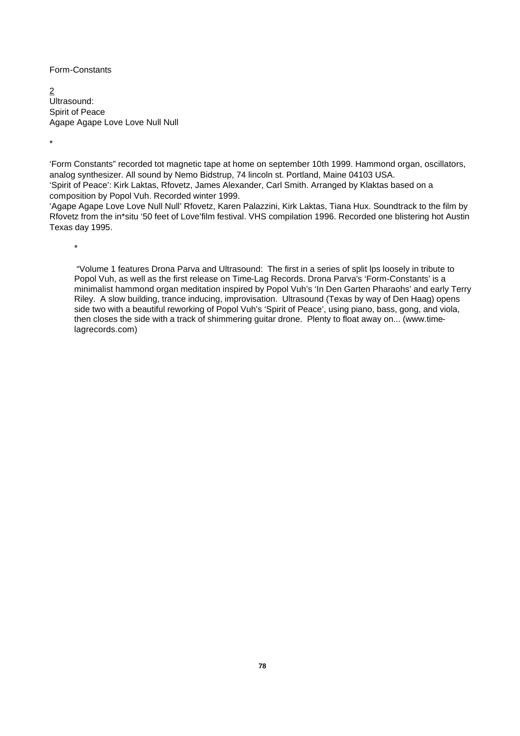Form-Constants

2
Ultrasound:
Spirit of Peace
Agape Agape Love Love Null Null

*

'Form Constants" recorded tot magnetic tape at home on september 10th 1999. Hammond organ, oscillators, analog synthesizer. All sound by Nemo Bidstrup, 74 lincoln st. Portland, Maine 04103 USA.
'Spirit of Peace': Kirk Laktas, Rfovetz, James Alexander, Carl Smith. Arranged by Klaktas based on a composition by Popol Vuh. Recorded winter 1999.
'Agape Agape Love Love Null Null' Rfovetz, Karen Palazzini, Kirk Laktas, Tiana Hux. Soundtrack to the film by Rfovetz from the in*situ '50 feet of Love'film festival. VHS compilation 1996. Recorded one blistering hot Austin Texas day 1995.

*

"Volume 1 features Drona Parva and Ultrasound: The first in a series of split lps loosely in tribute to Popol Vuh, as well as the first release on Time-Lag Records. Drona Parva's 'Form-Constants' is a minimalist hammond organ meditation inspired by Popol Vuh's 'In Den Garten Pharaohs' and early Terry Riley. A slow building, trance inducing, improvisation. Ultrasound (Texas by way of Den Haag) opens side two with a beautiful reworking of Popol Vuh's 'Spirit of Peace', using piano, bass, gong, and viola, then closes the side with a track of shimmering guitar drone. Plenty to float away on... (www.time-lagrecords.com)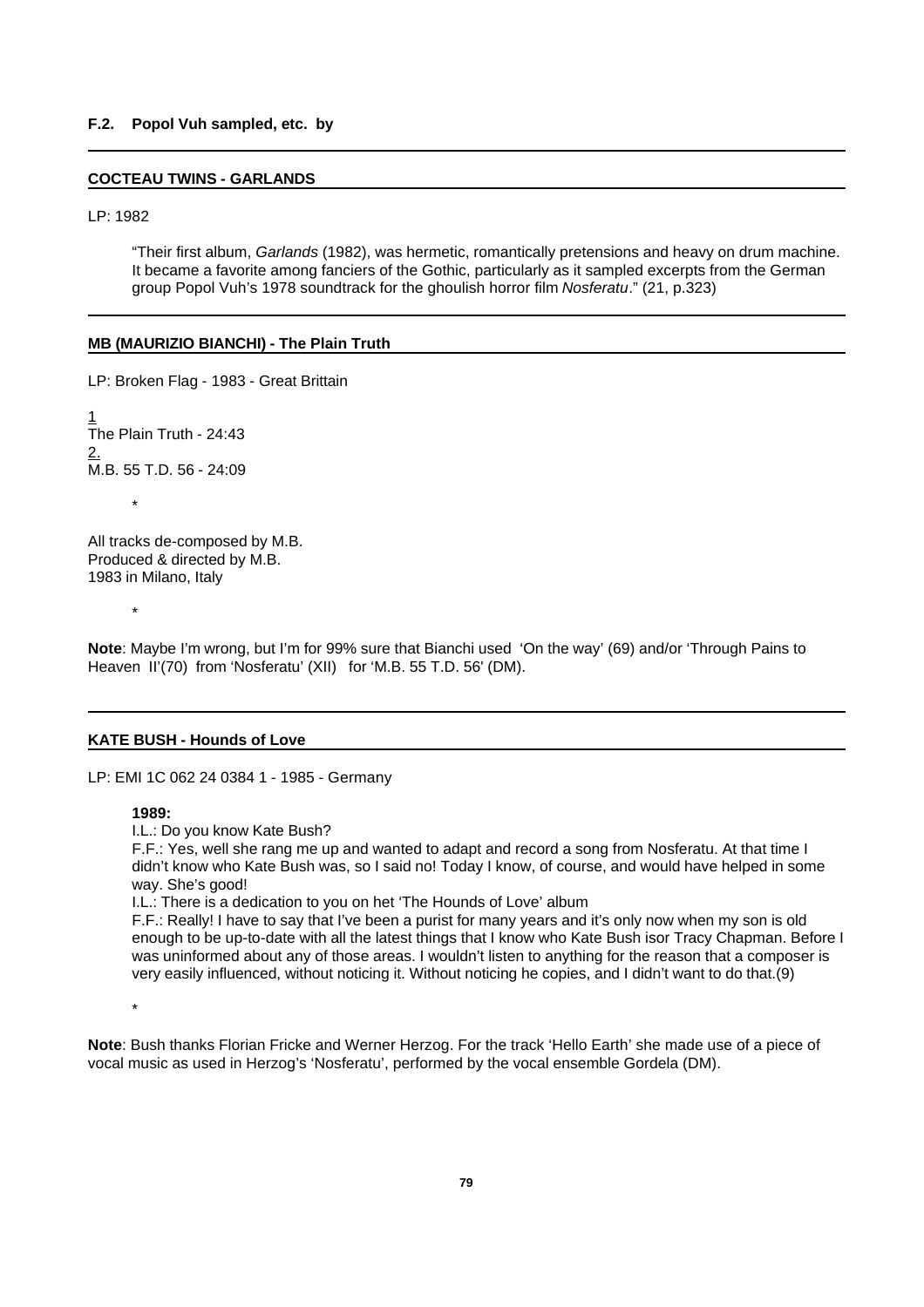### F.2. Popol Vuh sampled, etc. by

---

**COCTEAU TWINS - GARLANDS**

LP: 1982

> "Their first album, *Garlands* (1982), was hermetic, romantically pretensions and heavy on drum machine. It became a favorite among fanciers of the Gothic, particularly as it sampled excerpts from the German group Popol Vuh's 1978 soundtrack for the ghoulish horror film *Nosferatu*." (21, p.323)

---

**MB (MAURIZIO BIANCHI) - The Plain Truth**

LP: Broken Flag - 1983 - Great Brittain

1
The Plain Truth - 24:43
2.
M.B. 55 T.D. 56 - 24:09

*

All tracks de-composed by M.B.
Produced & directed by M.B.
1983 in Milano, Italy

*

**Note**: Maybe I'm wrong, but I'm for 99% sure that Bianchi used 'On the way' (69) and/or 'Through Pains to Heaven II'(70) from 'Nosferatu' (XII) for 'M.B. 55 T.D. 56' (DM).

---

**KATE BUSH - Hounds of Love**

LP: EMI 1C 062 24 0384 1 - 1985 - Germany

> **1989:**
> I.L.: Do you know Kate Bush?
> F.F.: Yes, well she rang me up and wanted to adapt and record a song from Nosferatu. At that time I didn't know who Kate Bush was, so I said no! Today I know, of course, and would have helped in some way. She's good!
> I.L.: There is a dedication to you on het 'The Hounds of Love' album
> F.F.: Really! I have to say that I've been a purist for many years and it's only now when my son is old enough to be up-to-date with all the latest things that I know who Kate Bush isor Tracy Chapman. Before I was uninformed about any of those areas. I wouldn't listen to anything for the reason that a composer is very easily influenced, without noticing it. Without noticing he copies, and I didn't want to do that.(9)

*

**Note**: Bush thanks Florian Fricke and Werner Herzog. For the track 'Hello Earth' she made use of a piece of vocal music as used in Herzog's 'Nosferatu', performed by the vocal ensemble Gordela (DM).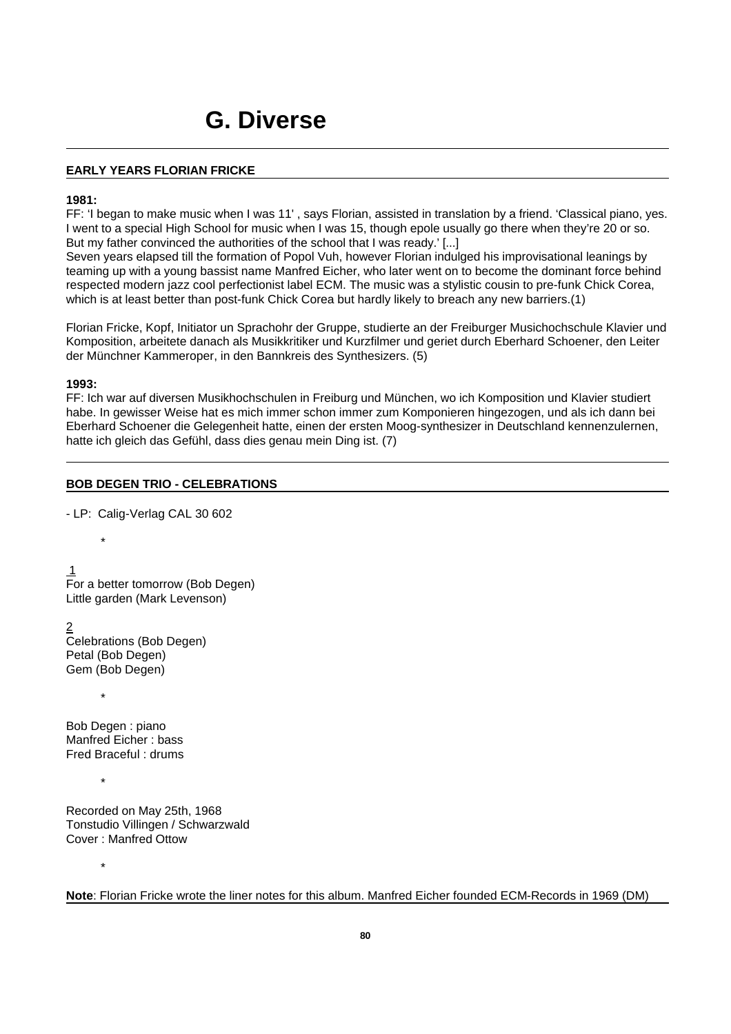# G. Diverse

---

**EARLY YEARS FLORIAN FRICKE**

**1981:**
FF: 'I began to make music when I was 11' , says Florian, assisted in translation by a friend. 'Classical piano, yes. I went to a special High School for music when I was 15, though epole usually go there when they're 20 or so. But my father convinced the authorities of the school that I was ready.' [...]
Seven years elapsed till the formation of Popol Vuh, however Florian indulged his improvisational leanings by teaming up with a young bassist name Manfred Eicher, who later went on to become the dominant force behind respected modern jazz cool perfectionist label ECM. The music was a stylistic cousin to pre-funk Chick Corea, which is at least better than post-funk Chick Corea but hardly likely to breach any new barriers.(1)

Florian Fricke, Kopf, Initiator un Sprachohr der Gruppe, studierte an der Freiburger Musichochschule Klavier und Komposition, arbeitete danach als Musikkritiker und Kurzfilmer und geriet durch Eberhard Schoener, den Leiter der Münchner Kammeroper, in den Bannkreis des Synthesizers. (5)

**1993:**
FF: Ich war auf diversen Musikhochschulen in Freiburg und München, wo ich Komposition und Klavier studiert habe. In gewisser Weise hat es mich immer schon immer zum Komponieren hingezogen, und als ich dann bei Eberhard Schoener die Gelegenheit hatte, einen der ersten Moog-synthesizer in Deutschland kennenzulernen, hatte ich gleich das Gefühl, dass dies genau mein Ding ist. (7)

---

**BOB DEGEN TRIO - CELEBRATIONS**

- LP: Calig-Verlag CAL 30 602

*

1
For a better tomorrow (Bob Degen)
Little garden (Mark Levenson)

2
Celebrations (Bob Degen)
Petal (Bob Degen)
Gem (Bob Degen)

*

Bob Degen : piano
Manfred Eicher : bass
Fred Braceful : drums

*

Recorded on May 25th, 1968
Tonstudio Villingen / Schwarzwald
Cover : Manfred Ottow

*

**Note**: Florian Fricke wrote the liner notes for this album. Manfred Eicher founded ECM-Records in 1969 (DM)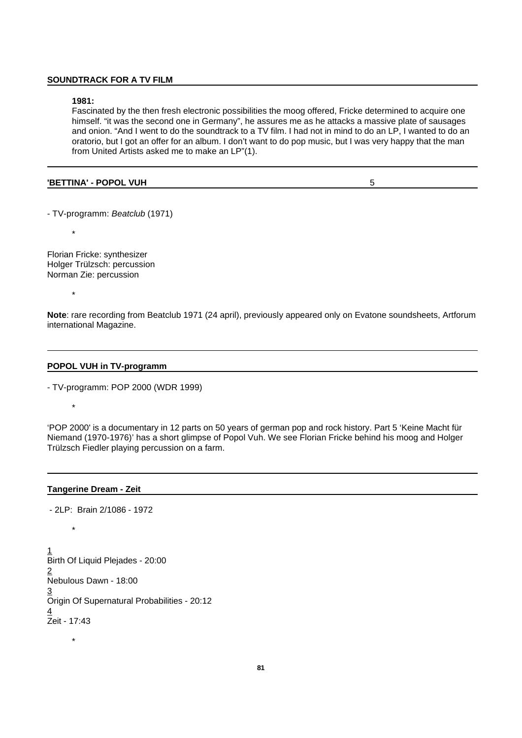**SOUNDTRACK FOR A TV FILM**

**1981:**
Fascinated by the then fresh electronic possibilities the moog offered, Fricke determined to acquire one himself. "it was the second one in Germany", he assures me as he attacks a massive plate of sausages and onion. "And I went to do the soundtrack to a TV film. I had not in mind to do an LP, I wanted to do an oratorio, but I got an offer for an album. I don't want to do pop music, but I was very happy that the man from United Artists asked me to make an LP"(1).

---

**'BETTINA' - POPOL VUH** 5

- TV-programm: *Beatclub* (1971)

*

Florian Fricke: synthesizer
Holger Trülzsch: percussion
Norman Zie: percussion

*

**Note**: rare recording from Beatclub 1971 (24 april), previously appeared only on Evatone soundsheets, Artforum international Magazine.

---

**POPOL VUH in TV-programm**

- TV-programm: POP 2000 (WDR 1999)

*

'POP 2000' is a documentary in 12 parts on 50 years of german pop and rock history. Part 5 'Keine Macht für Niemand (1970-1976)' has a short glimpse of Popol Vuh. We see Florian Fricke behind his moog and Holger Trülzsch Fiedler playing percussion on a farm.

---

**Tangerine Dream - Zeit**

- 2LP: Brain 2/1086 - 1972

*

1
Birth Of Liquid Plejades - 20:00
2
Nebulous Dawn - 18:00
3
Origin Of Supernatural Probabilities - 20:12
4
Zeit - 17:43

*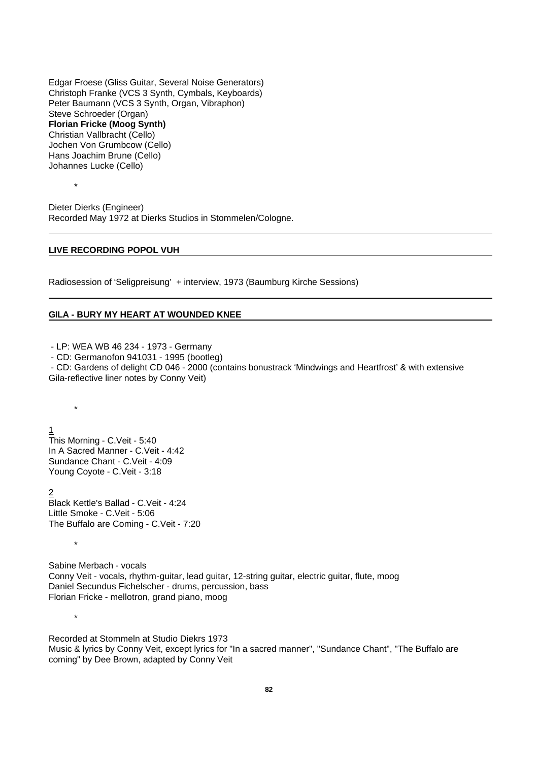Edgar Froese (Gliss Guitar, Several Noise Generators)
Christoph Franke (VCS 3 Synth, Cymbals, Keyboards)
Peter Baumann (VCS 3 Synth, Organ, Vibraphon)
Steve Schroeder (Organ)
**Florian Fricke (Moog Synth)**
Christian Vallbracht (Cello)
Jochen Von Grumbcow (Cello)
Hans Joachim Brune (Cello)
Johannes Lucke (Cello)

*

Dieter Dierks (Engineer)
Recorded May 1972 at Dierks Studios in Stommelen/Cologne.

---

**LIVE RECORDING POPOL VUH**

Radiosession of 'Seligpreisung' + interview, 1973 (Baumburg Kirche Sessions)

---

**GILA - BURY MY HEART AT WOUNDED KNEE**

- LP: WEA WB 46 234 - 1973 - Germany
- CD: Germanofon 941031 - 1995 (bootleg)
- CD: Gardens of delight CD 046 - 2000 (contains bonustrack 'Mindwings and Heartfrost' & with extensive Gila-reflective liner notes by Conny Veit)

*

1
This Morning - C.Veit - 5:40
In A Sacred Manner - C.Veit - 4:42
Sundance Chant - C.Veit - 4:09
Young Coyote - C.Veit - 3:18

2
Black Kettle's Ballad - C.Veit - 4:24
Little Smoke - C.Veit - 5:06
The Buffalo are Coming - C.Veit - 7:20

*

Sabine Merbach - vocals
Conny Veit - vocals, rhythm-guitar, lead guitar, 12-string guitar, electric guitar, flute, moog
Daniel Secundus Fichelscher - drums, percussion, bass
Florian Fricke - mellotron, grand piano, moog

*

Recorded at Stommeln at Studio Diekrs 1973
Music & lyrics by Conny Veit, except lyrics for "In a sacred manner", "Sundance Chant", "The Buffalo are coming" by Dee Brown, adapted by Conny Veit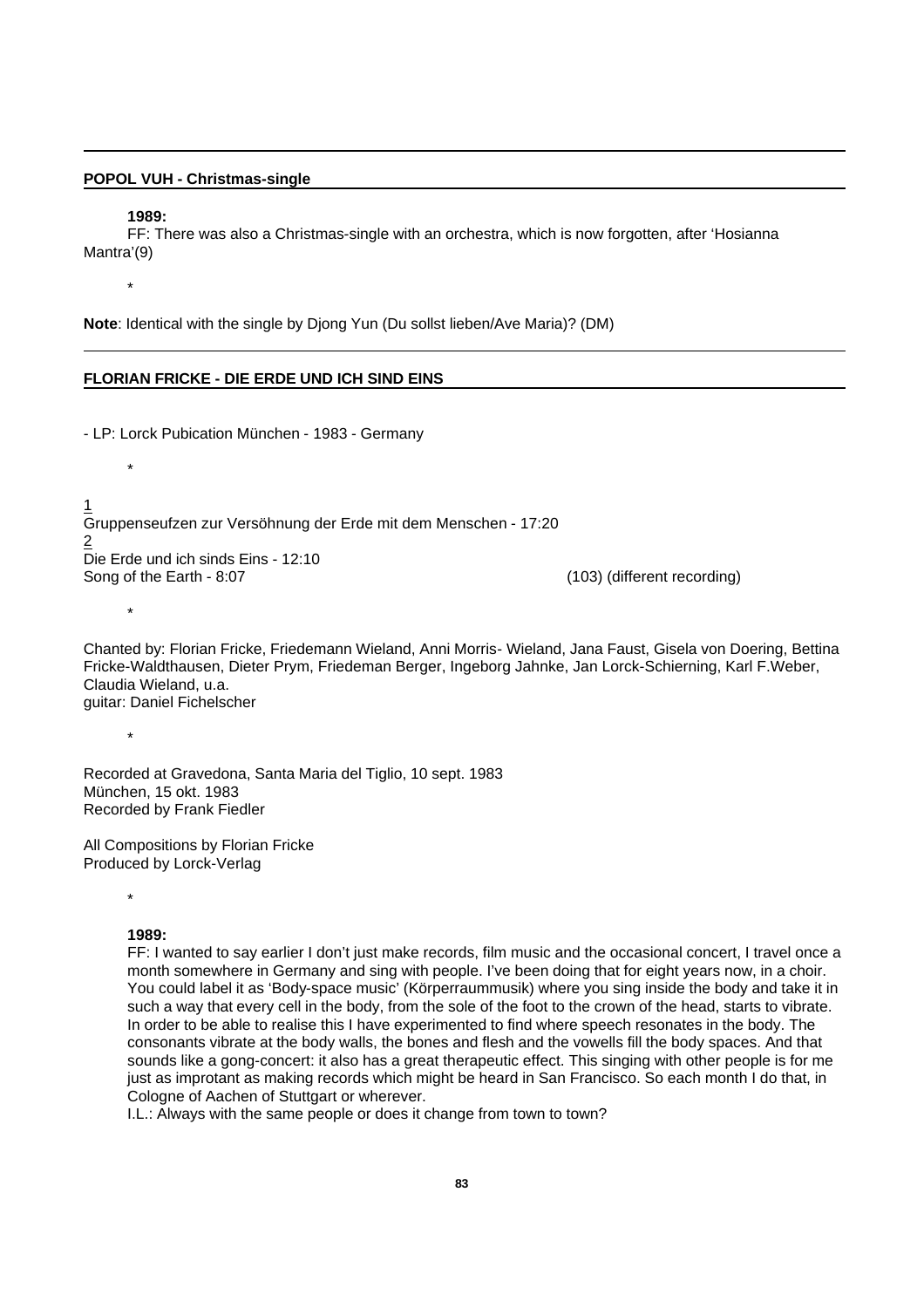## POPOL VUH - Christmas-single

**1989:**

FF: There was also a Christmas-single with an orchestra, which is now forgotten, after 'Hosianna Mantra'(9)

*

**Note**: Identical with the single by Djong Yun (Du sollst lieben/Ave Maria)? (DM)

---

## FLORIAN FRICKE - DIE ERDE UND ICH SIND EINS

- LP: Lorck Pubication München - 1983 - Germany

*

1
Gruppenseufzen zur Versöhnung der Erde mit dem Menschen - 17:20
2
Die Erde und ich sinds Eins - 12:10
Song of the Earth - 8:07 (103) (different recording)

*

Chanted by: Florian Fricke, Friedemann Wieland, Anni Morris- Wieland, Jana Faust, Gisela von Doering, Bettina Fricke-Waldthausen, Dieter Prym, Friedeman Berger, Ingeborg Jahnke, Jan Lorck-Schierning, Karl F.Weber, Claudia Wieland, u.a.
guitar: Daniel Fichelscher

*

Recorded at Gravedona, Santa Maria del Tiglio, 10 sept. 1983
München, 15 okt. 1983
Recorded by Frank Fiedler

All Compositions by Florian Fricke
Produced by Lorck-Verlag

*

**1989:**

FF: I wanted to say earlier I don't just make records, film music and the occasional concert, I travel once a month somewhere in Germany and sing with people. I've been doing that for eight years now, in a choir. You could label it as 'Body-space music' (Körperraummusik) where you sing inside the body and take it in such a way that every cell in the body, from the sole of the foot to the crown of the head, starts to vibrate. In order to be able to realise this I have experimented to find where speech resonates in the body. The consonants vibrate at the body walls, the bones and flesh and the vowells fill the body spaces. And that sounds like a gong-concert: it also has a great therapeutic effect. This singing with other people is for me just as improtant as making records which might be heard in San Francisco. So each month I do that, in Cologne of Aachen of Stuttgart or wherever.

I.L.: Always with the same people or does it change from town to town?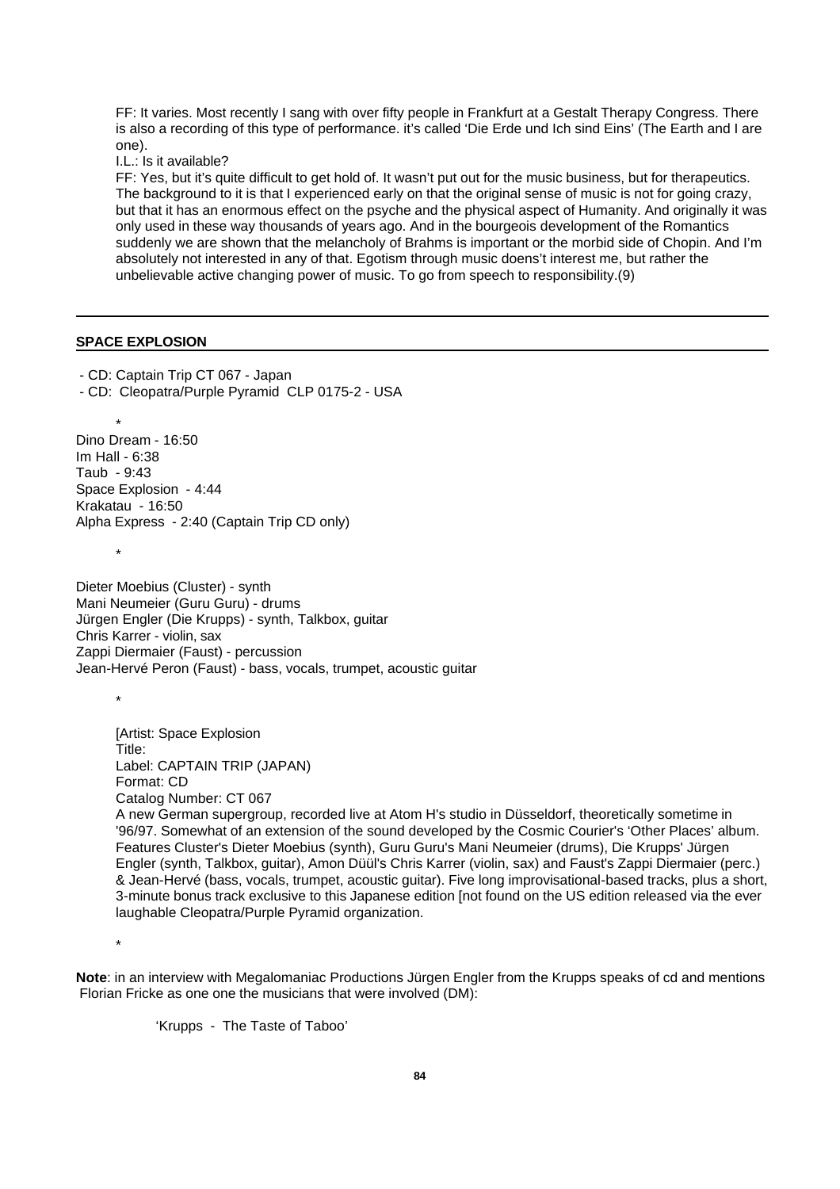FF: It varies. Most recently I sang with over fifty people in Frankfurt at a Gestalt Therapy Congress. There is also a recording of this type of performance. it's called 'Die Erde und Ich sind Eins' (The Earth and I are one).

I.L.: Is it available?

FF: Yes, but it's quite difficult to get hold of. It wasn't put out for the music business, but for therapeutics. The background to it is that I experienced early on that the original sense of music is not for going crazy, but that it has an enormous effect on the psyche and the physical aspect of Humanity. And originally it was only used in these way thousands of years ago. And in the bourgeois development of the Romantics suddenly we are shown that the melancholy of Brahms is important or the morbid side of Chopin. And I'm absolutely not interested in any of that. Egotism through music doens't interest me, but rather the unbelievable active changing power of music. To go from speech to responsibility.(9)

---

**SPACE EXPLOSION**

- CD: Captain Trip CT 067 - Japan
- CD: Cleopatra/Purple Pyramid CLP 0175-2 - USA

*

Dino Dream - 16:50
Im Hall - 6:38
Taub - 9:43
Space Explosion - 4:44
Krakatau - 16:50
Alpha Express - 2:40 (Captain Trip CD only)

*

Dieter Moebius (Cluster) - synth
Mani Neumeier (Guru Guru) - drums
Jürgen Engler (Die Krupps) - synth, Talkbox, guitar
Chris Karrer - violin, sax
Zappi Diermaier (Faust) - percussion
Jean-Hervé Peron (Faust) - bass, vocals, trumpet, acoustic guitar

*

[Artist: Space Explosion
Title:
Label: CAPTAIN TRIP (JAPAN)
Format: CD
Catalog Number: CT 067
A new German supergroup, recorded live at Atom H's studio in Düsseldorf, theoretically sometime in '96/97. Somewhat of an extension of the sound developed by the Cosmic Courier's 'Other Places' album. Features Cluster's Dieter Moebius (synth), Guru Guru's Mani Neumeier (drums), Die Krupps' Jürgen Engler (synth, Talkbox, guitar), Amon Düül's Chris Karrer (violin, sax) and Faust's Zappi Diermaier (perc.) & Jean-Hervé (bass, vocals, trumpet, acoustic guitar). Five long improvisational-based tracks, plus a short, 3-minute bonus track exclusive to this Japanese edition [not found on the US edition released via the ever laughable Cleopatra/Purple Pyramid organization.

*

**Note**: in an interview with Megalomaniac Productions Jürgen Engler from the Krupps speaks of cd and mentions Florian Fricke as one one the musicians that were involved (DM):

'Krupps - The Taste of Taboo'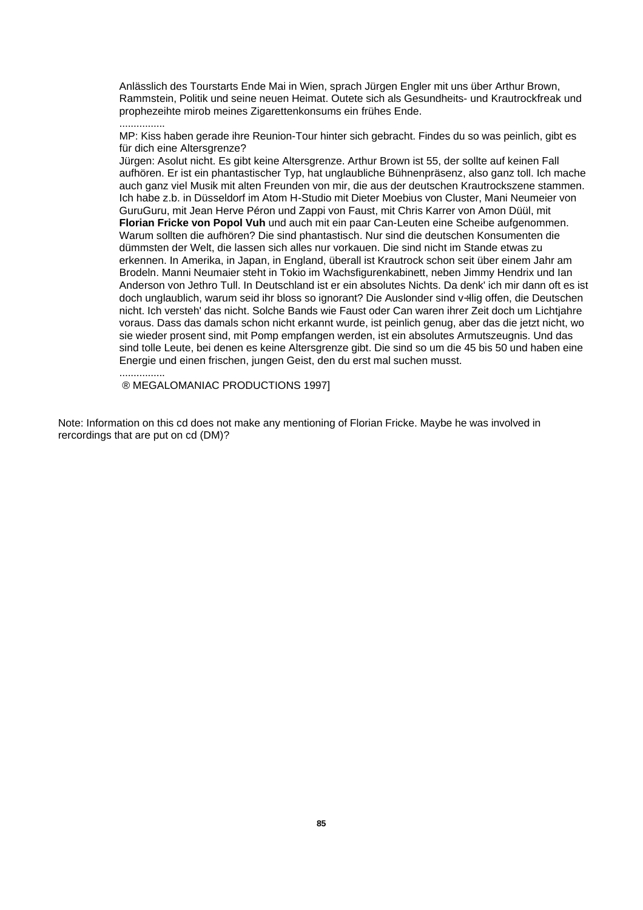Anlässlich des Tourstarts Ende Mai in Wien, sprach Jürgen Engler mit uns über Arthur Brown, Rammstein, Politik und seine neuen Heimat. Outete sich als Gesundheits- und Krautrockfreak und prophezeihte mirob meines Zigarettenkonsums ein frühes Ende.

................

MP: Kiss haben gerade ihre Reunion-Tour hinter sich gebracht. Findes du so was peinlich, gibt es für dich eine Altersgrenze?

Jürgen: Asolut nicht. Es gibt keine Altersgrenze. Arthur Brown ist 55, der sollte auf keinen Fall aufhören. Er ist ein phantastischer Typ, hat unglaubliche Bühnenpräsenz, also ganz toll. Ich mache auch ganz viel Musik mit alten Freunden von mir, die aus der deutschen Krautrockszene stammen. Ich habe z.b. in Düsseldorf im Atom H-Studio mit Dieter Moebius von Cluster, Mani Neumeier von GuruGuru, mit Jean Herve Péron und Zappi von Faust, mit Chris Karrer von Amon Düül, mit **Florian Fricke von Popol Vuh** und auch mit ein paar Can-Leuten eine Scheibe aufgenommen. Warum sollten die aufhören? Die sind phantastisch. Nur sind die deutschen Konsumenten die dümmsten der Welt, die lassen sich alles nur vorkauen. Die sind nicht im Stande etwas zu erkennen. In Amerika, in Japan, in England, überall ist Krautrock schon seit über einem Jahr am Brodeln. Manni Neumaier steht in Tokio im Wachsfigurenkabinett, neben Jimmy Hendrix und Ian Anderson von Jethro Tull. In Deutschland ist er ein absolutes Nichts. Da denk' ich mir dann oft es ist doch unglaublich, warum seid ihr bloss so ignorant? Die Auslonder sind v÷llig offen, die Deutschen nicht. Ich versteh' das nicht. Solche Bands wie Faust oder Can waren ihrer Zeit doch um Lichtjahre voraus. Dass das damals schon nicht erkannt wurde, ist peinlich genug, aber das die jetzt nicht, wo sie wieder prosent sind, mit Pomp empfangen werden, ist ein absolutes Armutszeugnis. Und das sind tolle Leute, bei denen es keine Altersgrenze gibt. Die sind so um die 45 bis 50 und haben eine Energie und einen frischen, jungen Geist, den du erst mal suchen musst.

................

® MEGALOMANIAC PRODUCTIONS 1997]

Note: Information on this cd does not make any mentioning of Florian Fricke. Maybe he was involved in rercordings that are put on cd (DM)?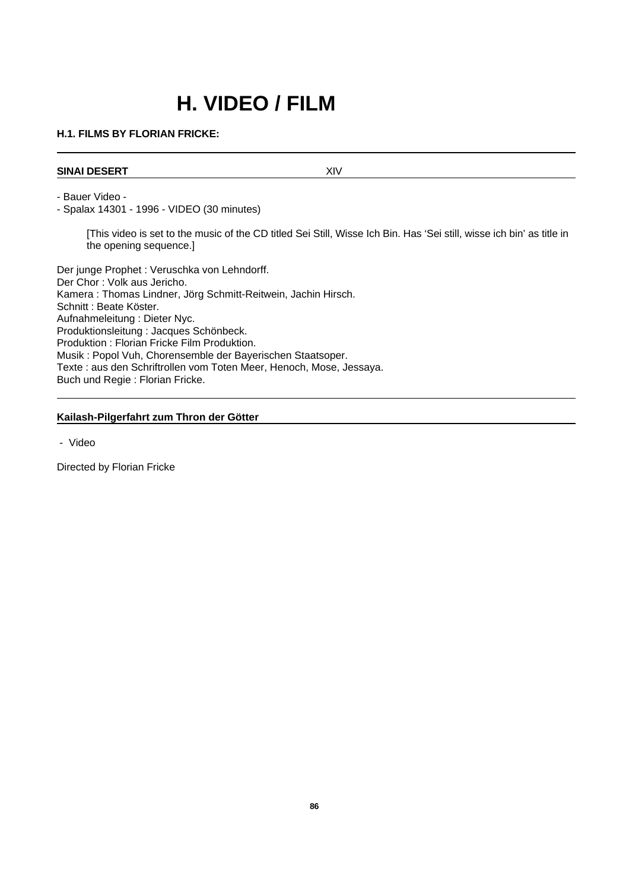# H. VIDEO / FILM

### H.1. FILMS BY FLORIAN FRICKE:

---

**SINAI DESERT** XIV

---

- Bauer Video -
- Spalax 14301 - 1996 - VIDEO (30 minutes)

> [This video is set to the music of the CD titled Sei Still, Wisse Ich Bin. Has 'Sei still, wisse ich bin' as title in the opening sequence.]

Der junge Prophet : Veruschka von Lehndorff.
Der Chor : Volk aus Jericho.
Kamera : Thomas Lindner, Jörg Schmitt-Reitwein, Jachin Hirsch.
Schnitt : Beate Köster.
Aufnahmeleitung : Dieter Nyc.
Produktionsleitung : Jacques Schönbeck.
Produktion : Florian Fricke Film Produktion.
Musik : Popol Vuh, Chorensemble der Bayerischen Staatsoper.
Texte : aus den Schriftrollen vom Toten Meer, Henoch, Mose, Jessaya.
Buch und Regie : Florian Fricke.

---

**Kailash-Pilgerfahrt zum Thron der Götter**

---

- Video

Directed by Florian Fricke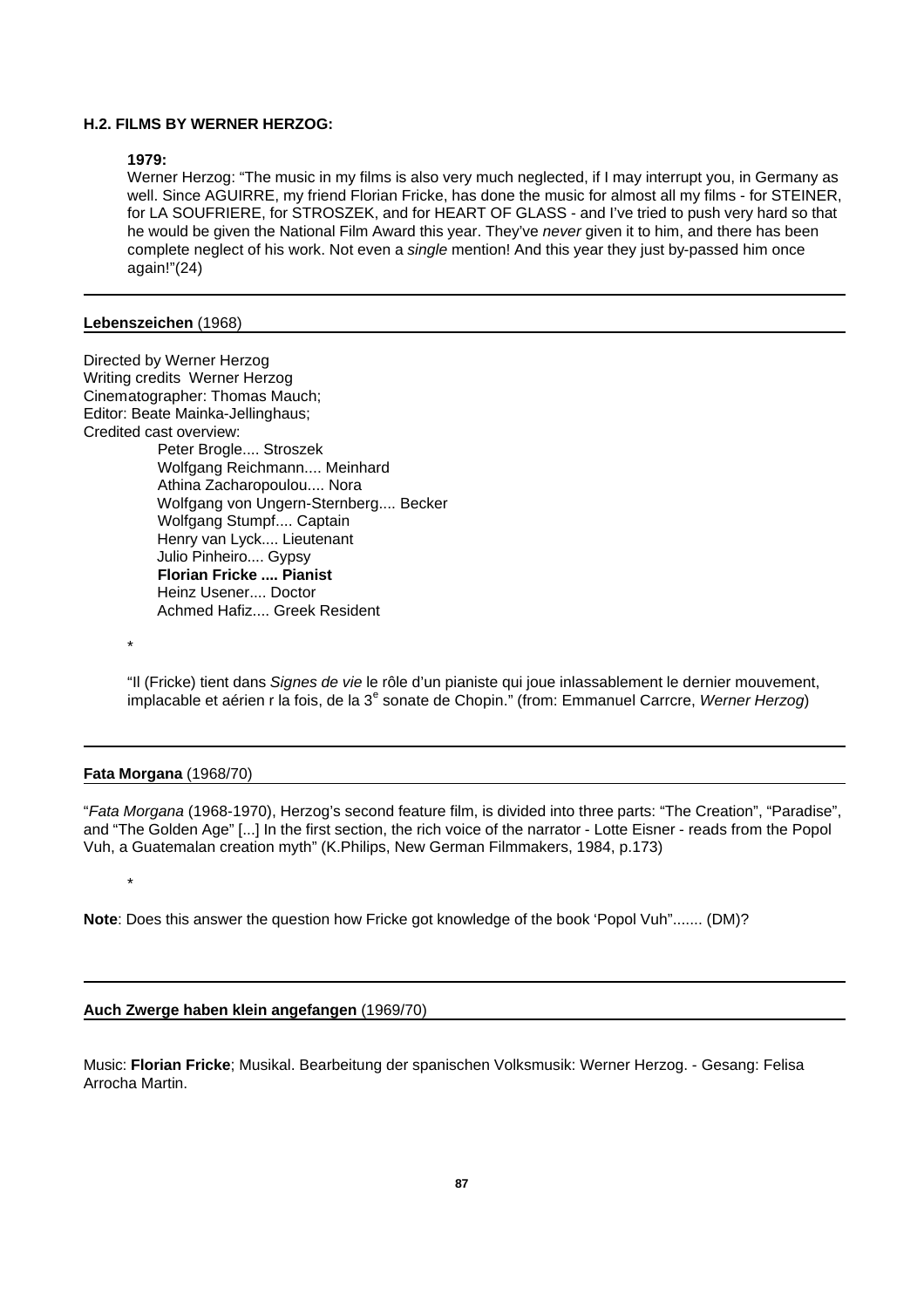**H.2. FILMS BY WERNER HERZOG:**

**1979:**

Werner Herzog: “The music in my films is also very much neglected, if I may interrupt you, in Germany as well. Since AGUIRRE, my friend Florian Fricke, has done the music for almost all my films - for STEINER, for LA SOUFRIERE, for STROSZEK, and for HEART OF GLASS - and I’ve tried to push very hard so that he would be given the National Film Award this year. They’ve *never* given it to him, and there has been complete neglect of his work. Not even a *single* mention! And this year they just by-passed him once again!”(24)

---

**Lebenszeichen** (1968)

Directed by Werner Herzog
Writing credits Werner Herzog
Cinematographer: Thomas Mauch;
Editor: Beate Mainka-Jellinghaus;
Credited cast overview:

- Peter Brogle.... Stroszek
- Wolfgang Reichmann.... Meinhard
- Athina Zacharopoulou.... Nora
- Wolfgang von Ungern-Sternberg.... Becker
- Wolfgang Stumpf.... Captain
- Henry van Lyck.... Lieutenant
- Julio Pinheiro.... Gypsy
- **Florian Fricke .... Pianist**
- Heinz Usener.... Doctor
- Achmed Hafiz.... Greek Resident

*

“Il (Fricke) tient dans *Signes de vie* le rôle d’un pianiste qui joue inlassablement le dernier mouvement, implacable et aérien r la fois, de la 3[e] sonate de Chopin.” (from: Emmanuel Carrcre, *Werner Herzog*)

---

**Fata Morgana** (1968/70)

“*Fata Morgana* (1968-1970), Herzog’s second feature film, is divided into three parts: “The Creation”, “Paradise”, and “The Golden Age” [...] In the first section, the rich voice of the narrator - Lotte Eisner - reads from the Popol Vuh, a Guatemalan creation myth” (K.Philips, New German Filmmakers, 1984, p.173)

*

**Note**: Does this answer the question how Fricke got knowledge of the book ‘Popol Vuh”....... (DM)?

---

**Auch Zwerge haben klein angefangen** (1969/70)

Music: **Florian Fricke**; Musikal. Bearbeitung der spanischen Volksmusik: Werner Herzog. - Gesang: Felisa Arrocha Martin.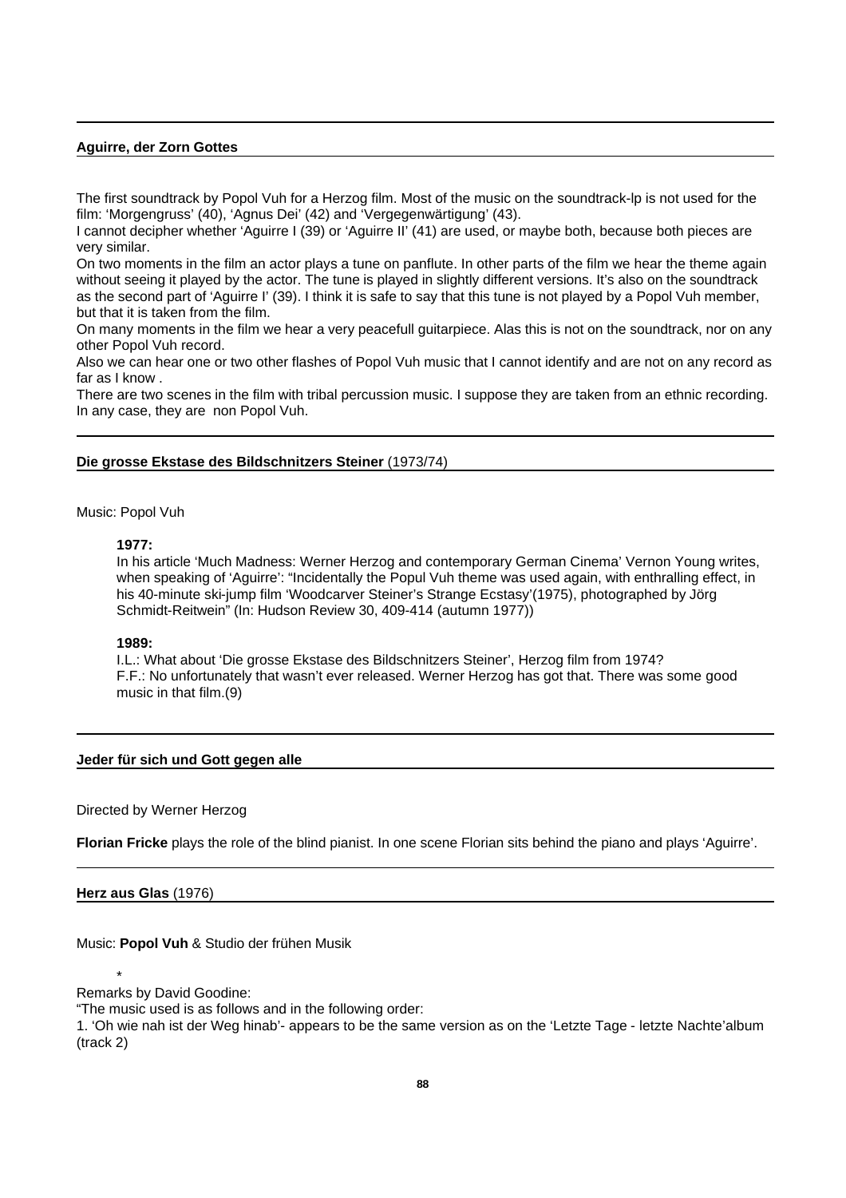## **Aguirre, der Zorn Gottes**

The first soundtrack by Popol Vuh for a Herzog film. Most of the music on the soundtrack-lp is not used for the film: 'Morgengruss' (40), 'Agnus Dei' (42) and 'Vergegenwärtigung' (43).
I cannot decipher whether 'Aguirre I (39) or 'Aguirre II' (41) are used, or maybe both, because both pieces are very similar.
On two moments in the film an actor plays a tune on panflute. In other parts of the film we hear the theme again without seeing it played by the actor. The tune is played in slightly different versions. It's also on the soundtrack as the second part of 'Aguirre I' (39). I think it is safe to say that this tune is not played by a Popol Vuh member, but that it is taken from the film.
On many moments in the film we hear a very peacefull guitarpiece. Alas this is not on the soundtrack, nor on any other Popol Vuh record.
Also we can hear one or two other flashes of Popol Vuh music that I cannot identify and are not on any record as far as I know .
There are two scenes in the film with tribal percussion music. I suppose they are taken from an ethnic recording. In any case, they are non Popol Vuh.

## **Die grosse Ekstase des Bildschnitzers Steiner** (1973/74)

Music: Popol Vuh

**1977:**
In his article 'Much Madness: Werner Herzog and contemporary German Cinema' Vernon Young writes, when speaking of 'Aguirre': "Incidentally the Popul Vuh theme was used again, with enthralling effect, in his 40-minute ski-jump film 'Woodcarver Steiner's Strange Ecstasy'(1975), photographed by Jörg Schmidt-Reitwein" (In: Hudson Review 30, 409-414 (autumn 1977))

**1989:**
I.L.: What about 'Die grosse Ekstase des Bildschnitzers Steiner', Herzog film from 1974?
F.F.: No unfortunately that wasn't ever released. Werner Herzog has got that. There was some good music in that film.(9)

## **Jeder für sich und Gott gegen alle**

Directed by Werner Herzog

**Florian Fricke** plays the role of the blind pianist. In one scene Florian sits behind the piano and plays 'Aguirre'.

## **Herz aus Glas** (1976)

Music: **Popol Vuh** & Studio der frühen Musik

*

Remarks by David Goodine:
"The music used is as follows and in the following order:
1. 'Oh wie nah ist der Weg hinab'- appears to be the same version as on the 'Letzte Tage - letzte Nachte'album (track 2)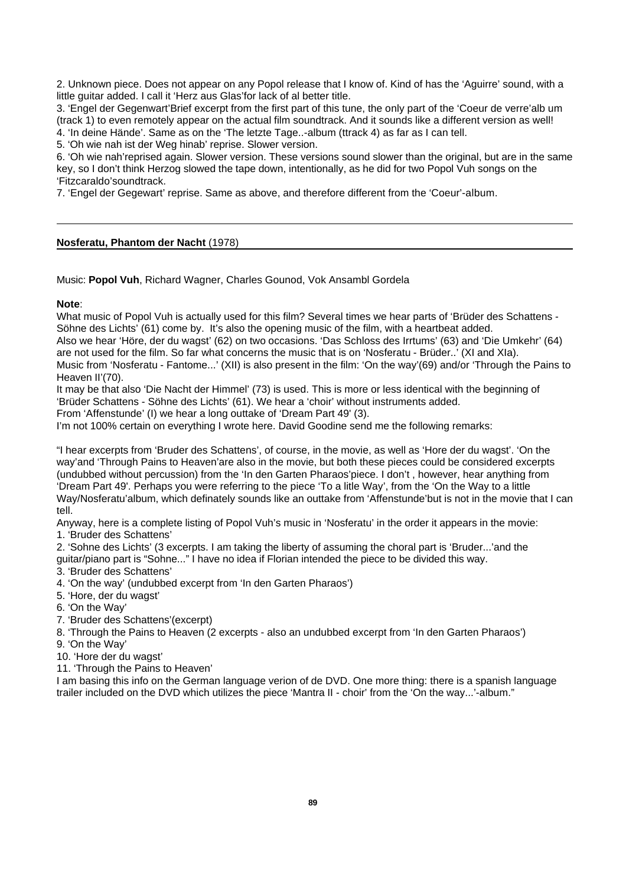2. Unknown piece. Does not appear on any Popol release that I know of. Kind of has the 'Aguirre' sound, with a little guitar added. I call it 'Herz aus Glas'for lack of al better title.
3. 'Engel der Gegenwart'Brief excerpt from the first part of this tune, the only part of the 'Coeur de verre'alb um (track 1) to even remotely appear on the actual film soundtrack. And it sounds like a different version as well!
4. 'In deine Hände'. Same as on the 'The letzte Tage..-album (ttrack 4) as far as I can tell.
5. 'Oh wie nah ist der Weg hinab' reprise. Slower version.
6. 'Oh wie nah'reprised again. Slower version. These versions sound slower than the original, but are in the same key, so I don't think Herzog slowed the tape down, intentionally, as he did for two Popol Vuh songs on the 'Fitzcaraldo'soundtrack.
7. 'Engel der Gegewart' reprise. Same as above, and therefore different from the 'Coeur'-album.

---

**Nosferatu, Phantom der Nacht** (1978)

Music: **Popol Vuh**, Richard Wagner, Charles Gounod, Vok Ansambl Gordela

**Note**:
What music of Popol Vuh is actually used for this film? Several times we hear parts of 'Brüder des Schattens - Söhne des Lichts' (61) come by. It's also the opening music of the film, with a heartbeat added.
Also we hear 'Höre, der du wagst' (62) on two occasions. 'Das Schloss des Irrtums' (63) and 'Die Umkehr' (64) are not used for the film. So far what concerns the music that is on 'Nosferatu - Brüder..' (XI and XIa).
Music from 'Nosferatu - Fantome...' (XII) is also present in the film: 'On the way'(69) and/or 'Through the Pains to Heaven II'(70).
It may be that also 'Die Nacht der Himmel' (73) is used. This is more or less identical with the beginning of 'Brüder Schattens - Söhne des Lichts' (61). We hear a 'choir' without instruments added.
From 'Affenstunde' (I) we hear a long outtake of 'Dream Part 49' (3).
I'm not 100% certain on everything I wrote here. David Goodine send me the following remarks:

"I hear excerpts from 'Bruder des Schattens', of course, in the movie, as well as 'Hore der du wagst'. 'On the way'and 'Through Pains to Heaven'are also in the movie, but both these pieces could be considered excerpts (undubbed without percussion) from the 'In den Garten Pharaos'piece. I don't , however, hear anything from 'Dream Part 49'. Perhaps you were referring to the piece 'To a litle Way', from the 'On the Way to a little Way/Nosferatu'album, which definately sounds like an outtake from 'Affenstunde'but is not in the movie that I can tell.
Anyway, here is a complete listing of Popol Vuh's music in 'Nosferatu' in the order it appears in the movie:
1. 'Bruder des Schattens'
2. 'Sohne des Lichts' (3 excerpts. I am taking the liberty of assuming the choral part is 'Bruder...'and the guitar/piano part is "Sohne..." I have no idea if Florian intended the piece to be divided this way.
3. 'Bruder des Schattens'
4. 'On the way' (undubbed excerpt from 'In den Garten Pharaos')
5. 'Hore, der du wagst'
6. 'On the Way'
7. 'Bruder des Schattens'(excerpt)
8. 'Through the Pains to Heaven (2 excerpts - also an undubbed excerpt from 'In den Garten Pharaos')
9. 'On the Way'
10. 'Hore der du wagst'
11. 'Through the Pains to Heaven'
I am basing this info on the German language verion of de DVD. One more thing: there is a spanish language trailer included on the DVD which utilizes the piece 'Mantra II - choir' from the 'On the way...'-album."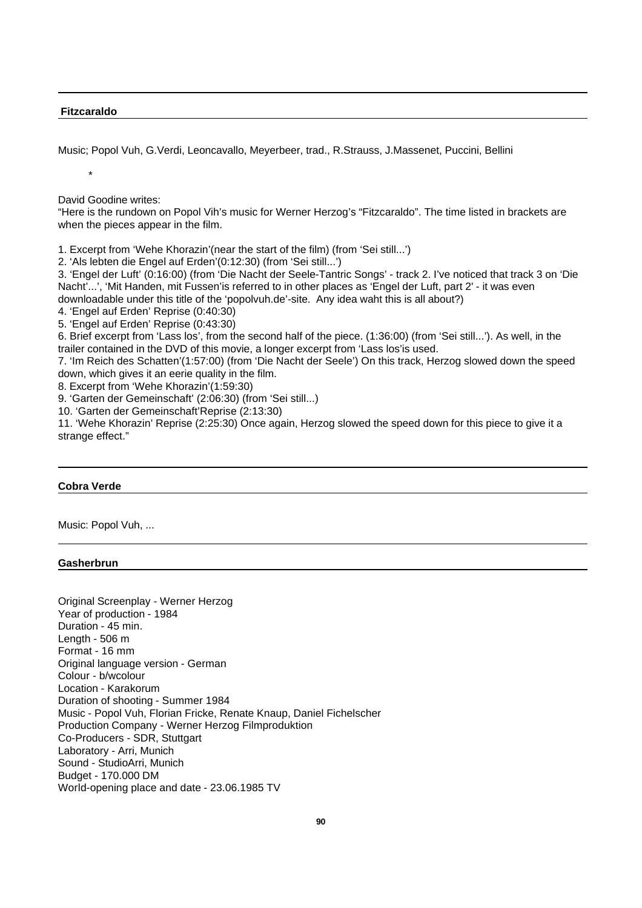## Fitzcaraldo

Music; Popol Vuh, G.Verdi, Leoncavallo, Meyerbeer, trad., R.Strauss, J.Massenet, Puccini, Bellini

*

David Goodine writes:
“Here is the rundown on Popol Vih’s music for Werner Herzog’s “Fitzcaraldo”. The time listed in brackets are when the pieces appear in the film.

1. Excerpt from ‘Wehe Khorazin’(near the start of the film) (from ‘Sei still...’)
2. ‘Als lebten die Engel auf Erden’(0:12:30) (from ‘Sei still...’)
3. ‘Engel der Luft’ (0:16:00) (from ‘Die Nacht der Seele-Tantric Songs’ - track 2. I’ve noticed that track 3 on ‘Die Nacht’...’, ‘Mit Handen, mit Fussen’is referred to in other places as ‘Engel der Luft, part 2’ - it was even downloadable under this title of the ‘popolvuh.de’-site. Any idea waht this is all about?)
4. ‘Engel auf Erden’ Reprise (0:40:30)
5. ‘Engel auf Erden’ Reprise (0:43:30)
6. Brief excerpt from ‘Lass los’, from the second half of the piece. (1:36:00) (from ‘Sei still...’). As well, in the trailer contained in the DVD of this movie, a longer excerpt from ‘Lass los’is used.
7. ‘Im Reich des Schatten’(1:57:00) (from ‘Die Nacht der Seele’) On this track, Herzog slowed down the speed down, which gives it an eerie quality in the film.
8. Excerpt from ‘Wehe Khorazin’(1:59:30)
9. ‘Garten der Gemeinschaft’ (2:06:30) (from ‘Sei still...)
10. ‘Garten der Gemeinschaft’Reprise (2:13:30)
11. ‘Wehe Khorazin’ Reprise (2:25:30) Once again, Herzog slowed the speed down for this piece to give it a strange effect.”

## Cobra Verde

Music: Popol Vuh, ...

## Gasherbrun

Original Screenplay - Werner Herzog
Year of production - 1984
Duration - 45 min.
Length - 506 m
Format - 16 mm
Original language version - German
Colour - b/wcolour
Location - Karakorum
Duration of shooting - Summer 1984
Music - Popol Vuh, Florian Fricke, Renate Knaup, Daniel Fichelscher
Production Company - Werner Herzog Filmproduktion
Co-Producers - SDR, Stuttgart
Laboratory - Arri, Munich
Sound - StudioArri, Munich
Budget - 170.000 DM
World-opening place and date - 23.06.1985 TV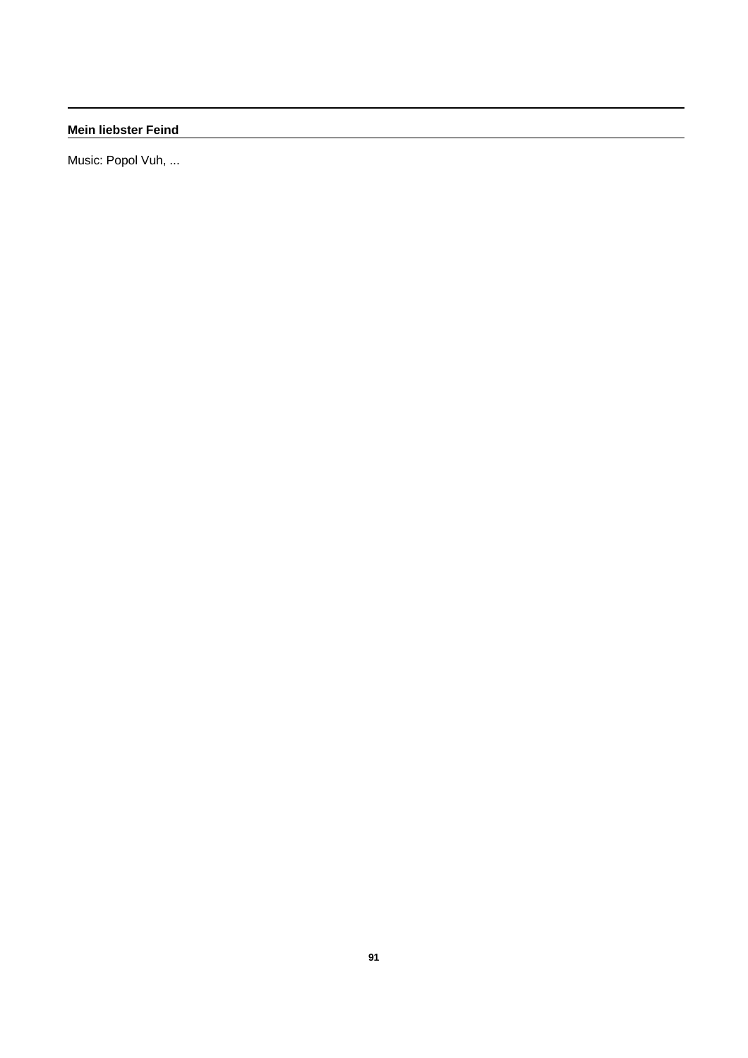## Mein liebster Feind

Music: Popol Vuh, ...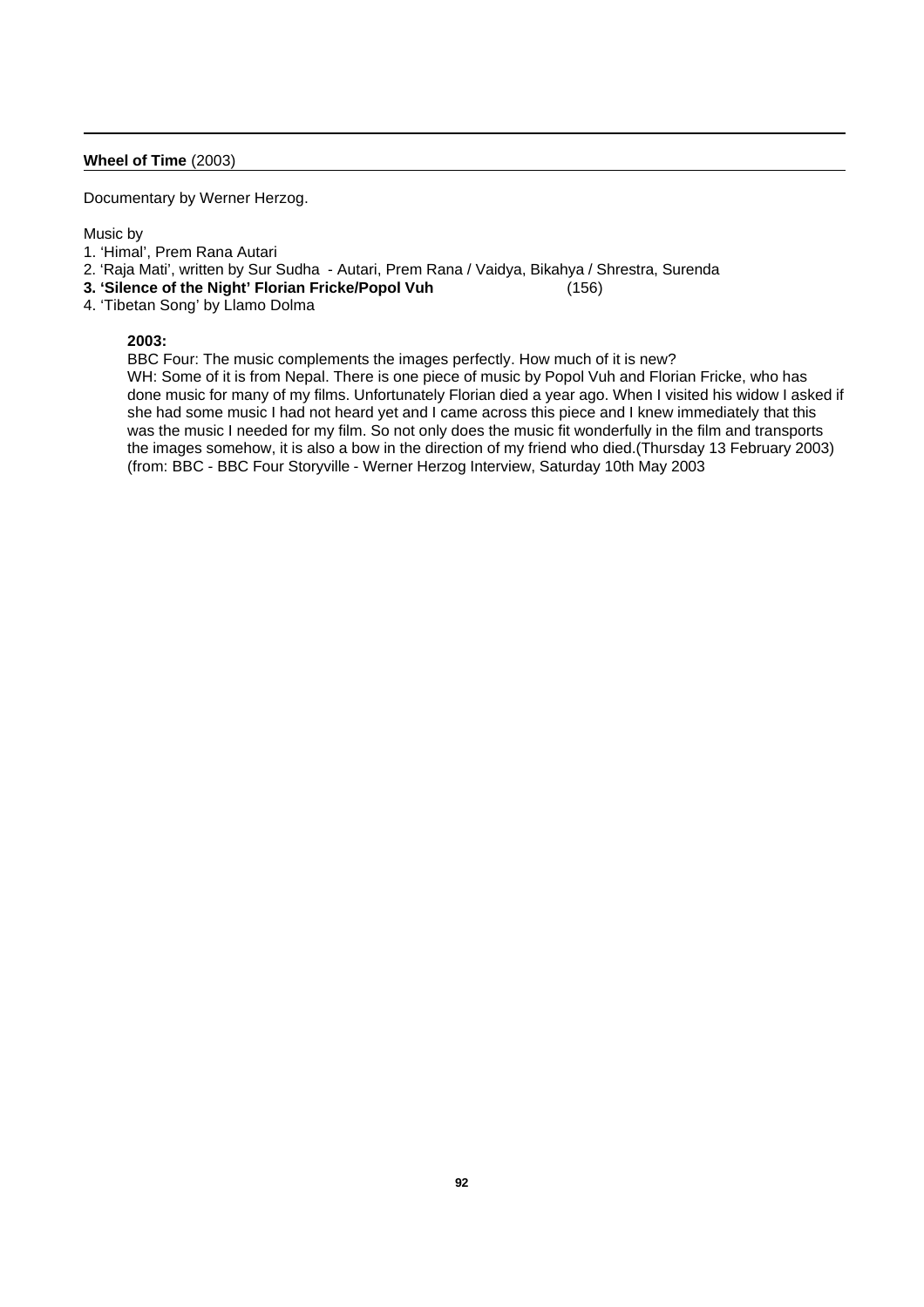**Wheel of Time** (2003)

Documentary by Werner Herzog.

Music by
1. 'Himal', Prem Rana Autari
2. 'Raja Mati', written by Sur Sudha - Autari, Prem Rana / Vaidya, Bikahya / Shrestra, Surenda
3. **'Silence of the Night' Florian Fricke/Popol Vuh** (156)
4. 'Tibetan Song' by Llamo Dolma

**2003:**

BBC Four: The music complements the images perfectly. How much of it is new?
WH: Some of it is from Nepal. There is one piece of music by Popol Vuh and Florian Fricke, who has done music for many of my films. Unfortunately Florian died a year ago. When I visited his widow I asked if she had some music I had not heard yet and I came across this piece and I knew immediately that this was the music I needed for my film. So not only does the music fit wonderfully in the film and transports the images somehow, it is also a bow in the direction of my friend who died.(Thursday 13 February 2003) (from: BBC - BBC Four Storyville - Werner Herzog Interview, Saturday 10th May 2003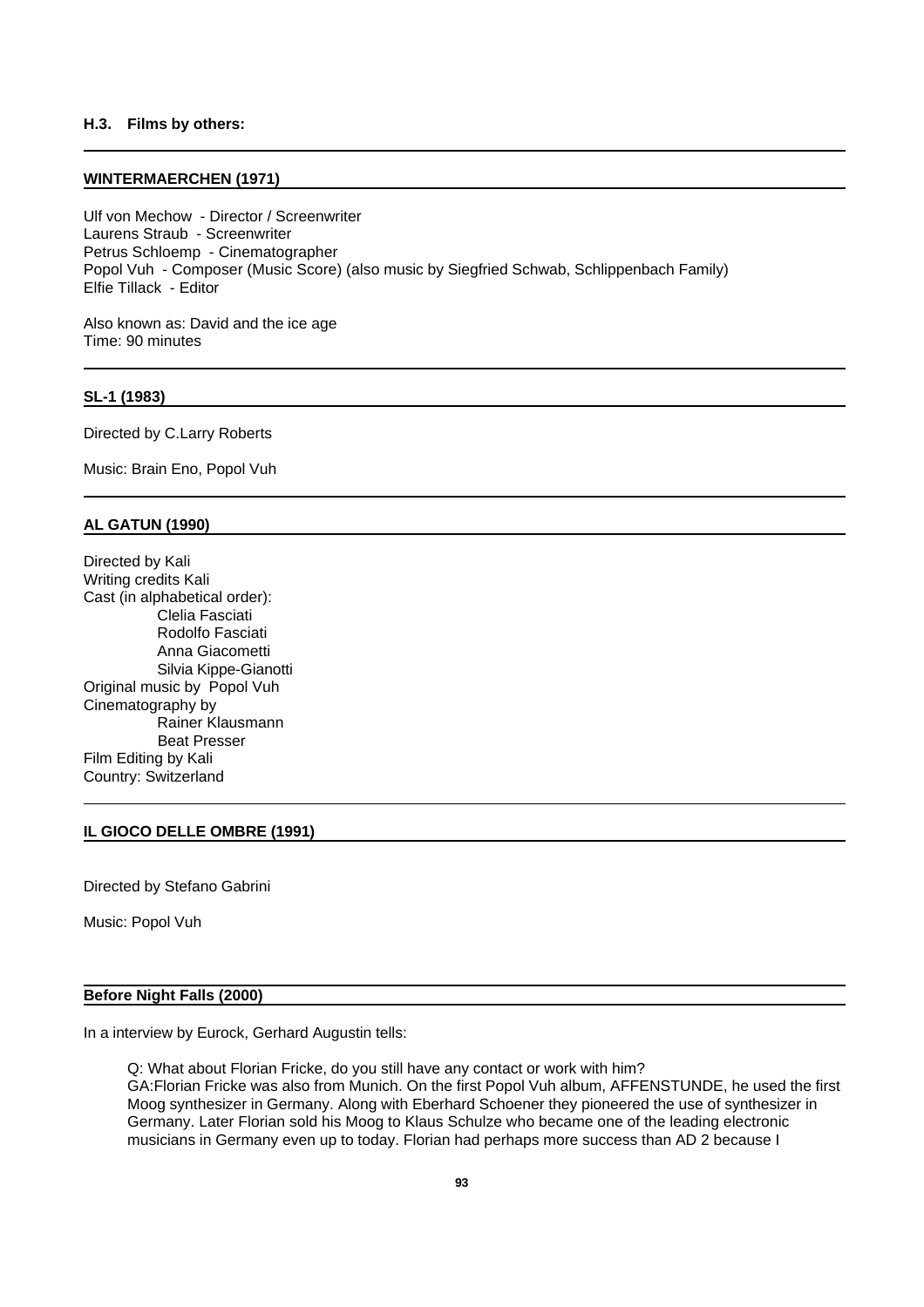### H.3. Films by others:

---

#### WINTERMAERCHEN (1971)

Ulf von Mechow - Director / Screenwriter
Laurens Straub - Screenwriter
Petrus Schloemp - Cinematographer
Popol Vuh - Composer (Music Score) (also music by Siegfried Schwab, Schlippenbach Family)
Elfie Tillack - Editor

Also known as: David and the ice age
Time: 90 minutes

---

#### SL-1 (1983)

Directed by C.Larry Roberts

Music: Brain Eno, Popol Vuh

---

#### AL GATUN (1990)

Directed by Kali
Writing credits Kali
Cast (in alphabetical order):

- Clelia Fasciati
- Rodolfo Fasciati
- Anna Giacometti
- Silvia Kippe-Gianotti

Original music by Popol Vuh
Cinematography by

- Rainer Klausmann
- Beat Presser

Film Editing by Kali
Country: Switzerland

---

#### IL GIOCO DELLE OMBRE (1991)

Directed by Stefano Gabrini

Music: Popol Vuh

---

#### Before Night Falls (2000)

In a interview by Eurock, Gerhard Augustin tells:

> Q: What about Florian Fricke, do you still have any contact or work with him?
> GA:Florian Fricke was also from Munich. On the first Popol Vuh album, AFFENSTUNDE, he used the first Moog synthesizer in Germany. Along with Eberhard Schoener they pioneered the use of synthesizer in Germany. Later Florian sold his Moog to Klaus Schulze who became one of the leading electronic musicians in Germany even up to today. Florian had perhaps more success than AD 2 because I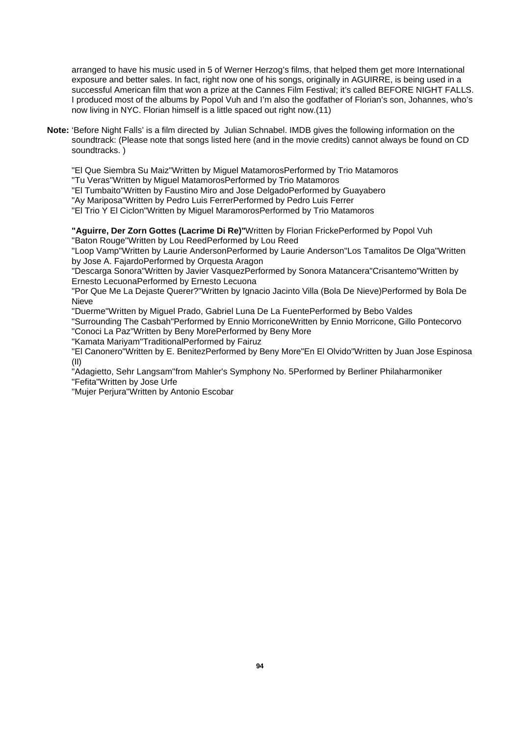arranged to have his music used in 5 of Werner Herzog's films, that helped them get more International exposure and better sales. In fact, right now one of his songs, originally in AGUIRRE, is being used in a successful American film that won a prize at the Cannes Film Festival; it's called BEFORE NIGHT FALLS. I produced most of the albums by Popol Vuh and I'm also the godfather of Florian's son, Johannes, who's now living in NYC. Florian himself is a little spaced out right now.(11)

**Note:** 'Before Night Falls' is a film directed by Julian Schnabel. IMDB gives the following information on the soundtrack: (Please note that songs listed here (and in the movie credits) cannot always be found on CD soundtracks. )

"El Que Siembra Su Maiz"Written by Miguel MatamorosPerformed by Trio Matamoros
"Tu Veras"Written by Miguel MatamorosPerformed by Trio Matamoros
"El Tumbaito"Written by Faustino Miro and Jose DelgadoPerformed by Guayabero
"Ay Mariposa"Written by Pedro Luis FerrerPerformed by Pedro Luis Ferrer
"El Trio Y El Ciclon"Written by Miguel MaramorosPerformed by Trio Matamoros

**"Aguirre, Der Zorn Gottes (Lacrime Di Re)"**Written by Florian FrickePerformed by Popol Vuh
"Baton Rouge"Written by Lou ReedPerformed by Lou Reed
"Loop Vamp"Written by Laurie AndersonPerformed by Laurie Anderson"Los Tamalitos De Olga"Written by Jose A. FajardoPerformed by Orquesta Aragon
"Descarga Sonora"Written by Javier VasquezPerformed by Sonora Matancera"Crisantemo"Written by Ernesto LecuonaPerformed by Ernesto Lecuona
"Por Que Me La Dejaste Querer?"Written by Ignacio Jacinto Villa (Bola De Nieve)Performed by Bola De Nieve
"Duerme"Written by Miguel Prado, Gabriel Luna De La FuentePerformed by Bebo Valdes
"Surrounding The Casbah"Performed by Ennio MorriconeWritten by Ennio Morricone, Gillo Pontecorvo
"Conoci La Paz"Written by Beny MorePerformed by Beny More
"Kamata Mariyam"TraditionalPerformed by Fairuz
"El Canonero"Written by E. BenitezPerformed by Beny More"En El Olvido"Written by Juan Jose Espinosa (II)
"Adagietto, Sehr Langsam"from Mahler's Symphony No. 5Performed by Berliner Philaharmoniker
"Fefita"Written by Jose Urfe
"Mujer Perjura"Written by Antonio Escobar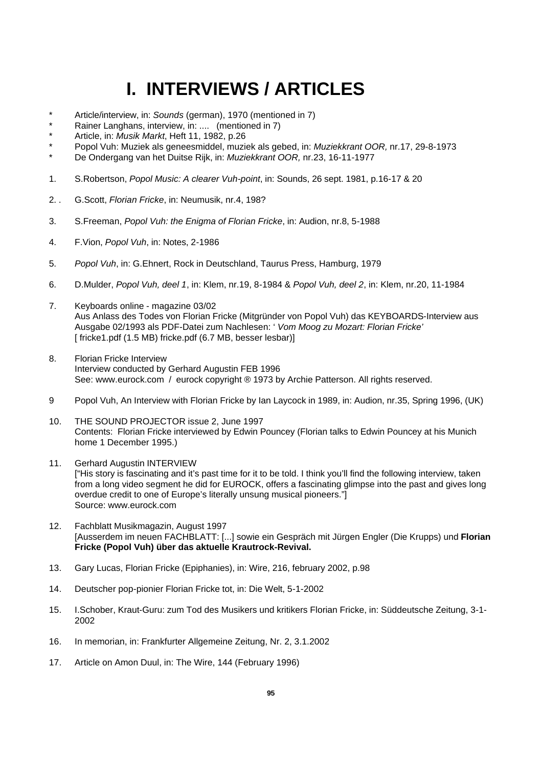# I. INTERVIEWS / ARTICLES

\* Article/interview, in: *Sounds* (german), 1970 (mentioned in 7)

\* Rainer Langhans, interview, in: .... (mentioned in 7)

\* Article, in: *Musik Markt*, Heft 11, 1982, p.26

\* Popol Vuh: Muziek als geneesmiddel, muziek als gebed, in: *Muziekkrant OOR,* nr.17, 29-8-1973

\* De Ondergang van het Duitse Rijk, in: *Muziekkrant OOR,* nr.23, 16-11-1977

1. S.Robertson, *Popol Music: A clearer Vuh-point*, in: Sounds, 26 sept. 1981, p.16-17 & 20

2. . G.Scott, *Florian Fricke*, in: Neumusik, nr.4, 198?

3. S.Freeman, *Popol Vuh: the Enigma of Florian Fricke*, in: Audion, nr.8, 5-1988

4. F.Vion, *Popol Vuh*, in: Notes, 2-1986

5. *Popol Vuh*, in: G.Ehnert, Rock in Deutschland, Taurus Press, Hamburg, 1979

6. D.Mulder, *Popol Vuh, deel 1*, in: Klem, nr.19, 8-1984 & *Popol Vuh, deel 2*, in: Klem, nr.20, 11-1984

7. Keyboards online - magazine 03/02
   Aus Anlass des Todes von Florian Fricke (Mitgründer von Popol Vuh) das KEYBOARDS-Interview aus Ausgabe 02/1993 als PDF-Datei zum Nachlesen: ' *Vom Moog zu Mozart: Florian Fricke'*
   [ fricke1.pdf (1.5 MB) fricke.pdf (6.7 MB, besser lesbar)]

8. Florian Fricke Interview
   Interview conducted by Gerhard Augustin FEB 1996
   See: www.eurock.com / eurock copyright ® 1973 by Archie Patterson. All rights reserved.

9 Popol Vuh, An Interview with Florian Fricke by Ian Laycock in 1989, in: Audion, nr.35, Spring 1996, (UK)

10. THE SOUND PROJECTOR issue 2, June 1997
    Contents: Florian Fricke interviewed by Edwin Pouncey (Florian talks to Edwin Pouncey at his Munich home 1 December 1995.)

11. Gerhard Augustin INTERVIEW
    ["His story is fascinating and it's past time for it to be told. I think you'll find the following interview, taken from a long video segment he did for EUROCK, offers a fascinating glimpse into the past and gives long overdue credit to one of Europe's literally unsung musical pioneers."]
    Source: www.eurock.com

12. Fachblatt Musikmagazin, August 1997
    [Ausserdem im neuen FACHBLATT: [...] sowie ein Gespräch mit Jürgen Engler (Die Krupps) und **Florian Fricke (Popol Vuh) über das aktuelle Krautrock-Revival.**

13. Gary Lucas, Florian Fricke (Epiphanies), in: Wire, 216, february 2002, p.98

14. Deutscher pop-pionier Florian Fricke tot, in: Die Welt, 5-1-2002

15. I.Schober, Kraut-Guru: zum Tod des Musikers und kritikers Florian Fricke, in: Süddeutsche Zeitung, 3-1-2002

16. In memorian, in: Frankfurter Allgemeine Zeitung, Nr. 2, 3.1.2002

17. Article on Amon Duul, in: The Wire, 144 (February 1996)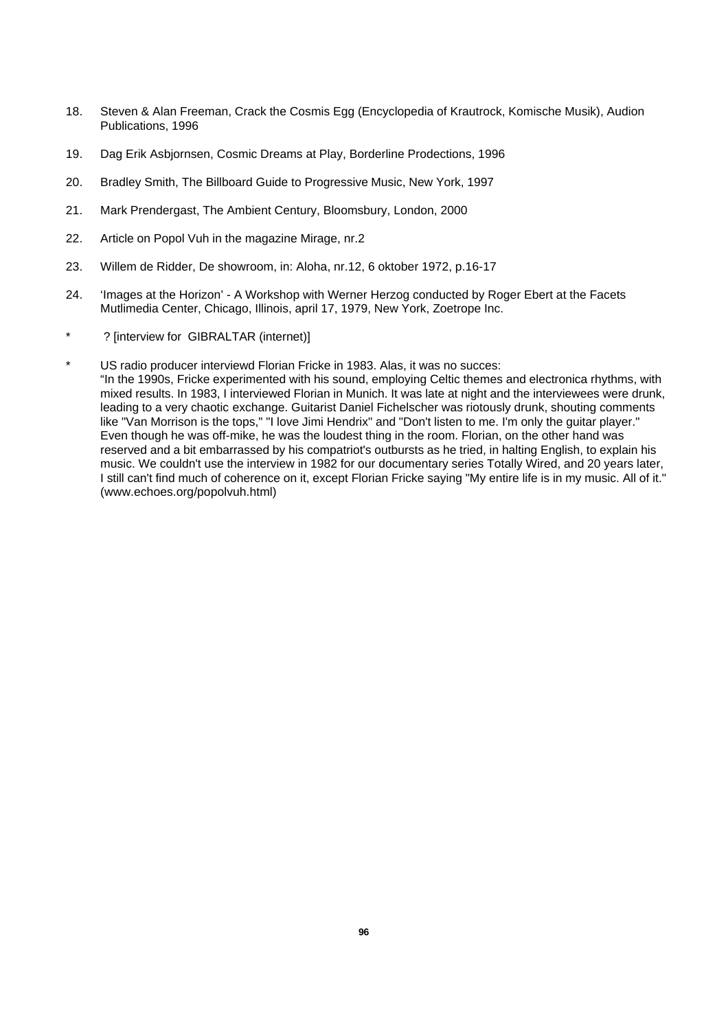18. Steven & Alan Freeman, Crack the Cosmis Egg (Encyclopedia of Krautrock, Komische Musik), Audion Publications, 1996

19. Dag Erik Asbjornsen, Cosmic Dreams at Play, Borderline Prodections, 1996

20. Bradley Smith, The Billboard Guide to Progressive Music, New York, 1997

21. Mark Prendergast, The Ambient Century, Bloomsbury, London, 2000

22. Article on Popol Vuh in the magazine Mirage, nr.2

23. Willem de Ridder, De showroom, in: Aloha, nr.12, 6 oktober 1972, p.16-17

24. 'Images at the Horizon' - A Workshop with Werner Herzog conducted by Roger Ebert at the Facets Mutlimedia Center, Chicago, Illinois, april 17, 1979, New York, Zoetrope Inc.

\* ? [interview for GIBRALTAR (internet)]

\* US radio producer interviewd Florian Fricke in 1983. Alas, it was no succes:
"In the 1990s, Fricke experimented with his sound, employing Celtic themes and electronica rhythms, with mixed results. In 1983, I interviewed Florian in Munich. It was late at night and the interviewees were drunk, leading to a very chaotic exchange. Guitarist Daniel Fichelscher was riotously drunk, shouting comments like "Van Morrison is the tops," "I love Jimi Hendrix" and "Don't listen to me. I'm only the guitar player." Even though he was off-mike, he was the loudest thing in the room. Florian, on the other hand was reserved and a bit embarrassed by his compatriot's outbursts as he tried, in halting English, to explain his music. We couldn't use the interview in 1982 for our documentary series Totally Wired, and 20 years later, I still can't find much of coherence on it, except Florian Fricke saying "My entire life is in my music. All of it." (www.echoes.org/popolvuh.html)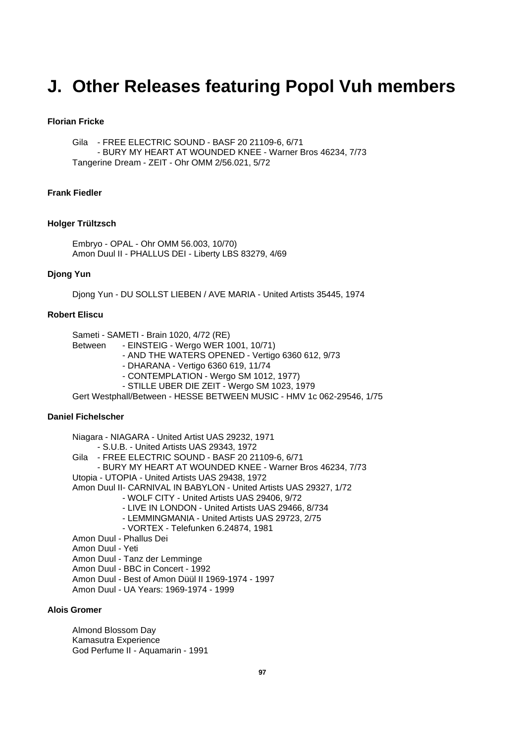# J. Other Releases featuring Popol Vuh members

**Florian Fricke**

Gila - FREE ELECTRIC SOUND - BASF 20 21109-6, 6/71
- BURY MY HEART AT WOUNDED KNEE - Warner Bros 46234, 7/73

Tangerine Dream - ZEIT - Ohr OMM 2/56.021, 5/72

**Frank Fiedler**

**Holger Trültzsch**

Embryo - OPAL - Ohr OMM 56.003, 10/70)
Amon Duul II - PHALLUS DEI - Liberty LBS 83279, 4/69

**Djong Yun**

Djong Yun - DU SOLLST LIEBEN / AVE MARIA - United Artists 35445, 1974

**Robert Eliscu**

Sameti - SAMETI - Brain 1020, 4/72 (RE)
Between - EINSTEIG - Wergo WER 1001, 10/71)
- AND THE WATERS OPENED - Vertigo 6360 612, 9/73
- DHARANA - Vertigo 6360 619, 11/74
- CONTEMPLATION - Wergo SM 1012, 1977)
- STILLE UBER DIE ZEIT - Wergo SM 1023, 1979

Gert Westphall/Between - HESSE BETWEEN MUSIC - HMV 1c 062-29546, 1/75

**Daniel Fichelscher**

Niagara - NIAGARA - United Artist UAS 29232, 1971
- S.U.B. - United Artists UAS 29343, 1972

Gila - FREE ELECTRIC SOUND - BASF 20 21109-6, 6/71
- BURY MY HEART AT WOUNDED KNEE - Warner Bros 46234, 7/73

Utopia - UTOPIA - United Artists UAS 29438, 1972
Amon Duul II- CARNIVAL IN BABYLON - United Artists UAS 29327, 1/72
- WOLF CITY - United Artists UAS 29406, 9/72
- LIVE IN LONDON - United Artists UAS 29466, 8/734
- LEMMINGMANIA - United Artists UAS 29723, 2/75
- VORTEX - Telefunken 6.24874, 1981

Amon Duul - Phallus Dei
Amon Duul - Yeti
Amon Duul - Tanz der Lemminge
Amon Duul - BBC in Concert - 1992
Amon Duul - Best of Amon Düül II 1969-1974 - 1997
Amon Duul - UA Years: 1969-1974 - 1999

**Alois Gromer**

Almond Blossom Day
Kamasutra Experience
God Perfume II - Aquamarin - 1991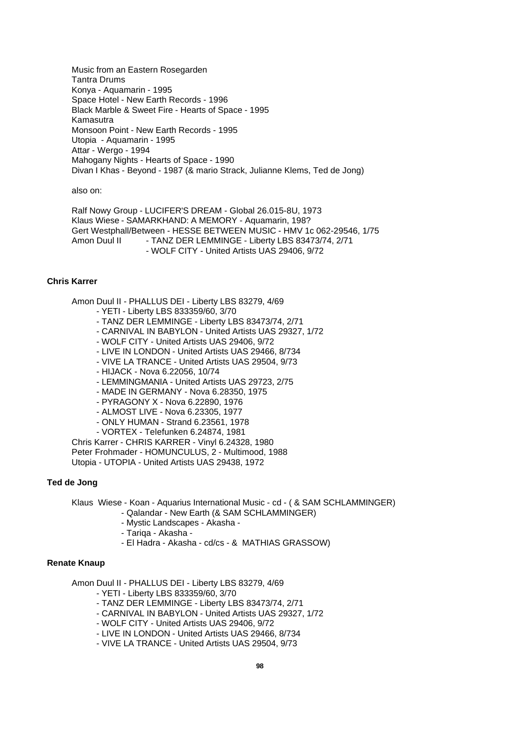Music from an Eastern Rosegarden
Tantra Drums
Konya - Aquamarin - 1995
Space Hotel - New Earth Records - 1996
Black Marble & Sweet Fire - Hearts of Space - 1995
Kamasutra
Monsoon Point - New Earth Records - 1995
Utopia - Aquamarin - 1995
Attar - Wergo - 1994
Mahogany Nights - Hearts of Space - 1990
Divan I Khas - Beyond - 1987 (& mario Strack, Julianne Klems, Ted de Jong)

also on:

Ralf Nowy Group - LUCIFER'S DREAM - Global 26.015-8U, 1973
Klaus Wiese - SAMARKHAND: A MEMORY - Aquamarin, 198?
Gert Westphall/Between - HESSE BETWEEN MUSIC - HMV 1c 062-29546, 1/75
Amon Duul II - TANZ DER LEMMINGE - Liberty LBS 83473/74, 2/71
- WOLF CITY - United Artists UAS 29406, 9/72

**Chris Karrer**

Amon Duul II - PHALLUS DEI - Liberty LBS 83279, 4/69
- YETI - Liberty LBS 833359/60, 3/70
- TANZ DER LEMMINGE - Liberty LBS 83473/74, 2/71
- CARNIVAL IN BABYLON - United Artists UAS 29327, 1/72
- WOLF CITY - United Artists UAS 29406, 9/72
- LIVE IN LONDON - United Artists UAS 29466, 8/734
- VIVE LA TRANCE - United Artists UAS 29504, 9/73
- HIJACK - Nova 6.22056, 10/74
- LEMMINGMANIA - United Artists UAS 29723, 2/75
- MADE IN GERMANY - Nova 6.28350, 1975
- PYRAGONY X - Nova 6.22890, 1976
- ALMOST LIVE - Nova 6.23305, 1977
- ONLY HUMAN - Strand 6.23561, 1978
- VORTEX - Telefunken 6.24874, 1981
Chris Karrer - CHRIS KARRER - Vinyl 6.24328, 1980
Peter Frohmader - HOMUNCULUS, 2 - Multimood, 1988
Utopia - UTOPIA - United Artists UAS 29438, 1972

**Ted de Jong**

Klaus Wiese - Koan - Aquarius International Music - cd - ( & SAM SCHLAMMINGER)
- Qalandar - New Earth (& SAM SCHLAMMINGER)
- Mystic Landscapes - Akasha -
- Tariqa - Akasha -
- El Hadra - Akasha - cd/cs - & MATHIAS GRASSOW)

**Renate Knaup**

Amon Duul II - PHALLUS DEI - Liberty LBS 83279, 4/69
- YETI - Liberty LBS 833359/60, 3/70
- TANZ DER LEMMINGE - Liberty LBS 83473/74, 2/71
- CARNIVAL IN BABYLON - United Artists UAS 29327, 1/72
- WOLF CITY - United Artists UAS 29406, 9/72
- LIVE IN LONDON - United Artists UAS 29466, 8/734
- VIVE LA TRANCE - United Artists UAS 29504, 9/73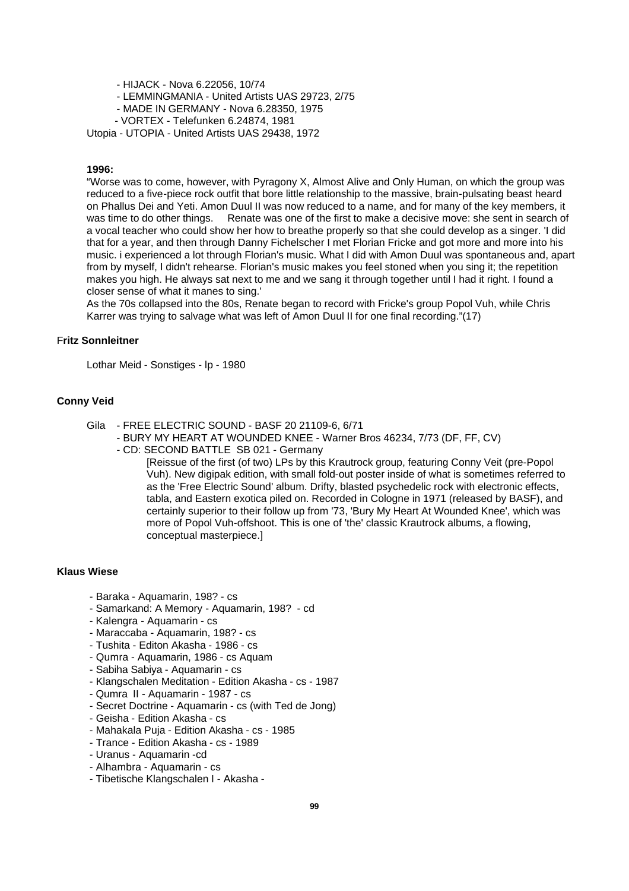- HIJACK - Nova 6.22056, 10/74
- LEMMINGMANIA - United Artists UAS 29723, 2/75
- MADE IN GERMANY - Nova 6.28350, 1975
- VORTEX - Telefunken 6.24874, 1981

Utopia - UTOPIA - United Artists UAS 29438, 1972

**1996:**

"Worse was to come, however, with Pyragony X, Almost Alive and Only Human, on which the group was reduced to a five-piece rock outfit that bore little relationship to the massive, brain-pulsating beast heard on Phallus Dei and Yeti. Amon Duul II was now reduced to a name, and for many of the key members, it was time to do other things. Renate was one of the first to make a decisive move: she sent in search of a vocal teacher who could show her how to breathe properly so that she could develop as a singer. 'I did that for a year, and then through Danny Fichelscher I met Florian Fricke and got more and more into his music. i experienced a lot through Florian's music. What I did with Amon Duul was spontaneous and, apart from by myself, I didn't rehearse. Florian's music makes you feel stoned when you sing it; the repetition makes you high. He always sat next to me and we sang it through together until I had it right. I found a closer sense of what it manes to sing.'

As the 70s collapsed into the 80s, Renate began to record with Fricke's group Popol Vuh, while Chris Karrer was trying to salvage what was left of Amon Duul II for one final recording."(17)

**Fritz Sonnleitner**

Lothar Meid - Sonstiges - lp - 1980

**Conny Veid**

Gila - FREE ELECTRIC SOUND - BASF 20 21109-6, 6/71
- BURY MY HEART AT WOUNDED KNEE - Warner Bros 46234, 7/73 (DF, FF, CV)
- CD: SECOND BATTLE SB 021 - Germany

[Reissue of the first (of two) LPs by this Krautrock group, featuring Conny Veit (pre-Popol Vuh). New digipak edition, with small fold-out poster inside of what is sometimes referred to as the 'Free Electric Sound' album. Drifty, blasted psychedelic rock with electronic effects, tabla, and Eastern exotica piled on. Recorded in Cologne in 1971 (released by BASF), and certainly superior to their follow up from '73, 'Bury My Heart At Wounded Knee', which was more of Popol Vuh-offshoot. This is one of 'the' classic Krautrock albums, a flowing, conceptual masterpiece.]

**Klaus Wiese**

- Baraka - Aquamarin, 198? - cs
- Samarkand: A Memory - Aquamarin, 198? - cd
- Kalengra - Aquamarin - cs
- Maraccaba - Aquamarin, 198? - cs
- Tushita - Editon Akasha - 1986 - cs
- Qumra - Aquamarin, 1986 - cs Aquam
- Sabiha Sabiya - Aquamarin - cs
- Klangschalen Meditation - Edition Akasha - cs - 1987
- Qumra II - Aquamarin - 1987 - cs
- Secret Doctrine - Aquamarin - cs (with Ted de Jong)
- Geisha - Edition Akasha - cs
- Mahakala Puja - Edition Akasha - cs - 1985
- Trance - Edition Akasha - cs - 1989
- Uranus - Aquamarin -cd
- Alhambra - Aquamarin - cs
- Tibetische Klangschalen I - Akasha -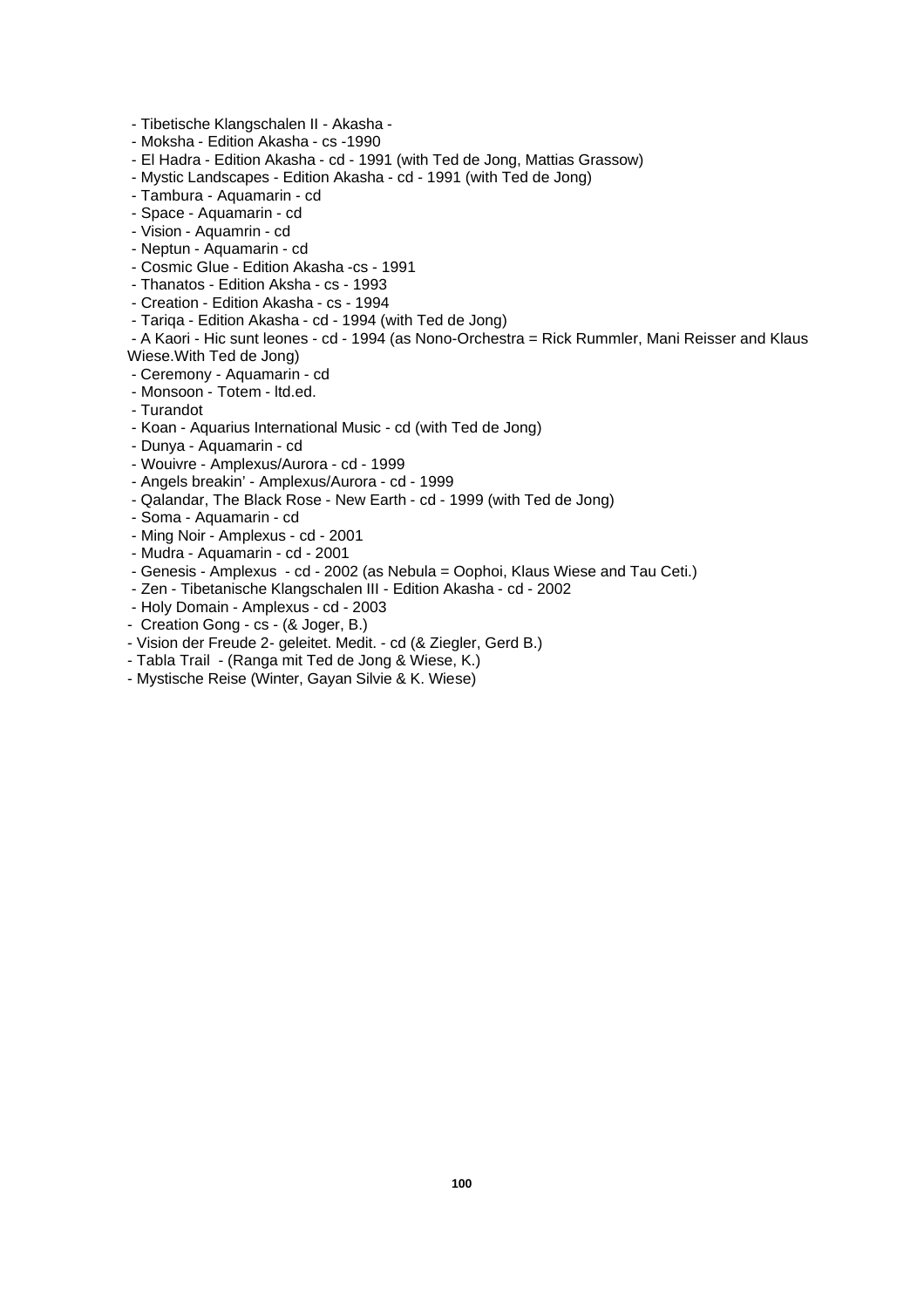- Tibetische Klangschalen II - Akasha -
- Moksha - Edition Akasha - cs -1990
- El Hadra - Edition Akasha - cd - 1991 (with Ted de Jong, Mattias Grassow)
- Mystic Landscapes - Edition Akasha - cd - 1991 (with Ted de Jong)
- Tambura - Aquamarin - cd
- Space - Aquamarin - cd
- Vision - Aquamrin - cd
- Neptun - Aquamarin - cd
- Cosmic Glue - Edition Akasha -cs - 1991
- Thanatos - Edition Aksha - cs - 1993
- Creation - Edition Akasha - cs - 1994
- Tariqa - Edition Akasha - cd - 1994 (with Ted de Jong)
- A Kaori - Hic sunt leones - cd - 1994 (as Nono-Orchestra = Rick Rummler, Mani Reisser and Klaus Wiese.With Ted de Jong)
- Ceremony - Aquamarin - cd
- Monsoon - Totem - ltd.ed.
- Turandot
- Koan - Aquarius International Music - cd (with Ted de Jong)
- Dunya - Aquamarin - cd
- Wouivre - Amplexus/Aurora - cd - 1999
- Angels breakin' - Amplexus/Aurora - cd - 1999
- Qalandar, The Black Rose - New Earth - cd - 1999 (with Ted de Jong)
- Soma - Aquamarin - cd
- Ming Noir - Amplexus - cd - 2001
- Mudra - Aquamarin - cd - 2001
- Genesis - Amplexus - cd - 2002 (as Nebula = Oophoi, Klaus Wiese and Tau Ceti.)
- Zen - Tibetanische Klangschalen III - Edition Akasha - cd - 2002
- Holy Domain - Amplexus - cd - 2003
- Creation Gong - cs - (& Joger, B.)
- Vision der Freude 2- geleitet. Medit. - cd (& Ziegler, Gerd B.)
- Tabla Trail - (Ranga mit Ted de Jong & Wiese, K.)
- Mystische Reise (Winter, Gayan Silvie & K. Wiese)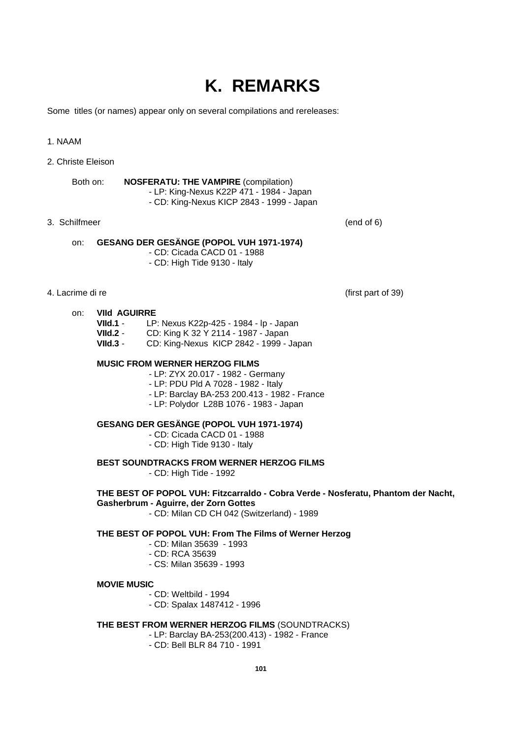# K. REMARKS

Some titles (or names) appear only on several compilations and rereleases:

1. NAAM

2. Christe Eleison

   Both on: **NOSFERATU: THE VAMPIRE** (compilation)
   - LP: King-Nexus K22P 471 - 1984 - Japan
   - CD: King-Nexus KICP 2843 - 1999 - Japan

3. Schilfmeer (end of 6)

   on: **GESANG DER GESÄNGE (POPOL VUH 1971-1974)**
   - CD: Cicada CACD 01 - 1988
   - CD: High Tide 9130 - Italy

4. Lacrime di re (first part of 39)

   on: **VIId AGUIRRE**
   **VIId.1** - LP: Nexus K22p-425 - 1984 - lp - Japan
   **VIId.2** - CD: King K 32 Y 2114 - 1987 - Japan
   **VIId.3** - CD: King-Nexus KICP 2842 - 1999 - Japan

   **MUSIC FROM WERNER HERZOG FILMS**
   - LP: ZYX 20.017 - 1982 - Germany
   - LP: PDU Pld A 7028 - 1982 - Italy
   - LP: Barclay BA-253 200.413 - 1982 - France
   - LP: Polydor L28B 1076 - 1983 - Japan

   **GESANG DER GESÄNGE (POPOL VUH 1971-1974)**
   - CD: Cicada CACD 01 - 1988
   - CD: High Tide 9130 - Italy

   **BEST SOUNDTRACKS FROM WERNER HERZOG FILMS**
   - CD: High Tide - 1992

   **THE BEST OF POPOL VUH: Fitzcarraldo - Cobra Verde - Nosferatu, Phantom der Nacht, Gasherbrum - Aguirre, der Zorn Gottes**
   - CD: Milan CD CH 042 (Switzerland) - 1989

   **THE BEST OF POPOL VUH: From The Films of Werner Herzog**
   - CD: Milan 35639 - 1993
   - CD: RCA 35639
   - CS: Milan 35639 - 1993

   **MOVIE MUSIC**
   - CD: Weltbild - 1994
   - CD: Spalax 1487412 - 1996

   **THE BEST FROM WERNER HERZOG FILMS** (SOUNDTRACKS)
   - LP: Barclay BA-253(200.413) - 1982 - France
   - CD: Bell BLR 84 710 - 1991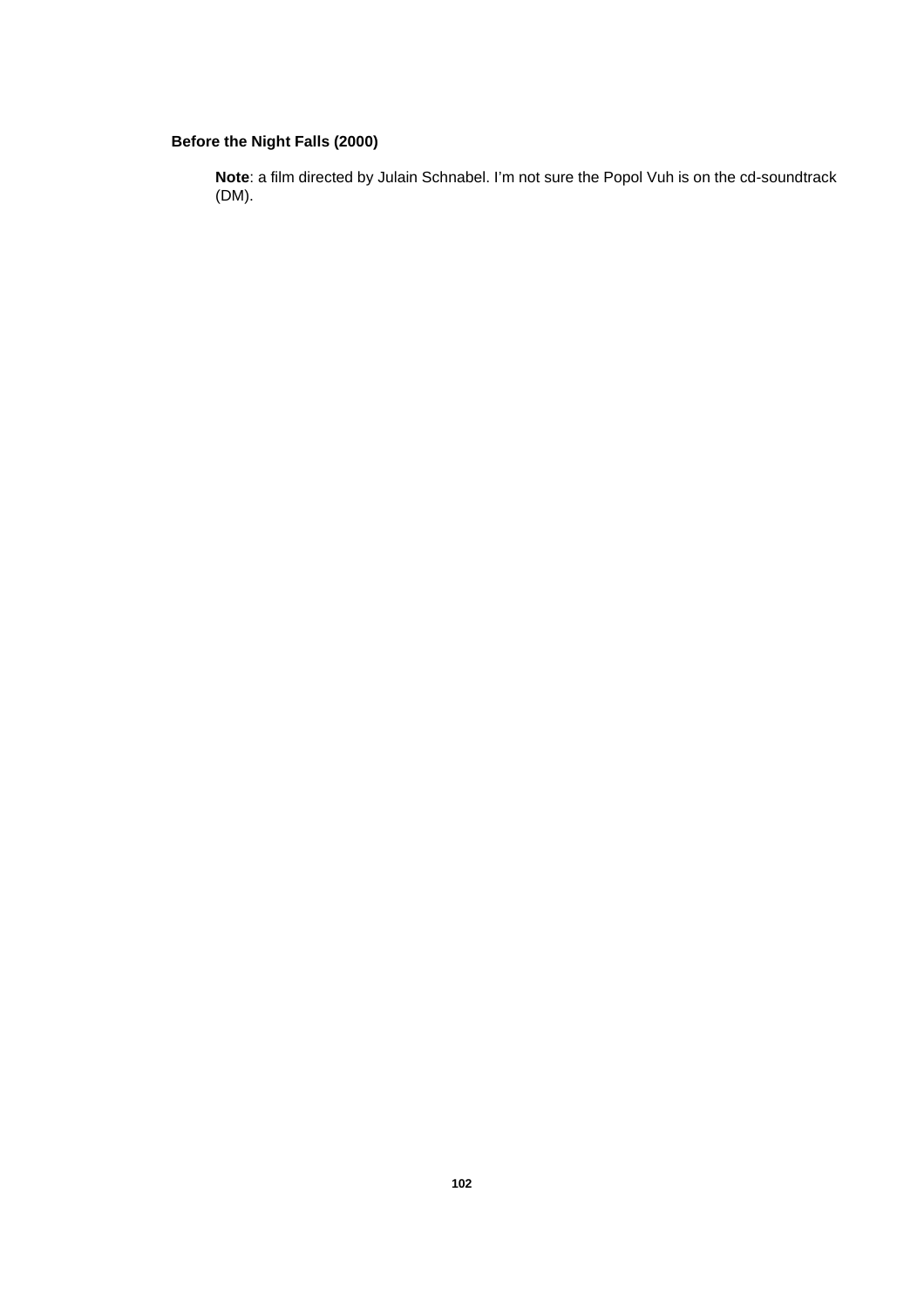**Before the Night Falls (2000)**

**Note**: a film directed by Julain Schnabel. I'm not sure the Popol Vuh is on the cd-soundtrack (DM).